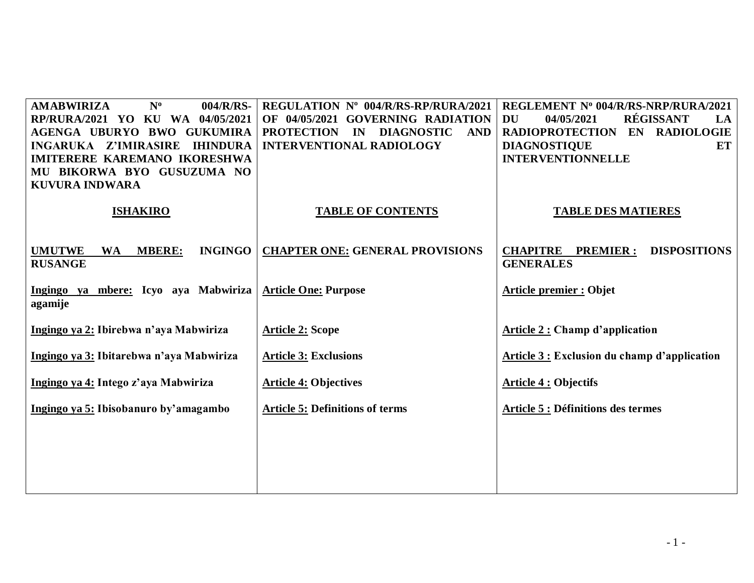| AMABWIRIZA Nº 004/R/RS-RP/RURA/2021 YO KU WA 04/05/2021 AGENGA UBURYO BWO GUKUMIRA INGARUKA Z'IMIRASIRE IHINDURA IMITERERE KAREMANO IKORESHWA MU BIKORWA BYO GUSUZUMA NO KUVURA INDWARA | REGULATION Nº 004/R/RS-RP/RURA/2021 OF 04/05/2021 GOVERNING RADIATION PROTECTION IN DIAGNOSTIC AND INTERVENTIONAL RADIOLOGY | REGLEMENT Nº 004/R/RS-NRP/RURA/2021 DU 04/05/2021 RÉGISSANT LA RADIOPROTECTION EN RADIOLOGIE DIAGNOSTIQUE ET INTERVENTIONNELLE |
|---|---|---|
| **ISHAKIRO** | **TABLE OF CONTENTS** | **TABLE DES MATIERES** |
| **UMUTWE WA MBERE: INGINGO RUSANGE** | **CHAPTER ONE: GENERAL PROVISIONS** | **CHAPITRE PREMIER : DISPOSITIONS GENERALES** |
| **Ingingo ya mbere: Icyo aya Mabwiriza agamije** | **Article One: Purpose** | **Article premier : Objet** |
| **Ingingo ya 2: Ibirebwa n'aya Mabwiriza** | **Article 2: Scope** | **Article 2 : Champ d'application** |
| **Ingingo ya 3: Ibitarebwa n'aya Mabwiriza** | **Article 3: Exclusions** | **Article 3 : Exclusion du champ d'application** |
| **Ingingo ya 4: Intego z'aya Mabwiriza** | **Article 4: Objectives** | **Article 4 : Objectifs** |
| **Ingingo ya 5: Ibisobanuro by'amagambo** | **Article 5: Definitions of terms** | **Article 5 : Définitions des termes** |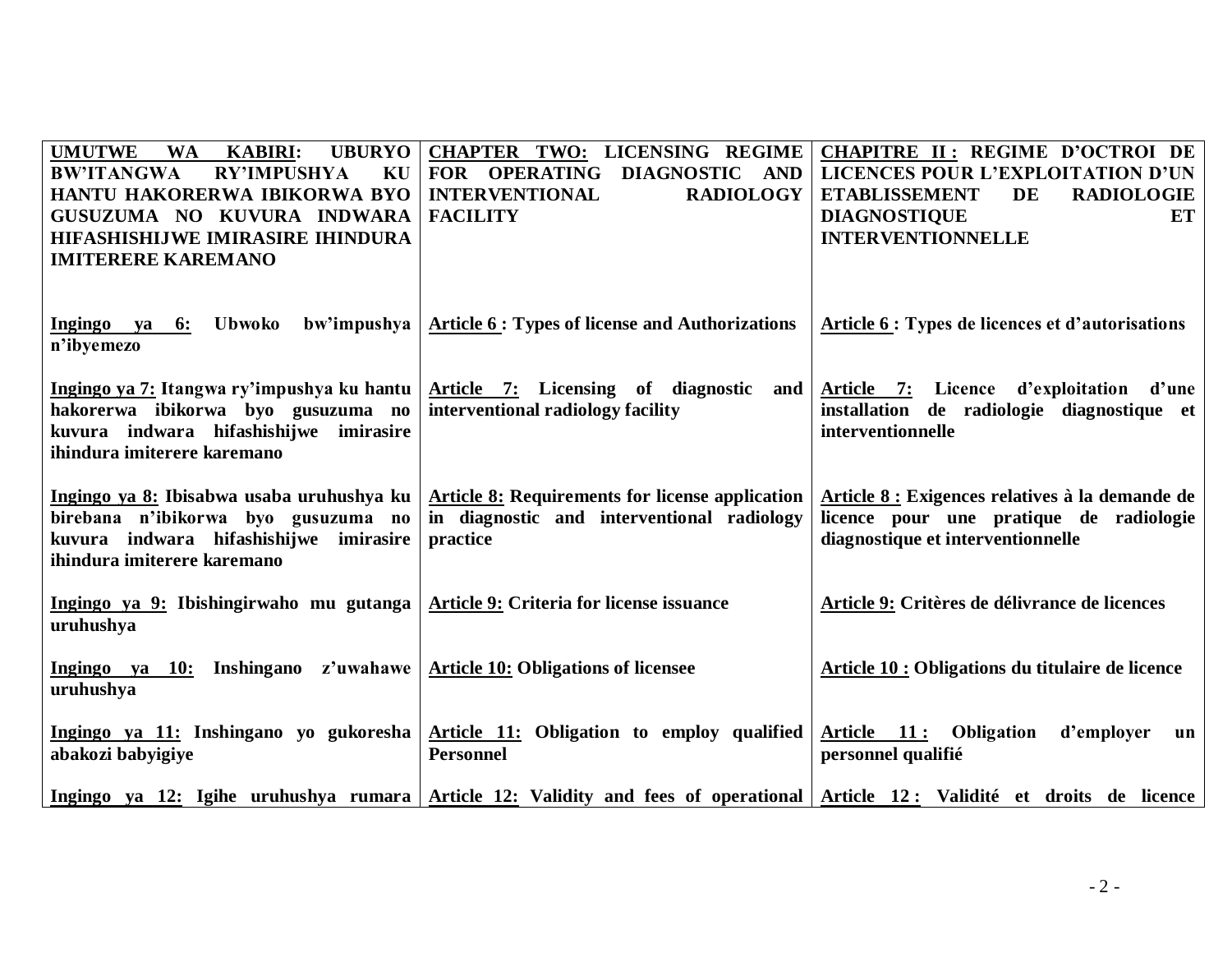| UMUTWE WA KABIRI: UBURYO BW'ITANGWA RY'IMPUSHYA KU HANTU HAKORERWA IBIKORWA BYO GUSUZUMA NO KUVURA INDWARA HIFASHISHIJWE IMIRASIRE IHINDURA IMITERERE KAREMANO | CHAPTER TWO: LICENSING REGIME FOR OPERATING DIAGNOSTIC AND INTERVENTIONAL RADIOLOGY FACILITY | CHAPITRE II : REGIME D'OCTROI DE LICENCES POUR L'EXPLOITATION D'UN ETABLISSEMENT DE RADIOLOGIE DIAGNOSTIQUE ET INTERVENTIONNELLE |
|---|---|---|
| **Ingingo ya 6: Ubwoko bw'impushya n'ibyemezo** | **Article 6 : Types of license and Authorizations** | **Article 6 : Types de licences et d'autorisations** |
| **Ingingo ya 7: Itangwa ry'impushya ku hantu hakorerwa ibikorwa byo gusuzuma no kuvura indwara hifashishijwe imirasire ihindura imiterere karemano** | **Article 7: Licensing of diagnostic and interventional radiology facility** | **Article 7: Licence d'exploitation d'une installation de radiologie diagnostique et interventionnelle** |
| **Ingingo ya 8: Ibisabwa usaba uruhushya ku birebana n'ibikorwa byo gusuzuma no kuvura indwara hifashishijwe imirasire ihindura imiterere karemano** | **Article 8: Requirements for license application in diagnostic and interventional radiology practice** | **Article 8 : Exigences relatives à la demande de licence pour une pratique de radiologie diagnostique et interventionnelle** |
| **Ingingo ya 9: Ibishingirwaho mu gutanga uruhushya** | **Article 9: Criteria for license issuance** | **Article 9: Critères de délivrance de licences** |
| **Ingingo ya 10: Inshingano z'uwahawe uruhushya** | **Article 10: Obligations of licensee** | **Article 10 : Obligations du titulaire de licence** |
| **Ingingo ya 11: Inshingano yo gukoresha abakozi babyigiye** | **Article 11: Obligation to employ qualified Personnel** | **Article 11 : Obligation d'employer un personnel qualifié** |
| **Ingingo ya 12: Igihe uruhushya rumara** | **Article 12: Validity and fees of operational** | **Article 12 : Validité et droits de licence** |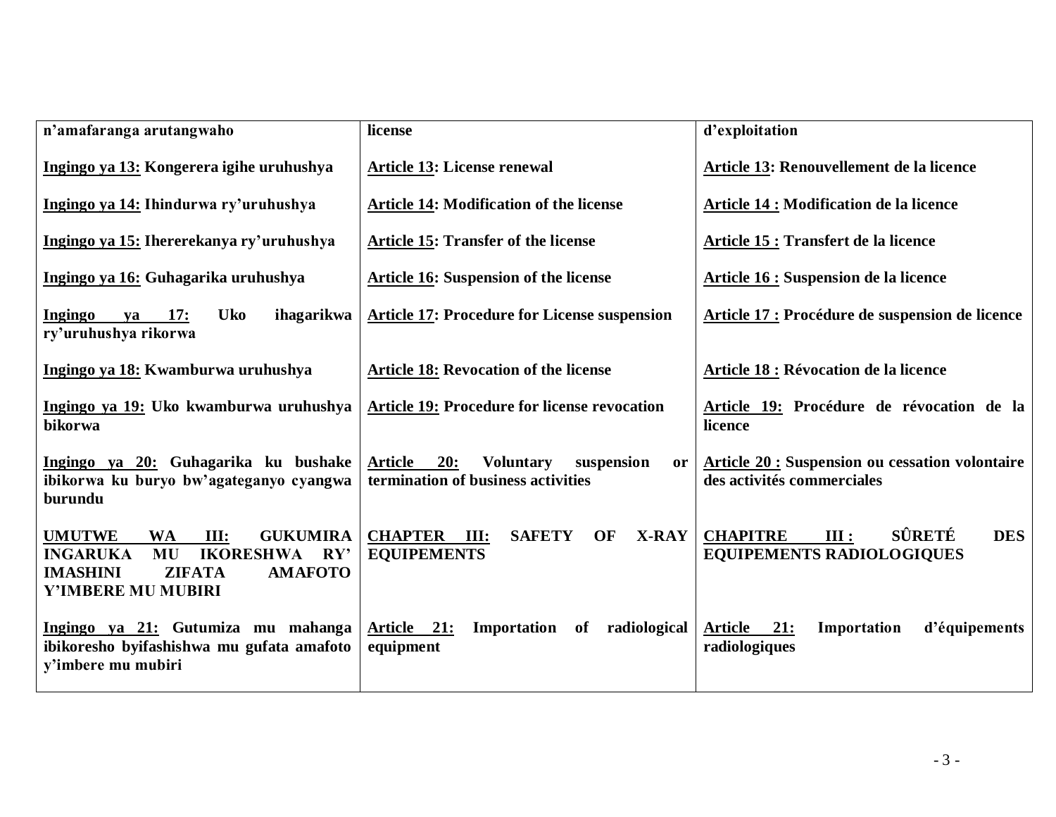| | | |
|---|---|---|
| **n'amafaranga arutangwaho** | **license** | **d'exploitation** |
| **Ingingo ya 13: Kongerera igihe uruhushya** | **Article 13: License renewal** | **Article 13: Renouvellement de la licence** |
| **Ingingo ya 14: Ihindurwa ry'uruhushya** | **Article 14: Modification of the license** | **Article 14 : Modification de la licence** |
| **Ingingo ya 15: Ihererekanya ry'uruhushya** | **Article 15: Transfer of the license** | **Article 15 : Transfert de la licence** |
| **Ingingo ya 16: Guhagarika uruhushya** | **Article 16: Suspension of the license** | **Article 16 : Suspension de la licence** |
| **Ingingo ya 17: Uko ihagarikwa ry'uruhushya rikorwa** | **Article 17: Procedure for License suspension** | **Article 17 : Procédure de suspension de licence** |
| **Ingingo ya 18: Kwamburwa uruhushya** | **Article 18: Revocation of the license** | **Article 18 : Révocation de la licence** |
| **Ingingo ya 19: Uko kwamburwa uruhushya bikorwa** | **Article 19: Procedure for license revocation** | **Article 19: Procédure de révocation de la licence** |
| **Ingingo ya 20: Guhagarika ku bushake ibikorwa ku buryo bw'agateganyo cyangwa burundu** | **Article 20: Voluntary suspension or termination of business activities** | **Article 20 : Suspension ou cessation volontaire des activités commerciales** |
| **UMUTWE WA III: GUKUMIRA INGARUKA MU IKORESHWA RY' IMASHINI ZIFATA AMAFOTO Y'IMBERE MU MUBIRI** | **CHAPTER III: SAFETY OF X-RAY EQUIPEMENTS** | **CHAPITRE III : SÛRETÉ DES EQUIPEMENTS RADIOLOGIQUES** |
| **Ingingo ya 21: Gutumiza mu mahanga ibikoresho byifashishwa mu gufata amafoto y'imbere mu mubiri** | **Article 21: Importation of radiological equipment** | **Article 21: Importation d'équipements radiologiques** |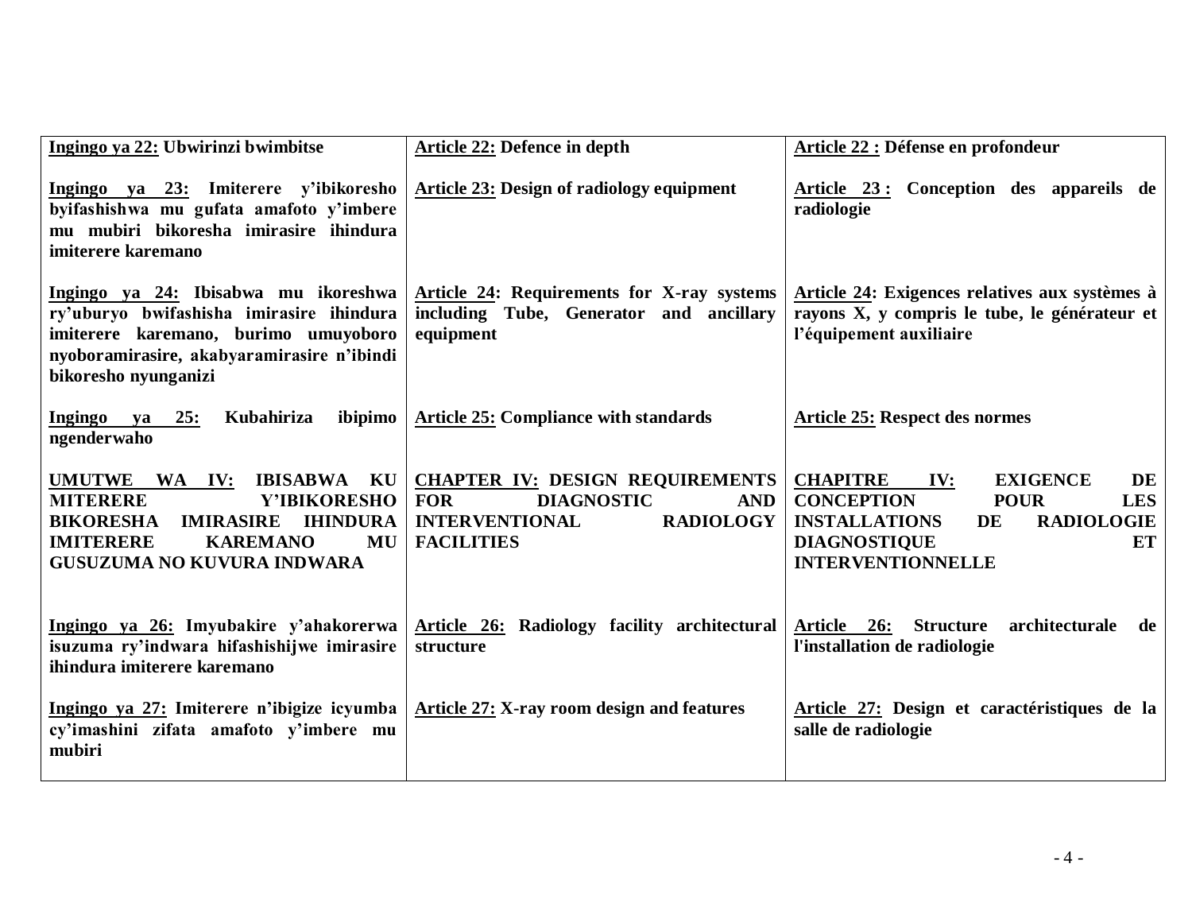| **Ingingo ya 22: Ubwirinzi bwimbitse** | **Article 22: Defence in depth** | **Article 22 : Défense en profondeur** |
|---|---|---|
| **Ingingo ya 23: Imiterere y'ibikoresho byifashishwa mu gufata amafoto y'imbere mu mubiri bikoresha imirasire ihindura imiterere karemano** | **Article 23: Design of radiology equipment** | **Article 23 : Conception des appareils de radiologie** |
| **Ingingo ya 24: Ibisabwa mu ikoreshwa ry'uburyo bwifashisha imirasire ihindura imiterere karemano, burimo umuyoboro nyoboramirasire, akabyaramirasire n'ibindi bikoresho nyunganizi** | **Article 24: Requirements for X-ray systems including Tube, Generator and ancillary equipment** | **Article 24: Exigences relatives aux systèmes à rayons X, y compris le tube, le générateur et l'équipement auxiliaire** |
| **Ingingo ya 25: Kubahiriza ibipimo ngenderwaho** | **Article 25: Compliance with standards** | **Article 25: Respect des normes** |
| **UMUTWE WA IV: IBISABWA KU MITERERE Y'IBIKORESHO BIKORESHA IMIRASIRE IHINDURA IMITERERE KAREMANO MU GUSUZUMA NO KUVURA INDWARA** | **CHAPTER IV: DESIGN REQUIREMENTS FOR DIAGNOSTIC AND INTERVENTIONAL RADIOLOGY FACILITIES** | **CHAPITRE IV: EXIGENCE DE CONCEPTION POUR LES INSTALLATIONS DE RADIOLOGIE DIAGNOSTIQUE ET INTERVENTIONNELLE** |
| **Ingingo ya 26: Imyubakire y'ahakorerwa isuzuma ry'indwara hifashishijwe imirasire ihindura imiterere karemano** | **Article 26: Radiology facility architectural structure** | **Article 26: Structure architecturale de l'installation de radiologie** |
| **Ingingo ya 27: Imiterere n'ibigize icyumba cy'imashini zifata amafoto y'imbere mu mubiri** | **Article 27: X-ray room design and features** | **Article 27: Design et caractéristiques de la salle de radiologie** |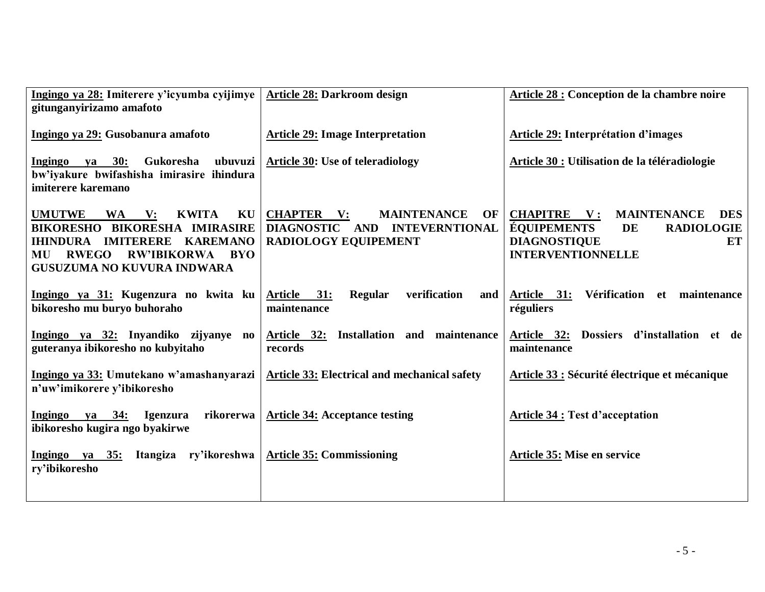| Ingingo ya 28: Imiterere y'icyumba cyijimye gitunganyirizamo amafoto | Article 28: Darkroom design | Article 28 : Conception de la chambre noire |
|---|---|---|
| Ingingo ya 29: Gusobanura amafoto | Article 29: Image Interpretation | Article 29: Interprétation d'images |
| Ingingo ya 30: Gukoresha ubuvuzi bw'iyakure bwifashisha imirasire ihindura imiterere karemano | Article 30: Use of teleradiology | Article 30 : Utilisation de la téléradiologie |
| UMUTWE WA V: KWITA KU BIKORESHO BIKORESHA IMIRASIRE IHINDURA IMITERERE KAREMANO MU RWEGO RW'IBIKORWA BYO GUSUZUMA NO KUVURA INDWARA | CHAPTER V: MAINTENANCE OF DIAGNOSTIC AND INTEVERNTIONAL RADIOLOGY EQUIPEMENT | CHAPITRE V : MAINTENANCE DES ÉQUIPEMENTS DE RADIOLOGIE DIAGNOSTIQUE ET INTERVENTIONNELLE |
| Ingingo ya 31: Kugenzura no kwita ku bikoresho mu buryo buhoraho | Article 31: Regular verification and maintenance | Article 31: Vérification et maintenance réguliers |
| Ingingo ya 32: Inyandiko zijyanye no guteranya ibikoresho no kubyitaho | Article 32: Installation and maintenance records | Article 32: Dossiers d'installation et de maintenance |
| Ingingo ya 33: Umutekano w'amashanyarazi n'uw'imikorere y'ibikoresho | Article 33: Electrical and mechanical safety | Article 33 : Sécurité électrique et mécanique |
| Ingingo ya 34: Igenzura rikorerwa ibikoresho kugira ngo byakirwe | Article 34: Acceptance testing | Article 34 : Test d'acceptation |
| Ingingo ya 35: Itangiza ry'ikoreshwa ry'ibikoresho | Article 35: Commissioning | Article 35: Mise en service |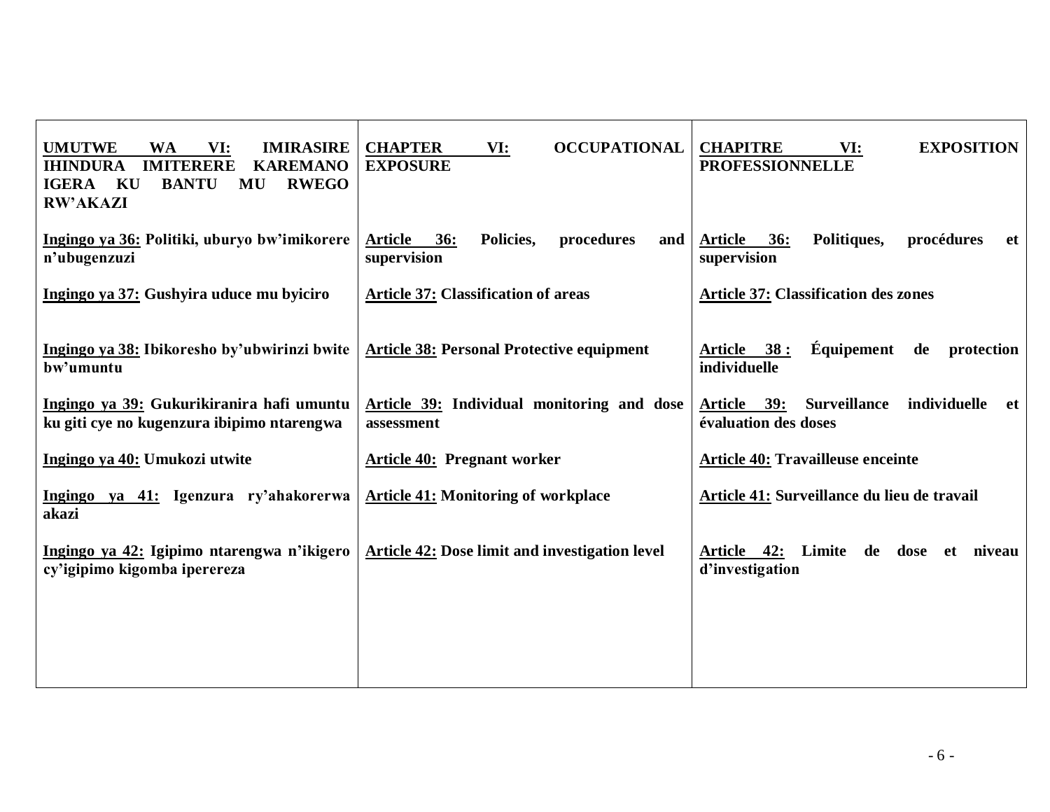| UMUTWE WA VI: IMIRASIRE IHINDURA IMITERERE KAREMANO IGERA KU BANTU MU RWEGO RW'AKAZI | CHAPTER VI: OCCUPATIONAL EXPOSURE | CHAPITRE VI: EXPOSITION PROFESSIONNELLE |
|---|---|---|
| **Ingingo ya 36: Politiki, uburyo bw'imikorere n'ubugenzuzi** | **Article 36: Policies, procedures and supervision** | **Article 36: Politiques, procédures et supervision** |
| **Ingingo ya 37: Gushyira uduce mu byiciro** | **Article 37: Classification of areas** | **Article 37: Classification des zones** |
| **Ingingo ya 38: Ibikoresho by'ubwirinzi bwite bw'umuntu** | **Article 38: Personal Protective equipment** | **Article 38 : Équipement de protection individuelle** |
| **Ingingo ya 39: Gukurikiranira hafi umuntu ku giti cye no kugenzura ibipimo ntarengwa** | **Article 39: Individual monitoring and dose assessment** | **Article 39: Surveillance individuelle et évaluation des doses** |
| **Ingingo ya 40: Umukozi utwite** | **Article 40: Pregnant worker** | **Article 40: Travailleuse enceinte** |
| **Ingingo ya 41: Igenzura ry'ahakorerwa akazi** | **Article 41: Monitoring of workplace** | **Article 41: Surveillance du lieu de travail** |
| **Ingingo ya 42: Igipimo ntarengwa n'ikigero cy'igipimo kigomba iperereza** | **Article 42: Dose limit and investigation level** | **Article 42: Limite de dose et niveau d'investigation** |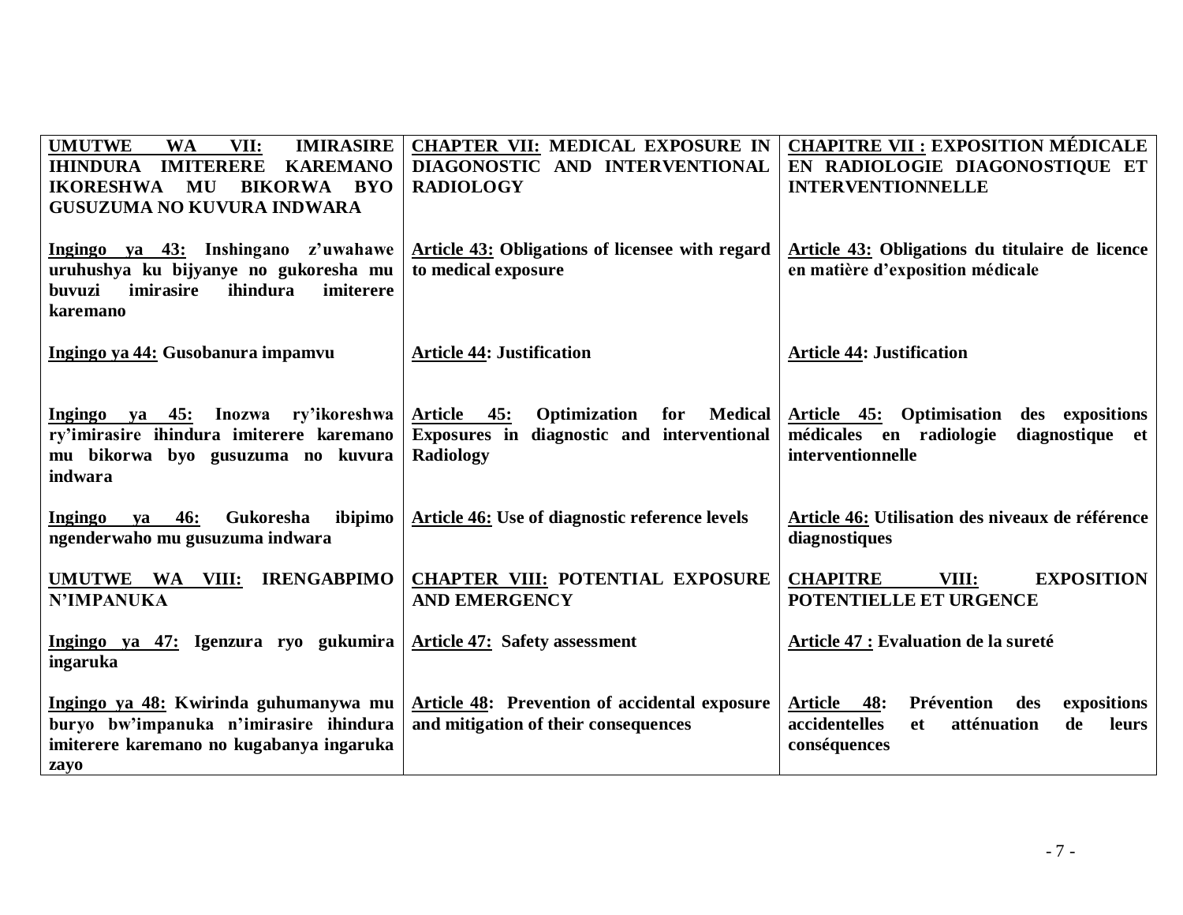| UMUTWE WA VII: IMIRASIRE IHINDURA IMITERERE KAREMANO IKORESHWA MU BIKORWA BYO GUSUZUMA NO KUVURA INDWARA | CHAPTER VII: MEDICAL EXPOSURE IN DIAGONOSTIC AND INTERVENTIONAL RADIOLOGY | CHAPITRE VII : EXPOSITION MÉDICALE EN RADIOLOGIE DIAGONOSTIQUE ET INTERVENTIONNELLE |
|---|---|---|
| Ingingo ya 43: Inshingano z'uwahawe uruhushya ku bijyanye no gukoresha mu buvuzi imirasire ihindura imiterere karemano | Article 43: Obligations of licensee with regard to medical exposure | Article 43: Obligations du titulaire de licence en matière d'exposition médicale |
| Ingingo ya 44: Gusobanura impamvu | Article 44: Justification | Article 44: Justification |
| Ingingo ya 45: Inozwa ry'ikoreshwa ry'imirasire ihindura imiterere karemano mu bikorwa byo gusuzuma no kuvura indwara | Article 45: Optimization for Medical Exposures in diagnostic and interventional Radiology | Article 45: Optimisation des expositions médicales en radiologie diagnostique et interventionnelle |
| Ingingo ya 46: Gukoresha ibipimo ngenderwaho mu gusuzuma indwara | Article 46: Use of diagnostic reference levels | Article 46: Utilisation des niveaux de référence diagnostiques |
| UMUTWE WA VIII: IRENGABPIMO N'IMPANUKA | CHAPTER VIII: POTENTIAL EXPOSURE AND EMERGENCY | CHAPITRE VIII: EXPOSITION POTENTIELLE ET URGENCE |
| Ingingo ya 47: Igenzura ryo gukumira ingaruka | Article 47: Safety assessment | Article 47 : Evaluation de la sureté |
| Ingingo ya 48: Kwirinda guhumanywa mu buryo bw'impanuka n'imirasire ihindura imiterere karemano no kugabanya ingaruka zayo | Article 48: Prevention of accidental exposure and mitigation of their consequences | Article 48: Prévention des expositions accidentelles et atténuation de leurs conséquences |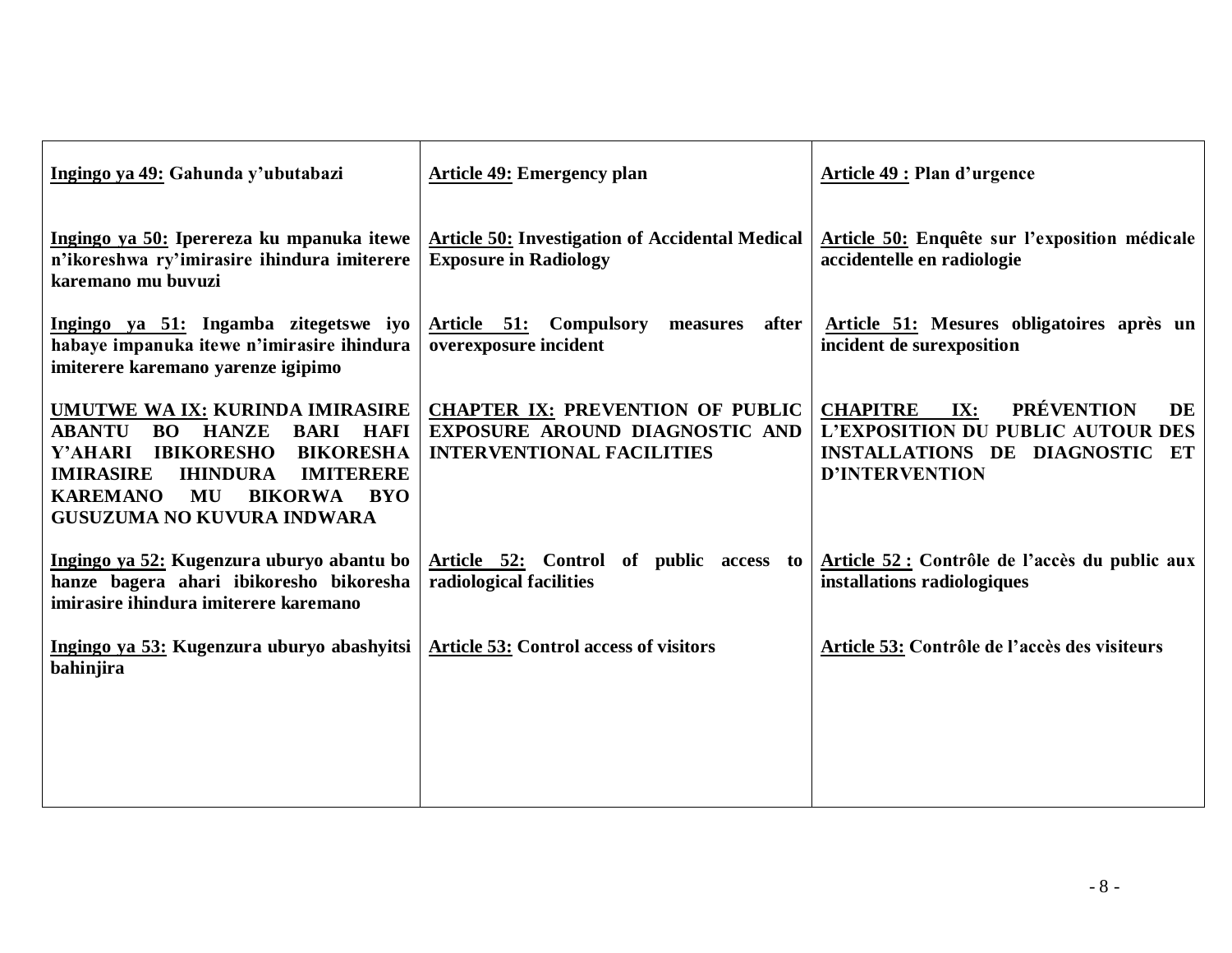| | | |
|---|---|---|
| **<u>Ingingo ya 49:</u> Gahunda y'ubutabazi** | **<u>Article 49:</u> Emergency plan** | **<u>Article 49 :</u> Plan d'urgence** |
| **<u>Ingingo ya 50:</u> Iperereza ku mpanuka itewe n'ikoreshwa ry'imirasire ihindura imiterere karemano mu buvuzi** | **<u>Article 50:</u> Investigation of Accidental Medical Exposure in Radiology** | **<u>Article 50:</u> Enquête sur l'exposition médicale accidentelle en radiologie** |
| **<u>Ingingo ya 51:</u> Ingamba zitegetswe iyo habaye impanuka itewe n'imirasire ihindura imiterere karemano yarenze igipimo** | **<u>Article 51:</u> Compulsory measures after overexposure incident** | **<u>Article 51:</u> Mesures obligatoires après un incident de surexposition** |
| **<u>UMUTWE WA IX:</u> KURINDA IMIRASIRE ABANTU BO HANZE BARI HAFI Y'AHARI IBIKORESHO BIKORESHA IMIRASIRE IHINDURA IMITERERE KAREMANO MU BIKORWA BYO GUSUZUMA NO KUVURA INDWARA** | **<u>CHAPTER IX:</u> PREVENTION OF PUBLIC EXPOSURE AROUND DIAGNOSTIC AND INTERVENTIONAL FACILITIES** | **<u>CHAPITRE IX:</u> PRÉVENTION DE L'EXPOSITION DU PUBLIC AUTOUR DES INSTALLATIONS DE DIAGNOSTIC ET D'INTERVENTION** |
| **<u>Ingingo ya 52:</u> Kugenzura uburyo abantu bo hanze bagera ahari ibikoresho bikoresha imirasire ihindura imiterere karemano** | **<u>Article 52:</u> Control of public access to radiological facilities** | **<u>Article 52 :</u> Contrôle de l'accès du public aux installations radiologiques** |
| **<u>Ingingo ya 53:</u> Kugenzura uburyo abashyitsi bahinjira** | **<u>Article 53:</u> Control access of visitors** | **<u>Article 53:</u> Contrôle de l'accès des visiteurs** |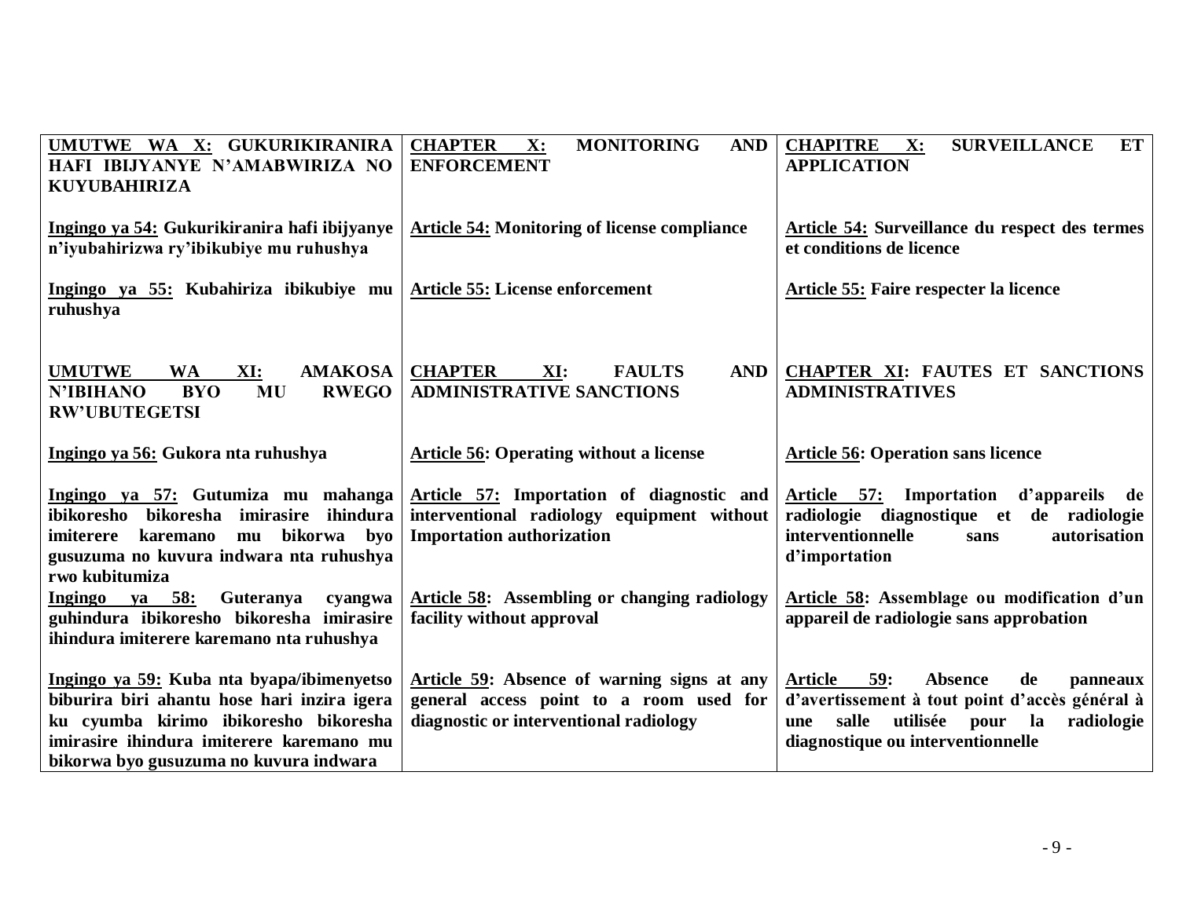| UMUTWE WA X: GUKURIKIRANIRA HAFI IBIJYANYE N'AMABWIRIZA NO KUYUBAHIRIZA | CHAPTER X: MONITORING AND ENFORCEMENT | CHAPITRE X: SURVEILLANCE ET APPLICATION |
|---|---|---|
| **Ingingo ya 54: Gukurikiranira hafi ibijyanye n'iyubahirizwa ry'ibikubiye mu ruhushya** | **Article 54: Monitoring of license compliance** | **Article 54: Surveillance du respect des termes et conditions de licence** |
| **Ingingo ya 55: Kubahiriza ibikubiye mu ruhushya** | **Article 55: License enforcement** | **Article 55: Faire respecter la licence** |
| **UMUTWE WA XI: AMAKOSA N'IBIHANO BYO MU RWEGO RW'UBUTEGETSI** | **CHAPTER XI: FAULTS AND ADMINISTRATIVE SANCTIONS** | **CHAPTER XI: FAUTES ET SANCTIONS ADMINISTRATIVES** |
| **Ingingo ya 56: Gukora nta ruhushya** | **Article 56: Operating without a license** | **Article 56: Operation sans licence** |
| **Ingingo ya 57: Gutumiza mu mahanga ibikoresho bikoresha imirasire ihindura imiterere karemano mu bikorwa byo gusuzuma no kuvura indwara nta ruhushya rwo kubitumiza** | **Article 57: Importation of diagnostic and interventional radiology equipment without Importation authorization** | **Article 57: Importation d'appareils de radiologie diagnostique et de radiologie interventionnelle sans autorisation d'importation** |
| **Ingingo ya 58: Guteranya cyangwa guhindura ibikoresho bikoresha imirasire ihindura imiterere karemano nta ruhushya** | **Article 58: Assembling or changing radiology facility without approval** | **Article 58: Assemblage ou modification d'un appareil de radiologie sans approbation** |
| **Ingingo ya 59: Kuba nta byapa/ibimenyetso biburira biri ahantu hose hari inzira igera ku cyumba kirimo ibikoresho bikoresha imirasire ihindura imiterere karemano mu bikorwa byo gusuzuma no kuvura indwara** | **Article 59: Absence of warning signs at any general access point to a room used for diagnostic or interventional radiology** | **Article 59: Absence de panneaux d'avertissement à tout point d'accès général à une salle utilisée pour la radiologie diagnostique ou interventionnelle** |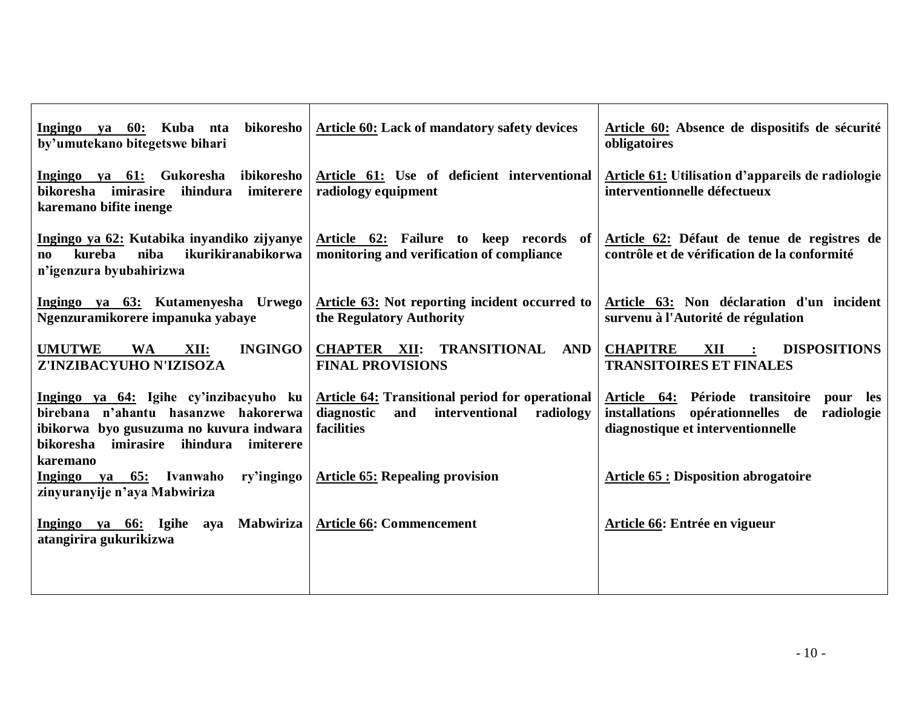| | | |
|---|---|---|
| **Ingingo ya 60: Kuba nta bikoresho by'umutekano bitegetswe bihari** | **Article 60: Lack of mandatory safety devices** | **Article 60: Absence de dispositifs de sécurité obligatoires** |
| **Ingingo ya 61: Gukoresha ibikoresho bikoresha imirasire ihindura imiterere karemano bifite inenge** | **Article 61: Use of deficient interventional radiology equipment** | **Article 61: Utilisation d'appareils de radiologie interventionnelle défectueux** |
| **Ingingo ya 62: Kutabika inyandiko zijyanye no kureba niba ikurikiranabikorwa n'igenzura byubahirizwa** | **Article 62: Failure to keep records of monitoring and verification of compliance** | **Article 62: Défaut de tenue de registres de contrôle et de vérification de la conformité** |
| **Ingingo ya 63: Kutamenyesha Urwego Ngenzuramikorere impanuka yabaye** | **Article 63: Not reporting incident occurred to the Regulatory Authority** | **Article 63: Non déclaration d'un incident survenu à l'Autorité de régulation** |
| **UMUTWE WA XII: INGINGO Z'INZIBACYUHO N'IZISOZA** | **CHAPTER XII: TRANSITIONAL AND FINAL PROVISIONS** | **CHAPITRE XII : DISPOSITIONS TRANSITOIRES ET FINALES** |
| **Ingingo ya 64: Igihe cy'inzibacyuho ku birebana n'ahantu hasanzwe hakorerwa ibikorwa byo gusuzuma no kuvura indwara bikoresha imirasire ihindura imiterere karemano** | **Article 64: Transitional period for operational diagnostic and interventional radiology facilities** | **Article 64: Période transitoire pour les installations opérationnelles de radiologie diagnostique et interventionnelle** |
| **Ingingo ya 65: Ivanwaho ry'ingingo zinyuranyije n'aya Mabwiriza** | **Article 65: Repealing provision** | **Article 65 : Disposition abrogatoire** |
| **Ingingo ya 66: Igihe aya Mabwiriza atangirira gukurikizwa** | **Article 66: Commencement** | **Article 66: Entrée en vigueur** |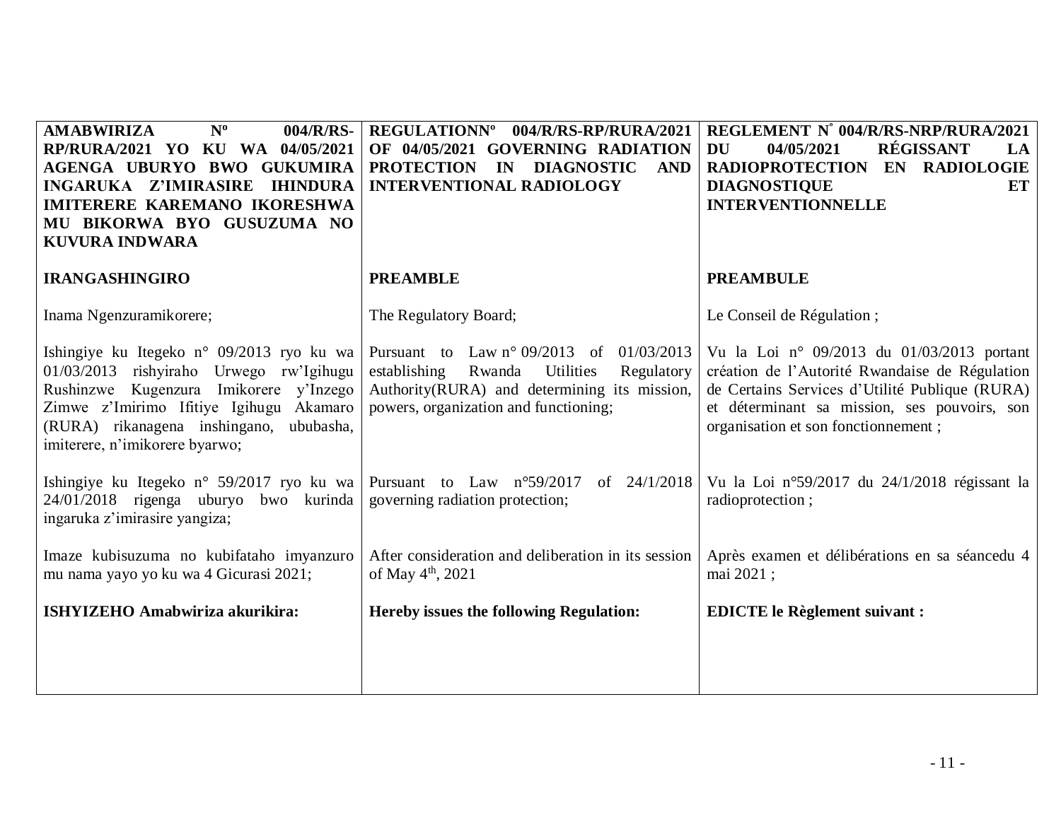| **AMABWIRIZA Nº 004/R/RS-RP/RURA/2021 YO KU WA 04/05/2021 AGENGA UBURYO BWO GUKUMIRA INGARUKA Z'IMIRASIRE IHINDURA IMITERERE KAREMANO IKORESHWA MU BIKORWA BYO GUSUZUMA NO KUVURA INDWARA** | **REGULATIONNº 004/R/RS-RP/RURA/2021 OF 04/05/2021 GOVERNING RADIATION PROTECTION IN DIAGNOSTIC AND INTERVENTIONAL RADIOLOGY** | **REGLEMENT N° 004/R/RS-NRP/RURA/2021 DU 04/05/2021 RÉGISSANT LA RADIOPROTECTION EN RADIOLOGIE DIAGNOSTIQUE ET INTERVENTIONNELLE** |
|---|---|---|
| **IRANGASHINGIRO** | **PREAMBLE** | **PREAMBULE** |
| Inama Ngenzuramikorere; | The Regulatory Board; | Le Conseil de Régulation ; |
| Ishingiye ku Itegeko n° 09/2013 ryo ku wa 01/03/2013 rishyiraho Urwego rw'Igihugu Rushinzwe Kugenzura Imikorere y'Inzego Zimwe z'Imirimo Ifitiye Igihugu Akamaro (RURA) rikanagena inshingano, ububasha, imiterere, n'imikorere byarwo; | Pursuant to Law n° 09/2013 of 01/03/2013 establishing Rwanda Utilities Regulatory Authority(RURA) and determining its mission, powers, organization and functioning; | Vu la Loi n° 09/2013 du 01/03/2013 portant création de l'Autorité Rwandaise de Régulation de Certains Services d'Utilité Publique (RURA) et déterminant sa mission, ses pouvoirs, son organisation et son fonctionnement ; |
| Ishingiye ku Itegeko n° 59/2017 ryo ku wa 24/01/2018 rigenga uburyo bwo kurinda ingaruka z'imirasire yangiza; | Pursuant to Law n°59/2017 of 24/1/2018 governing radiation protection; | Vu la Loi n°59/2017 du 24/1/2018 régissant la radioprotection ; |
| Imaze kubisuzuma no kubifataho imyanzuro mu nama yayo yo ku wa 4 Gicurasi 2021; | After consideration and deliberation in its session of May 4th, 2021 | Après examen et délibérations en sa séancedu 4 mai 2021 ; |
| **ISHYIZEHO Amabwiriza akurikira:** | **Hereby issues the following Regulation:** | **EDICTE le Règlement suivant :** |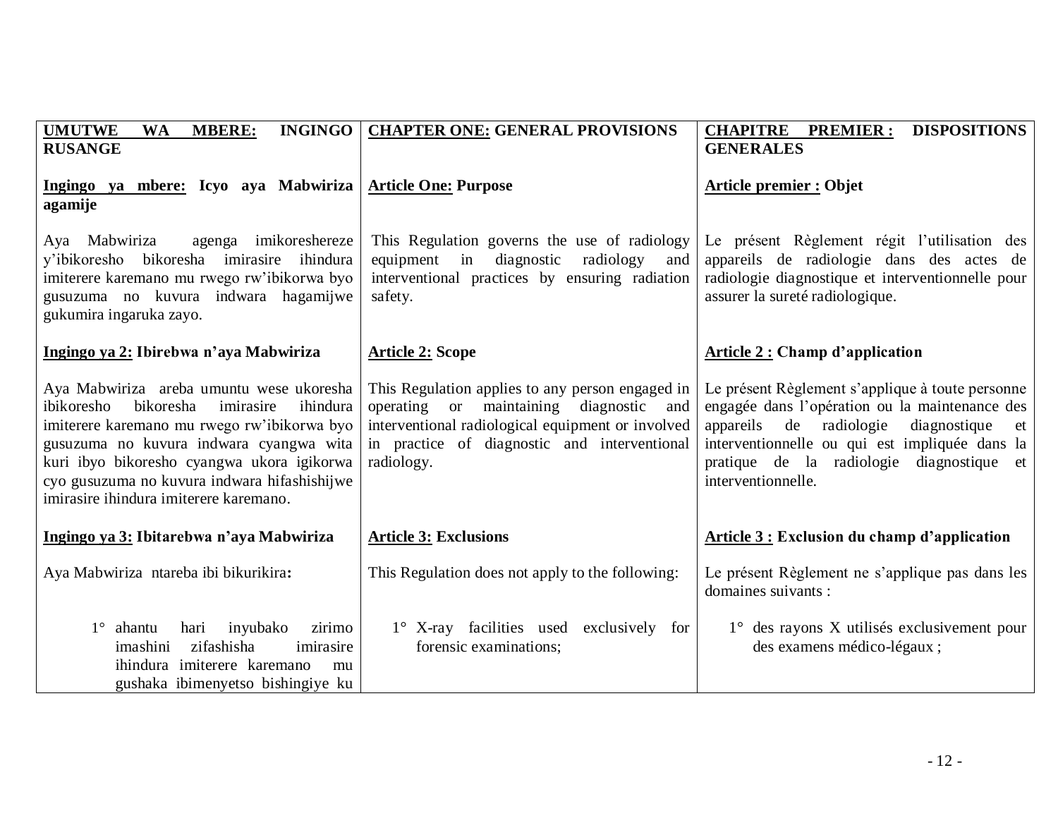| UMUTWE WA MBERE: INGINGO RUSANGE | CHAPTER ONE: GENERAL PROVISIONS | CHAPITRE PREMIER : DISPOSITIONS GENERALES |
|---|---|---|
| **Ingingo ya mbere: Icyo aya Mabwiriza agamije** | **Article One: Purpose** | **Article premier : Objet** |
| Aya Mabwiriza agenga imikoreshereze y'ibikoresho bikoresha imirasire ihindura imiterere karemano mu rwego rw'ibikorwa byo gusuzuma no kuvura indwara hagamijwe gukumira ingaruka zayo. | This Regulation governs the use of radiology equipment in diagnostic radiology and interventional practices by ensuring radiation safety. | Le présent Règlement régit l'utilisation des appareils de radiologie dans des actes de radiologie diagnostique et interventionnelle pour assurer la sureté radiologique. |
| **Ingingo ya 2: Ibirebwa n'aya Mabwiriza** | **Article 2: Scope** | **Article 2 : Champ d'application** |
| Aya Mabwiriza areba umuntu wese ukoresha ibikoresho bikoresha imirasire ihindura imiterere karemano mu rwego rw'ibikorwa byo gusuzuma no kuvura indwara cyangwa wita kuri ibyo bikoresho cyangwa ukora igikorwa cyo gusuzuma no kuvura indwara hifashishijwe imirasire ihindura imiterere karemano. | This Regulation applies to any person engaged in operating or maintaining diagnostic and interventional radiological equipment or involved in practice of diagnostic and interventional radiology. | Le présent Règlement s'applique à toute personne engagée dans l'opération ou la maintenance des appareils de radiologie diagnostique et interventionnelle ou qui est impliquée dans la pratique de la radiologie diagnostique et interventionnelle. |
| **Ingingo ya 3: Ibitarebwa n'aya Mabwiriza** | **Article 3: Exclusions** | **Article 3 : Exclusion du champ d'application** |
| Aya Mabwiriza ntareba ibi bikurikira**:** | This Regulation does not apply to the following: | Le présent Règlement ne s'applique pas dans les domaines suivants : |
| 1° ahantu hari inyubako zirimo imashini zifashisha imirasire ihindura imiterere karemano mu gushaka ibimenyetso bishingiye ku | 1° X-ray facilities used exclusively for forensic examinations; | 1° des rayons X utilisés exclusivement pour des examens médico-légaux ; |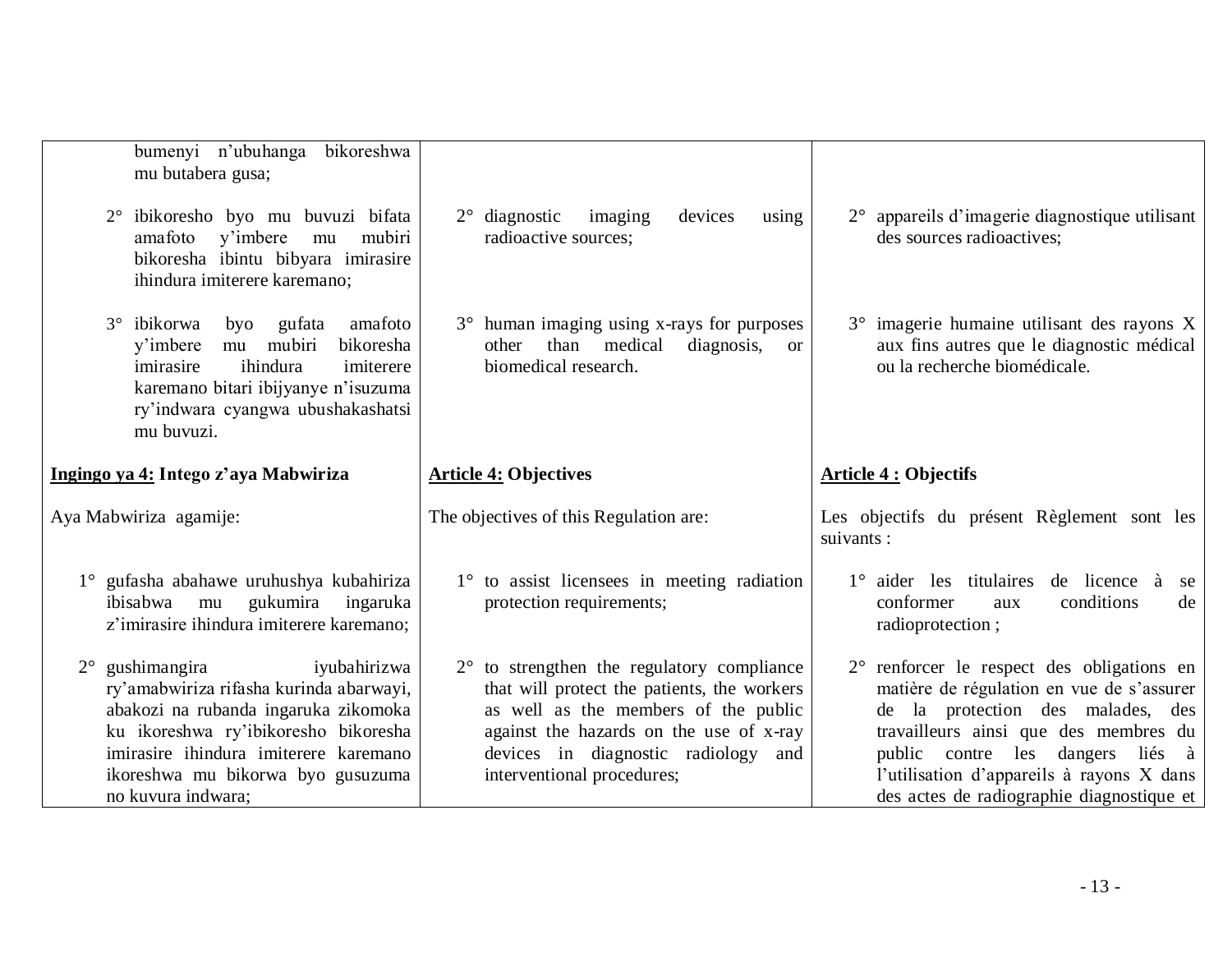| | | |
|---|---|---|
| bumenyi n'ubuhanga bikoreshwa mu butabera gusa; | | |
| 2° ibikoresho byo mu buvuzi bifata amafoto y'imbere mu mubiri bikoresha ibintu bibyara imirasire ihindura imiterere karemano; | 2° diagnostic imaging devices using radioactive sources; | 2° appareils d'imagerie diagnostique utilisant des sources radioactives; |
| 3° ibikorwa byo gufata amafoto y'imbere mu mubiri bikoresha imirasire ihindura imiterere karemano bitari ibijyanye n'isuzuma ry'indwara cyangwa ubushakashatsi mu buvuzi. | 3° human imaging using x-rays for purposes other than medical diagnosis, or biomedical research. | 3° imagerie humaine utilisant des rayons X aux fins autres que le diagnostic médical ou la recherche biomédicale. |
| **Ingingo ya 4: Intego z'aya Mabwiriza** | **Article 4: Objectives** | **Article 4 : Objectifs** |
| Aya Mabwiriza agamije: | The objectives of this Regulation are: | Les objectifs du présent Règlement sont les suivants : |
| 1° gufasha abahawe uruhushya kubahiriza ibisabwa mu gukumira ingaruka z'imirasire ihindura imiterere karemano; | 1° to assist licensees in meeting radiation protection requirements; | 1° aider les titulaires de licence à se conformer aux conditions de radioprotection ; |
| 2° gushimangira iyubahirizwa ry'amabwiriza rifasha kurinda abarwayi, abakozi na rubanda ingaruka zikomoka ku ikoreshwa ry'ibikoresho bikoresha imirasire ihindura imiterere karemano ikoreshwa mu bikorwa byo gusuzuma no kuvura indwara; | 2° to strengthen the regulatory compliance that will protect the patients, the workers as well as the members of the public against the hazards on the use of x-ray devices in diagnostic radiology and interventional procedures; | 2° renforcer le respect des obligations en matière de régulation en vue de s'assurer de la protection des malades, des travailleurs ainsi que des membres du public contre les dangers liés à l'utilisation d'appareils à rayons X dans des actes de radiographie diagnostique et |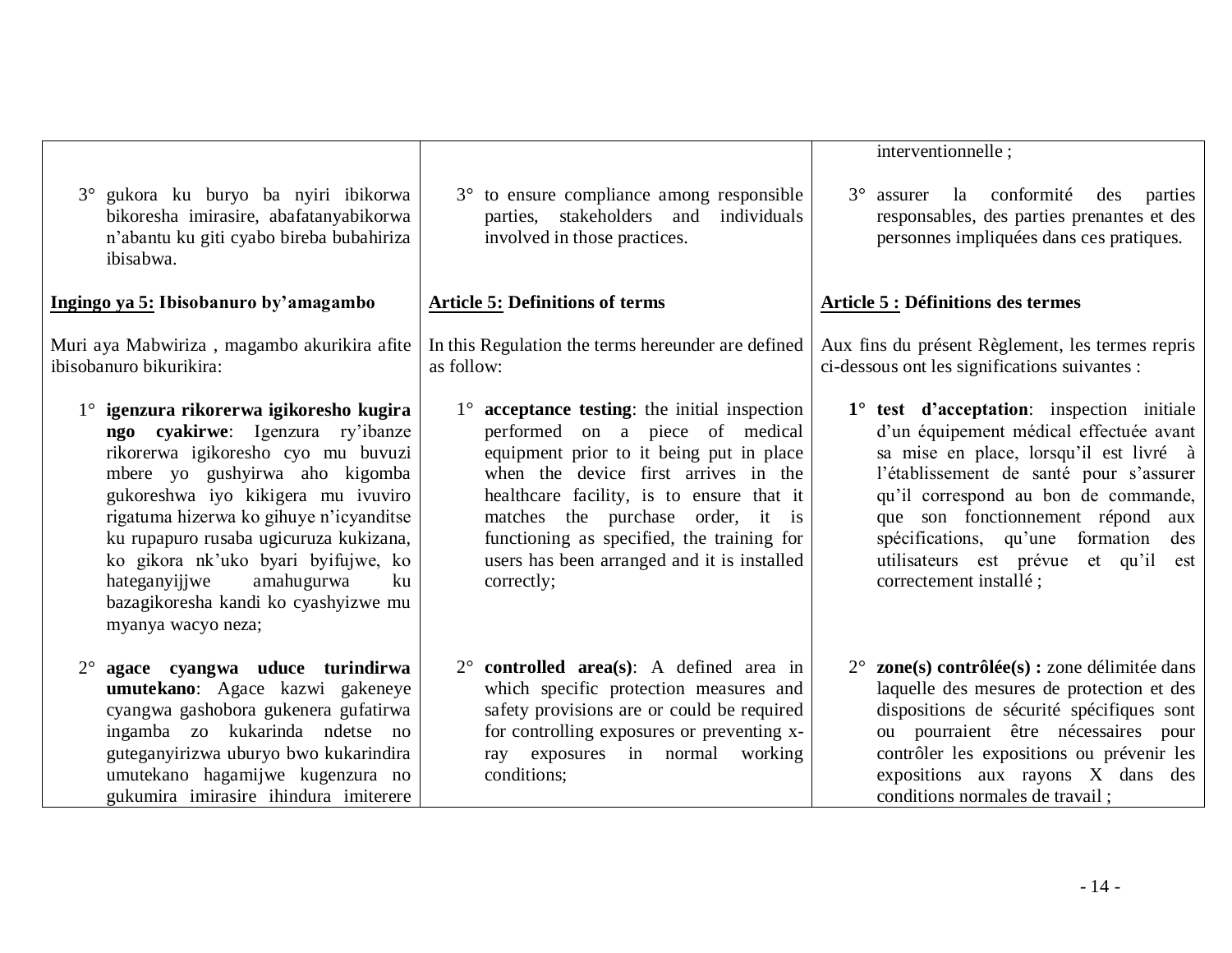| | | |
|---|---|---|
| | | interventionnelle ; |
| 3° gukora ku buryo ba nyiri ibikorwa bikoresha imirasire, abafatanyabikorwa n'abantu ku giti cyabo bireba bubahiriza ibisabwa. | 3° to ensure compliance among responsible parties, stakeholders and individuals involved in those practices. | 3° assurer la conformité des parties responsables, des parties prenantes et des personnes impliquées dans ces pratiques. |
| **<u>Ingingo ya 5:</u> Ibisobanuro by'amagambo** | **<u>Article 5:</u> Definitions of terms** | **<u>Article 5 :</u> Définitions des termes** |
| Muri aya Mabwiriza , magambo akurikira afite ibisobanuro bikurikira: | In this Regulation the terms hereunder are defined as follow: | Aux fins du présent Règlement, les termes repris ci-dessous ont les significations suivantes : |
| 1° **igenzura rikorerwa igikoresho kugira ngo cyakirwe**: Igenzura ry'ibanze rikorerwa igikoresho cyo mu buvuzi mbere yo gushyirwa aho kigomba gukoreshwa iyo kikigera mu ivuviro rigatuma hizerwa ko gihuye n'icyanditse ku rupapuro rusaba ugicuruza kukizana, ko gikora nk'uko byari byifujwe, ko hateganyijjwe amahugurwa ku bazagikoresha kandi ko cyashyizwe mu myanya wacyo neza; | 1° **acceptance testing**: the initial inspection performed on a piece of medical equipment prior to it being put in place when the device first arrives in the healthcare facility, is to ensure that it matches the purchase order, it is functioning as specified, the training for users has been arranged and it is installed correctly; | **1°** **test d'acceptation**: inspection initiale d'un équipement médical effectuée avant sa mise en place, lorsqu'il est livré à l'établissement de santé pour s'assurer qu'il correspond au bon de commande, que son fonctionnement répond aux spécifications, qu'une formation des utilisateurs est prévue et qu'il est correctement installé ; |
| 2° **agace cyangwa uduce turindirwa umutekano**: Agace kazwi gakeneye cyangwa gashobora gukenera gufatirwa ingamba zo kukarinda ndetse no guteganyirizwa uburyo bwo kukarindira umutekano hagamijwe kugenzura no gukumira imirasire ihindura imiterere | 2° **controlled area(s)**: A defined area in which specific protection measures and safety provisions are or could be required for controlling exposures or preventing x-ray exposures in normal working conditions; | 2° **zone(s) contrôlée(s) :** zone délimitée dans laquelle des mesures de protection et des dispositions de sécurité spécifiques sont ou pourraient être nécessaires pour contrôler les expositions ou prévenir les expositions aux rayons X dans des conditions normales de travail ; |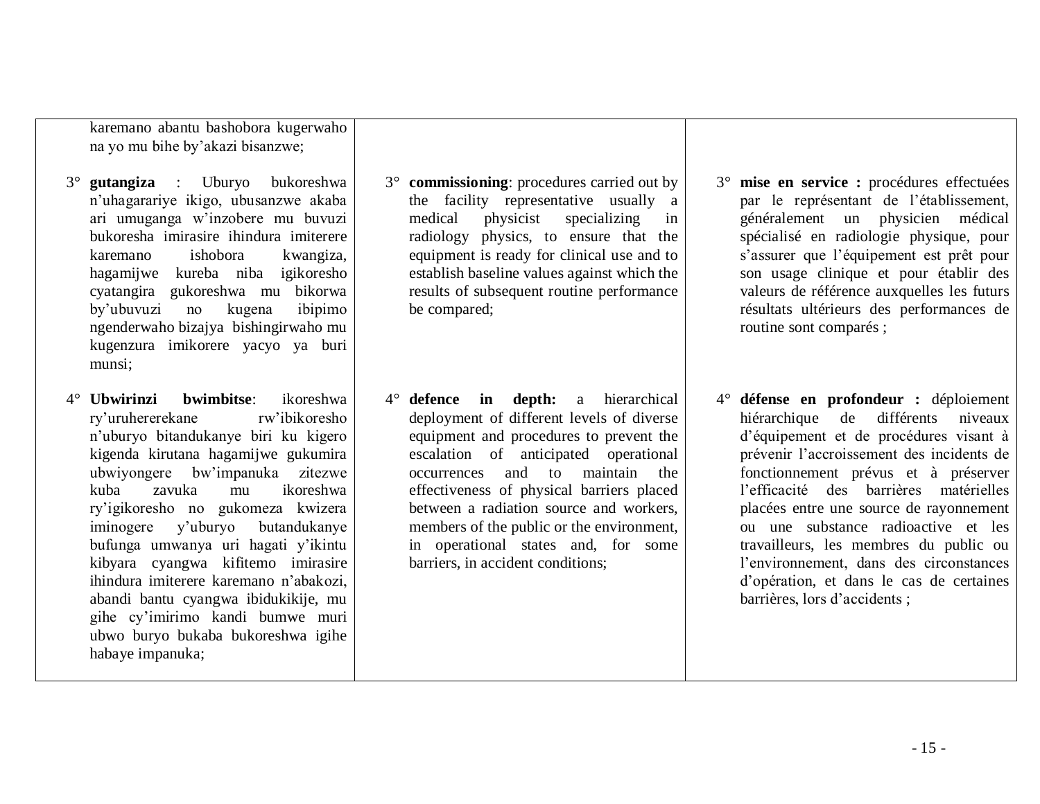| | | |
|---|---|---|
| karemano abantu bashobora kugerwaho na yo mu bihe by'akazi bisanzwe; | | |
| 3° **gutangiza** : Uburyo bukoreshwa n'uhagarariye ikigo, ubusanzwe akaba ari umuganga w'inzobere mu buvuzi bukoresha imirasire ihindura imiterere karemano ishobora kwangiza, hagamijwe kureba niba igikoresho cyatangira gukoreshwa mu bikorwa by'ubuvuzi no kugena ibipimo ngenderwaho bizajya bishingirwaho mu kugenzura imikorere yacyo ya buri munsi; | 3° **commissioning**: procedures carried out by the facility representative usually a medical physicist specializing in radiology physics, to ensure that the equipment is ready for clinical use and to establish baseline values against which the results of subsequent routine performance be compared; | 3° **mise en service :** procédures effectuées par le représentant de l'établissement, généralement un physicien médical spécialisé en radiologie physique, pour s'assurer que l'équipement est prêt pour son usage clinique et pour établir des valeurs de référence auxquelles les futurs résultats ultérieurs des performances de routine sont comparés ; |
| 4° **Ubwirinzi bwimbitse**: ikoreshwa ry'uruhererekane rw'ibikoresho n'uburyo bitandukanye biri ku kigero kigenda kirutana hagamijwe gukumira ubwiyongere bw'impanuka zitezwe kuba zavuka mu ikoreshwa ry'igikoresho no gukomeza kwizera iminogere y'uburyo butandukanye bufunga umwanya uri hagati y'ikintu kibyara cyangwa kifitemo imirasire ihindura imiterere karemano n'abakozi, abandi bantu cyangwa ibidukikije, mu gihe cy'imirimo kandi bumwe muri ubwo buryo bukaba bukoreshwa igihe habaye impanuka; | 4° **defence in depth:** a hierarchical deployment of different levels of diverse equipment and procedures to prevent the escalation of anticipated operational occurrences and to maintain the effectiveness of physical barriers placed between a radiation source and workers, members of the public or the environment, in operational states and, for some barriers, in accident conditions; | 4° **défense en profondeur :** déploiement hiérarchique de différents niveaux d'équipement et de procédures visant à prévenir l'accroissement des incidents de fonctionnement prévus et à préserver l'efficacité des barrières matérielles placées entre une source de rayonnement ou une substance radioactive et les travailleurs, les membres du public ou l'environnement, dans des circonstances d'opération, et dans le cas de certaines barrières, lors d'accidents ; |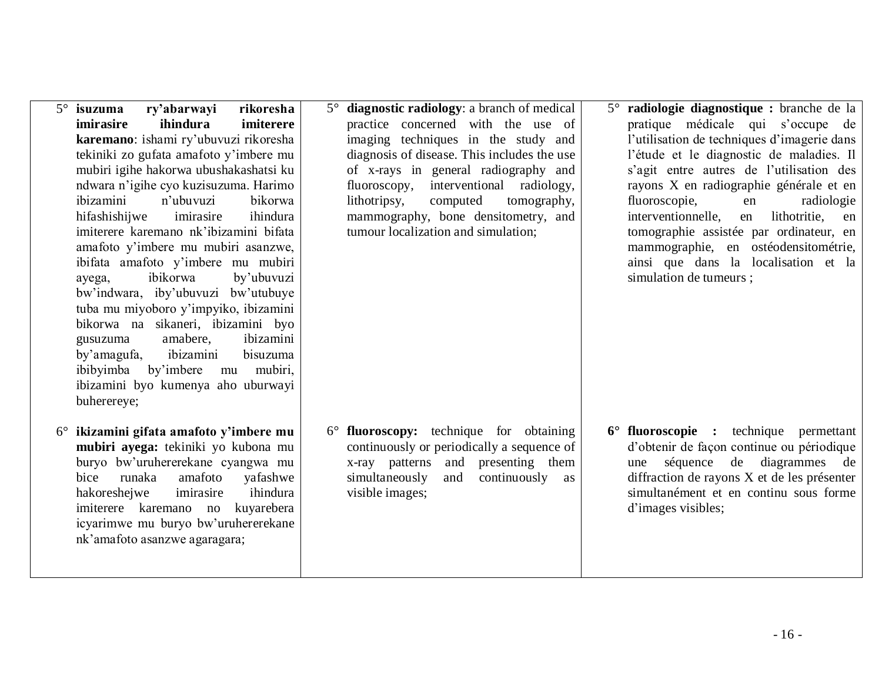| | | |
|---|---|---|
| 5° **isuzuma ry'abarwayi rikoresha imirasire ihindura imiterere karemano**: ishami ry'ubuvuzi rikoresha tekiniki zo gufata amafoto y'imbere mu mubiri igihe hakorwa ubushakashatsi ku ndwara n'igihe cyo kuzisuzuma. Harimo ibizamini n'ubuvuzi bikorwa hifashishijwe imirasire ihindura imiterere karemano nk'ibizamini bifata amafoto y'imbere mu mubiri asanzwe, ibifata amafoto y'imbere mu mubiri ayega, ibikorwa by'ubuvuzi bw'indwara, iby'ubuvuzi bw'utubuye tuba mu miyoboro y'impyiko, ibizamini bikorwa na sikaneri, ibizamini byo gusuzuma amabere, ibizamini by'amagufa, ibizamini bisuzuma ibibyimba by'imbere mu mubiri, ibizamini byo kumenya aho uburwayi buherereye; | 5° **diagnostic radiology**: a branch of medical practice concerned with the use of imaging techniques in the study and diagnosis of disease. This includes the use of x-rays in general radiography and fluoroscopy, interventional radiology, lithotripsy, computed tomography, mammography, bone densitometry, and tumour localization and simulation; | 5° **radiologie diagnostique :** branche de la pratique médicale qui s'occupe de l'utilisation de techniques d'imagerie dans l'étude et le diagnostic de maladies. Il s'agit entre autres de l'utilisation des rayons X en radiographie générale et en fluoroscopie, en radiologie interventionnelle, en lithotritie, en tomographie assistée par ordinateur, en mammographie, en ostéodensitométrie, ainsi que dans la localisation et la simulation de tumeurs ; |
| 6° **ikizamini gifata amafoto y'imbere mu mubiri ayega:** tekiniki yo kubona mu buryo bw'uruhererekane cyangwa mu bice runaka amafoto yafashwe hakoreshejwe imirasire ihindura imiterere karemano no kuyarebera icyarimwe mu buryo bw'uruhererekane nk'amafoto asanzwe agaragara; | 6° **fluoroscopy:** technique for obtaining continuously or periodically a sequence of x-ray patterns and presenting them simultaneously and continuously as visible images; | **6° fluoroscopie :** technique permettant d'obtenir de façon continue ou périodique une séquence de diagrammes de diffraction de rayons X et de les présenter simultanément et en continu sous forme d'images visibles; |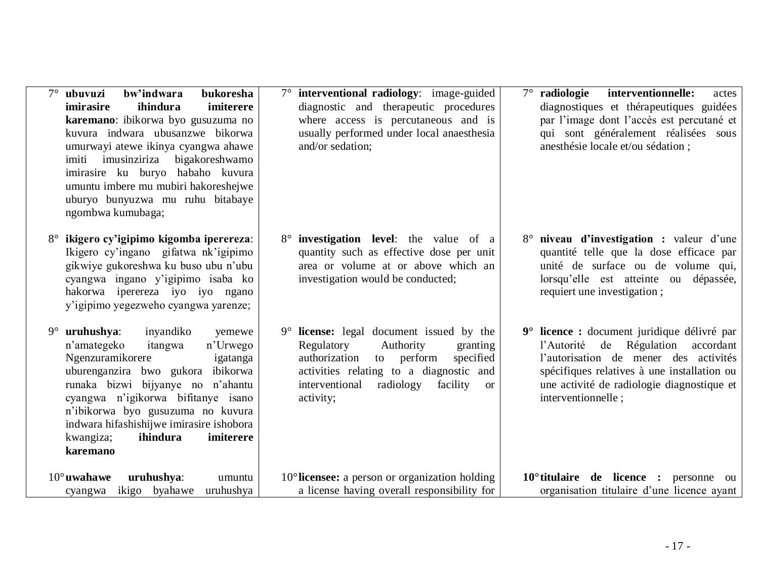| | | |
|---|---|---|
| 7° **ubuvuzi bw'indwara bukoresha imirasire ihindura imiterere karemano**: ibikorwa byo gusuzuma no kuvura indwara ubusanzwe bikorwa umurwayi atewe ikinya cyangwa ahawe imiti imusinziriza bigakoreshwamo imirasire ku buryo habaho kuvura umuntu imbere mu mubiri hakoreshejwe uburyo bunyuzwa mu ruhu bitabaye ngombwa kumubaga; | 7° **interventional radiology**: image-guided diagnostic and therapeutic procedures where access is percutaneous and is usually performed under local anaesthesia and/or sedation; | 7° **radiologie interventionnelle:** actes diagnostiques et thérapeutiques guidées par l'image dont l'accès est percutané et qui sont généralement réalisées sous anesthésie locale et/ou sédation ; |
| 8° **ikigero cy'igipimo kigomba iperereza**: Ikigero cy'ingano gifatwa nk'igipimo gikwiye gukoreshwa ku buso ubu n'ubu cyangwa ingano y'igipimo isaba ko hakorwa iperereza iyo iyo ngano y'igipimo yegezweho cyangwa yarenze; | 8° **investigation level**: the value of a quantity such as effective dose per unit area or volume at or above which an investigation would be conducted; | 8° **niveau d'investigation :** valeur d'une quantité telle que la dose efficace par unité de surface ou de volume qui, lorsqu'elle est atteinte ou dépassée, requiert une investigation ; |
| 9° **uruhushya**: inyandiko yemewe n'amategeko itangwa n'Urwego Ngenzuramikorere igatanga uburenganzira bwo gukora ibikorwa runaka bizwi bijyanye no n'ahantu cyangwa n'igikorwa bifitanye isano n'ibikorwa byo gusuzuma no kuvura indwara hifashishijwe imirasire ishobora kwangiza; **ihindura imiterere karemano** | 9° **license:** legal document issued by the Regulatory Authority granting authorization to perform specified activities relating to a diagnostic and interventional radiology facility or activity; | **9° licence :** document juridique délivré par l'Autorité de Régulation accordant l'autorisation de mener des activités spécifiques relatives à une installation ou une activité de radiologie diagnostique et interventionnelle ; |
| 10° **uwahawe uruhushya**: umuntu cyangwa ikigo byahawe uruhushya | 10° **licensee:** a person or organization holding a license having overall responsibility for | **10° titulaire de licence :** personne ou organisation titulaire d'une licence ayant |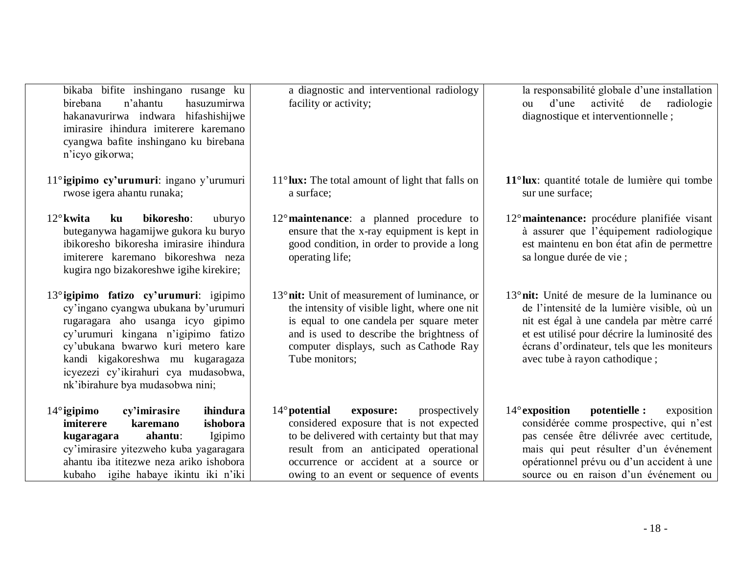| | | |
|---|---|---|
| bikaba bifite inshingano rusange ku birebana n'ahantu hasuzumirwa hakanavurirwa indwara hifashishijwe imirasire ihindura imiterere karemano cyangwa bafite inshingano ku birebana n'icyo gikorwa; | a diagnostic and interventional radiology facility or activity; | la responsabilité globale d'une installation ou d'une activité de radiologie diagnostique et interventionnelle ; |
| 11° **igipimo cy'urumuri**: ingano y'urumuri rwose igera ahantu runaka; | 11° **lux:** The total amount of light that falls on a surface; | **11°** **lux**: quantité totale de lumière qui tombe sur une surface; |
| 12° **kwita ku bikoresho**: uburyo buteganywa hagamijwe gukora ku buryo ibikoresho bikoresha imirasire ihindura imiterere karemano bikoreshwa neza kugira ngo bizakoreshwe igihe kirekire; | 12° **maintenance**: a planned procedure to ensure that the x-ray equipment is kept in good condition, in order to provide a long operating life; | 12° **maintenance:** procédure planifiée visant à assurer que l'équipement radiologique est maintenu en bon état afin de permettre sa longue durée de vie ; |
| 13° **igipimo fatizo cy'urumuri**: igipimo cy'ingano cyangwa ubukana by'urumuri rugaragara aho usanga icyo gipimo cy'urumuri kingana n'igipimo fatizo cy'ubukana bwarwo kuri metero kare kandi kigakoreshwa mu kugaragaza icyezezi cy'ikirahuri cya mudasobwa, nk'ibirahure bya mudasobwa nini; | 13° **nit:** Unit of measurement of luminance, or the intensity of visible light, where one nit is equal to one candela per square meter and is used to describe the brightness of computer displays, such as Cathode Ray Tube monitors; | 13° **nit:** Unité de mesure de la luminance ou de l'intensité de la lumière visible, où un nit est égal à une candela par mètre carré et est utilisé pour décrire la luminosité des écrans d'ordinateur, tels que les moniteurs avec tube à rayon cathodique ; |
| 14° **igipimo cy'imirasire ihindura imiterere karemano ishobora kugaragara ahantu**: Igipimo cy'imirasire yitezweho kuba yagaragara ahantu iba ititezwe neza ariko ishobora kubaho igihe habaye ikintu iki n'iki | 14° **potential exposure:** prospectively considered exposure that is not expected to be delivered with certainty but that may result from an anticipated operational occurrence or accident at a source or owing to an event or sequence of events | 14° **exposition potentielle :** exposition considérée comme prospective, qui n'est pas censée être délivrée avec certitude, mais qui peut résulter d'un événement opérationnel prévu ou d'un accident à une source ou en raison d'un événement ou |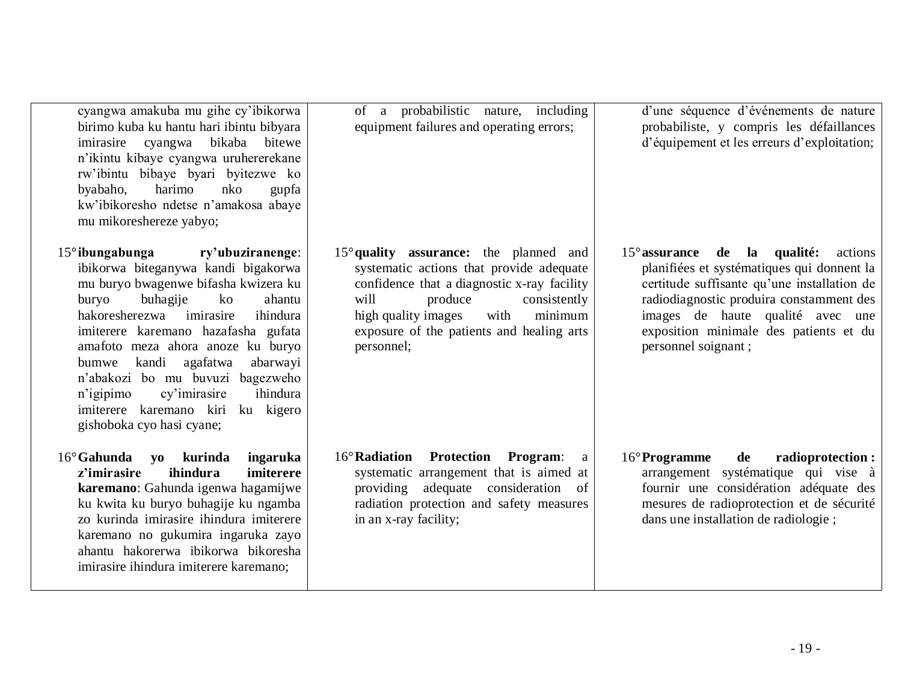| | | |
|---|---|---|
| cyangwa amakuba mu gihe cy'ibikorwa birimo kuba ku hantu hari ibintu bibyara imirasire cyangwa bikaba bitewe n'ikintu kibaye cyangwa uruhererekane rw'ibintu bibaye byari byitezwe ko byabaho, harimo nko gupfa kw'ibikoresho ndetse n'amakosa abaye mu mikoreshereze yabyo; | of a probabilistic nature, including equipment failures and operating errors; | d'une séquence d'événements de nature probabiliste, y compris les défaillances d'équipement et les erreurs d'exploitation; |
| 15° **ibungabunga ry'ubuziranenge**: ibikorwa biteganywa kandi bigakorwa mu buryo bwagenwe bifasha kwizera ku buryo buhagije ko ahantu hakoresherezwa imirasire ihindura imiterere karemano hazafasha gufata amafoto meza ahora anoze ku buryo bumwe kandi agafatwa abarwayi n'abakozi bo mu buvuzi bagezweho n'igipimo cy'imirasire ihindura imiterere karemano kiri ku kigero gishoboka cyo hasi cyane; | 15° **quality assurance:** the planned and systematic actions that provide adequate confidence that a diagnostic x-ray facility will produce consistently high quality images with minimum exposure of the patients and healing arts personnel; | 15° **assurance de la qualité:** actions planifiées et systématiques qui donnent la certitude suffisante qu'une installation de radiodiagnostic produira constamment des images de haute qualité avec une exposition minimale des patients et du personnel soignant ; |
| 16° **Gahunda yo kurinda ingaruka z'imirasire ihindura imiterere karemano**: Gahunda igenwa hagamijwe ku kwita ku buryo buhagije ku ngamba zo kurinda imirasire ihindura imiterere karemano no gukumira ingaruka zayo ahantu hakorerwa ibikorwa bikoresha imirasire ihindura imiterere karemano; | 16° **Radiation Protection Program**: a systematic arrangement that is aimed at providing adequate consideration of radiation protection and safety measures in an x-ray facility; | 16° **Programme de radioprotection :** arrangement systématique qui vise à fournir une considération adéquate des mesures de radioprotection et de sécurité dans une installation de radiologie ; |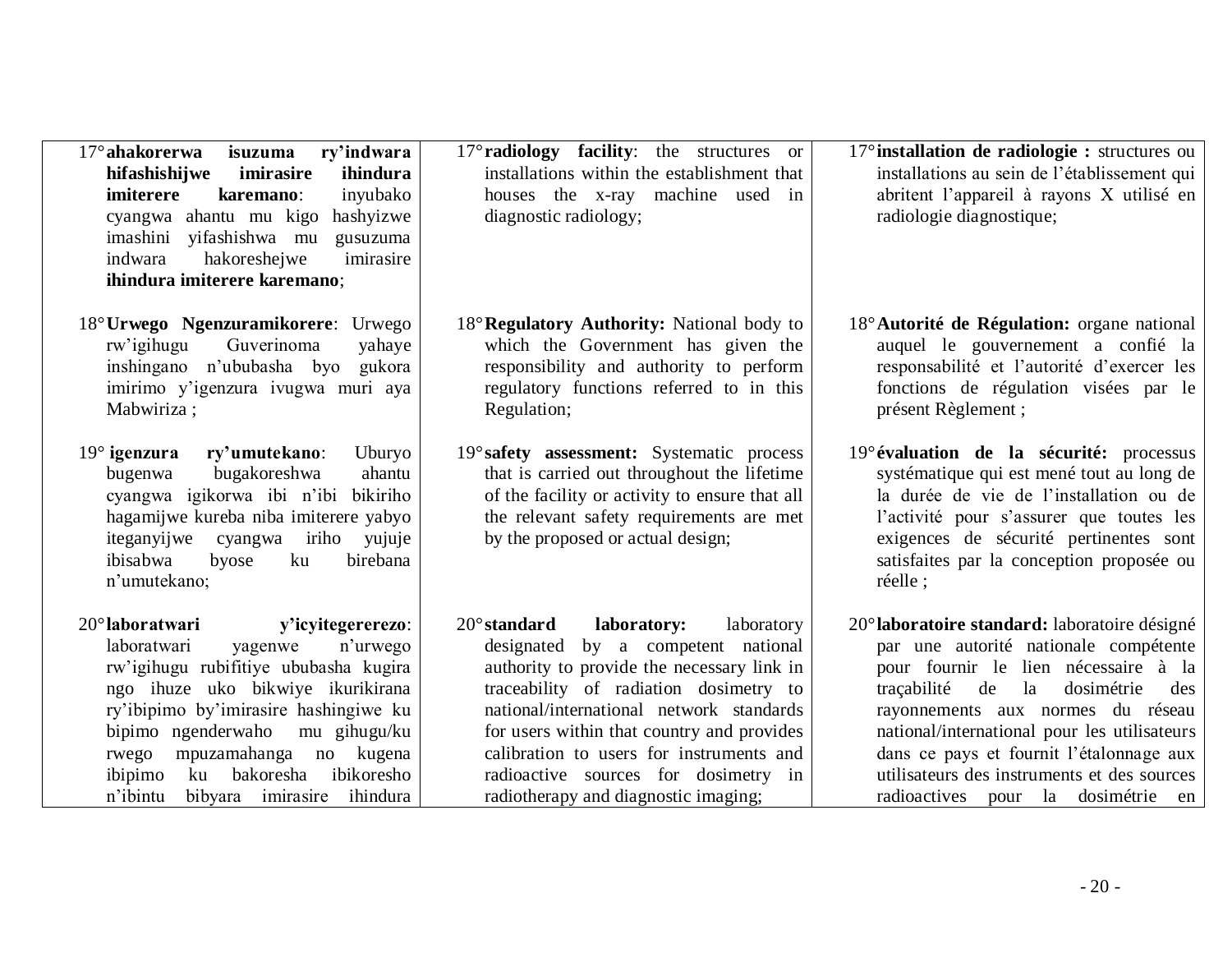| | | |
|---|---|---|
| 17° **ahakorerwa isuzuma ry'indwara hifashishijwe imirasire ihindura imiterere karemano**: inyubako cyangwa ahantu mu kigo hashyizwe imashini yifashishwa mu gusuzuma indwara hakoreshejwe imirasire **ihindura imiterere karemano**; | 17° **radiology facility**: the structures or installations within the establishment that houses the x-ray machine used in diagnostic radiology; | 17° **installation de radiologie :** structures ou installations au sein de l'établissement qui abritent l'appareil à rayons X utilisé en radiologie diagnostique; |
| 18° **Urwego Ngenzuramikorere**: Urwego rw'igihugu Guverinoma yahaye inshingano n'ububasha byo gukora imirimo y'igenzura ivugwa muri aya Mabwiriza ; | 18° **Regulatory Authority:** National body to which the Government has given the responsibility and authority to perform regulatory functions referred to in this Regulation; | 18° **Autorité de Régulation:** organe national auquel le gouvernement a confié la responsabilité et l'autorité d'exercer les fonctions de régulation visées par le présent Règlement ; |
| 19° **igenzura ry'umutekano**: Uburyo bugenwa bugakoreshwa ahantu cyangwa igikorwa ibi n'ibi bikiriho hagamijwe kureba niba imiterere yabyo iteganyijwe cyangwa iriho yujuje ibisabwa byose ku birebana n'umutekano; | 19° **safety assessment:** Systematic process that is carried out throughout the lifetime of the facility or activity to ensure that all the relevant safety requirements are met by the proposed or actual design; | 19° **évaluation de la sécurité:** processus systématique qui est mené tout au long de la durée de vie de l'installation ou de l'activité pour s'assurer que toutes les exigences de sécurité pertinentes sont satisfaites par la conception proposée ou réelle ; |
| 20° **laboratwari y'icyitegererezo**: laboratwari yagenwe n'urwego rw'igihugu rubifitiye ububasha kugira ngo ihuze uko bikwiye ikurikirana ry'ibipimo by'imirasire hashingiwe ku bipimo ngenderwaho mu gihugu/ku rwego mpuzamahanga no kugena ibipimo ku bakoresha ibikoresho n'ibintu bibyara imirasire ihindura | 20° **standard laboratory:** laboratory designated by a competent national authority to provide the necessary link in traceability of radiation dosimetry to national/international network standards for users within that country and provides calibration to users for instruments and radioactive sources for dosimetry in radiotherapy and diagnostic imaging; | 20° **laboratoire standard:** laboratoire désigné par une autorité nationale compétente pour fournir le lien nécessaire à la traçabilité de la dosimétrie des rayonnements aux normes du réseau national/international pour les utilisateurs dans ce pays et fournit l'étalonnage aux utilisateurs des instruments et des sources radioactives pour la dosimétrie en |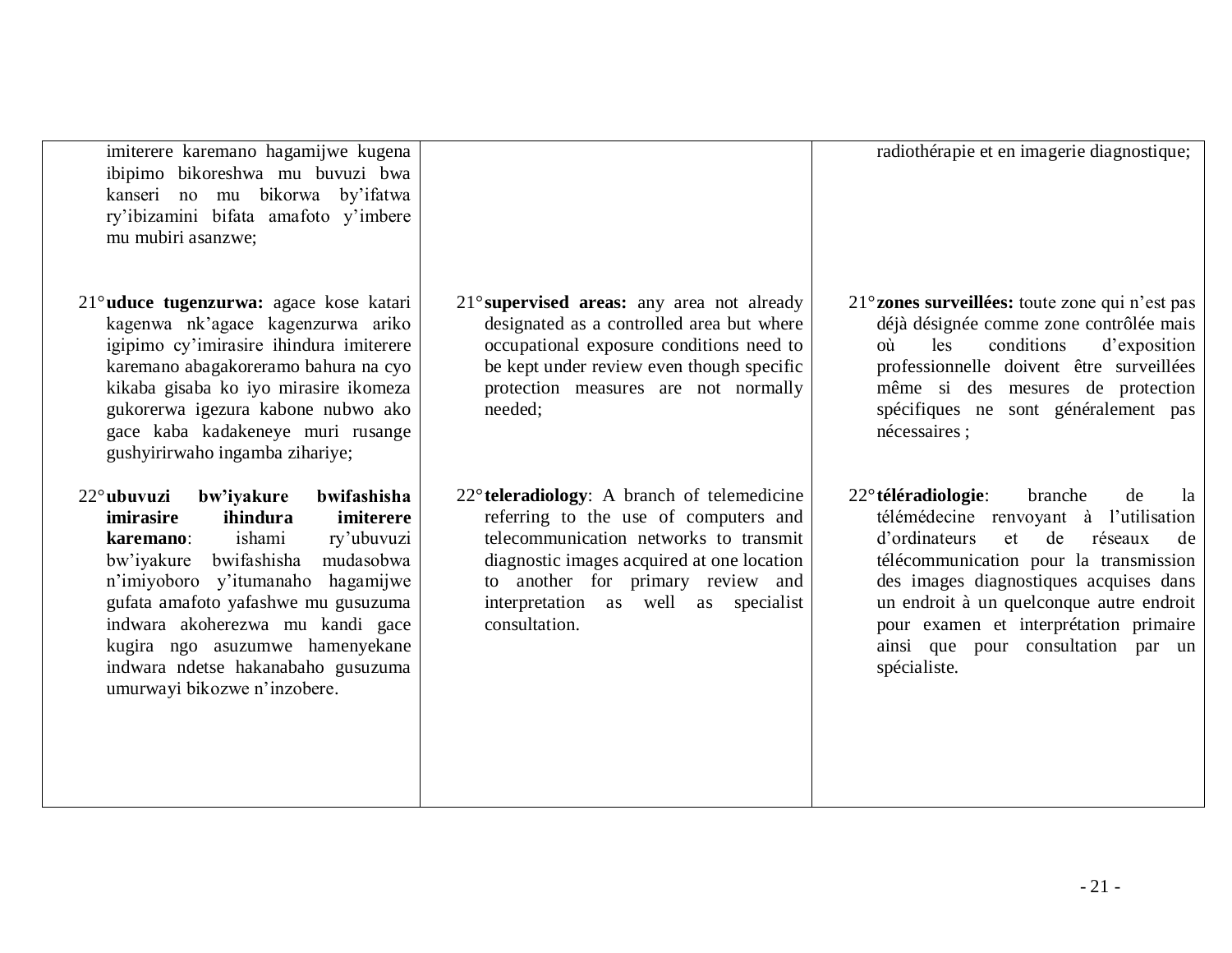| | | |
|---|---|---|
| imiterere karemano hagamijwe kugena ibipimo bikoreshwa mu buvuzi bwa kanseri no mu bikorwa by'ifatwa ry'ibizamini bifata amafoto y'imbere mu mubiri asanzwe; | | radiothérapie et en imagerie diagnostique; |
| 21° **uduce tugenzurwa:** agace kose katari kagenwa nk'agace kagenzurwa ariko igipimo cy'imirasire ihindura imiterere karemano abagakoreramo bahura na cyo kikaba gisaba ko iyo mirasire ikomeza gukorerwa igezura kabone nubwo ako gace kaba kadakeneye muri rusange gushyiririrwaho ingamba zihariye; | 21° **supervised areas:** any area not already designated as a controlled area but where occupational exposure conditions need to be kept under review even though specific protection measures are not normally needed; | 21° **zones surveillées:** toute zone qui n'est pas déjà désignée comme zone contrôlée mais où les conditions d'exposition professionnelle doivent être surveillées même si des mesures de protection spécifiques ne sont généralement pas nécessaires ; |
| 22° **ubuvuzi bw'iyakure bwifashisha imirasire ihindura imiterere karemano**: ishami ry'ubuvuzi bw'iyakure bwifashisha mudasobwa n'imiyoboro y'itumanaho hagamijwe gufata amafoto yafashwe mu gusuzuma indwara akoherezwa mu kandi gace kugira ngo asuzumwe hamenyekane indwara ndetse hakanabaho gusuzuma umurwayi bikozwe n'inzobere. | 22° **teleradiology**: A branch of telemedicine referring to the use of computers and telecommunication networks to transmit diagnostic images acquired at one location to another for primary review and interpretation as well as specialist consultation. | 22° **téléradiologie**: branche de la télémédecine renvoyant à l'utilisation d'ordinateurs et de réseaux de télécommunication pour la transmission des images diagnostiques acquises dans un endroit à un quelconque autre endroit pour examen et interprétation primaire ainsi que pour consultation par un spécialiste. |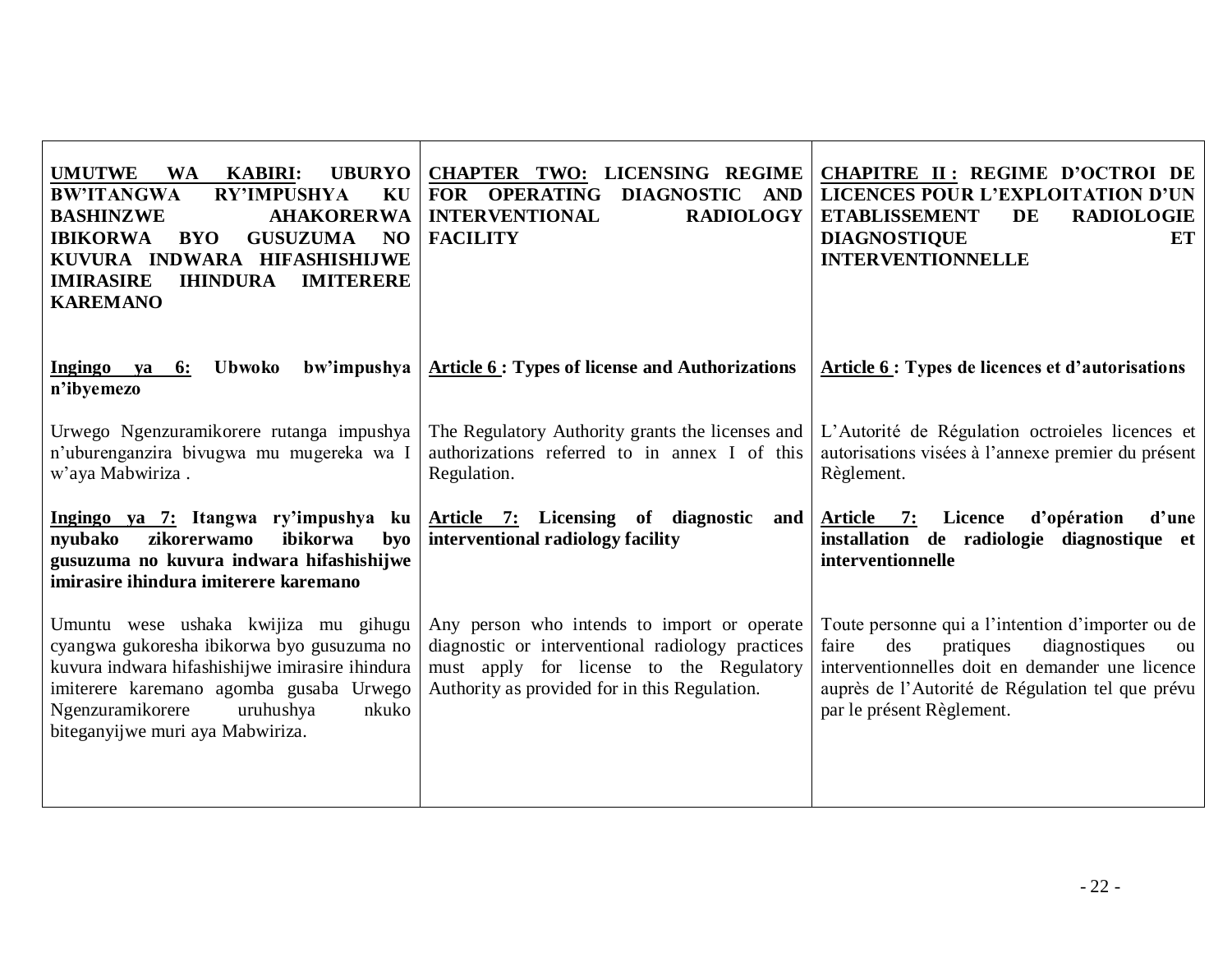| **UMUTWE WA KABIRI: UBURYO BW'ITANGWA RY'IMPUSHYA KU BASHINZWE AHAKORERWA IBIKORWA BYO GUSUZUMA NO KUVURA INDWARA HIFASHISHIJWE IMIRASIRE IHINDURA IMITERERE KAREMANO** | **CHAPTER TWO: LICENSING REGIME FOR OPERATING DIAGNOSTIC AND INTERVENTIONAL RADIOLOGY FACILITY** | **CHAPITRE II : REGIME D'OCTROI DE LICENCES POUR L'EXPLOITATION D'UN ETABLISSEMENT DE RADIOLOGIE DIAGNOSTIQUE ET INTERVENTIONNELLE** |
|---|---|---|
| **Ingingo ya 6: Ubwoko bw'impushya n'ibyemezo** | **Article 6 : Types of license and Authorizations** | **Article 6 : Types de licences et d'autorisations** |
| Urwego Ngenzuramikorere rutanga impushya n'uburenganzira bivugwa mu mugereka wa I w'aya Mabwiriza . | The Regulatory Authority grants the licenses and authorizations referred to in annex I of this Regulation. | L'Autorité de Régulation octroieles licences et autorisations visées à l'annexe premier du présent Règlement. |
| **Ingingo ya 7: Itangwa ry'impushya ku nyubako zikorerwamo ibikorwa byo gusuzuma no kuvura indwara hifashishijwe imirasire ihindura imiterere karemano** | **Article 7: Licensing of diagnostic and interventional radiology facility** | **Article 7: Licence d'opération d'une installation de radiologie diagnostique et interventionnelle** |
| Umuntu wese ushaka kwijiza mu gihugu cyangwa gukoresha ibikorwa byo gusuzuma no kuvura indwara hifashishijwe imirasire ihindura imiterere karemano agomba gusaba Urwego Ngenzuramikorere uruhushya nkuko biteganyijwe muri aya Mabwiriza. | Any person who intends to import or operate diagnostic or interventional radiology practices must apply for license to the Regulatory Authority as provided for in this Regulation. | Toute personne qui a l'intention d'importer ou de faire des pratiques diagnostiques ou interventionnelles doit en demander une licence auprès de l'Autorité de Régulation tel que prévu par le présent Règlement. |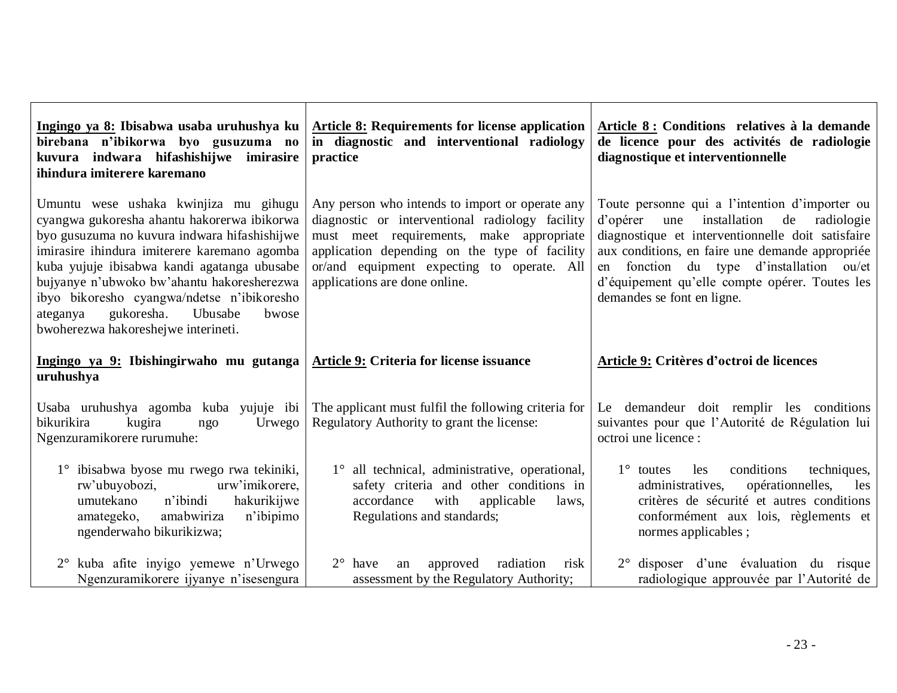| **Ingingo ya 8: Ibisabwa usaba uruhushya ku birebana n'ibikorwa byo gusuzuma no kuvura indwara hifashishijwe imirasire ihindura imiterere karemano** | **Article 8: Requirements for license application in diagnostic and interventional radiology practice** | **Article 8 : Conditions relatives à la demande de licence pour des activités de radiologie diagnostique et interventionnelle** |
|---|---|---|
| Umuntu wese ushaka kwinjiza mu gihugu cyangwa gukoresha ahantu hakorerwa ibikorwa byo gusuzuma no kuvura indwara hifashishijwe imirasire ihindura imiterere karemano agomba kuba yujuje ibisabwa kandi agatanga ubusabe bujyanye n'ubwoko bw'ahantu hakoresherezwa ibyo bikoresho cyangwa/ndetse n'ibikoresho ateganya gukoresha. Ubusabe bwose bwoherezwa hakoreshejwe interineti. | Any person who intends to import or operate any diagnostic or interventional radiology facility must meet requirements, make appropriate application depending on the type of facility or/and equipment expecting to operate. All applications are done online. | Toute personne qui a l'intention d'importer ou d'opérer une installation de radiologie diagnostique et interventionnelle doit satisfaire aux conditions, en faire une demande appropriée en fonction du type d'installation ou/et d'équipement qu'elle compte opérer. Toutes les demandes se font en ligne. |
| **Ingingo ya 9: Ibishingirwaho mu gutanga uruhushya** | **Article 9: Criteria for license issuance** | **Article 9: Critères d'octroi de licences** |
| Usaba uruhushya agomba kuba yujuje ibi bikurikira kugira ngo Urwego Ngenzuramikorere rurumuhe: | The applicant must fulfil the following criteria for Regulatory Authority to grant the license: | Le demandeur doit remplir les conditions suivantes pour que l'Autorité de Régulation lui octroi une licence : |
| 1° ibisabwa byose mu rwego rwa tekiniki, rw'ubuyobozi, urw'imikorere, umutekano n'ibindi hakurikijwe amategeko, amabwiriza n'ibipimo ngenderwaho bikurikizwa; | 1° all technical, administrative, operational, safety criteria and other conditions in accordance with applicable laws, Regulations and standards; | 1° toutes les conditions techniques, administratives, opérationnelles, les critères de sécurité et autres conditions conformément aux lois, règlements et normes applicables ; |
| 2° kuba afite inyigo yemewe n'Urwego Ngenzuramikorere ijyanye n'isesengura | 2° have an approved radiation risk assessment by the Regulatory Authority; | 2° disposer d'une évaluation du risque radiologique approuvée par l'Autorité de |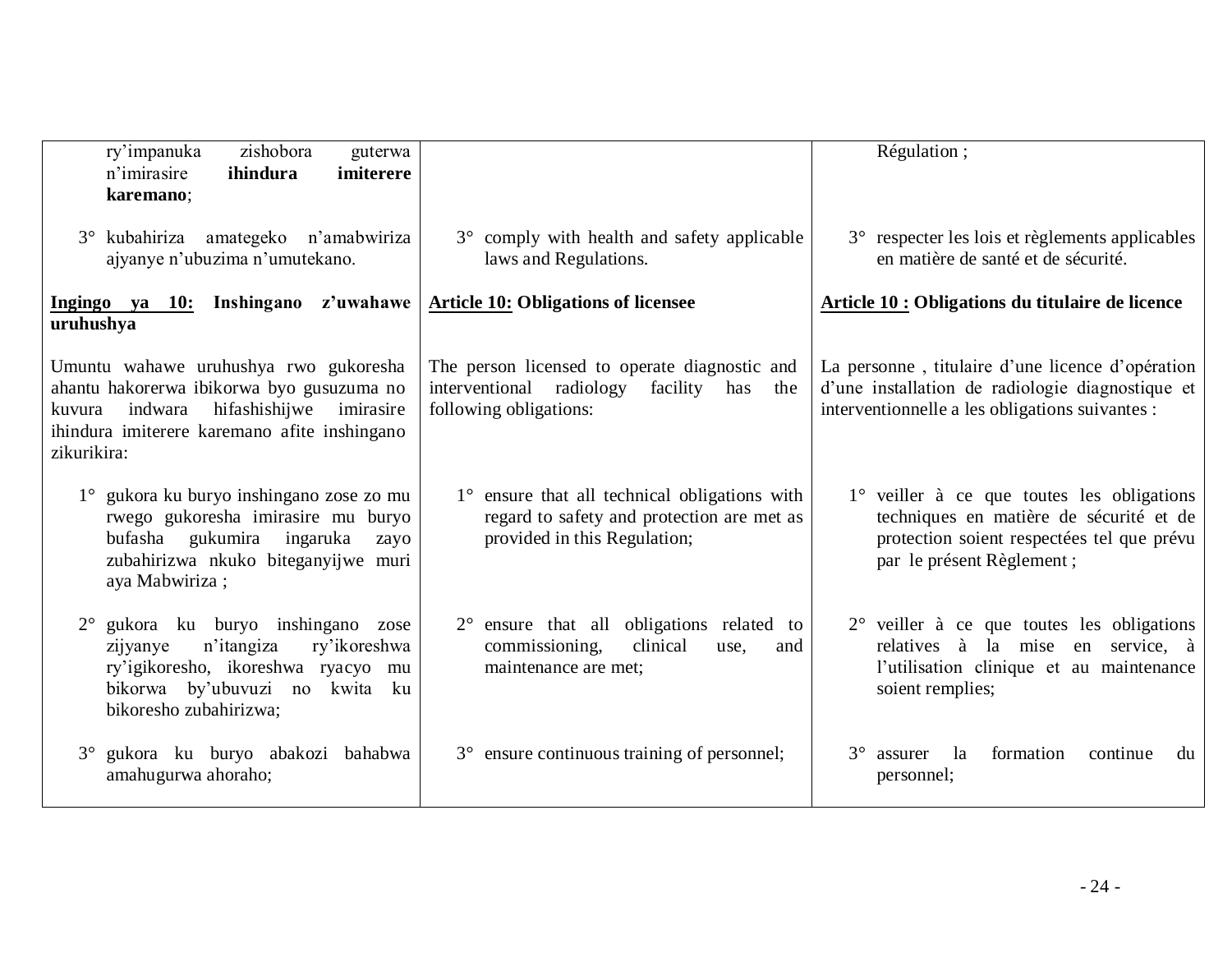| Kinyarwanda | English | Français |
|---|---|---|
| ry'impanuka zishobora guterwa n'imirasire **ihindura imiterere karemano**; | | Régulation ; |
| 3° kubahiriza amategeko n'amabwiriza ajyanye n'ubuzima n'umutekano. | 3° comply with health and safety applicable laws and Regulations. | 3° respecter les lois et règlements applicables en matière de santé et de sécurité. |
| **<u>Ingingo ya 10:</u> Inshingano z'uwahawe uruhushya** | **<u>Article 10:</u> Obligations of licensee** | **<u>Article 10 :</u> Obligations du titulaire de licence** |
| Umuntu wahawe uruhushya rwo gukoresha ahantu hakorerwa ibikorwa byo gusuzuma no kuvura indwara hifashishijwe imirasire ihindura imiterere karemano afite inshingano zikurikira: | The person licensed to operate diagnostic and interventional radiology facility has the following obligations: | La personne , titulaire d'une licence d'opération d'une installation de radiologie diagnostique et interventionnelle a les obligations suivantes : |
| 1° gukora ku buryo inshingano zose zo mu rwego gukoresha imirasire mu buryo bufasha gukumira ingaruka zayo zubahirizwa nkuko biteganyijwe muri aya Mabwiriza ; | 1° ensure that all technical obligations with regard to safety and protection are met as provided in this Regulation; | 1° veiller à ce que toutes les obligations techniques en matière de sécurité et de protection soient respectées tel que prévu par le présent Règlement ; |
| 2° gukora ku buryo inshingano zose zijyanye n'itangiza ry'ikoreshwa ry'igikoresho, ikoreshwa ryacyo mu bikorwa by'ubuvuzi no kwita ku bikoresho zubahirizwa; | 2° ensure that all obligations related to commissioning, clinical use, and maintenance are met; | 2° veiller à ce que toutes les obligations relatives à la mise en service, à l'utilisation clinique et au maintenance soient remplies; |
| 3° gukora ku buryo abakozi bahabwa amahugurwa ahoraho; | 3° ensure continuous training of personnel; | 3° assurer la formation continue du personnel; |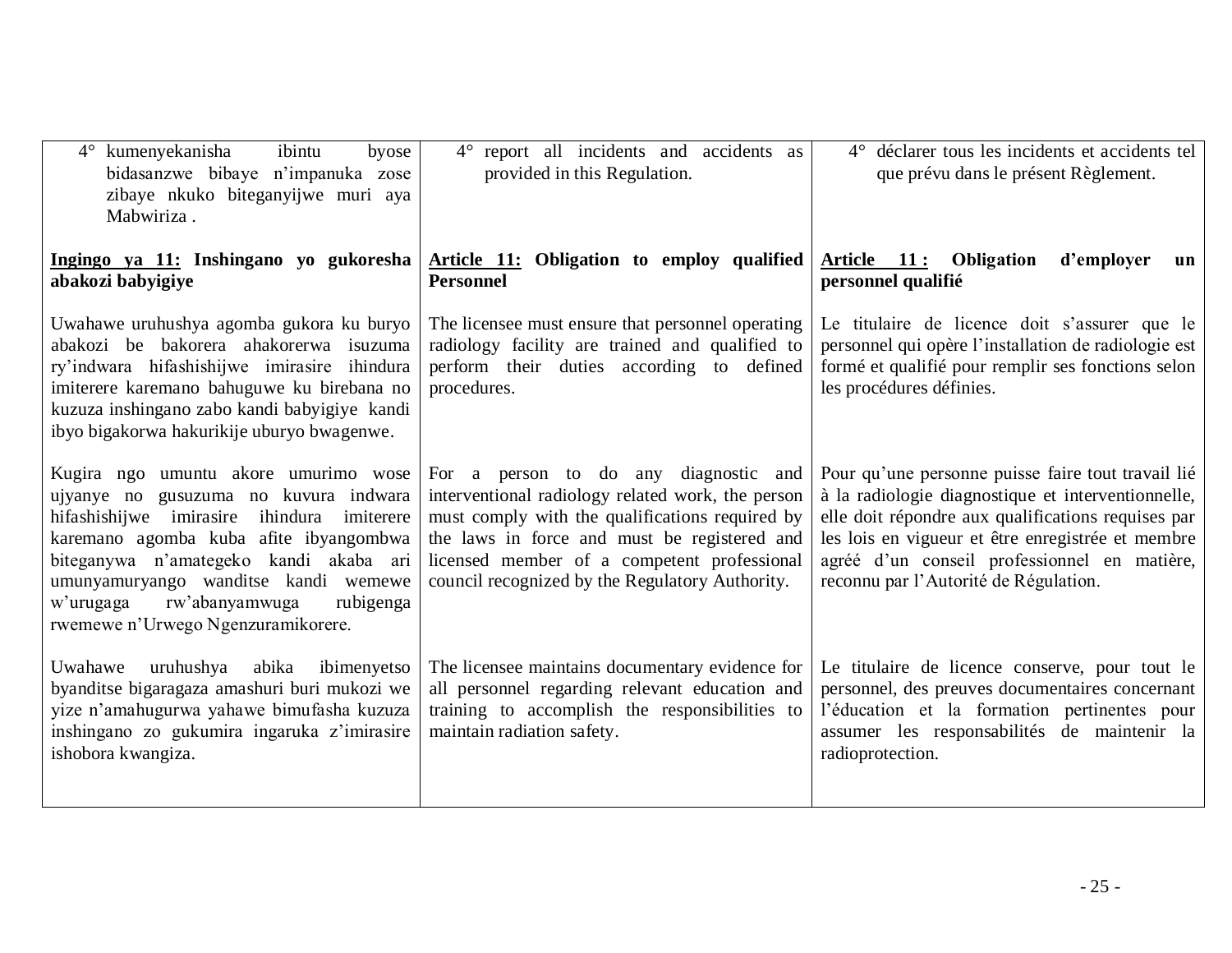| | | |
|---|---|---|
| 4° kumenyekanisha ibintu byose bidasanzwe bibaye n'impanuka zose zibaye nkuko biteganyijwe muri aya Mabwiriza . | 4° report all incidents and accidents as provided in this Regulation. | 4° déclarer tous les incidents et accidents tel que prévu dans le présent Règlement. |
| <u>**Ingingo ya 11:**</u> **Inshingano yo gukoresha abakozi babyigiye** | <u>**Article 11:**</u> **Obligation to employ qualified Personnel** | <u>**Article 11 :**</u> **Obligation d'employer un personnel qualifié** |
| Uwahawe uruhushya agomba gukora ku buryo abakozi be bakorera ahakorerwa isuzuma ry'indwara hifashishijwe imirasire ihindura imiterere karemano bahuguwe ku birebana no kuzuza inshingano zabo kandi babyigiye kandi ibyo bigakorwa hakurikije uburyo bwagenwe. | The licensee must ensure that personnel operating radiology facility are trained and qualified to perform their duties according to defined procedures. | Le titulaire de licence doit s'assurer que le personnel qui opère l'installation de radiologie est formé et qualifié pour remplir ses fonctions selon les procédures définies. |
| Kugira ngo umuntu akore umurimo wose ujyanye no gusuzuma no kuvura indwara hifashishijwe imirasire ihindura imiterere karemano agomba kuba afite ibyangombwa biteganywa n'amategeko kandi akaba ari umunyamuryango wanditse kandi wemewe w'urugaga rw'abanyamwuga rubigenga rwemewe n'Urwego Ngenzuramikorere. | For a person to do any diagnostic and interventional radiology related work, the person must comply with the qualifications required by the laws in force and must be registered and licensed member of a competent professional council recognized by the Regulatory Authority. | Pour qu'une personne puisse faire tout travail lié à la radiologie diagnostique et interventionnelle, elle doit répondre aux qualifications requises par les lois en vigueur et être enregistrée et membre agréé d'un conseil professionnel en matière, reconnu par l'Autorité de Régulation. |
| Uwahawe uruhushya abika ibimenyetso byanditse bigaragaza amashuri buri mukozi we yize n'amahugurwa yahawe bimufasha kuzuza inshingano zo gukumira ingaruka z'imirasire ishobora kwangiza. | The licensee maintains documentary evidence for all personnel regarding relevant education and training to accomplish the responsibilities to maintain radiation safety. | Le titulaire de licence conserve, pour tout le personnel, des preuves documentaires concernant l'éducation et la formation pertinentes pour assumer les responsabilités de maintenir la radioprotection. |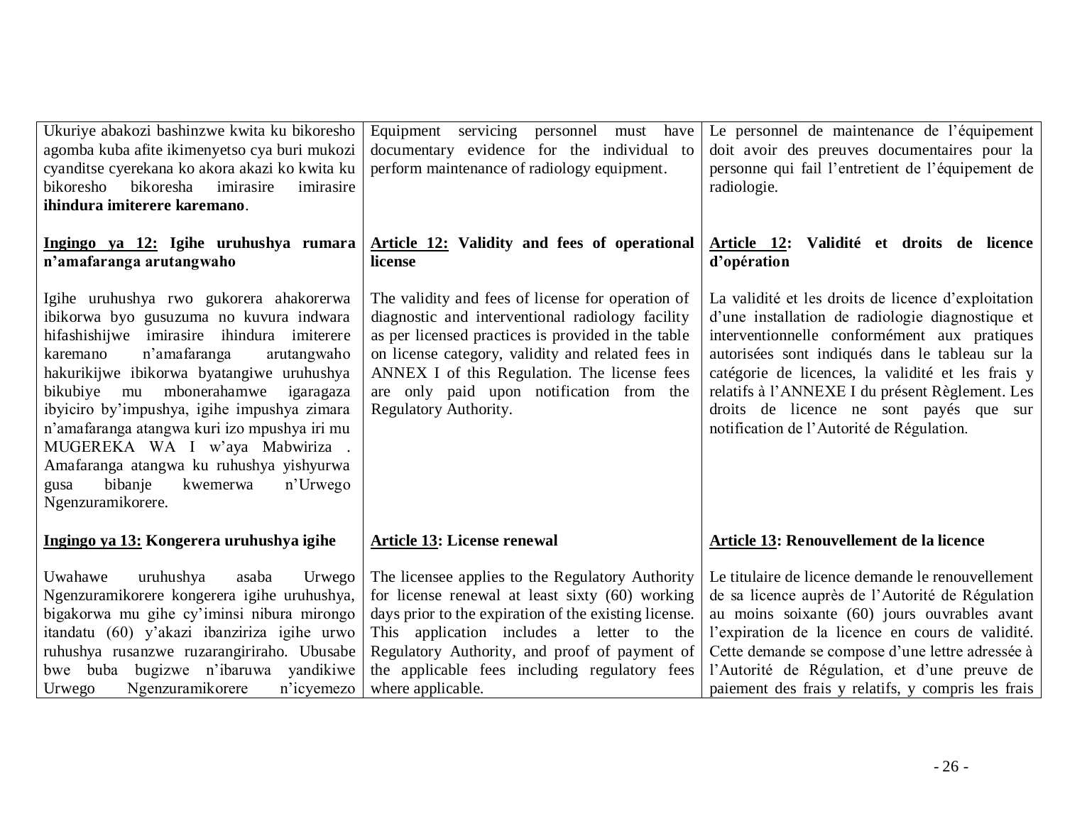| Kinyarwanda | English | Français |
|---|---|---|
| Ukuriye abakozi bashinzwe kwita ku bikoresho agomba kuba afite ikimenyetso cya buri mukozi cyanditse cyerekana ko akora akazi ko kwita ku bikoresho bikoresha imirasire imirasire **ihindura imiterere karemano**. | Equipment servicing personnel must have documentary evidence for the individual to perform maintenance of radiology equipment. | Le personnel de maintenance de l'équipement doit avoir des preuves documentaires pour la personne qui fail l'entretient de l'équipement de radiologie. |
| **<u>Ingingo ya 12:</u> Igihe uruhushya rumara n'amafaranga arutangwaho** | **<u>Article 12:</u> Validity and fees of operational license** | **<u>Article 12</u>: Validité et droits de licence d'opération** |
| Igihe uruhushya rwo gukorera ahakorerwa ibikorwa byo gusuzuma no kuvura indwara hifashishijwe imirasire ihindura imiterere karemano n'amafaranga arutangwaho hakurikijwe ibikorwa byatangiwe uruhushya bikubiye mu mbonerahamwe igaragaza ibyiciro by'impushya, igihe impushya zimara n'amafaranga atangwa kuri izo mpushya iri mu MUGEREKA WA I w'aya Mabwiriza . Amafaranga atangwa ku ruhushya yishyurwa gusa bibanje kwemerwa n'Urwego Ngenzuramikorere. | The validity and fees of license for operation of diagnostic and interventional radiology facility as per licensed practices is provided in the table on license category, validity and related fees in ANNEX I of this Regulation. The license fees are only paid upon notification from the Regulatory Authority. | La validité et les droits de licence d'exploitation d'une installation de radiologie diagnostique et interventionnelle conformément aux pratiques autorisées sont indiqués dans le tableau sur la catégorie de licences, la validité et les frais y relatifs à l'ANNEXE I du présent Règlement. Les droits de licence ne sont payés que sur notification de l'Autorité de Régulation. |
| **<u>Ingingo ya 13:</u> Kongerera uruhushya igihe** | **<u>Article 13</u>: License renewal** | **<u>Article 13</u>: Renouvellement de la licence** |
| Uwahawe uruhushya asaba Urwego Ngenzuramikorere kongerera igihe uruhushya, bigakorwa mu gihe cy'iminsi nibura mirongo itandatu (60) y'akazi ibanziriza igihe urwo ruhushya rusanzwe ruzarangiriraho. Ubusabe bwe buba bugizwe n'ibaruwa yandikiwe Urwego Ngenzuramikorere n'icyemezo | The licensee applies to the Regulatory Authority for license renewal at least sixty (60) working days prior to the expiration of the existing license. This application includes a letter to the Regulatory Authority, and proof of payment of the applicable fees including regulatory fees where applicable. | Le titulaire de licence demande le renouvellement de sa licence auprès de l'Autorité de Régulation au moins soixante (60) jours ouvrables avant l'expiration de la licence en cours de validité. Cette demande se compose d'une lettre adressée à l'Autorité de Régulation, et d'une preuve de paiement des frais y relatifs, y compris les frais |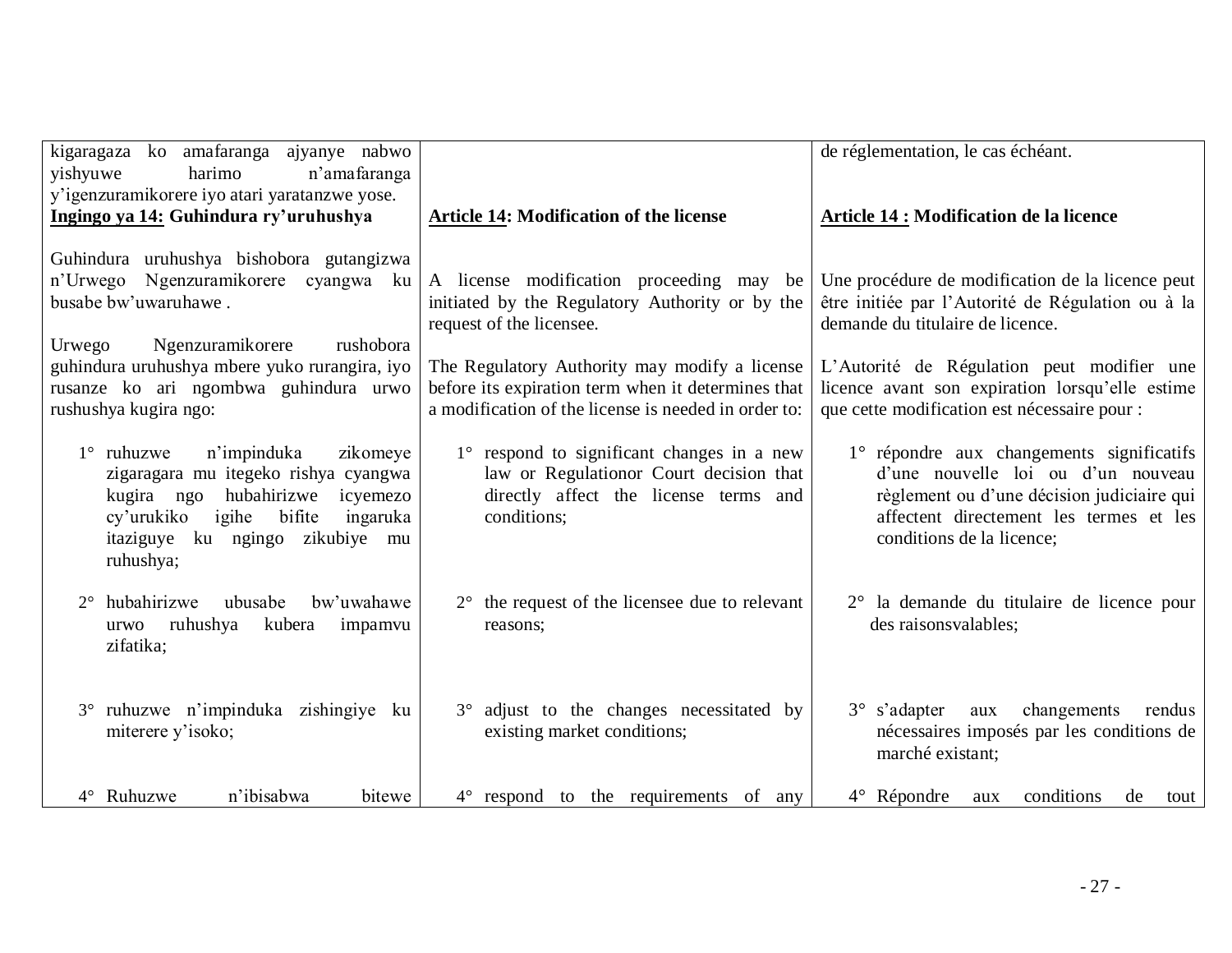| | | |
|---|---|---|
| kigaragaza ko amafaranga ajyanye nabwo yishyuwe harimo n'amafaranga y'igenzuramikorere iyo atari yaratanzwe yose. | | de réglementation, le cas échéant. |
| **Ingingo ya 14: Guhindura ry'uruhushya** | **Article 14: Modification of the license** | **Article 14 : Modification de la licence** |
| Guhindura uruhushya bishobora gutangizwa n'Urwego Ngenzuramikorere cyangwa ku busabe bw'uwaruhawe . | A license modification proceeding may be initiated by the Regulatory Authority or by the request of the licensee. | Une procédure de modification de la licence peut être initiée par l'Autorité de Régulation ou à la demande du titulaire de licence. |
| Urwego Ngenzuramikorere rushobora guhindura uruhushya mbere yuko rurangira, iyo rusanze ko ari ngombwa guhindura urwo rushushya kugira ngo: | The Regulatory Authority may modify a license before its expiration term when it determines that a modification of the license is needed in order to: | L'Autorité de Régulation peut modifier une licence avant son expiration lorsqu'elle estime que cette modification est nécessaire pour : |
| 1° ruhuzwe n'impinduka zikomeye zigaragara mu itegeko rishya cyangwa kugira ngo hubahirizwe icyemezo cy'urukiko igihe bifite ingaruka itaziguye ku ngingo zikubiye mu ruhushya; | 1° respond to significant changes in a new law or Regulationor Court decision that directly affect the license terms and conditions; | 1° répondre aux changements significatifs d'une nouvelle loi ou d'un nouveau règlement ou d'une décision judiciaire qui affectent directement les termes et les conditions de la licence; |
| 2° hubahirizwe ubusabe bw'uwahawe urwo ruhushya kubera impamvu zifatika; | 2° the request of the licensee due to relevant reasons; | 2° la demande du titulaire de licence pour des raisonsvalables; |
| 3° ruhuzwe n'impinduka zishingiye ku miterere y'isoko; | 3° adjust to the changes necessitated by existing market conditions; | 3° s'adapter aux changements rendus nécessaires imposés par les conditions de marché existant; |
| 4° Ruhuzwe n'ibisabwa bitewe | 4° respond to the requirements of any | 4° Répondre aux conditions de tout |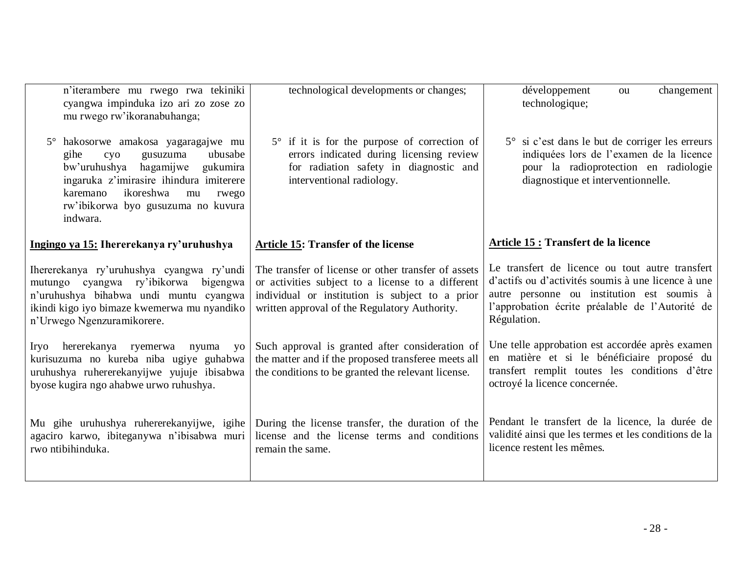| | | |
|---|---|---|
| n'iterambere mu rwego rwa tekiniki cyangwa impinduka izo ari zo zose zo mu rwego rw'ikoranabuhanga;<br><br>5° hakosorwe amakosa yagaragajwe mu gihe cyo gusuzuma ubusabe bw'uruhushya hagamijwe gukumira ingaruka z'imirasire ihindura imiterere karemano ikoreshwa mu rwego rw'ibikorwa byo gusuzuma no kuvura indwara. | technological developments or changes;<br><br>5° if it is for the purpose of correction of errors indicated during licensing review for radiation safety in diagnostic and interventional radiology. | développement ou changement technologique;<br><br>5° si c'est dans le but de corriger les erreurs indiquées lors de l'examen de la licence pour la radioprotection en radiologie diagnostique et interventionnelle. |
| **<u>Ingingo ya 15:</u> Ihererekanya ry'uruhushya** | **<u>Article 15</u>: Transfer of the license** | **<u>Article 15 :</u> Transfert de la licence** |
| Ihererekanya ry'uruhushya cyangwa ry'undi mutungo cyangwa ry'ibikorwa bigengwa n'uruhushya bihabwa undi muntu cyangwa ikindi kigo iyo bimaze kwemerwa mu nyandiko n'Urwego Ngenzuramikorere. | The transfer of license or other transfer of assets or activities subject to a license to a different individual or institution is subject to a prior written approval of the Regulatory Authority. | Le transfert de licence ou tout autre transfert d'actifs ou d'activités soumis à une licence à une autre personne ou institution est soumis à l'approbation écrite préalable de l'Autorité de Régulation. |
| Iryo ihererekanya ryemerwa nyuma yo kurisuzuma no kureba niba ugiye guhabwa uruhushya ruhererekanyijwe yujuje ibisabwa byose kugira ngo ahabwe urwo ruhushya. | Such approval is granted after consideration of the matter and if the proposed transferee meets all the conditions to be granted the relevant license. | Une telle approbation est accordée après examen en matière et si le bénéficiaire proposé du transfert remplit toutes les conditions d'être octroyé la licence concernée. |
| Mu gihe uruhushya ruhererekanyijwe, igihe agaciro karwo, ibiteganywa n'ibisabwa muri rwo ntibihinduka. | During the license transfer, the duration of the license and the license terms and conditions remain the same. | Pendant le transfert de la licence, la durée de validité ainsi que les termes et les conditions de la licence restent les mêmes. |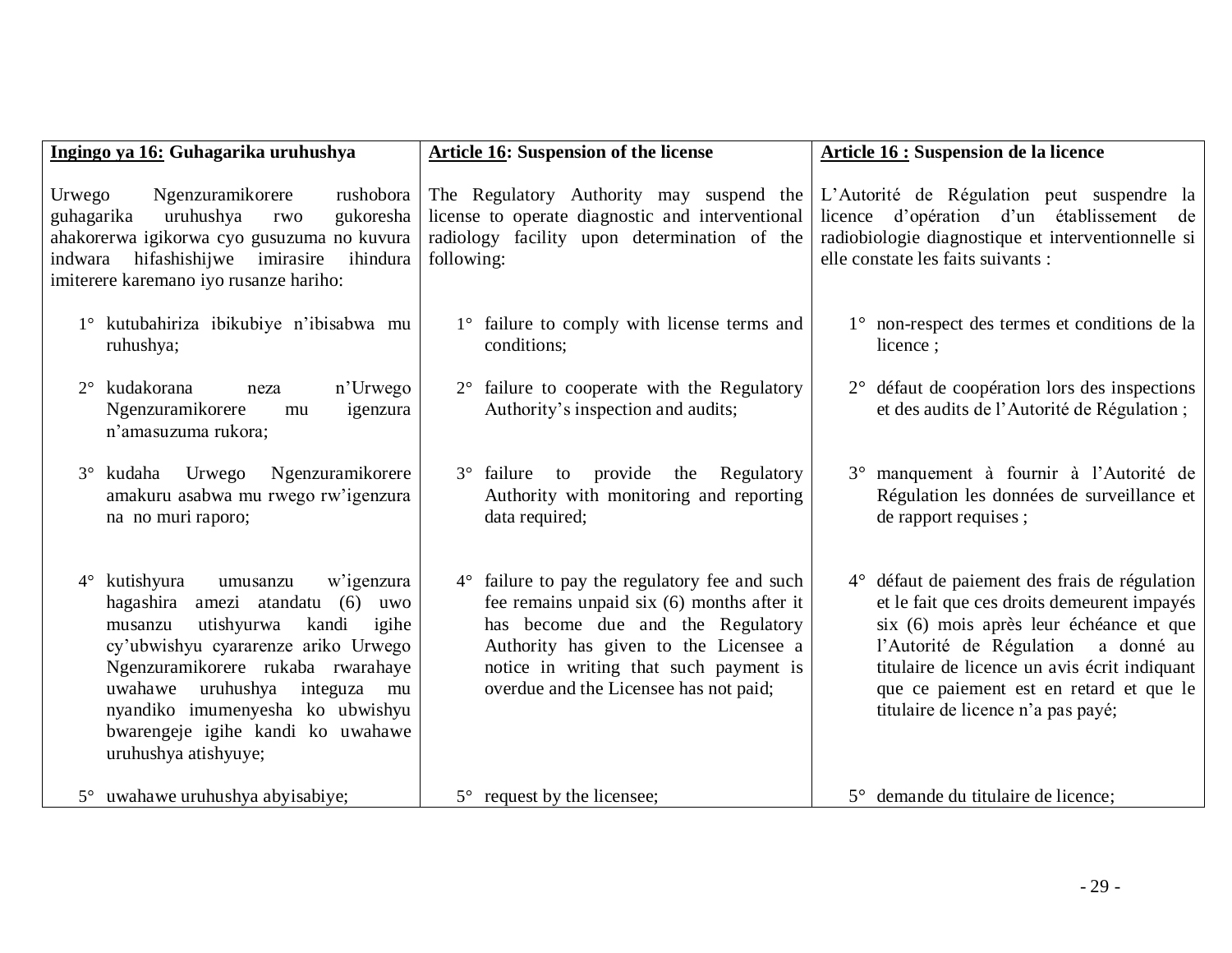| **Ingingo ya 16: Guhagarika uruhushya** | **Article 16: Suspension of the license** | **Article 16 : Suspension de la licence** |
|---|---|---|
| Urwego Ngenzuramikorere rushobora guhagarika uruhushya rwo gukoresha ahakorerwa igikorwa cyo gusuzuma no kuvura indwara hifashishijwe imirasire ihindura imiterere karemano iyo rusanze hariho: | The Regulatory Authority may suspend the license to operate diagnostic and interventional radiology facility upon determination of the following: | L'Autorité de Régulation peut suspendre la licence d'opération d'un établissement de radiobiologie diagnostique et interventionnelle si elle constate les faits suivants : |
| 1° kutubahiriza ibikubiye n'ibisabwa mu ruhushya; | 1° failure to comply with license terms and conditions; | 1° non-respect des termes et conditions de la licence ; |
| 2° kudakorana neza n'Urwego Ngenzuramikorere mu igenzura n'amasuzuma rukora; | 2° failure to cooperate with the Regulatory Authority's inspection and audits; | 2° défaut de coopération lors des inspections et des audits de l'Autorité de Régulation ; |
| 3° kudaha Urwego Ngenzuramikorere amakuru asabwa mu rwego rw'igenzura na no muri raporo; | 3° failure to provide the Regulatory Authority with monitoring and reporting data required; | 3° manquement à fournir à l'Autorité de Régulation les données de surveillance et de rapport requises ; |
| 4° kutishyura umusanzu w'igenzura hagashira amezi atandatu (6) uwo musanzu utishyurwa kandi igihe cy'ubwishyu cyararenze ariko Urwego Ngenzuramikorere rukaba rwarahaye uwahawe uruhushya integuza mu nyandiko imumenyesha ko ubwishyu bwarengeje igihe kandi ko uwahawe uruhushya atishyuye; | 4° failure to pay the regulatory fee and such fee remains unpaid six (6) months after it has become due and the Regulatory Authority has given to the Licensee a notice in writing that such payment is overdue and the Licensee has not paid; | 4° défaut de paiement des frais de régulation et le fait que ces droits demeurent impayés six (6) mois après leur échéance et que l'Autorité de Régulation a donné au titulaire de licence un avis écrit indiquant que ce paiement est en retard et que le titulaire de licence n'a pas payé; |
| 5° uwahawe uruhushya abyisabiye; | 5° request by the licensee; | 5° demande du titulaire de licence; |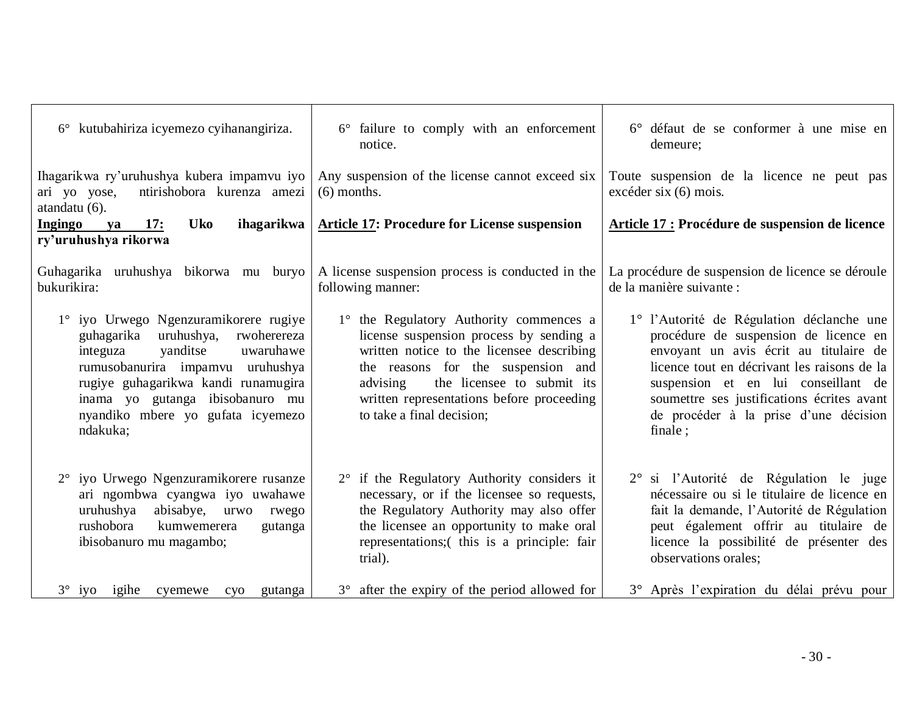| | | |
|---|---|---|
| 6° kutubahiriza icyemezo cyihanangiriza. | 6° failure to comply with an enforcement notice. | 6° défaut de se conformer à une mise en demeure; |
| Ihagarikwa ry'uruhushya kubera impamvu iyo ari yo yose, ntirishobora kurenza amezi atandatu (6). | Any suspension of the license cannot exceed six (6) months. | Toute suspension de la licence ne peut pas excéder six (6) mois. |
| **<u>Ingingo ya 17:</u> Uko ihagarikwa ry'uruhushya rikorwa** | **<u>Article 17</u>: Procedure for License suspension** | **<u>Article 17 :</u> Procédure de suspension de licence** |
| Guhagarika uruhushya bikorwa mu buryo bukurikira: | A license suspension process is conducted in the following manner: | La procédure de suspension de licence se déroule de la manière suivante : |
| 1° iyo Urwego Ngenzuramikorere rugiye guhagarika uruhushya, rwoherereza integuza yanditse uwaruhawe rumusobanurira impamvu uruhushya rugiye guhagarikwa kandi runamugira inama yo gutanga ibisobanuro mu nyandiko mbere yo gufata icyemezo ndakuka; | 1° the Regulatory Authority commences a license suspension process by sending a written notice to the licensee describing the reasons for the suspension and advising the licensee to submit its written representations before proceeding to take a final decision; | 1° l'Autorité de Régulation déclanche une procédure de suspension de licence en envoyant un avis écrit au titulaire de licence tout en décrivant les raisons de la suspension et en lui conseillant de soumettre ses justifications écrites avant de procéder à la prise d'une décision finale ; |
| 2° iyo Urwego Ngenzuramikorere rusanze ari ngombwa cyangwa iyo uwahawe uruhushya abisabye, urwo rwego rushobora kumwemerera gutanga ibisobanuro mu magambo; | 2° if the Regulatory Authority considers it necessary, or if the licensee so requests, the Regulatory Authority may also offer the licensee an opportunity to make oral representations;( this is a principle: fair trial). | 2° si l'Autorité de Régulation le juge nécessaire ou si le titulaire de licence en fait la demande, l'Autorité de Régulation peut également offrir au titulaire de licence la possibilité de présenter des observations orales; |
| 3° iyo igihe cyemewe cyo gutanga | 3° after the expiry of the period allowed for | 3° Après l'expiration du délai prévu pour |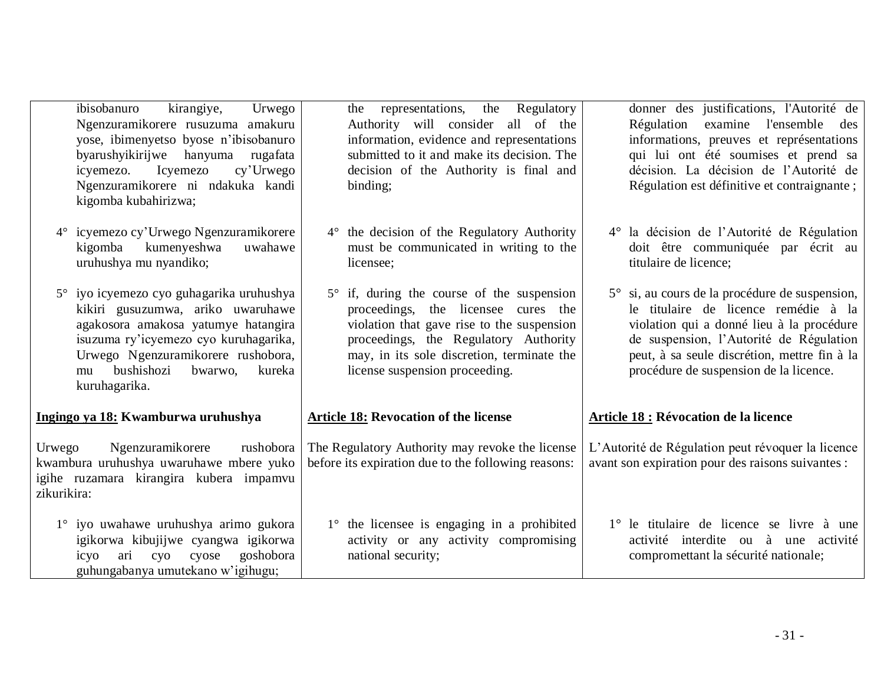| | | |
|---|---|---|
| ibisobanuro kirangiye, Urwego Ngenzuramikorere rusuzuma amakuru yose, ibimenyetso byose n'ibisobanuro byarushyikirijwe hanyuma rugafata icyemezo. Icyemezo cy'Urwego Ngenzuramikorere ni ndakuka kandi kigomba kubahirizwa; | the representations, the Regulatory Authority will consider all of the information, evidence and representations submitted to it and make its decision. The decision of the Authority is final and binding; | donner des justifications, l'Autorité de Régulation examine l'ensemble des informations, preuves et représentations qui lui ont été soumises et prend sa décision. La décision de l'Autorité de Régulation est définitive et contraignante ; |
| 4° icyemezo cy'Urwego Ngenzuramikorere kigomba kumenyeshwa uwahawe uruhushya mu nyandiko; | 4° the decision of the Regulatory Authority must be communicated in writing to the licensee; | 4° la décision de l'Autorité de Régulation doit être communiquée par écrit au titulaire de licence; |
| 5° iyo icyemezo cyo guhagarika uruhushya kikiri gusuzumwa, ariko uwaruhawe agakosora amakosa yatumye hatangira isuzuma ry'icyemezo cyo kuruhagarika, Urwego Ngenzuramikorere rushobora, mu bushishozi bwarwo, kureka kuruhagarika. | 5° if, during the course of the suspension proceedings, the licensee cures the violation that gave rise to the suspension proceedings, the Regulatory Authority may, in its sole discretion, terminate the license suspension proceeding. | 5° si, au cours de la procédure de suspension, le titulaire de licence remédie à la violation qui a donné lieu à la procédure de suspension, l'Autorité de Régulation peut, à sa seule discrétion, mettre fin à la procédure de suspension de la licence. |
| **<u>Ingingo ya 18:</u> Kwamburwa uruhushya** | **<u>Article 18:</u> Revocation of the license** | **<u>Article 18 :</u> Révocation de la licence** |
| Urwego Ngenzuramikorere rushobora kwambura uruhushya uwaruhawe mbere yuko igihe ruzamara kirangira kubera impamvu zikurikira: | The Regulatory Authority may revoke the license before its expiration due to the following reasons: | L'Autorité de Régulation peut révoquer la licence avant son expiration pour des raisons suivantes : |
| 1° iyo uwahawe uruhushya arimo gukora igikorwa kibujijwe cyangwa igikorwa icyo ari cyo cyose goshobora guhungabanya umutekano w'igihugu; | 1° the licensee is engaging in a prohibited activity or any activity compromising national security; | 1° le titulaire de licence se livre à une activité interdite ou à une activité compromettant la sécurité nationale; |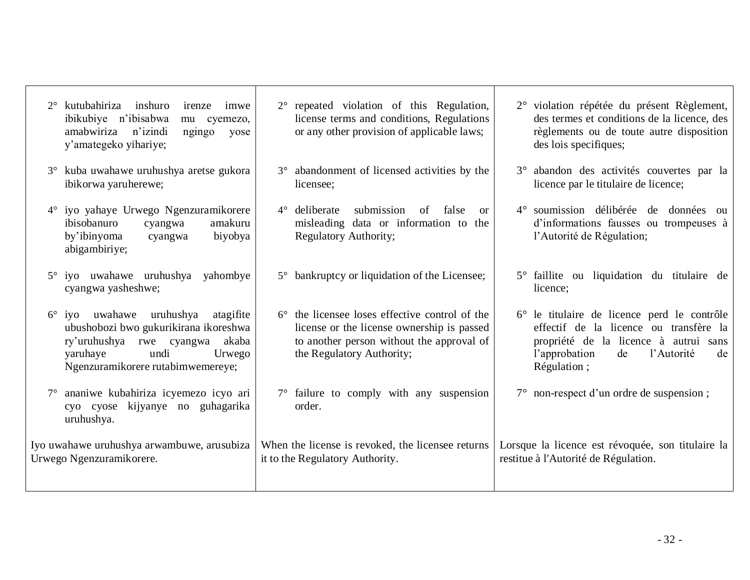| | | |
|---|---|---|
| 2° kutubahiriza inshuro irenze imwe ibikubiye n'ibisabwa mu cyemezo, amabwiriza n'izindi ngingo yose y'amategeko yihariye;<br><br>3° kuba uwahawe uruhushya aretse gukora ibikorwa yaruherewe;<br><br>4° iyo yahaye Urwego Ngenzuramikorere ibisobanuro cyangwa amakuru by'ibinyoma cyangwa biyobya abigambiriye;<br><br>5° iyo uwahawe uruhushya yahombye cyangwa yasheshwe;<br><br>6° iyo uwahawe uruhushya atagifite ubushobozi bwo gukurikirana ikoreshwa ry'uruhushya rwe cyangwa akaba yaruhaye undi Urwego Ngenzuramikorere rutabimwemereye;<br><br>7° ananiwe kubahiriza icyemezo icyo ari cyo cyose kijyanye no guhagarika uruhushya.<br><br>Iyo uwahawe uruhushya arwambuwe, arusubiza Urwego Ngenzuramikorere. | 2° repeated violation of this Regulation, license terms and conditions, Regulations or any other provision of applicable laws;<br><br>3° abandonment of licensed activities by the licensee;<br><br>4° deliberate submission of false or misleading data or information to the Regulatory Authority;<br><br>5° bankruptcy or liquidation of the Licensee;<br><br>6° the licensee loses effective control of the license or the license ownership is passed to another person without the approval of the Regulatory Authority;<br><br>7° failure to comply with any suspension order.<br><br>When the license is revoked, the licensee returns it to the Regulatory Authority. | 2° violation répétée du présent Règlement, des termes et conditions de la licence, des règlements ou de toute autre disposition des lois specifiques;<br><br>3° abandon des activités couvertes par la licence par le titulaire de licence;<br><br>4° soumission délibérée de données ou d'informations fausses ou trompeuses à l'Autorité de Régulation;<br><br>5° faillite ou liquidation du titulaire de licence;<br><br>6° le titulaire de licence perd le contrôle effectif de la licence ou transfère la propriété de la licence à autrui sans l'approbation de l'Autorité de Régulation ;<br><br>7° non-respect d'un ordre de suspension ;<br><br>Lorsque la licence est révoquée, son titulaire la restitue à l'Autorité de Régulation. |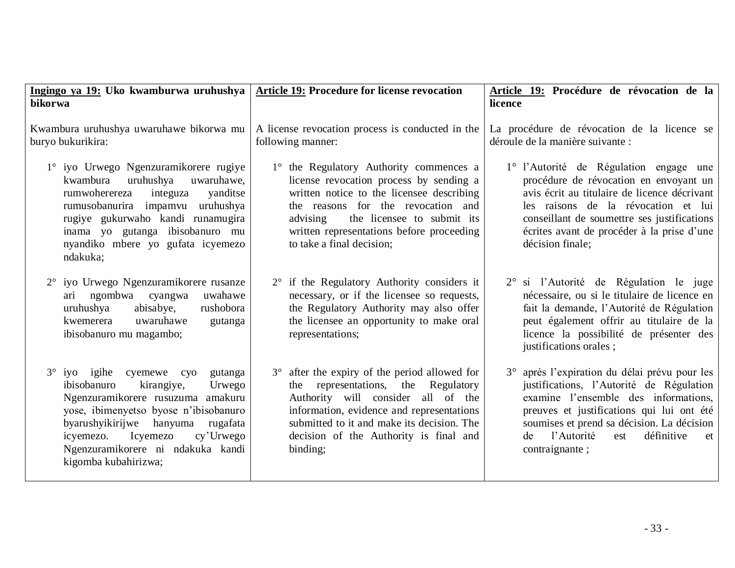| **Ingingo ya 19: Uko kwamburwa uruhushya bikorwa** | **Article 19: Procedure for license revocation** | **Article 19: Procédure de révocation de la licence** |
|---|---|---|
| Kwambura uruhushya uwaruhawe bikorwa mu buryo bukurikira: | A license revocation process is conducted in the following manner: | La procédure de révocation de la licence se déroule de la manière suivante : |
| 1° iyo Urwego Ngenzuramikorere rugiye kwambura uruhushya uwaruhawe, rumwoherereza integuza yanditse rumusobanurira impamvu uruhushya rugiye gukurwaho kandi runamugira inama yo gutanga ibisobanuro mu nyandiko mbere yo gufata icyemezo ndakuka; | 1° the Regulatory Authority commences a license revocation process by sending a written notice to the licensee describing the reasons for the revocation and advising the licensee to submit its written representations before proceeding to take a final decision; | 1° l'Autorité de Régulation engage une procédure de révocation en envoyant un avis écrit au titulaire de licence décrivant les raisons de la révocation et lui conseillant de soumettre ses justifications écrites avant de procéder à la prise d'une décision finale; |
| 2° iyo Urwego Ngenzuramikorere rusanze ari ngombwa cyangwa uwahawe uruhushya abisabye, rushobora kwemerera uwaruhawe gutanga ibisobanuro mu magambo; | 2° if the Regulatory Authority considers it necessary, or if the licensee so requests, the Regulatory Authority may also offer the licensee an opportunity to make oral representations; | 2° si l'Autorité de Régulation le juge nécessaire, ou si le titulaire de licence en fait la demande, l'Autorité de Régulation peut également offrir au titulaire de la licence la possibilité de présenter des justifications orales ; |
| 3° iyo igihe cyemewe cyo gutanga ibisobanuro kirangiye, Urwego Ngenzuramikorere rusuzuma amakuru yose, ibimenyetso byose n'ibisobanuro byarushyikirijwe hanyuma rugafata icyemezo. Icyemezo cy'Urwego Ngenzuramikorere ni ndakuka kandi kigomba kubahirizwa; | 3° after the expiry of the period allowed for the representations, the Regulatory Authority will consider all of the information, evidence and representations submitted to it and make its decision. The decision of the Authority is final and binding; | 3° après l'expiration du délai prévu pour les justifications, l'Autorité de Régulation examine l'ensemble des informations, preuves et justifications qui lui ont été soumises et prend sa décision. La décision de l'Autorité est définitive et contraignante ; |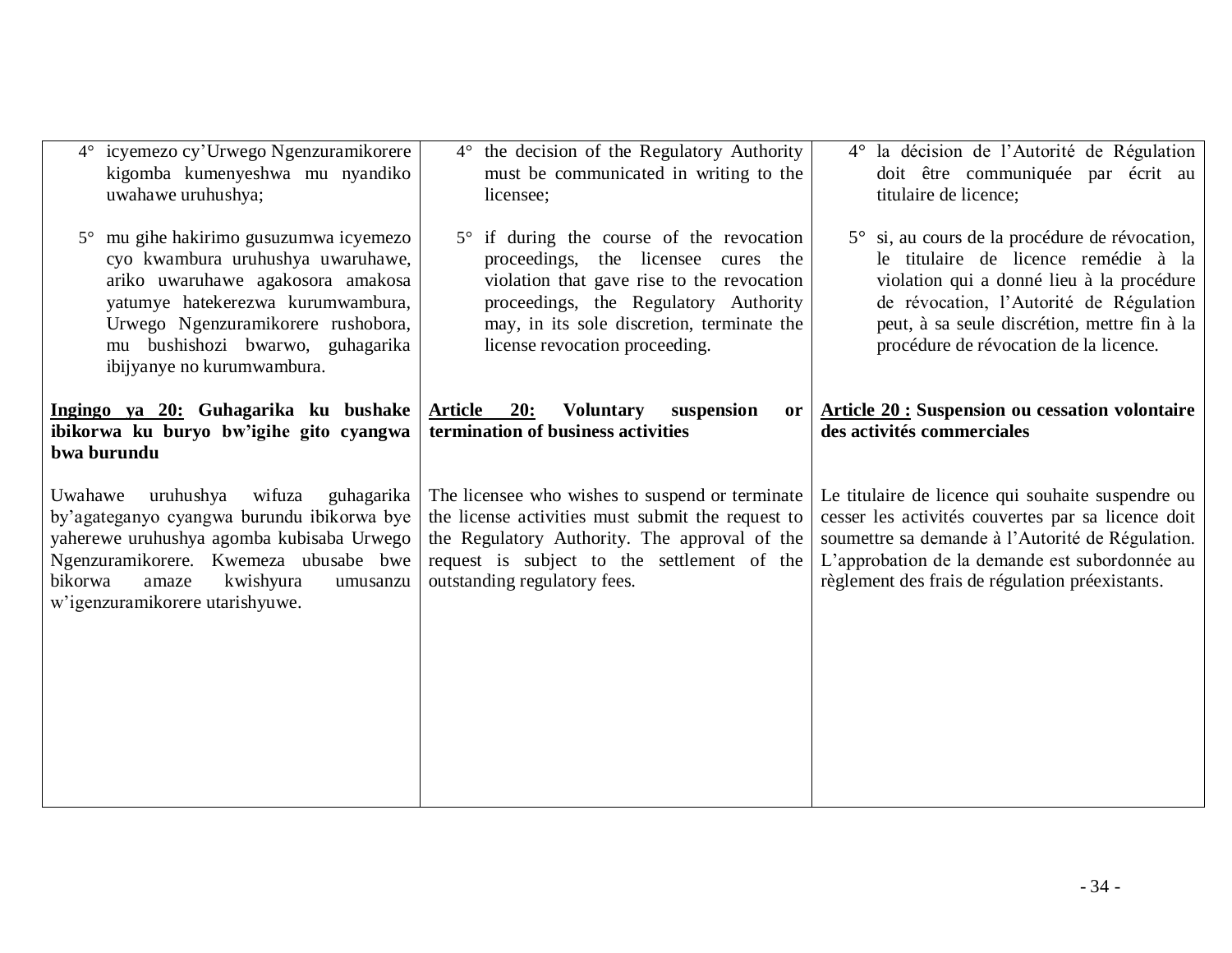4° icyemezo cy'Urwego Ngenzuramikorere kigomba kumenyeshwa mu nyandiko uwahawe uruhushya;

5° mu gihe hakirimo gusuzumwa icyemezo cyo kwambura uruhushya uwaruhawe, ariko uwaruhawe agakosora amakosa yatumye hatekerezwa kurumwambura, Urwego Ngenzuramikorere rushobora, mu bushishozi bwarwo, guhagarika ibijyanye no kurumwambura.

**Ingingo ya 20: Guhagarika ku bushake ibikorwa ku buryo bw'igihe gito cyangwa bwa burundu**

Uwahawe uruhushya wifuza guhagarika by'agateganyo cyangwa burundu ibikorwa bye yaherewe uruhushya agomba kubisaba Urwego Ngenzuramikorere. Kwemeza ubusabe bwe bikorwa amaze kwishyura umusanzu w'igenzuramikorere utarishyuwe.

4° the decision of the Regulatory Authority must be communicated in writing to the licensee;

5° if during the course of the revocation proceedings, the licensee cures the violation that gave rise to the revocation proceedings, the Regulatory Authority may, in its sole discretion, terminate the license revocation proceeding.

**Article 20: Voluntary suspension or termination of business activities**

The licensee who wishes to suspend or terminate the license activities must submit the request to the Regulatory Authority. The approval of the request is subject to the settlement of the outstanding regulatory fees.

4° la décision de l'Autorité de Régulation doit être communiquée par écrit au titulaire de licence;

5° si, au cours de la procédure de révocation, le titulaire de licence remédie à la violation qui a donné lieu à la procédure de révocation, l'Autorité de Régulation peut, à sa seule discrétion, mettre fin à la procédure de révocation de la licence.

**Article 20 : Suspension ou cessation volontaire des activités commerciales**

Le titulaire de licence qui souhaite suspendre ou cesser les activités couvertes par sa licence doit soumettre sa demande à l'Autorité de Régulation. L'approbation de la demande est subordonnée au règlement des frais de régulation préexistants.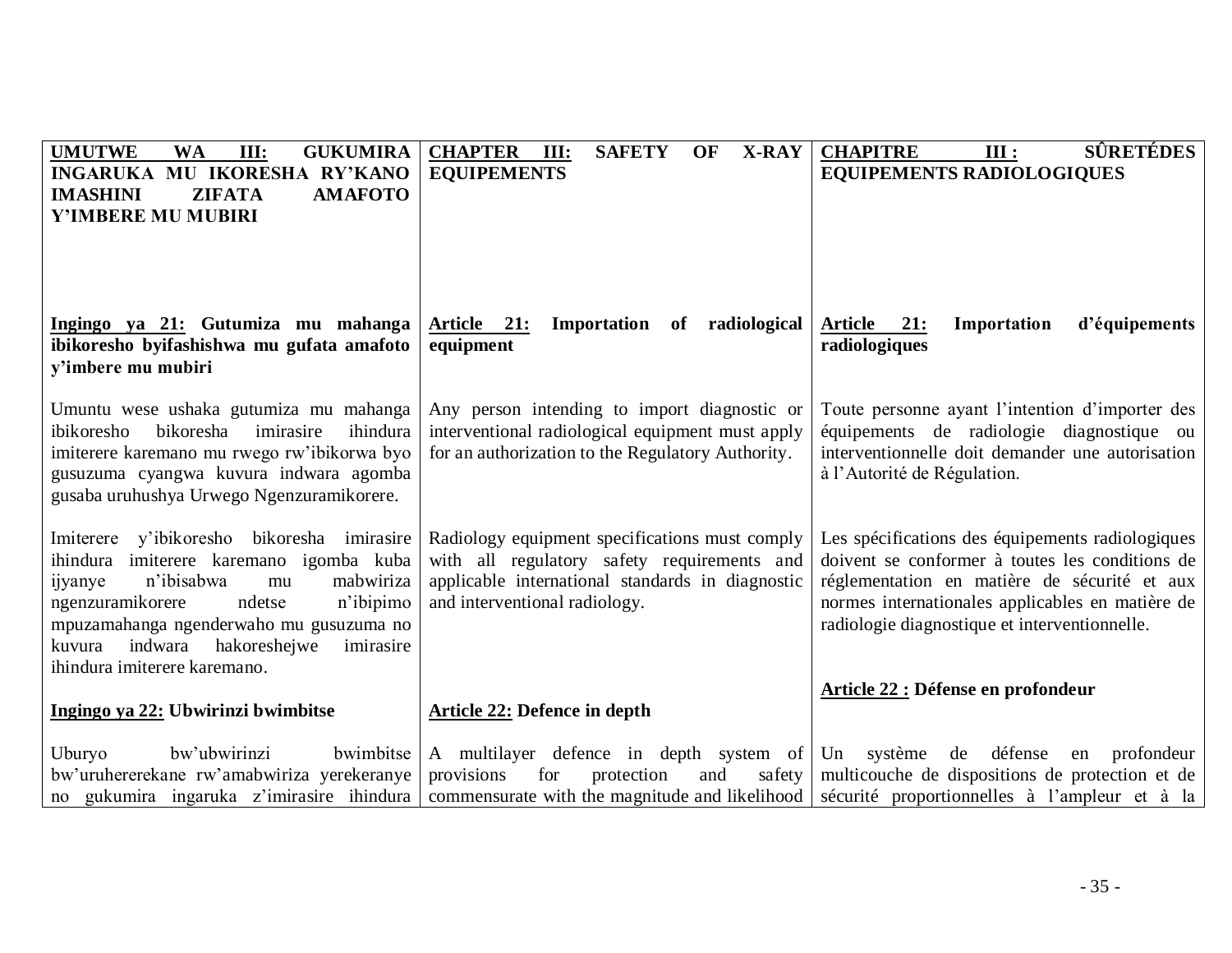| **UMUTWE WA III: GUKUMIRA INGARUKA MU IKORESHA RY'KANO IMASHINI ZIFATA AMAFOTO Y'IMBERE MU MUBIRI** | **CHAPTER III: SAFETY OF X-RAY EQUIPEMENTS** | **CHAPITRE III : SÛRETÉDES EQUIPEMENTS RADIOLOGIQUES** |
|---|---|---|
| **Ingingo ya 21: Gutumiza mu mahanga ibikoresho byifashishwa mu gufata amafoto y'imbere mu mubiri** | **Article 21: Importation of radiological equipment** | **Article 21: Importation d'équipements radiologiques** |
| Umuntu wese ushaka gutumiza mu mahanga ibikoresho bikoresha imirasire ihindura imiterere karemano mu rwego rw'ibikorwa byo gusuzuma cyangwa kuvura indwara agomba gusaba uruhushya Urwego Ngenzuramikorere. | Any person intending to import diagnostic or interventional radiological equipment must apply for an authorization to the Regulatory Authority. | Toute personne ayant l'intention d'importer des équipements de radiologie diagnostique ou interventionnelle doit demander une autorisation à l'Autorité de Régulation. |
| Imiterere y'ibikoresho bikoresha imirasire ihindura imiterere karemano igomba kuba ijyanye n'ibisabwa mu mabwiriza ngenzuramikorere ndetse n'ibipimo mpuzamahanga ngenderwaho mu gusuzuma no kuvura indwara hakoreshejwe imirasire ihindura imiterere karemano. | Radiology equipment specifications must comply with all regulatory safety requirements and applicable international standards in diagnostic and interventional radiology. | Les spécifications des équipements radiologiques doivent se conformer à toutes les conditions de réglementation en matière de sécurité et aux normes internationales applicables en matière de radiologie diagnostique et interventionnelle. |
| **Ingingo ya 22: Ubwirinzi bwimbitse** | **Article 22: Defence in depth** | **Article 22 : Défense en profondeur** |
| Uburyo bw'ubwirinzi bwimbitse bw'uruhererekane rw'amabwiriza yerekeranye no gukumira ingaruka z'imirasire ihindura | A multilayer defence in depth system of provisions for protection and safety commensurate with the magnitude and likelihood | Un système de défense en profondeur multicouche de dispositions de protection et de sécurité proportionnelles à l'ampleur et à la |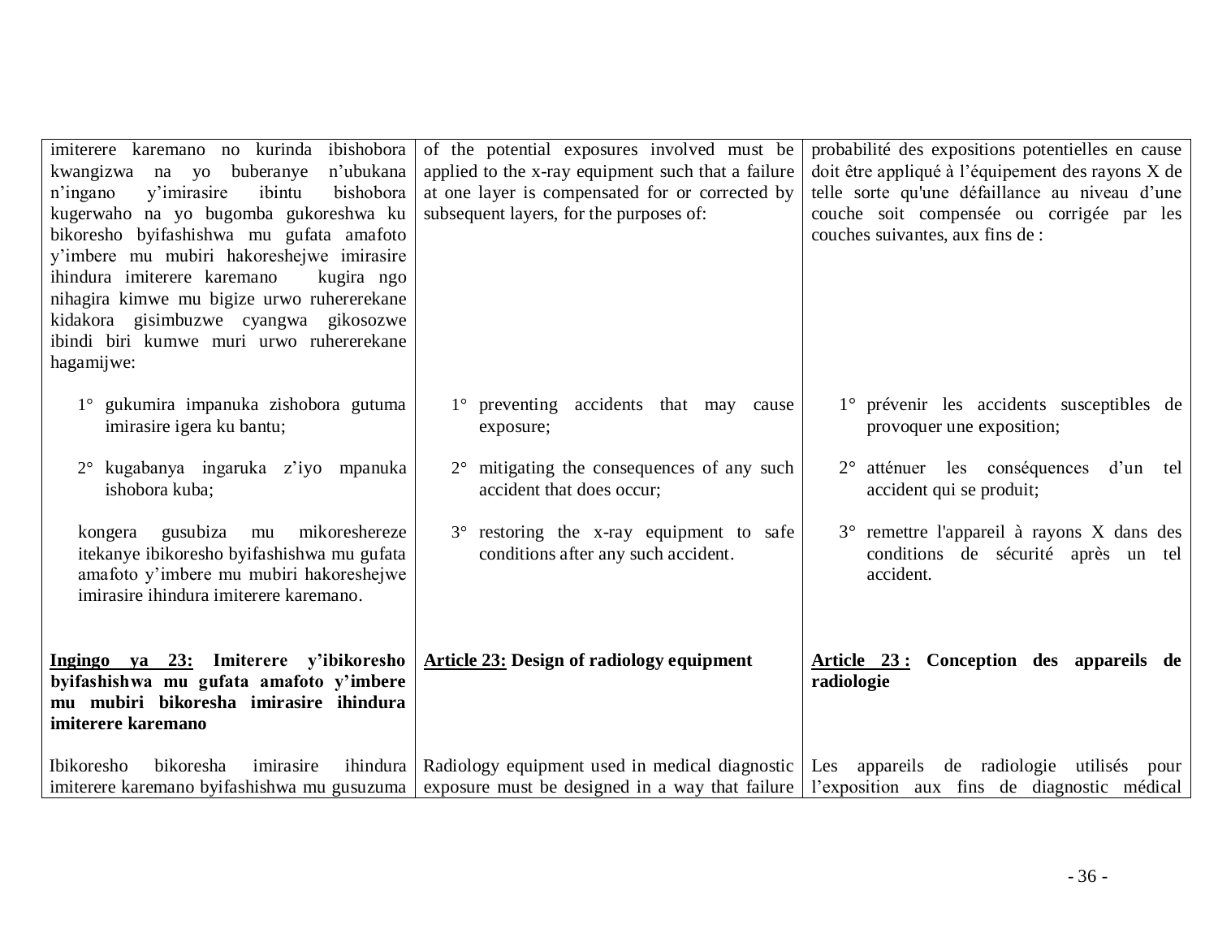| | | |
|---|---|---|
| imiterere karemano no kurinda ibishobora kwangizwa na yo buberanye n'ubukana n'ingano y'imirasire ibintu bishobora kugerwaho na yo bugomba gukoreshwa ku bikoresho byifashishwa mu gufata amafoto y'imbere mu mubiri hakoreshejwe imirasire ihindura imiterere karemano kugira ngo nihagira kimwe mu bigize urwo ruhererekane kidakora gisimbuzwe cyangwa gikosozwe ibindi biri kumwe muri urwo ruhererekane hagamijwe: | of the potential exposures involved must be applied to the x-ray equipment such that a failure at one layer is compensated for or corrected by subsequent layers, for the purposes of: | probabilité des expositions potentielles en cause doit être appliqué à l'équipement des rayons X de telle sorte qu'une défaillance au niveau d'une couche soit compensée ou corrigée par les couches suivantes, aux fins de : |
| 1° gukumira impanuka zishobora gutuma imirasire igera ku bantu; | 1° preventing accidents that may cause exposure; | 1° prévenir les accidents susceptibles de provoquer une exposition; |
| 2° kugabanya ingaruka z'iyo mpanuka ishobora kuba; | 2° mitigating the consequences of any such accident that does occur; | 2° atténuer les conséquences d'un tel accident qui se produit; |
| kongera gusubiza mu mikoreshereze itekanye ibikoresho byifashishwa mu gufata amafoto y'imbere mu mubiri hakoreshejwe imirasire ihindura imiterere karemano. | 3° restoring the x-ray equipment to safe conditions after any such accident. | 3° remettre l'appareil à rayons X dans des conditions de sécurité après un tel accident. |
| **<u>Ingingo ya 23:</u> Imiterere y'ibikoresho byifashishwa mu gufata amafoto y'imbere mu mubiri bikoresha imirasire ihindura imiterere karemano** | **<u>Article 23:</u> Design of radiology equipment** | **<u>Article 23 :</u> Conception des appareils de radiologie** |
| Ibikoresho bikoresha imirasire ihindura imiterere karemano byifashishwa mu gusuzuma | Radiology equipment used in medical diagnostic exposure must be designed in a way that failure | Les appareils de radiologie utilisés pour l'exposition aux fins de diagnostic médical |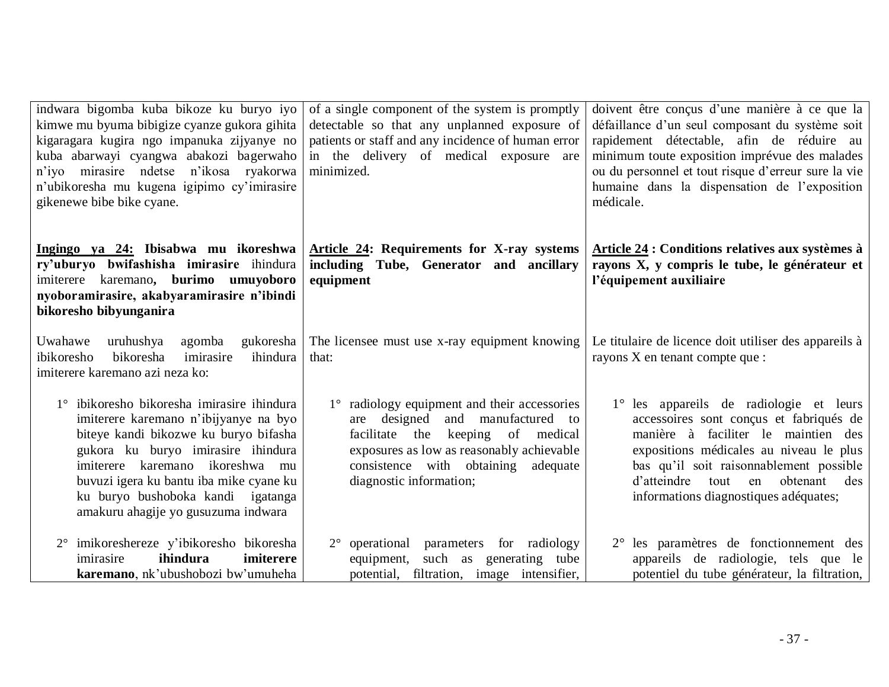| | | |
|---|---|---|
| indwara bigomba kuba bikoze ku buryo iyo kimwe mu byuma bibigize cyanze gukora gihita kigaragara kugira ngo impanuka zijyanye no kuba abarwayi cyangwa abakozi bagerwaho n'iyo mirasire ndetse n'ikosa ryakorwa n'ubikoresha mu kugena igipimo cy'imirasire gikenewe bibe bike cyane. | of a single component of the system is promptly detectable so that any unplanned exposure of patients or staff and any incidence of human error in the delivery of medical exposure are minimized. | doivent être conçus d'une manière à ce que la défaillance d'un seul composant du système soit rapidement détectable, afin de réduire au minimum toute exposition imprévue des malades ou du personnel et tout risque d'erreur sure la vie humaine dans la dispensation de l'exposition médicale. |
| <u>**Ingingo ya 24:**</u> **Ibisabwa mu ikoreshwa ry'uburyo bwifashisha imirasire** ihindura imiterere karemano**, burimo umuyoboro nyoboramirasire, akabyaramirasire n'ibindi bikoresho bibyunganira** | <u>**Article 24**</u>**: Requirements for X-ray systems including Tube, Generator and ancillary equipment** | <u>**Article 24**</u> **: Conditions relatives aux systèmes à rayons X, y compris le tube, le générateur et l'équipement auxiliaire** |
| Uwahawe uruhushya agomba gukoresha ibikoresho bikoresha imirasire ihindura imiterere karemano azi neza ko: | The licensee must use x-ray equipment knowing that: | Le titulaire de licence doit utiliser des appareils à rayons X en tenant compte que : |
| 1° ibikoresho bikoresha imirasire ihindura imiterere karemano n'ibijyanye na byo biteye kandi bikozwe ku buryo bifasha gukora ku buryo imirasire ihindura imiterere karemano ikoreshwa mu buvuzi igera ku bantu iba mike cyane ku ku buryo bushoboka kandi igatanga amakuru ahagije yo gusuzuma indwara | 1° radiology equipment and their accessories are designed and manufactured to facilitate the keeping of medical exposures as low as reasonably achievable consistence with obtaining adequate diagnostic information; | 1° les appareils de radiologie et leurs accessoires sont conçus et fabriqués de manière à faciliter le maintien des expositions médicales au niveau le plus bas qu'il soit raisonnablement possible d'atteindre tout en obtenant des informations diagnostiques adéquates; |
| 2° imikoreshereze y'ibikoresho bikoresha imirasire **ihindura imiterere karemano**, nk'ubushobozi bw'umuheha | 2° operational parameters for radiology equipment, such as generating tube potential, filtration, image intensifier, | 2° les paramètres de fonctionnement des appareils de radiologie, tels que le potentiel du tube générateur, la filtration, |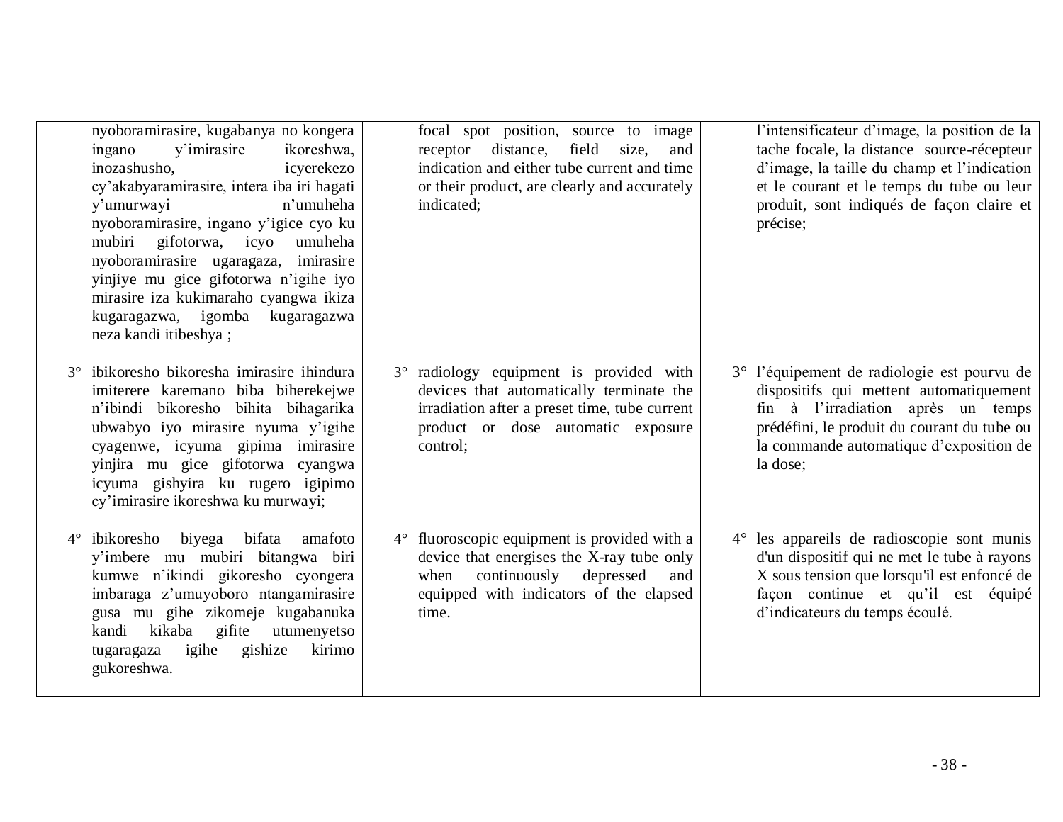| | | |
|---|---|---|
| nyoboramirasire, kugabanya no kongera ingano y'imirasire ikoreshwa, inozashusho, icyerekezo cy'akabyaramirasire, intera iba iri hagati y'umurwayi n'umuheha nyoboramirasire, ingano y'igice cyo ku mubiri gifotorwa, icyo umuheha nyoboramirasire ugaragaza, imirasire yinjiye mu gice gifotorwa n'igihe iyo mirasire iza kukimaraho cyangwa ikiza kugaragazwa, igomba kugaragazwa neza kandi itibeshya ; | focal spot position, source to image receptor distance, field size, and indication and either tube current and time or their product, are clearly and accurately indicated; | l'intensificateur d'image, la position de la tache focale, la distance source-récepteur d'image, la taille du champ et l'indication et le courant et le temps du tube ou leur produit, sont indiqués de façon claire et précise; |
| 3° ibikoresho bikoresha imirasire ihindura imiterere karemano biba biherekejwe n'ibindi bikoresho bihita bihagarika ubwabyo iyo mirasire nyuma y'igihe cyagenwe, icyuma gipima imirasire yinjira mu gice gifotorwa cyangwa icyuma gishyira ku rugero igipimo cy'imirasire ikoreshwa ku murwayi; | 3° radiology equipment is provided with devices that automatically terminate the irradiation after a preset time, tube current product or dose automatic exposure control; | 3° l'équipement de radiologie est pourvu de dispositifs qui mettent automatiquement fin à l'irradiation après un temps prédéfini, le produit du courant du tube ou la commande automatique d'exposition de la dose; |
| 4° ibikoresho biyega bifata amafoto y'imbere mu mubiri bitangwa biri kumwe n'ikindi gikoresho cyongera imbaraga z'umuyoboro ntangamirasire gusa mu gihe zikomeje kugabanuka kandi kikaba gifite utumenyetso tugaragaza igihe gishize kirimo gukoreshwa. | 4° fluoroscopic equipment is provided with a device that energises the X-ray tube only when continuously depressed and equipped with indicators of the elapsed time. | 4° les appareils de radioscopie sont munis d'un dispositif qui ne met le tube à rayons X sous tension que lorsqu'il est enfoncé de façon continue et qu'il est équipé d'indicateurs du temps écoulé. |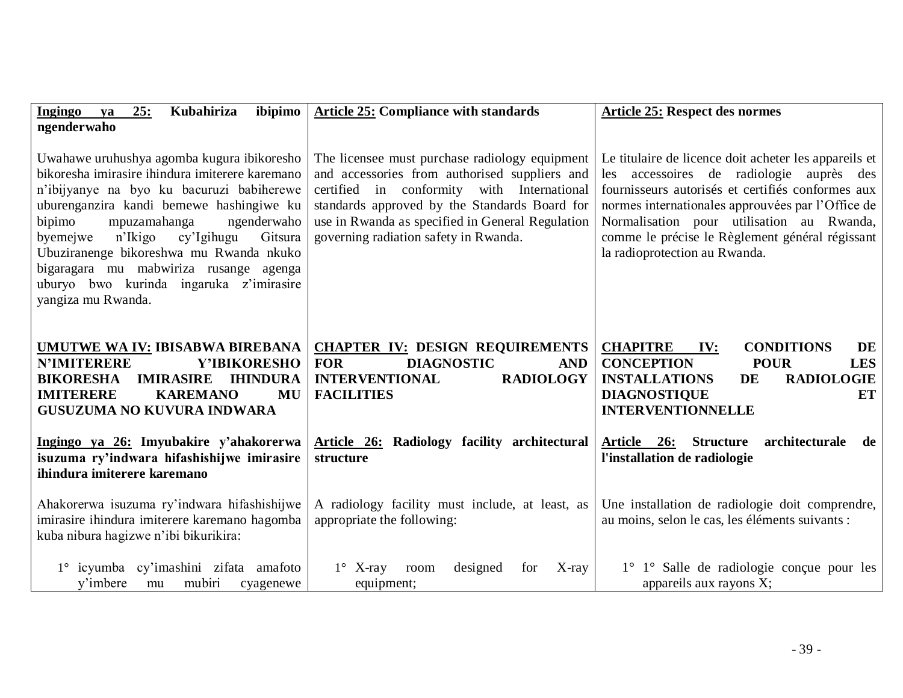| Kinyarwanda | English | Français |
|---|---|---|
| **Ingingo ya 25: Kubahiriza ibipimo ngenderwaho** | **Article 25: Compliance with standards** | **Article 25: Respect des normes** |
| Uwahawe uruhushya agomba kugura ibikoresho bikoresha imirasire ihindura imiterere karemano n'ibijyanye na byo ku bacuruzi babiherewe uburenganzira kandi bemewe hashingiwe ku bipimo mpuzamahanga ngenderwaho byemejwe n'Ikigo cy'Igihugu Gitsura Ubuziranenge bikoreshwa mu Rwanda nkuko bigaragara mu mabwiriza rusange agenga uburyo bwo kurinda ingaruka z'imirasire yangiza mu Rwanda. | The licensee must purchase radiology equipment and accessories from authorised suppliers and certified in conformity with International standards approved by the Standards Board for use in Rwanda as specified in General Regulation governing radiation safety in Rwanda. | Le titulaire de licence doit acheter les appareils et les accessoires de radiologie auprès des fournisseurs autorisés et certifiés conformes aux normes internationales approuvées par l'Office de Normalisation pour utilisation au Rwanda, comme le précise le Règlement général régissant la radioprotection au Rwanda. |
| **UMUTWE WA IV: IBISABWA BIREBANA N'IMITERERE Y'IBIKORESHO BIKORESHA IMIRASIRE IHINDURA IMITERERE KAREMANO MU GUSUZUMA NO KUVURA INDWARA** | **CHAPTER IV: DESIGN REQUIREMENTS FOR DIAGNOSTIC AND INTERVENTIONAL RADIOLOGY FACILITIES** | **CHAPITRE IV: CONDITIONS DE CONCEPTION POUR LES INSTALLATIONS DE RADIOLOGIE DIAGNOSTIQUE ET INTERVENTIONNELLE** |
| **Ingingo ya 26: Imyubakire y'ahakorerwa isuzuma ry'indwara hifashishijwe imirasire ihindura imiterere karemano** | **Article 26: Radiology facility architectural structure** | **Article 26: Structure architecturale de l'installation de radiologie** |
| Ahakorerwa isuzuma ry'indwara hifashishijwe imirasire ihindura imiterere karemano hagomba kuba nibura hagizwe n'ibi bikurikira: | A radiology facility must include, at least, as appropriate the following: | Une installation de radiologie doit comprendre, au moins, selon le cas, les éléments suivants : |
| 1° icyumba cy'imashini zifata amafoto y'imbere mu mubiri cyagenewe | 1° X-ray room designed for X-ray equipment; | 1° 1° Salle de radiologie conçue pour les appareils aux rayons X; |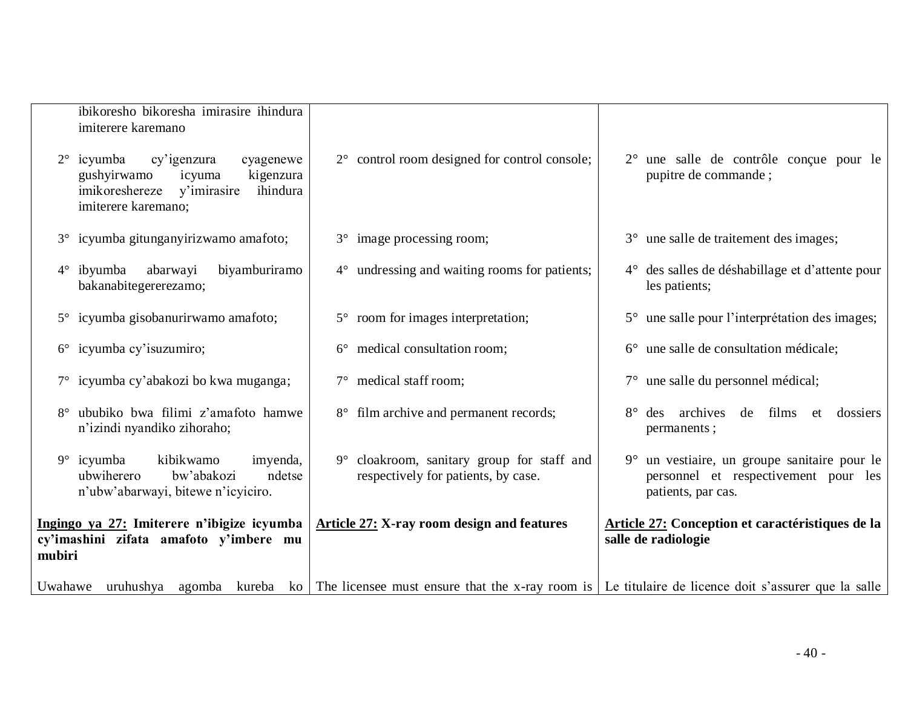| Kinyarwanda | English | Français |
|---|---|---|
| ibikoresho bikoresha imirasire ihindura imiterere karemano | | |
| 2° icyumba cy'igenzura cyagenewe gushyirwamo icyuma kigenzura imikoreshereze y'imirasire ihindura imiterere karemano; | 2° control room designed for control console; | 2° une salle de contrôle conçue pour le pupitre de commande ; |
| 3° icyumba gitunganyirizwamo amafoto; | 3° image processing room; | 3° une salle de traitement des images; |
| 4° ibyumba abarwayi biyamburiramo bakanabitegerererezamo; | 4° undressing and waiting rooms for patients; | 4° des salles de déshabillage et d'attente pour les patients; |
| 5° icyumba gisobanurirwamo amafoto; | 5° room for images interpretation; | 5° une salle pour l'interprétation des images; |
| 6° icyumba cy'isuzumiro; | 6° medical consultation room; | 6° une salle de consultation médicale; |
| 7° icyumba cy'abakozi bo kwa muganga; | 7° medical staff room; | 7° une salle du personnel médical; |
| 8° ububiko bwa filimi z'amafoto hamwe n'izindi nyandiko zihoraho; | 8° film archive and permanent records; | 8° des archives de films et dossiers permanents ; |
| 9° icyumba kibikwamo imyenda, ubwiherero bw'abakozi ndetse n'ubw'abarwayi, bitewe n'icyiciro. | 9° cloakroom, sanitary group for staff and respectively for patients, by case. | 9° un vestiaire, un groupe sanitaire pour le personnel et respectivement pour les patients, par cas. |
| **<u>Ingingo ya 27:</u> Imiterere n'ibigize icyumba cy'imashini zifata amafoto y'imbere mu mubiri** | **<u>Article 27:</u> X-ray room design and features** | **<u>Article 27:</u> Conception et caractéristiques de la salle de radiologie** |
| Uwahawe uruhushya agomba kureba ko | The licensee must ensure that the x-ray room is | Le titulaire de licence doit s'assurer que la salle |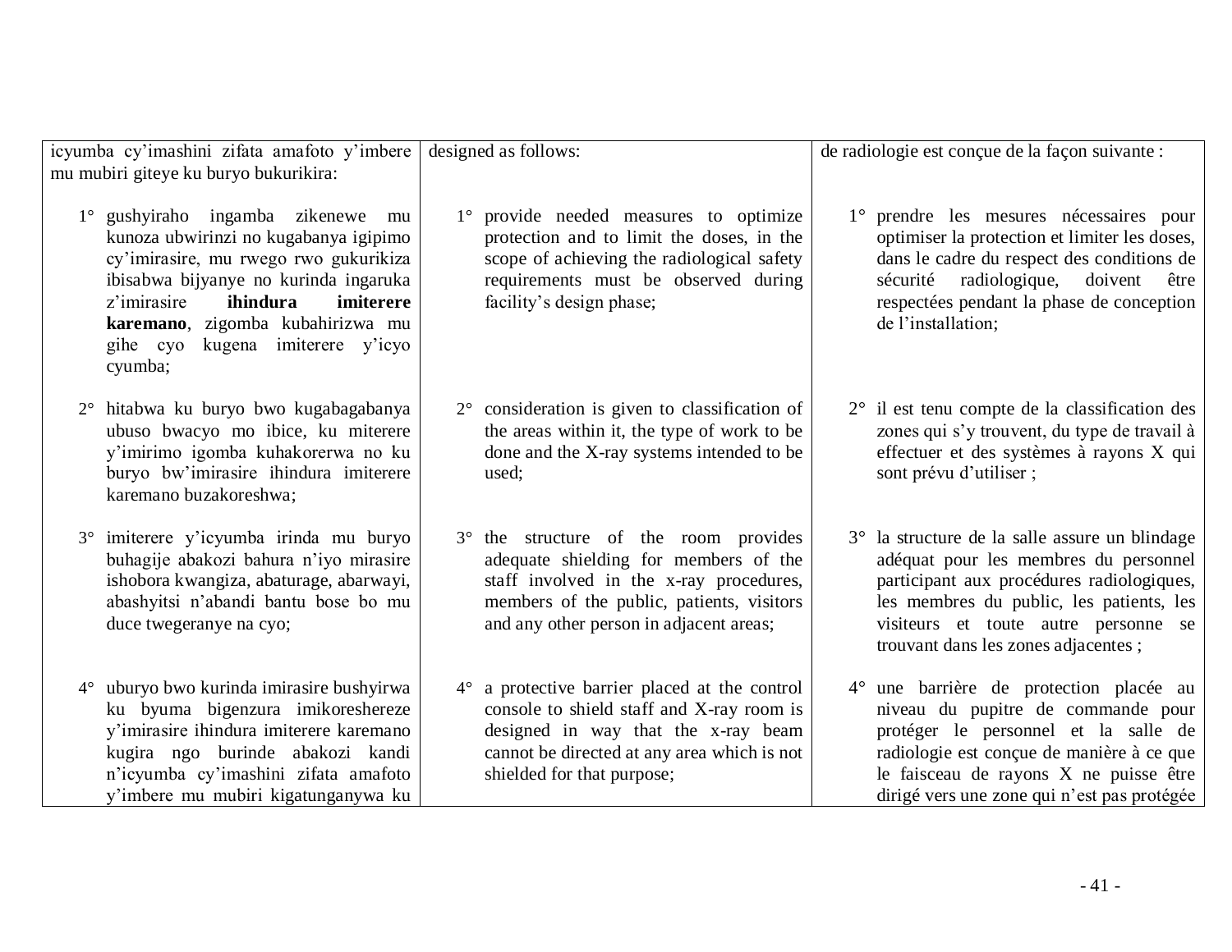| icyumba cy'imashini zifata amafoto y'imbere mu mubiri giteye ku buryo bukurikira: | designed as follows: | de radiologie est conçue de la façon suivante : |
|---|---|---|
| 1° gushyiraho ingamba zikenewe mu kunoza ubwirinzi no kugabanya igipimo cy'imirasire, mu rwego rwo gukurikiza ibisabwa bijyanye no kurinda ingaruka z'imirasire **ihindura imiterere karemano**, zigomba kubahirizwa mu gihe cyo kugena imiterere y'icyo cyumba; | 1° provide needed measures to optimize protection and to limit the doses, in the scope of achieving the radiological safety requirements must be observed during facility's design phase; | 1° prendre les mesures nécessaires pour optimiser la protection et limiter les doses, dans le cadre du respect des conditions de sécurité radiologique, doivent être respectées pendant la phase de conception de l'installation; |
| 2° hitabwa ku buryo bwo kugabagabanya ubuso bwacyo mo ibice, ku miterere y'imirimo igomba kuhakorerwa no ku buryo bw'imirasire ihindura imiterere karemano buzakoreshwa; | 2° consideration is given to classification of the areas within it, the type of work to be done and the X-ray systems intended to be used; | 2° il est tenu compte de la classification des zones qui s'y trouvent, du type de travail à effectuer et des systèmes à rayons X qui sont prévu d'utiliser ; |
| 3° imiterere y'icyumba irinda mu buryo buhagije abakozi bahura n'iyo mirasire ishobora kwangiza, abaturage, abarwayi, abashyitsi n'abandi bantu bose bo mu duce twegeranye na cyo; | 3° the structure of the room provides adequate shielding for members of the staff involved in the x-ray procedures, members of the public, patients, visitors and any other person in adjacent areas; | 3° la structure de la salle assure un blindage adéquat pour les membres du personnel participant aux procédures radiologiques, les membres du public, les patients, les visiteurs et toute autre personne se trouvant dans les zones adjacentes ; |
| 4° uburyo bwo kurinda imirasire bushyirwa ku byuma bigenzura imikoreshereze y'imirasire ihindura imiterere karemano kugira ngo burinde abakozi kandi n'icyumba cy'imashini zifata amafoto y'imbere mu mubiri kigatunganywa ku | 4° a protective barrier placed at the control console to shield staff and X-ray room is designed in way that the x-ray beam cannot be directed at any area which is not shielded for that purpose; | 4° une barrière de protection placée au niveau du pupitre de commande pour protéger le personnel et la salle de radiologie est conçue de manière à ce que le faisceau de rayons X ne puisse être dirigé vers une zone qui n'est pas protégée |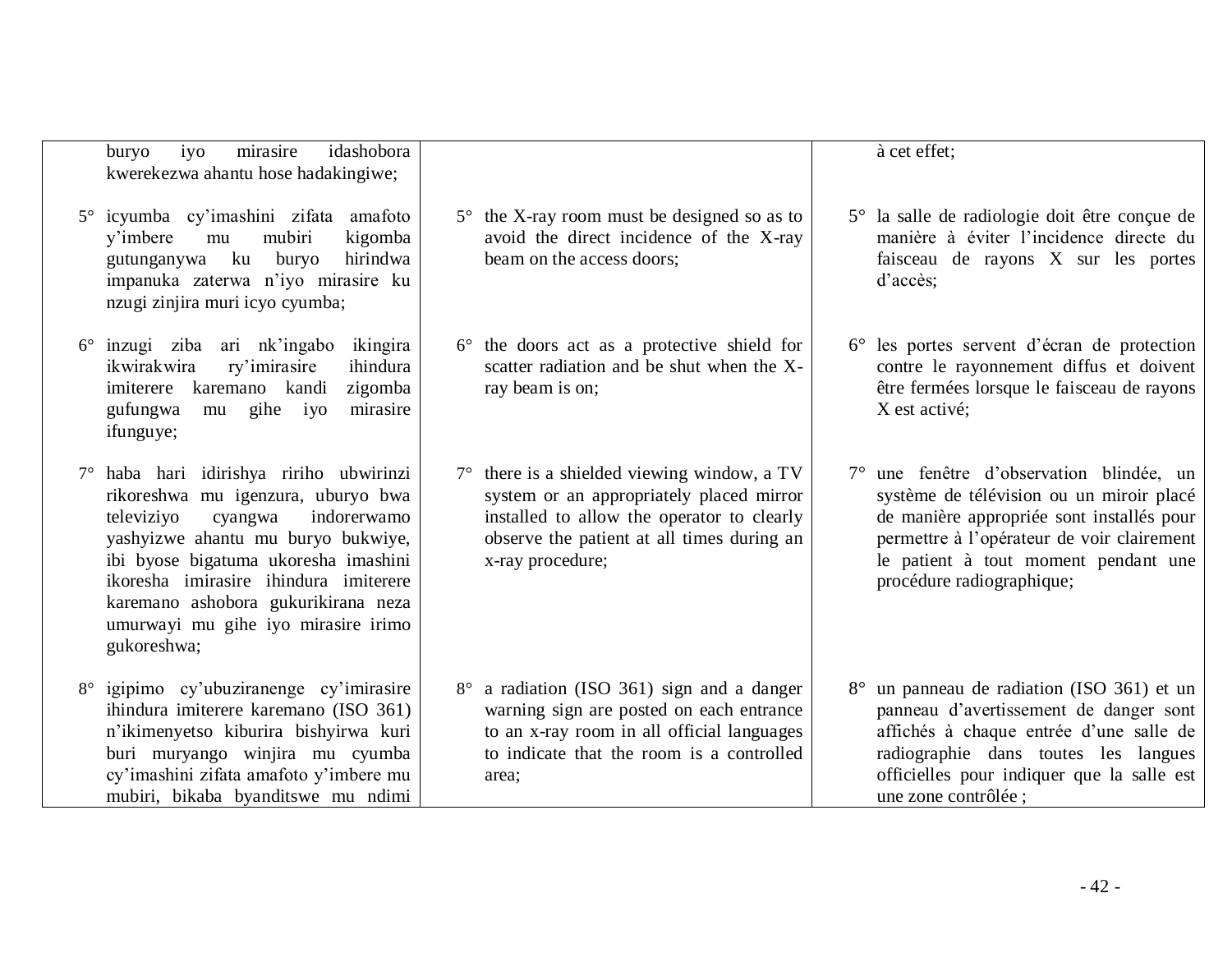| | | |
|---|---|---|
| buryo iyo mirasire idashobora kwerekezwa ahantu hose hadakingiwe; | | à cet effet; |
| 5° icyumba cy'imashini zifata amafoto y'imbere mu mubiri kigomba gutunganywa ku buryo hirindwa impanuka zaterwa n'iyo mirasire ku nzugi zinjira muri icyo cyumba; | 5° the X-ray room must be designed so as to avoid the direct incidence of the X-ray beam on the access doors; | 5° la salle de radiologie doit être conçue de manière à éviter l'incidence directe du faisceau de rayons X sur les portes d'accès; |
| 6° inzugi ziba ari nk'ingabo ikingira ikwirakwira ry'imirasire ihindura imiterere karemano kandi zigomba gufungwa mu gihe iyo mirasire ifunguye; | 6° the doors act as a protective shield for scatter radiation and be shut when the X-ray beam is on; | 6° les portes servent d'écran de protection contre le rayonnement diffus et doivent être fermées lorsque le faisceau de rayons X est activé; |
| 7° haba hari idirishya ririho ubwirinzi rikoreshwa mu igenzura, uburyo bwa televiziyo cyangwa indorerwamo yashyizwe ahantu mu buryo bukwiye, ibi byose bigatuma ukoresha imashini ikoresha imirasire ihindura imiterere karemano ashobora gukurikirana neza umurwayi mu gihe iyo mirasire irimo gukoreshwa; | 7° there is a shielded viewing window, a TV system or an appropriately placed mirror installed to allow the operator to clearly observe the patient at all times during an x-ray procedure; | 7° une fenêtre d'observation blindée, un système de télévision ou un miroir placé de manière appropriée sont installés pour permettre à l'opérateur de voir clairement le patient à tout moment pendant une procédure radiographique; |
| 8° igipimo cy'ubuziranenge cy'imirasire ihindura imiterere karemano (ISO 361) n'ikimenyetso kiburira bishyirwa kuri buri muryango winjira mu cyumba cy'imashini zifata amafoto y'imbere mu mubiri, bikaba byanditswe mu ndimi | 8° a radiation (ISO 361) sign and a danger warning sign are posted on each entrance to an x-ray room in all official languages to indicate that the room is a controlled area; | 8° un panneau de radiation (ISO 361) et un panneau d'avertissement de danger sont affichés à chaque entrée d'une salle de radiographie dans toutes les langues officielles pour indiquer que la salle est une zone contrôlée ; |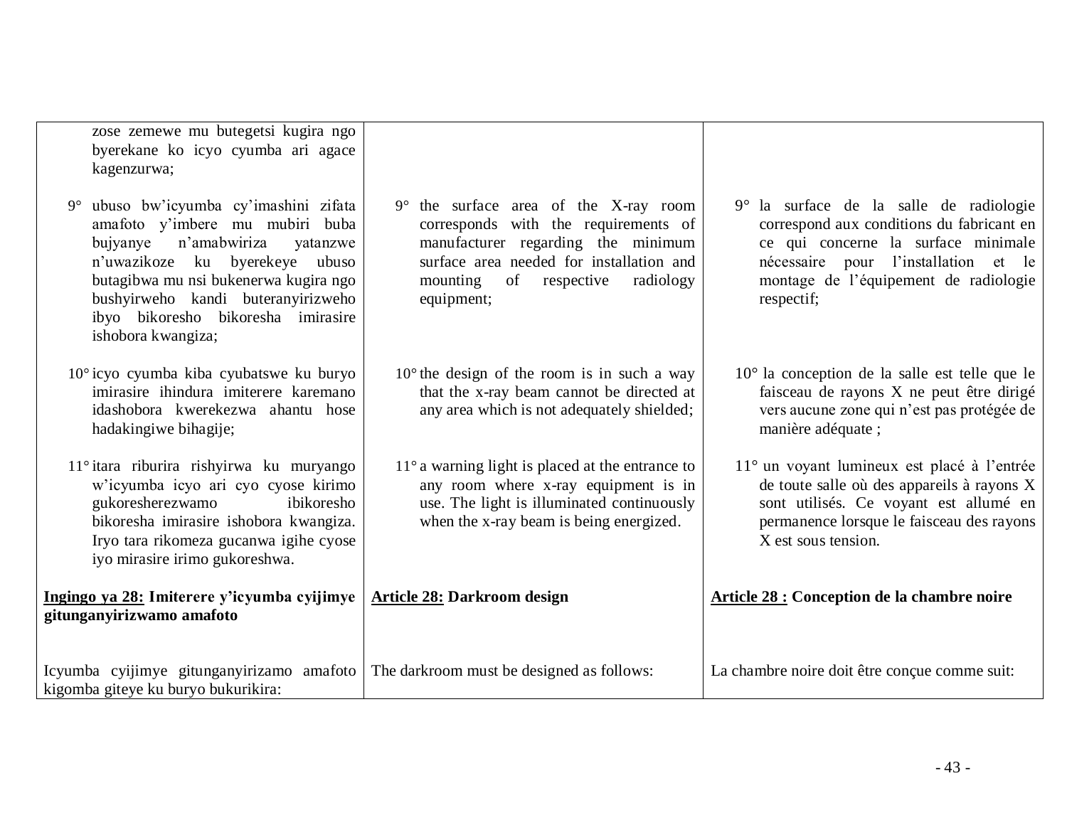| | | |
|---|---|---|
| zose zemewe mu butegetsi kugira ngo byerekane ko icyo cyumba ari agace kagenzurwa; | | |
| 9° ubuso bw'icyumba cy'imashini zifata amafoto y'imbere mu mubiri buba bujyanye n'amabwiriza yatanzwe n'uwazikoze ku byerekeye ubuso butagibwa mu nsi bukenerwa kugira ngo bushyirweho kandi buteranyirizweho ibyo bikoresho bikoresha imirasire ishobora kwangiza; | 9° the surface area of the X-ray room corresponds with the requirements of manufacturer regarding the minimum surface area needed for installation and mounting of respective radiology equipment; | 9° la surface de la salle de radiologie correspond aux conditions du fabricant en ce qui concerne la surface minimale nécessaire pour l'installation et le montage de l'équipement de radiologie respectif; |
| 10° icyo cyumba kiba cyubatswe ku buryo imirasire ihindura imiterere karemano idashobora kwerekezwa ahantu hose hadakingiwe bihagije; | 10° the design of the room is in such a way that the x-ray beam cannot be directed at any area which is not adequately shielded; | 10° la conception de la salle est telle que le faisceau de rayons X ne peut être dirigé vers aucune zone qui n'est pas protégée de manière adéquate ; |
| 11° itara riburira rishyirwa ku muryango w'icyumba icyo ari cyo cyose kirimo gukoresherezwamo ibikoresho bikoresha imirasire ishobora kwangiza. Iryo tara rikomeza gucanwa igihe cyose iyo mirasire irimo gukoreshwa. | 11° a warning light is placed at the entrance to any room where x-ray equipment is in use. The light is illuminated continuously when the x-ray beam is being energized. | 11° un voyant lumineux est placé à l'entrée de toute salle où des appareils à rayons X sont utilisés. Ce voyant est allumé en permanence lorsque le faisceau des rayons X est sous tension. |
| **Ingingo ya 28: Imiterere y'icyumba cyijimye gitunganyirizwamo amafoto** | **Article 28: Darkroom design** | **Article 28 : Conception de la chambre noire** |
| Icyumba cyijimye gitunganyirizamo amafoto kigomba giteye ku buryo bukurikira: | The darkroom must be designed as follows: | La chambre noire doit être conçue comme suit: |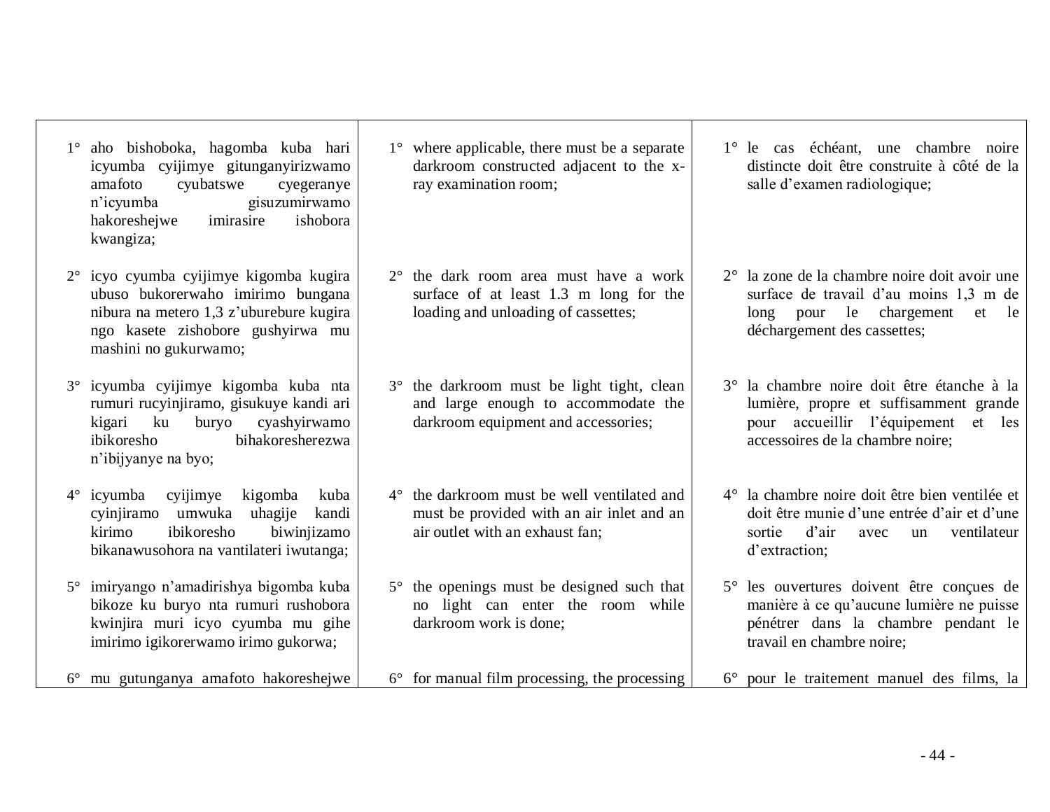| | | |
|---|---|---|
| 1° aho bishoboka, hagomba kuba hari icyumba cyijimye gitunganyirizwamo amafoto cyubatswe cyegeranye n'icyumba gisuzumirwamo hakoreshejwe imirasire ishobora kwangiza; | 1° where applicable, there must be a separate darkroom constructed adjacent to the x-ray examination room; | 1° le cas échéant, une chambre noire distincte doit être construite à côté de la salle d'examen radiologique; |
| 2° icyo cyumba cyijimye kigomba kugira ubuso bukorerwaho imirimo bungana nibura na metero 1,3 z'uburebure kugira ngo kasete zishobore gushyirwa mu mashini no gukurwamo; | 2° the dark room area must have a work surface of at least 1.3 m long for the loading and unloading of cassettes; | 2° la zone de la chambre noire doit avoir une surface de travail d'au moins 1,3 m de long pour le chargement et le déchargement des cassettes; |
| 3° icyumba cyijimye kigomba kuba nta rumuri rucyinjiramo, gisukuye kandi ari kigari ku buryo cyashyirwamo ibikoresho bihakoresherezwa n'ibijyanye na byo; | 3° the darkroom must be light tight, clean and large enough to accommodate the darkroom equipment and accessories; | 3° la chambre noire doit être étanche à la lumière, propre et suffisamment grande pour accueillir l'équipement et les accessoires de la chambre noire; |
| 4° icyumba cyijimye kigomba kuba cyinjiramo umwuka uhagije kandi kirimo ibikoresho biwinjizamo bikanawusohora na vantilateri iwutanga; | 4° the darkroom must be well ventilated and must be provided with an air inlet and an air outlet with an exhaust fan; | 4° la chambre noire doit être bien ventilée et doit être munie d'une entrée d'air et d'une sortie d'air avec un ventilateur d'extraction; |
| 5° imiryango n'amadirishya bigomba kuba bikoze ku buryo nta rumuri rushobora kwinjira muri icyo cyumba mu gihe imirimo igikorerwamo irimo gukorwa; | 5° the openings must be designed such that no light can enter the room while darkroom work is done; | 5° les ouvertures doivent être conçues de manière à ce qu'aucune lumière ne puisse pénétrer dans la chambre pendant le travail en chambre noire; |
| 6° mu gutunganya amafoto hakoreshejwe | 6° for manual film processing, the processing | 6° pour le traitement manuel des films, la |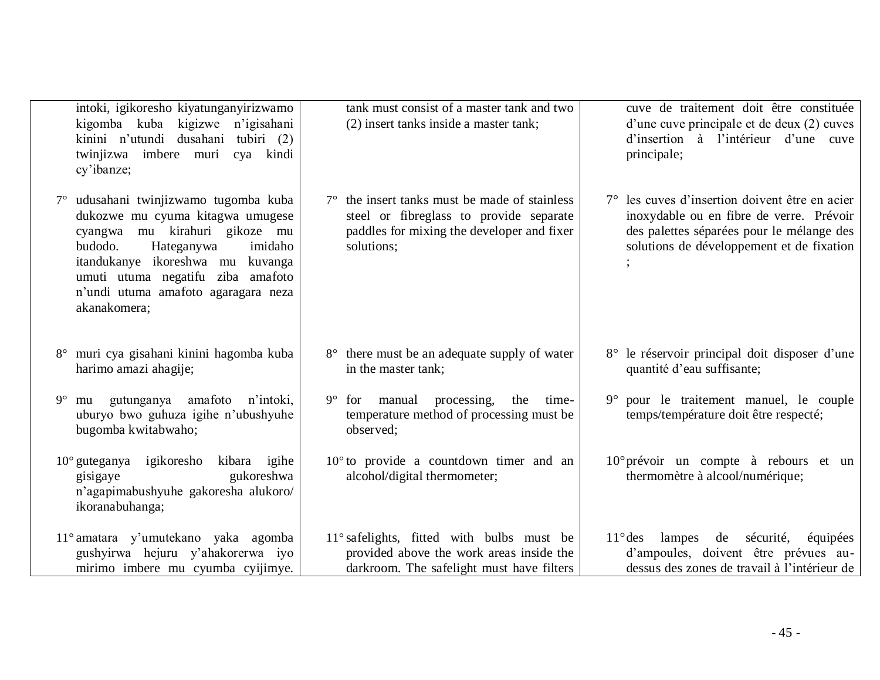| | | |
|---|---|---|
| intoki, igikoresho kiyatunganyirizwamo kigomba kuba kigizwe n'igisahani kinini n'utundi dusahani tubiri (2) twinjizwa imbere muri cya kindi cy'ibanze; | tank must consist of a master tank and two (2) insert tanks inside a master tank; | cuve de traitement doit être constituée d'une cuve principale et de deux (2) cuves d'insertion à l'intérieur d'une cuve principale; |
| 7° udusahani twinjizwamo tugomba kuba dukozwe mu cyuma kitagwa umugese cyangwa mu kirahuri gikoze mu budodo. Hateganywa imidaho itandukanye ikoreshwa mu kuvanga umuti utuma negatifu ziba amafoto n'undi utuma amafoto agaragara neza akanakomera; | 7° the insert tanks must be made of stainless steel or fibreglass to provide separate paddles for mixing the developer and fixer solutions; | 7° les cuves d'insertion doivent être en acier inoxydable ou en fibre de verre. Prévoir des palettes séparées pour le mélange des solutions de développement et de fixation ; |
| 8° muri cya gisahani kinini hagomba kuba harimo amazi ahagije; | 8° there must be an adequate supply of water in the master tank; | 8° le réservoir principal doit disposer d'une quantité d'eau suffisante; |
| 9° mu gutunganya amafoto n'intoki, uburyo bwo guhuza igihe n'ubushyuhe bugomba kwitabwaho; | 9° for manual processing, the time-temperature method of processing must be observed; | 9° pour le traitement manuel, le couple temps/température doit être respecté; |
| 10° guteganya igikoresho kibara igihe gisigaye gukoreshwa n'agapimabushyuhe gakoresha alukoro/ ikoranabuhanga; | 10° to provide a countdown timer and an alcohol/digital thermometer; | 10° prévoir un compte à rebours et un thermomètre à alcool/numérique; |
| 11° amatara y'umutekano yaka agomba gushyirwa hejuru y'ahakorerwa iyo mirimo imbere mu cyumba cyijimye. | 11° safelights, fitted with bulbs must be provided above the work areas inside the darkroom. The safelight must have filters | 11° des lampes de sécurité, équipées d'ampoules, doivent être prévues au-dessus des zones de travail à l'intérieur de |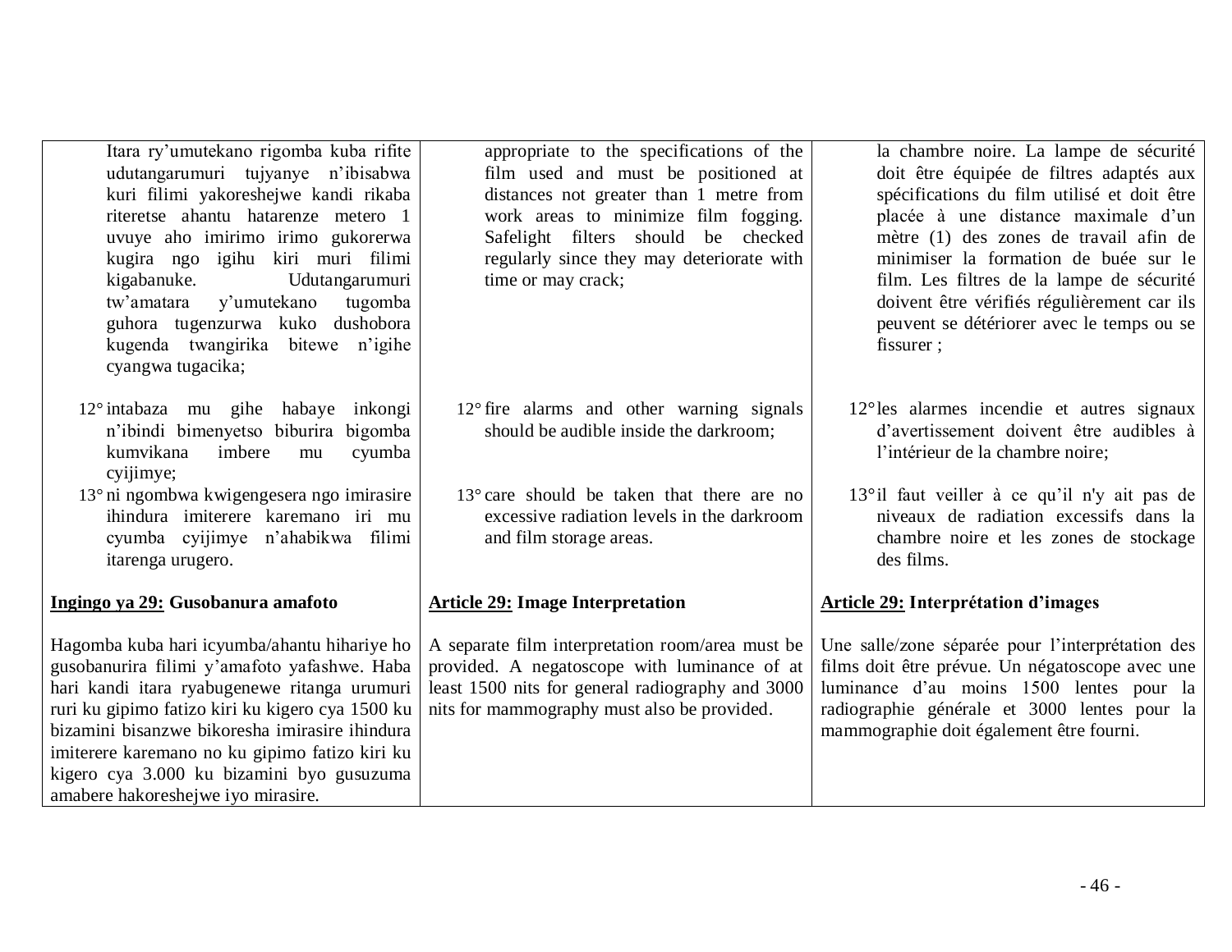| | | |
|---|---|---|
| Itara ry'umutekano rigomba kuba rifite udutangarumuri tujyanye n'ibisabwa kuri filimi yakoreshejwe kandi rikaba riteretse ahantu hatarenze metero 1 uvuye aho imirimo irimo gukorerwa kugira ngo igihu kiri muri filimi kigabanuke. Udutangarumuri tw'amatara y'umutekano tugomba guhora tugenzurwa kuko dushobora kugenda twangirika bitewe n'igihe cyangwa tugacika; | appropriate to the specifications of the film used and must be positioned at distances not greater than 1 metre from work areas to minimize film fogging. Safelight filters should be checked regularly since they may deteriorate with time or may crack; | la chambre noire. La lampe de sécurité doit être équipée de filtres adaptés aux spécifications du film utilisé et doit être placée à une distance maximale d'un mètre (1) des zones de travail afin de minimiser la formation de buée sur le film. Les filtres de la lampe de sécurité doivent être vérifiés régulièrement car ils peuvent se détériorer avec le temps ou se fissurer ; |
| 12° intabaza mu gihe habaye inkongi n'ibindi bimenyetso biburira bigomba kumvikana imbere mu cyumba cyijimye; | 12° fire alarms and other warning signals should be audible inside the darkroom; | 12° les alarmes incendie et autres signaux d'avertissement doivent être audibles à l'intérieur de la chambre noire; |
| 13° ni ngombwa kwigengesera ngo imirasire ihindura imiterere karemano iri mu cyumba cyijimye n'ahabikwa filimi itarenga urugero. | 13° care should be taken that there are no excessive radiation levels in the darkroom and film storage areas. | 13° il faut veiller à ce qu'il n'y ait pas de niveaux de radiation excessifs dans la chambre noire et les zones de stockage des films. |
| **<u>Ingingo ya 29:</u> Gusobanura amafoto** | **<u>Article 29:</u> Image Interpretation** | **<u>Article 29:</u> Interprétation d'images** |
| Hagomba kuba hari icyumba/ahantu hihariye ho gusobanurira filimi y'amafoto yafashwe. Haba hari kandi itara ryabugenewe ritanga urumuri ruri ku gipimo fatizo kiri ku kigero cya 1500 ku bizamini bisanzwe bikoresha imirasire ihindura imiterere karemano no ku gipimo fatizo kiri ku kigero cya 3.000 ku bizamini byo gusuzuma amabere hakoreshejwe iyo mirasire. | A separate film interpretation room/area must be provided. A negatoscope with luminance of at least 1500 nits for general radiography and 3000 nits for mammography must also be provided. | Une salle/zone séparée pour l'interprétation des films doit être prévue. Un négatoscope avec une luminance d'au moins 1500 lentes pour la radiographie générale et 3000 lentes pour la mammographie doit également être fourni. |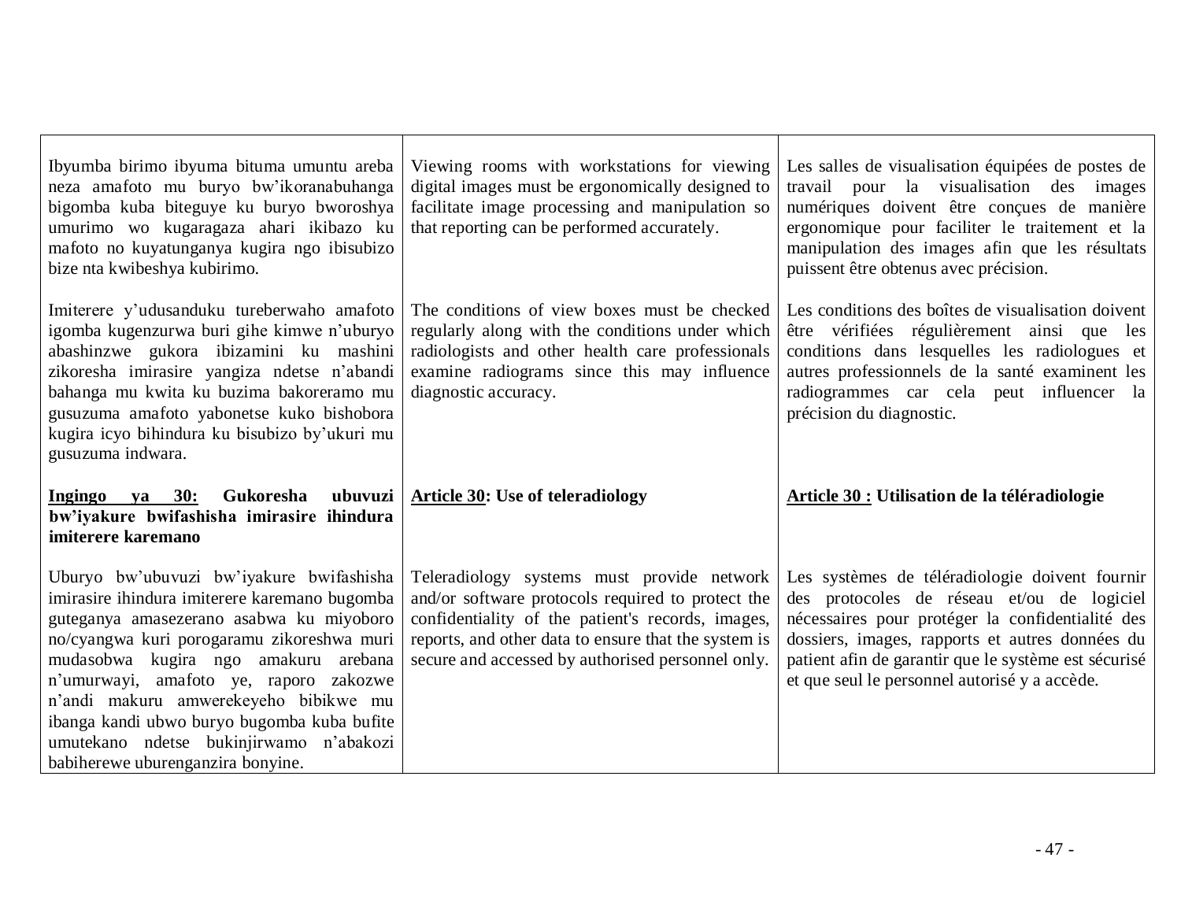| | | |
|---|---|---|
| Ibyumba birimo ibyuma bituma umuntu areba neza amafoto mu buryo bw'ikoranabuhanga bigomba kuba biteguye ku buryo bworoshya umurimo wo kugaragaza ahari ikibazo ku mafoto no kuyatunganya kugira ngo ibisubizo bize nta kwibeshya kubirimo. | Viewing rooms with workstations for viewing digital images must be ergonomically designed to facilitate image processing and manipulation so that reporting can be performed accurately. | Les salles de visualisation équipées de postes de travail pour la visualisation des images numériques doivent être conçues de manière ergonomique pour faciliter le traitement et la manipulation des images afin que les résultats puissent être obtenus avec précision. |
| Imiterere y'udusanduku tureberwaho amafoto igomba kugenzurwa buri gihe kimwe n'uburyo abashinzwe gukora ibizamini ku mashini zikoresha imirasire yangiza ndetse n'abandi bahanga mu kwita ku buzima bakoreramo mu gusuzuma amafoto yabonetse kuko bishobora kugira icyo bihindura ku bisubizo by'ukuri mu gusuzuma indwara. | The conditions of view boxes must be checked regularly along with the conditions under which radiologists and other health care professionals examine radiograms since this may influence diagnostic accuracy. | Les conditions des boîtes de visualisation doivent être vérifiées régulièrement ainsi que les conditions dans lesquelles les radiologues et autres professionnels de la santé examinent les radiogrammes car cela peut influencer la précision du diagnostic. |
| **<u>Ingingo ya 30:</u> Gukoresha ubuvuzi bw'iyakure bwifashisha imirasire ihindura imiterere karemano** | **<u>Article 30</u>: Use of teleradiology** | **<u>Article 30 :</u> Utilisation de la téléradiologie** |
| Uburyo bw'ubuvuzi bw'iyakure bwifashisha imirasire ihindura imiterere karemano bugomba guteganya amasezerano asabwa ku miyoboro no/cyangwa kuri porogaramu zikoreshwa muri mudasobwa kugira ngo amakuru arebana n'umurwayi, amafoto ye, raporo zakozwe n'andi makuru amwerekeyeho bibikwe mu ibanga kandi ubwo buryo bugomba kuba bufite umutekano ndetse bukinjirwamo n'abakozi babiherewe uburenganzira bonyine. | Teleradiology systems must provide network and/or software protocols required to protect the confidentiality of the patient's records, images, reports, and other data to ensure that the system is secure and accessed by authorised personnel only. | Les systèmes de téléradiologie doivent fournir des protocoles de réseau et/ou de logiciel nécessaires pour protéger la confidentialité des dossiers, images, rapports et autres données du patient afin de garantir que le système est sécurisé et que seul le personnel autorisé y a accède. |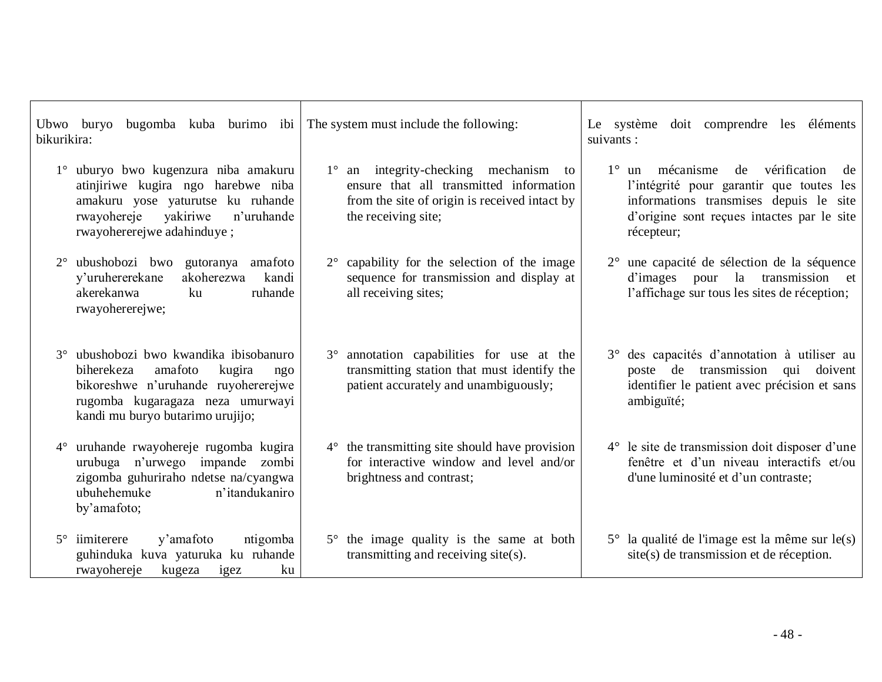| Ubwo buryo bugomba kuba burimo ibi bikurikira: | The system must include the following: | Le système doit comprendre les éléments suivants : |
|---|---|---|
| 1° uburyo bwo kugenzura niba amakuru atinjiriwe kugira ngo harebwe niba amakuru yose yaturutse ku ruhande rwayohereje yakiriwe n'uruhande rwayohererejwe adahinduye ; | 1° an integrity-checking mechanism to ensure that all transmitted information from the site of origin is received intact by the receiving site; | 1° un mécanisme de vérification de l'intégrité pour garantir que toutes les informations transmises depuis le site d'origine sont reçues intactes par le site récepteur; |
| 2° ubushobozi bwo gutoranya amafoto y'uruhererekane akoherezwa kandi akerekanwa ku ruhande rwayohererejwe; | 2° capability for the selection of the image sequence for transmission and display at all receiving sites; | 2° une capacité de sélection de la séquence d'images pour la transmission et l'affichage sur tous les sites de réception; |
| 3° ubushobozi bwo kwandika ibisobanuro biherekeza amafoto kugira ngo bikoreshwe n'uruhande ruyohererejwe rugomba kugaragaza neza umurwayi kandi mu buryo butarimo urujijo; | 3° annotation capabilities for use at the transmitting station that must identify the patient accurately and unambiguously; | 3° des capacités d'annotation à utiliser au poste de transmission qui doivent identifier le patient avec précision et sans ambiguïté; |
| 4° uruhande rwayohereje rugomba kugira urubuga n'urwego impande zombi zigomba guhuriraho ndetse na/cyangwa ubuhehemuke n'itandukaniro by'amafoto; | 4° the transmitting site should have provision for interactive window and level and/or brightness and contrast; | 4° le site de transmission doit disposer d'une fenêtre et d'un niveau interactifs et/ou d'une luminosité et d'un contraste; |
| 5° iimiterere y'amafoto ntigomba guhinduka kuva yaturuka ku ruhande rwayohereje kugeza igez ku | 5° the image quality is the same at both transmitting and receiving site(s). | 5° la qualité de l'image est la même sur le(s) site(s) de transmission et de réception. |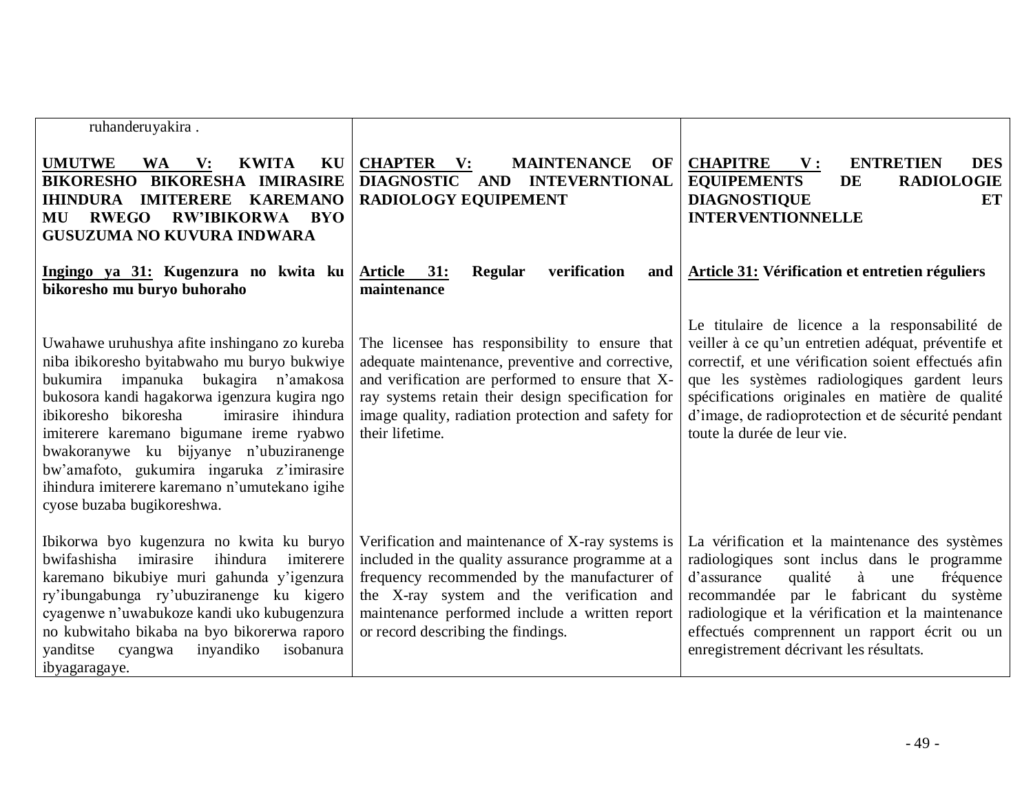| ruhanderuyakira . | | |
|---|---|---|
| **UMUTWE WA V: KWITA KU BIKORESHO BIKORESHA IMIRASIRE IHINDURA IMITERERE KAREMANO MU RWEGO RW'IBIKORWA BYO GUSUZUMA NO KUVURA INDWARA** | **CHAPTER V: MAINTENANCE OF DIAGNOSTIC AND INTEVERNTIONAL RADIOLOGY EQUIPEMENT** | **CHAPITRE V : ENTRETIEN DES EQUIPEMENTS DE RADIOLOGIE DIAGNOSTIQUE ET INTERVENTIONNELLE** |
| **Ingingo ya 31: Kugenzura no kwita ku bikoresho mu buryo buhoraho** | **Article 31: Regular verification and maintenance** | **Article 31: Vérification et entretien réguliers** |
| Uwahawe uruhushya afite inshingano zo kureba niba ibikoresho byitabwaho mu buryo bukwiye bukumira impanuka bukagira n'amakosa bukosora kandi hagakorwa igenzura kugira ngo ibikoresho bikoresha imirasire ihindura imiterere karemano bigumane ireme ryabwo bwakoranywe ku bijyanye n'ubuziranenge bw'amafoto, gukumira ingaruka z'imirasire ihindura imiterere karemano n'umutekano igihe cyose buzaba bugikoreshwa. | The licensee has responsibility to ensure that adequate maintenance, preventive and corrective, and verification are performed to ensure that X-ray systems retain their design specification for image quality, radiation protection and safety for their lifetime. | Le titulaire de licence a la responsabilité de veiller à ce qu'un entretien adéquat, préventife et correctif, et une vérification soient effectués afin que les systèmes radiologiques gardent leurs spécifications originales en matière de qualité d'image, de radioprotection et de sécurité pendant toute la durée de leur vie. |
| Ibikorwa byo kugenzura no kwita ku buryo bwifashisha imirasire ihindura imiterere karemano bikubiye muri gahunda y'igenzura ry'ibungabunga ry'ubuziranenge ku kigero cyagenwe n'uwabukoze kandi uko kubugenzura no kubwitaho bikaba na byo bikorerwa raporo yanditse cyangwa inyandiko isobanura ibyagaragaye. | Verification and maintenance of X-ray systems is included in the quality assurance programme at a frequency recommended by the manufacturer of the X-ray system and the verification and maintenance performed include a written report or record describing the findings. | La vérification et la maintenance des systèmes radiologiques sont inclus dans le programme d'assurance qualité à une fréquence recommandée par le fabricant du système radiologique et la vérification et la maintenance effectués comprennent un rapport écrit ou un enregistrement décrivant les résultats. |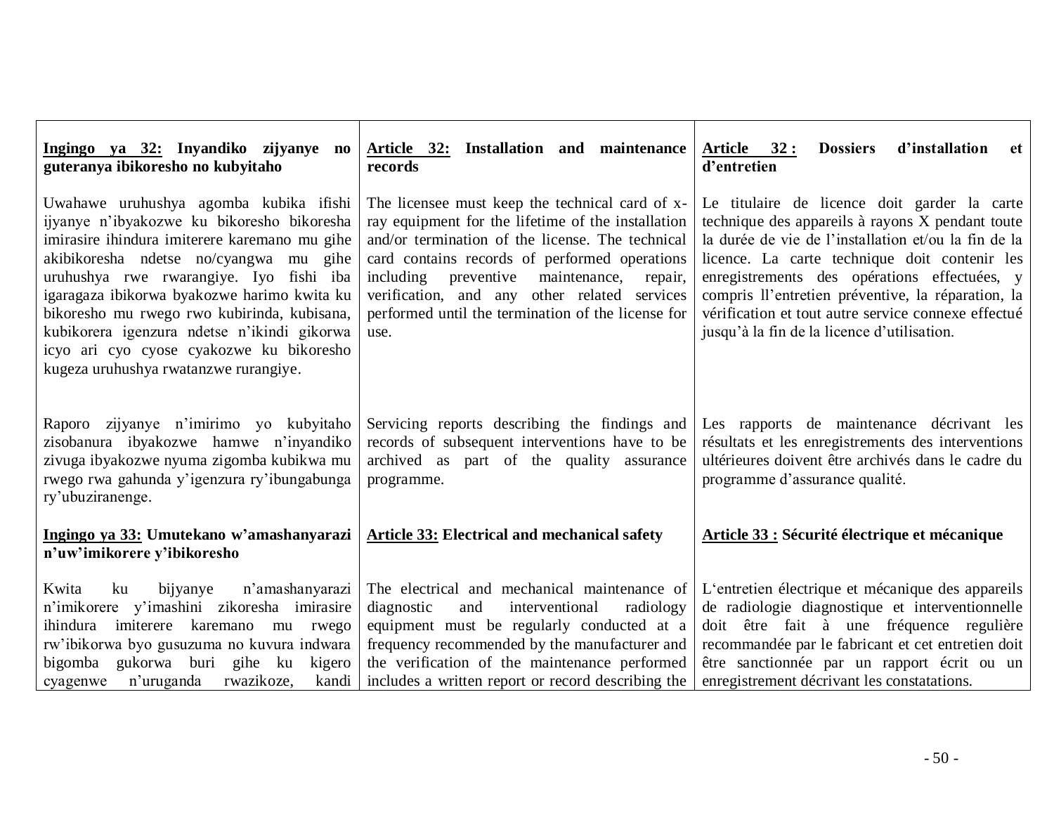| **<u>Ingingo ya 32:</u> Inyandiko zijyanye no guteranya ibikoresho no kubyitaho** | **<u>Article 32:</u> Installation and maintenance records** | **<u>Article 32 :</u> Dossiers d'installation et d'entretien** |
|---|---|---|
| Uwahawe uruhushya agomba kubika ifishi ijyanye n'ibyakozwe ku bikoresho bikoresha imirasire ihindura imiterere karemano mu gihe akibikoresha ndetse no/cyangwa mu gihe uruhushya rwe rwarangiye. Iyo fishi iba igaragaza ibikorwa byakozwe harimo kwita ku bikoresho mu rwego rwo kubirinda, kubisana, kubikorera igenzura ndetse n'ikindi gikorwa icyo ari cyo cyose cyakozwe ku bikoresho kugeza uruhushya rwatanzwe rurangiye. | The licensee must keep the technical card of x-ray equipment for the lifetime of the installation and/or termination of the license. The technical card contains records of performed operations including preventive maintenance, repair, verification, and any other related services performed until the termination of the license for use. | Le titulaire de licence doit garder la carte technique des appareils à rayons X pendant toute la durée de vie de l'installation et/ou la fin de la licence. La carte technique doit contenir les enregistrements des opérations effectuées, y compris ll'entretien préventive, la réparation, la vérification et tout autre service connexe effectué jusqu'à la fin de la licence d'utilisation. |
| Raporo zijyanye n'imirimo yo kubyitaho zisobanura ibyakozwe hamwe n'inyandiko zivuga ibyakozwe nyuma zigomba kubikwa mu rwego rwa gahunda y'igenzura ry'ibungabunga ry'ubuziranenge. | Servicing reports describing the findings and records of subsequent interventions have to be archived as part of the quality assurance programme. | Les rapports de maintenance décrivant les résultats et les enregistrements des interventions ultérieures doivent être archivés dans le cadre du programme d'assurance qualité. |
| **<u>Ingingo ya 33:</u> Umutekano w'amashanyarazi n'uw'imikorere y'ibikoresho** | **<u>Article 33:</u> Electrical and mechanical safety** | **<u>Article 33 :</u> Sécurité électrique et mécanique** |
| Kwita ku bijyanye n'amashanyarazi n'imikorere y'imashini zikoresha imirasire ihindura imiterere karemano mu rwego rw'ibikorwa byo gusuzuma no kuvura indwara bigomba gukorwa buri gihe ku kigero cyagenwe n'uruganda rwazikoze, kandi | The electrical and mechanical maintenance of diagnostic and interventional radiology equipment must be regularly conducted at a frequency recommended by the manufacturer and the verification of the maintenance performed includes a written report or record describing the | L'entretien électrique et mécanique des appareils de radiologie diagnostique et interventionnelle doit être fait à une fréquence regulière recommandée par le fabricant et cet entretien doit être sanctionnée par un rapport écrit ou un enregistrement décrivant les constatations. |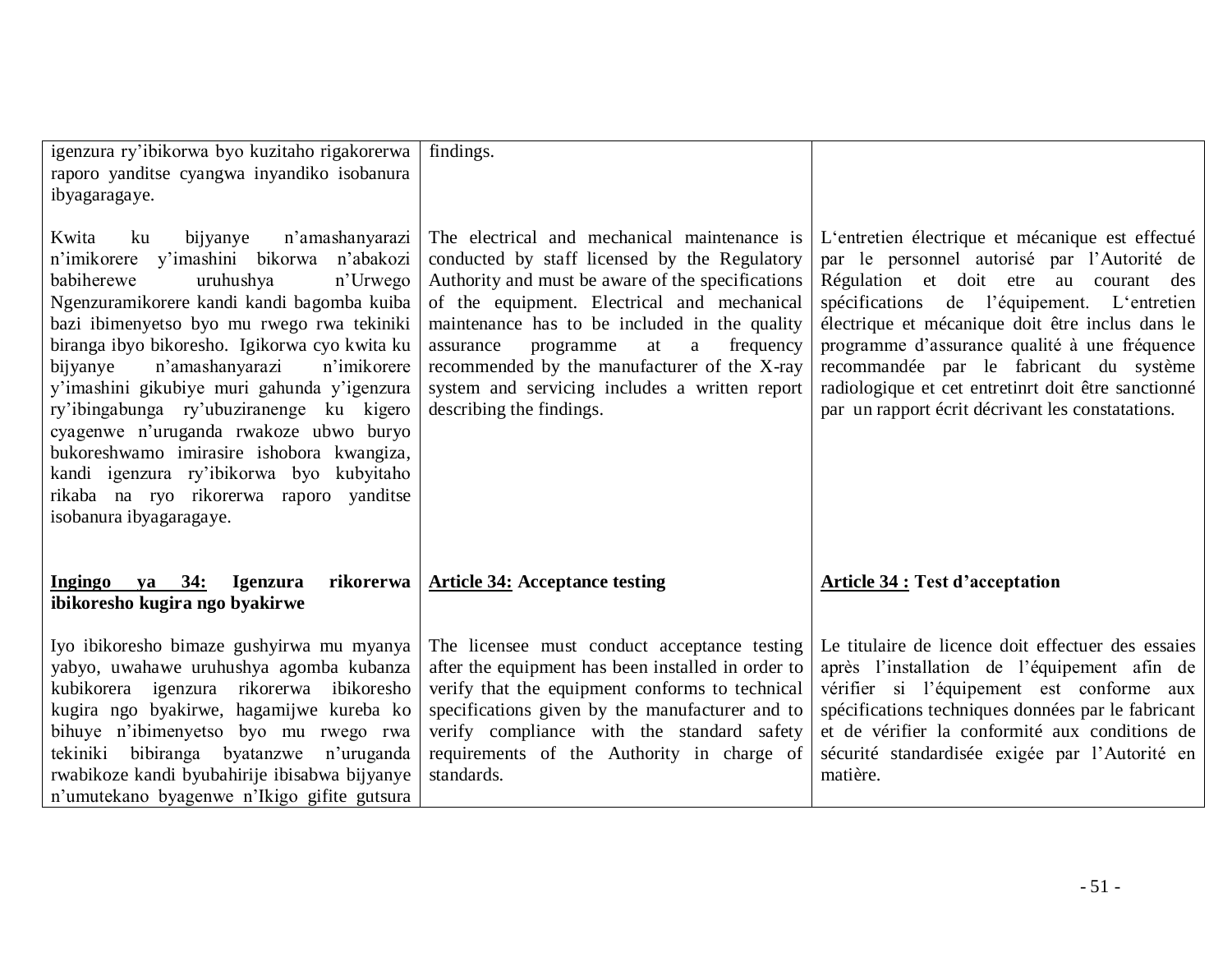| | | |
|---|---|---|
| igenzura ry'ibikorwa byo kuzitaho rigakorerwa raporo yanditse cyangwa inyandiko isobanura ibyagaragaye. | findings. | |
| Kwita ku bijyanye n'amashanyarazi n'imikorere y'imashini bikorwa n'abakozi babiherewe uruhushya n'Urwego Ngenzuramikorere kandi kandi bagomba kuiba bazi ibimenyetso byo mu rwego rwa tekiniki biranga ibyo bikoresho. Igikorwa cyo kwita ku bijyanye n'amashanyarazi n'imikorere y'imashini gikubiye muri gahunda y'igenzura ry'ibingabunga ry'ubuziranenge ku kigero cyagenwe n'uruganda rwakoze ubwo buryo bukoreshwamo imirasire ishobora kwangiza, kandi igenzura ry'ibikorwa byo kubyitaho rikaba na ryo rikorerwa raporo yanditse isobanura ibyagaragaye. | The electrical and mechanical maintenance is conducted by staff licensed by the Regulatory Authority and must be aware of the specifications of the equipment. Electrical and mechanical maintenance has to be included in the quality assurance programme at a frequency recommended by the manufacturer of the X-ray system and servicing includes a written report describing the findings. | L'entretien électrique et mécanique est effectué par le personnel autorisé par l'Autorité de Régulation et doit etre au courant des spécifications de l'équipement. L'entretien électrique et mécanique doit être inclus dans le programme d'assurance qualité à une fréquence recommandée par le fabricant du système radiologique et cet entretinrt doit être sanctionné par un rapport écrit décrivant les constatations. |
| **<u>Ingingo ya 34:</u> Igenzura rikorerwa ibikoresho kugira ngo byakirwe** | **<u>Article 34:</u> Acceptance testing** | **<u>Article 34 :</u> Test d'acceptation** |
| Iyo ibikoresho bimaze gushyirwa mu myanya yabyo, uwahawe uruhushya agomba kubanza kubikorera igenzura rikorerwa ibikoresho kugira ngo byakirwe, hagamijwe kureba ko bihuye n'ibimenyetso byo mu rwego rwa tekiniki bibiranga byatanzwe n'uruganda rwabikoze kandi byubahirije ibisabwa bijyanye n'umutekano byagenwe n'Ikigo gifite gutsura | The licensee must conduct acceptance testing after the equipment has been installed in order to verify that the equipment conforms to technical specifications given by the manufacturer and to verify compliance with the standard safety requirements of the Authority in charge of standards. | Le titulaire de licence doit effectuer des essaies après l'installation de l'équipement afin de vérifier si l'équipement est conforme aux spécifications techniques données par le fabricant et de vérifier la conformité aux conditions de sécurité standardisée exigée par l'Autorité en matière. |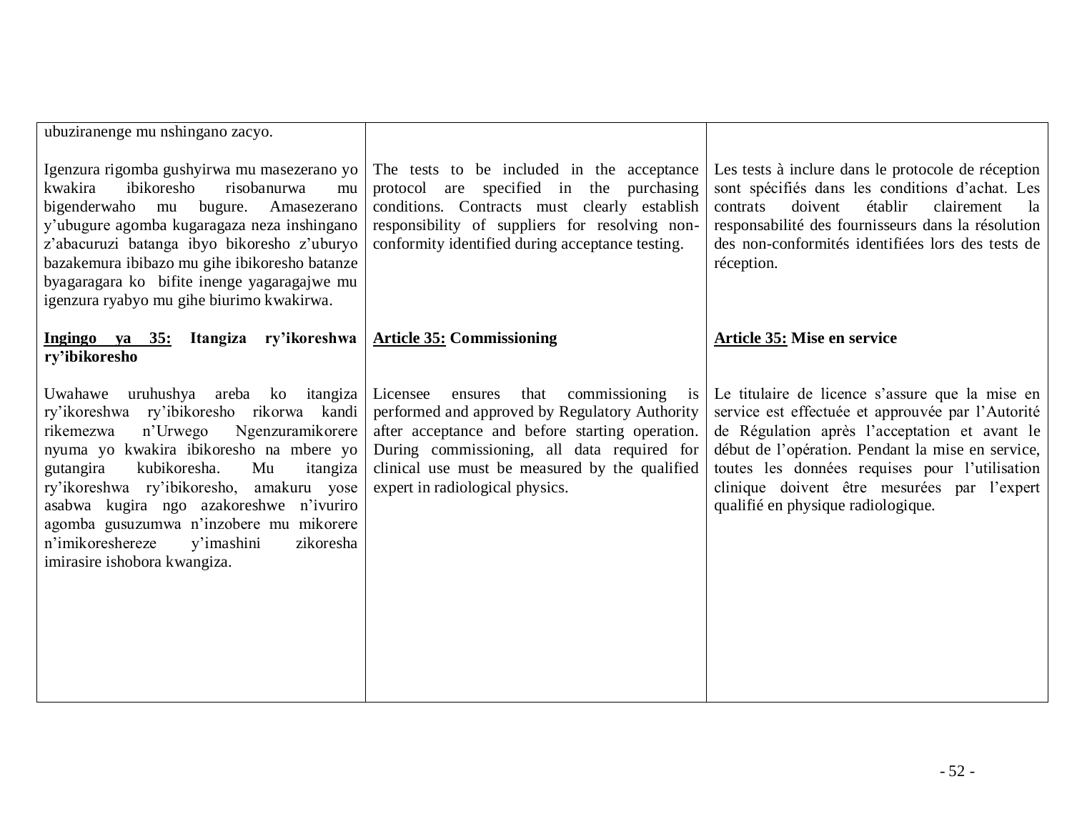| | | |
|---|---|---|
| ubuziranenge mu nshingano zacyo. | | |
| Igenzura rigomba gushyirwa mu masezerano yo kwakira ibikoresho risobanurwa mu bigenderwaho mu bugure. Amasezerano y'ubugure agomba kugaragaza neza inshingano z'abacuruzi batanga ibyo bikoresho z'uburyo bazakemura ibibazo mu gihe ibikoresho batanze byagaragara ko bifite inenge yagaragajwe mu igenzura ryabyo mu gihe biurimo kwakirwa. | The tests to be included in the acceptance protocol are specified in the purchasing conditions. Contracts must clearly establish responsibility of suppliers for resolving non-conformity identified during acceptance testing. | Les tests à inclure dans le protocole de réception sont spécifiés dans les conditions d'achat. Les contrats doivent établir clairement la responsabilité des fournisseurs dans la résolution des non-conformités identifiées lors des tests de réception. |
| **<u>Ingingo ya 35:</u> Itangiza ry'ikoreshwa ry'ibikoresho** | **<u>Article 35:</u> Commissioning** | **<u>Article 35:</u> Mise en service** |
| Uwahawe uruhushya areba ko itangiza ry'ikoreshwa ry'ibikoresho rikorwa kandi rikemezwa n'Urwego Ngenzuramikorere nyuma yo kwakira ibikoresho na mbere yo gutangira kubikoresha. Mu itangiza ry'ikoreshwa ry'ibikoresho, amakuru yose asabwa kugira ngo azakoreshwe n'ivuriro agomba gusuzumwa n'inzobere mu mikorere n'imikoreshereze y'imashini zikoresha imirasire ishobora kwangiza. | Licensee ensures that commissioning is performed and approved by Regulatory Authority after acceptance and before starting operation. During commissioning, all data required for clinical use must be measured by the qualified expert in radiological physics. | Le titulaire de licence s'assure que la mise en service est effectuée et approuvée par l'Autorité de Régulation après l'acceptation et avant le début de l'opération. Pendant la mise en service, toutes les données requises pour l'utilisation clinique doivent être mesurées par l'expert qualifié en physique radiologique. |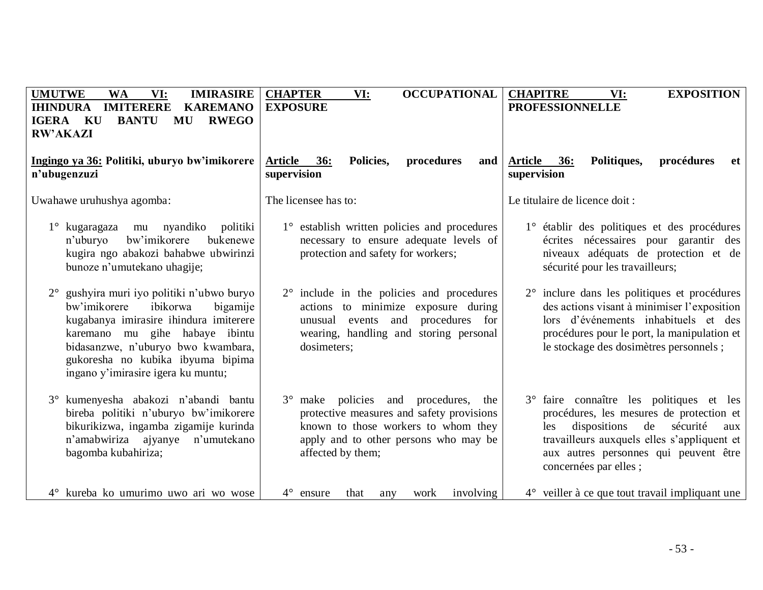| UMUTWE WA VI: IMIRASIRE IHINDURA IMITERERE KAREMANO IGERA KU BANTU MU RWEGO RW'AKAZI | CHAPTER VI: OCCUPATIONAL EXPOSURE | CHAPITRE VI: EXPOSITION PROFESSIONNELLE |
| --- | --- | --- |
| **Ingingo ya 36: Politiki, uburyo bw'imikorere n'ubugenzuzi** | **Article 36: Policies, procedures and supervision** | **Article 36: Politiques, procédures et supervision** |
| Uwahawe uruhushya agomba: | The licensee has to: | Le titulaire de licence doit : |
| 1° kugaragaza mu nyandiko politiki n'uburyo bw'imikorere bukenewe kugira ngo abakozi bahabwe ubwirinzi bunoze n'umutekano uhagije; | 1° establish written policies and procedures necessary to ensure adequate levels of protection and safety for workers; | 1° établir des politiques et des procédures écrites nécessaires pour garantir des niveaux adéquats de protection et de sécurité pour les travailleurs; |
| 2° gushyira muri iyo politiki n'ubwo buryo bw'imikorere ibikorwa bigamije kugabanya imirasire ihindura imiterere karemano mu gihe habaye ibintu bidasanzwe, n'uburyo bwo kwambara, gukoresha no kubika ibyuma bipima ingano y'imirasire igera ku muntu; | 2° include in the policies and procedures actions to minimize exposure during unusual events and procedures for wearing, handling and storing personal dosimeters; | 2° inclure dans les politiques et procédures des actions visant à minimiser l'exposition lors d'événements inhabituels et des procédures pour le port, la manipulation et le stockage des dosimètres personnels ; |
| 3° kumenyesha abakozi n'abandi bantu bireba politiki n'uburyo bw'imikorere bikurikizwa, ingamba zigamije kurinda n'amabwiriza ajyanye n'umutekano bagomba kubahiriza; | 3° make policies and procedures, the protective measures and safety provisions known to those workers to whom they apply and to other persons who may be affected by them; | 3° faire connaître les politiques et les procédures, les mesures de protection et les dispositions de sécurité aux travailleurs auxquels elles s'appliquent et aux autres personnes qui peuvent être concernées par elles ; |
| 4° kureba ko umurimo uwo ari wo wose | 4° ensure that any work involving | 4° veiller à ce que tout travail impliquant une |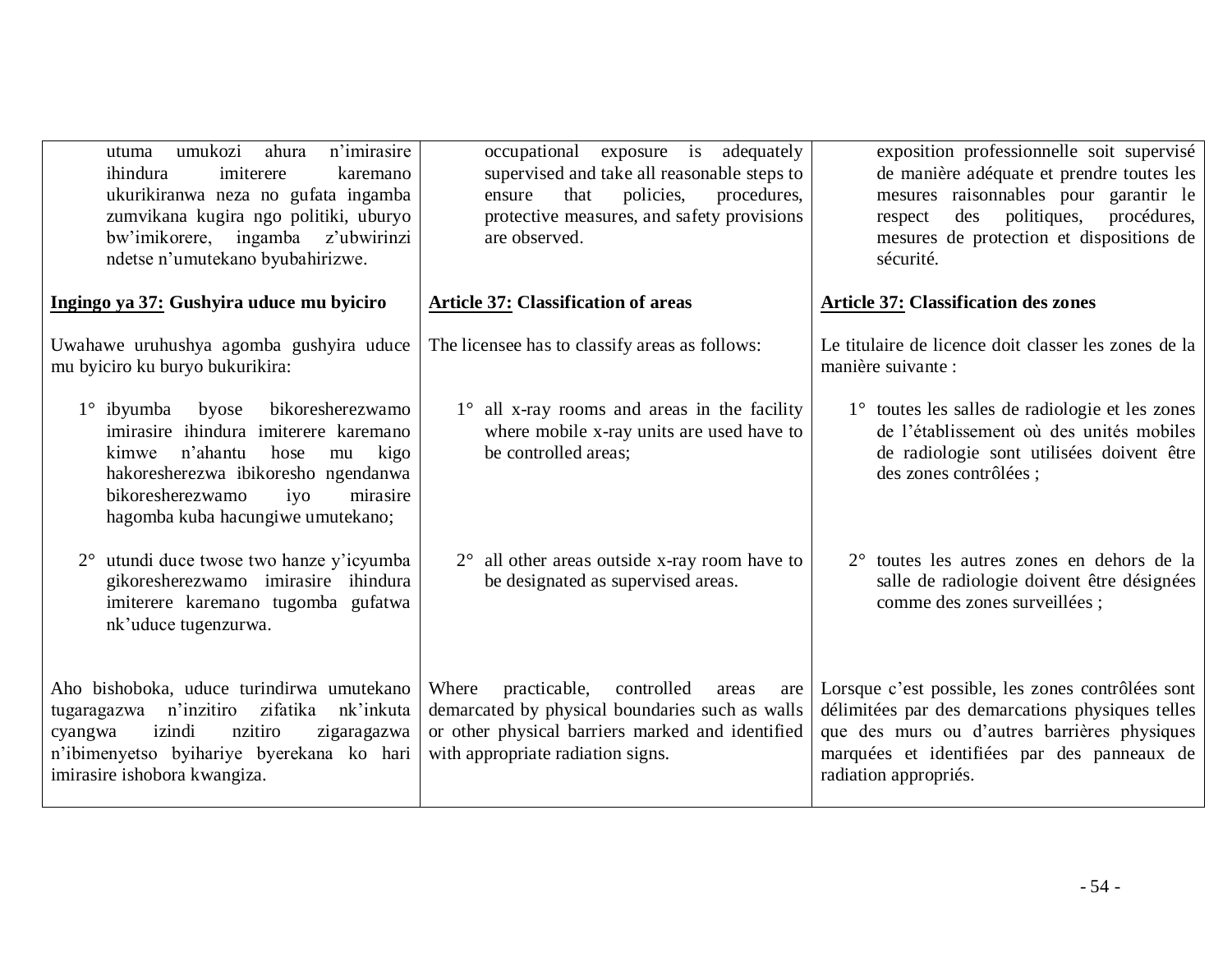| | | |
|---|---|---|
| utuma umukozi ahura n'imirasire ihindura imiterere karemano ukurikiranwa neza no gufata ingamba zumvikana kugira ngo politiki, uburyo bw'imikorere, ingamba z'ubwirinzi ndetse n'umutekano byubahirizwe. | occupational exposure is adequately supervised and take all reasonable steps to ensure that policies, procedures, protective measures, and safety provisions are observed. | exposition professionnelle soit supervisé de manière adéquate et prendre toutes les mesures raisonnables pour garantir le respect des politiques, procédures, mesures de protection et dispositions de sécurité. |
| **<u>Ingingo ya 37:</u> Gushyira uduce mu byiciro** | **<u>Article 37:</u> Classification of areas** | **<u>Article 37:</u> Classification des zones** |
| Uwahawe uruhushya agomba gushyira uduce mu byiciro ku buryo bukurikira: | The licensee has to classify areas as follows: | Le titulaire de licence doit classer les zones de la manière suivante : |
| 1° ibyumba byose bikoresherezwamo imirasire ihindura imiterere karemano kimwe n'ahantu hose mu kigo hakoresherezwa ibikoresho ngendanwa bikoresherezwamo iyo mirasire hagomba kuba hacungiwe umutekano; | 1° all x-ray rooms and areas in the facility where mobile x-ray units are used have to be controlled areas; | 1° toutes les salles de radiologie et les zones de l'établissement où des unités mobiles de radiologie sont utilisées doivent être des zones contrôlées ; |
| 2° utundi duce twose two hanze y'icyumba gikoresherezwamo imirasire ihindura imiterere karemano tugomba gufatwa nk'uduce tugenzurwa. | 2° all other areas outside x-ray room have to be designated as supervised areas. | 2° toutes les autres zones en dehors de la salle de radiologie doivent être désignées comme des zones surveillées ; |
| Aho bishoboka, uduce turindirwa umutekano tugaragazwa n'inzitiro zifatika nk'inkuta cyangwa izindi nzitiro zigaragazwa n'ibimenyetso byihariye byerekana ko hari imirasire ishobora kwangiza. | Where practicable, controlled areas are demarcated by physical boundaries such as walls or other physical barriers marked and identified with appropriate radiation signs. | Lorsque c'est possible, les zones contrôlées sont délimitées par des demarcations physiques telles que des murs ou d'autres barrières physiques marquées et identifiées par des panneaux de radiation appropriés. |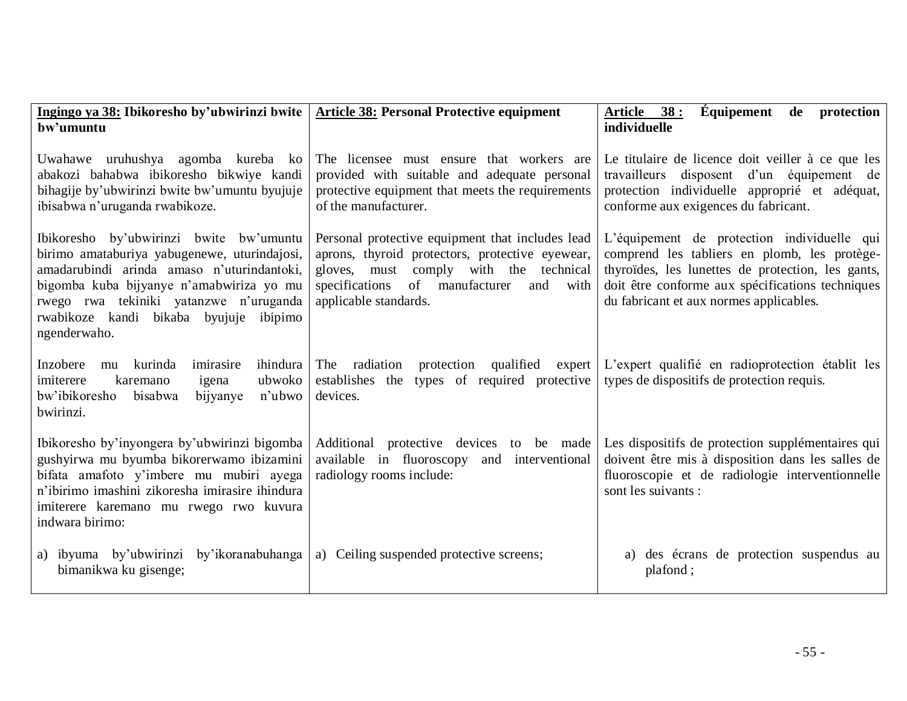| **Ingingo ya 38: Ibikoresho by'ubwirinzi bwite bw'umuntu** | **Article 38: Personal Protective equipment** | **Article 38 : Équipement de protection individuelle** |
|---|---|---|
| Uwahawe uruhushya agomba kureba ko abakozi bahabwa ibikoresho bikwiye kandi bihagije by'ubwirinzi bwite bw'umuntu byujuje ibisabwa n'uruganda rwabikoze. | The licensee must ensure that workers are provided with suitable and adequate personal protective equipment that meets the requirements of the manufacturer. | Le titulaire de licence doit veiller à ce que les travailleurs disposent d'un équipement de protection individuelle approprié et adéquat, conforme aux exigences du fabricant. |
| Ibikoresho by'ubwirinzi bwite bw'umuntu birimo amataburiya yabugenewe, uturindajosi, amadarubindi arinda amaso n'uturindantoki, bigomba kuba bijyanye n'amabwiriza yo mu rwego rwa tekiniki yatanzwe n'uruganda rwabikoze kandi bikaba byujuje ibipimo ngenderwaho. | Personal protective equipment that includes lead aprons, thyroid protectors, protective eyewear, gloves, must comply with the technical specifications of manufacturer and with applicable standards. | L'équipement de protection individuelle qui comprend les tabliers en plomb, les protège-thyroïdes, les lunettes de protection, les gants, doit être conforme aux spécifications techniques du fabricant et aux normes applicables. |
| Inzobere mu kurinda imirasire ihindura imiterere karemano igena ubwoko bw'ibikoresho bisabwa bijyanye n'ubwo bwirinzi. | The radiation protection qualified expert establishes the types of required protective devices. | L'expert qualifié en radioprotection établit les types de dispositifs de protection requis. |
| Ibikoresho by'inyongera by'ubwirinzi bigomba gushyirwa mu byumba bikorerwamo ibizamini bifata amafoto y'imbere mu mubiri ayega n'ibirimo imashini zikoresha imirasire ihindura imiterere karemano mu rwego rwo kuvura indwara birimo: | Additional protective devices to be made available in fluoroscopy and interventional radiology rooms include: | Les dispositifs de protection supplémentaires qui doivent être mis à disposition dans les salles de fluoroscopie et de radiologie interventionnelle sont les suivants : |
| a) ibyuma by'ubwirinzi by'ikoranabuhanga bimanikwa ku gisenge; | a) Ceiling suspended protective screens; | a) des écrans de protection suspendus au plafond ; |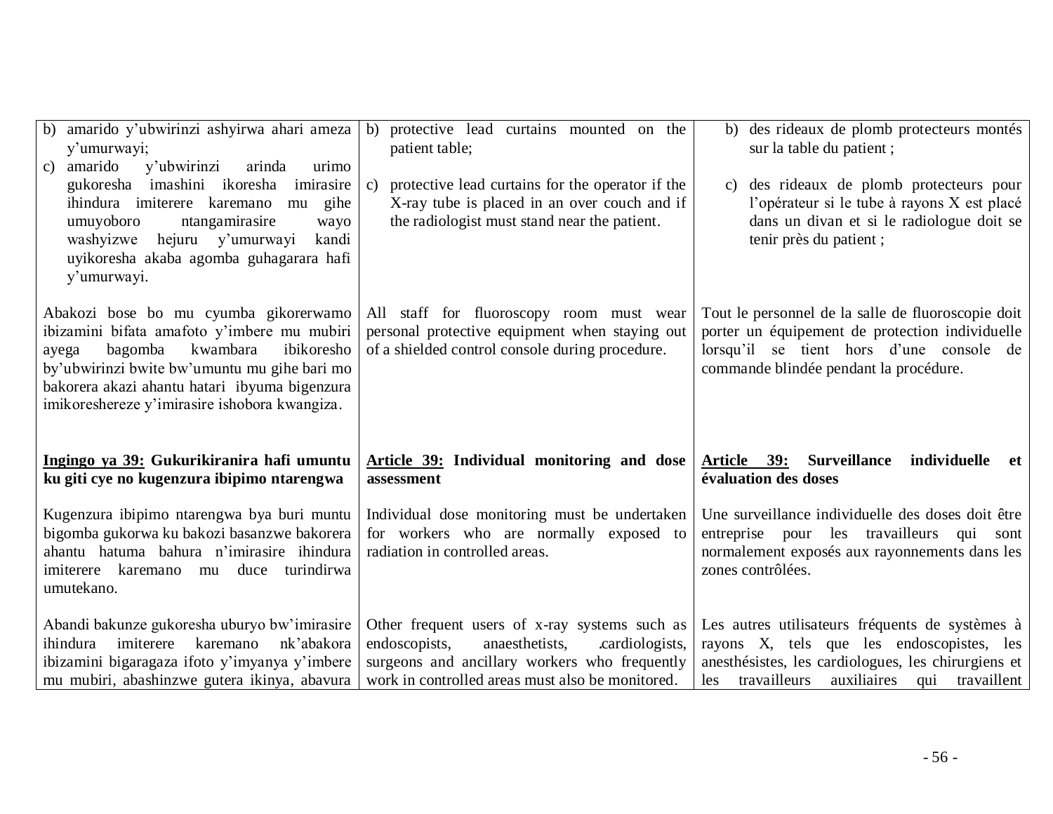| | | |
|---|---|---|
| b) amarido y'ubwirinzi ashyirwa ahari ameza y'umurwayi;<br>c) amarido y'ubwirinzi arinda urimo gukoresha imashini ikoresha imirasire ihindura imiterere karemano mu gihe umuyoboro ntangamirasire wayo washyizwe hejuru y'umurwayi kandi uyikoresha akaba agomba guhagarara hafi y'umurwayi. | b) protective lead curtains mounted on the patient table;<br>c) protective lead curtains for the operator if the X-ray tube is placed in an over couch and if the radiologist must stand near the patient. | b) des rideaux de plomb protecteurs montés sur la table du patient ;<br>c) des rideaux de plomb protecteurs pour l'opérateur si le tube à rayons X est placé dans un divan et si le radiologue doit se tenir près du patient ; |
| Abakozi bose bo mu cyumba gikorerwamo ibizamini bifata amafoto y'imbere mu mubiri ayega bagomba kwambara ibikoresho by'ubwirinzi bwite bw'umuntu mu gihe bari mo bakorera akazi ahantu hatari ibyuma bigenzura imikoreshereze y'imirasire ishobora kwangiza. | All staff for fluoroscopy room must wear personal protective equipment when staying out of a shielded control console during procedure. | Tout le personnel de la salle de fluoroscopie doit porter un équipement de protection individuelle lorsqu'il se tient hors d'une console de commande blindée pendant la procédure. |
| **<u>Ingingo ya 39:</u> Gukurikiranira hafi umuntu ku giti cye no kugenzura ibipimo ntarengwa** | **<u>Article 39:</u> Individual monitoring and dose assessment** | **<u>Article 39:</u> Surveillance individuelle et évaluation des doses** |
| Kugenzura ibipimo ntarengwa bya buri muntu bigomba gukorwa ku bakozi basanzwe bakorera ahantu hatuma bahura n'imirasire ihindura imiterere karemano mu duce turindirwa umutekano. | Individual dose monitoring must be undertaken for workers who are normally exposed to radiation in controlled areas. | Une surveillance individuelle des doses doit être entreprise pour les travailleurs qui sont normalement exposés aux rayonnements dans les zones contrôlées. |
| Abandi bakunze gukoresha uburyo bw'imirasire ihindura imiterere karemano nk'abakora ibizamini bigaragaza ifoto y'imyanya y'imbere mu mubiri, abashinzwe gutera ikinya, abavura | Other frequent users of x-ray systems such as endoscopists, anaesthetists, cardiologists, surgeons and ancillary workers who frequently work in controlled areas must also be monitored. | Les autres utilisateurs fréquents de systèmes à rayons X, tels que les endoscopistes, les anesthésistes, les cardiologues, les chirurgiens et les travailleurs auxiliaires qui travaillent |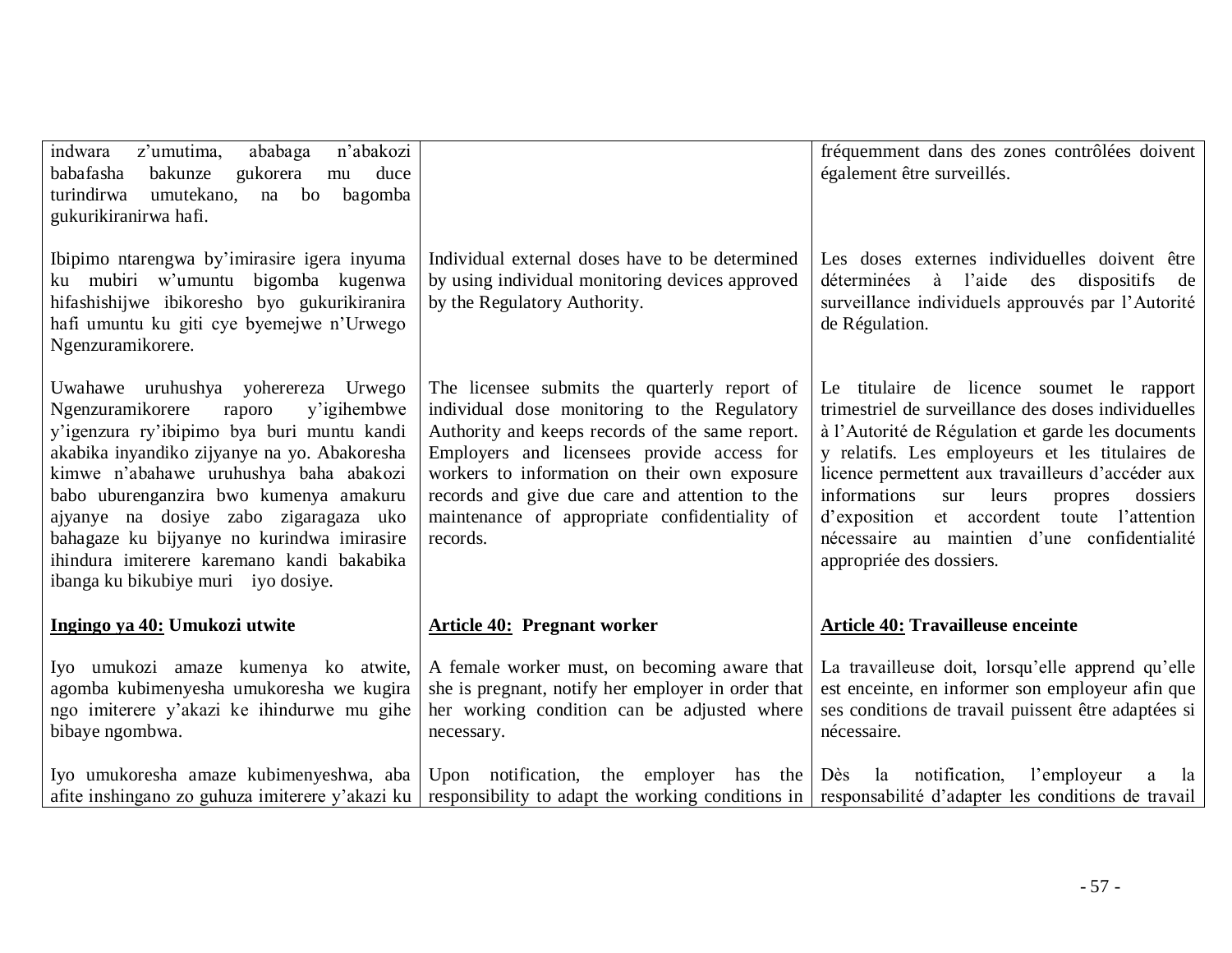| | | |
|---|---|---|
| indwara z'umutima, ababaga n'abakozi babafasha bakunze gukorera mu duce turindirwa umutekano, na bo bagomba gukurikiranirwa hafi. | | fréquemment dans des zones contrôlées doivent également être surveillés. |
| Ibipimo ntarengwa by'imirasire igera inyuma ku mubiri w'umuntu bigomba kugenwa hifashishijwe ibikoresho byo gukurikiranira hafi umuntu ku giti cye byemejwe n'Urwego Ngenzuramikorere. | Individual external doses have to be determined by using individual monitoring devices approved by the Regulatory Authority. | Les doses externes individuelles doivent être déterminées à l'aide des dispositifs de surveillance individuels approuvés par l'Autorité de Régulation. |
| Uwahawe uruhushya yohereza Urwego Ngenzuramikorere raporo y'igihembwe y'igenzura ry'ibipimo bya buri muntu kandi akabika inyandiko zijyanye na yo. Abakoresha kimwe n'abahawe uruhushya baha abakozi babo uburenganzira bwo kumenya amakuru ajyanye na dosiye zabo zigaragaza uko bahagaze ku bijyanye no kurindwa imirasire ihindura imiterere karemano kandi bakabika ibanga ku bikubiye muri iyo dosiye. | The licensee submits the quarterly report of individual dose monitoring to the Regulatory Authority and keeps records of the same report. Employers and licensees provide access for workers to information on their own exposure records and give due care and attention to the maintenance of appropriate confidentiality of records. | Le titulaire de licence soumet le rapport trimestriel de surveillance des doses individuelles à l'Autorité de Régulation et garde les documents y relatifs. Les employeurs et les titulaires de licence permettent aux travailleurs d'accéder aux informations sur leurs propres dossiers d'exposition et accordent toute l'attention nécessaire au maintien d'une confidentialité appropriée des dossiers. |
| **<u>Ingingo ya 40:</u> Umukozi utwite** | **<u>Article 40:</u> Pregnant worker** | **<u>Article 40:</u> Travailleuse enceinte** |
| Iyo umukozi amaze kumenya ko atwite, agomba kubimenyesha umukoresha we kugira ngo imiterere y'akazi ke ihindurwe mu gihe bibaye ngombwa. | A female worker must, on becoming aware that she is pregnant, notify her employer in order that her working condition can be adjusted where necessary. | La travailleuse doit, lorsqu'elle apprend qu'elle est enceinte, en informer son employeur afin que ses conditions de travail puissent être adaptées si nécessaire. |
| Iyo umukoresha amaze kubimenyeshwa, aba afite inshingano zo guhuza imiterere y'akazi ku | Upon notification, the employer has the responsibility to adapt the working conditions in | Dès la notification, l'employeur a la responsabilité d'adapter les conditions de travail |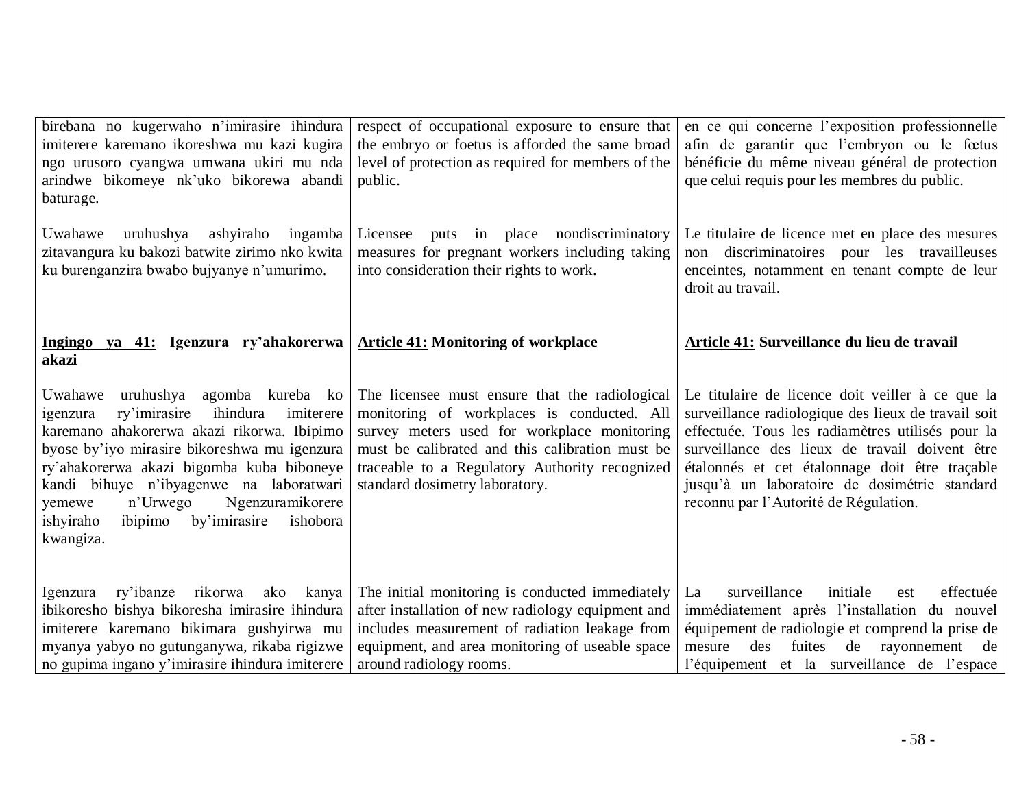| | | |
|---|---|---|
| birebana no kugerwaho n'imirasire ihindura imiterere karemano ikoreshwa mu kazi kugira ngo urusoro cyangwa umwana ukiri mu nda arindwe bikomeye nk'uko bikorewa abandi baturage. | respect of occupational exposure to ensure that the embryo or foetus is afforded the same broad level of protection as required for members of the public. | en ce qui concerne l'exposition professionnelle afin de garantir que l'embryon ou le fœtus bénéficie du même niveau général de protection que celui requis pour les membres du public. |
| Uwahawe uruhushya ashyiraho ingamba zitavangura ku bakozi batwite zirimo nko kwita ku burenganzira bwabo bujyanye n'umurimo. | Licensee puts in place nondiscriminatory measures for pregnant workers including taking into consideration their rights to work. | Le titulaire de licence met en place des mesures non discriminatoires pour les travailleuses enceintes, notamment en tenant compte de leur droit au travail. |
| **<u>Ingingo ya 41:</u> Igenzura ry'ahakorerwa akazi** | **<u>Article 41:</u> Monitoring of workplace** | **<u>Article 41:</u> Surveillance du lieu de travail** |
| Uwahawe uruhushya agomba kureba ko igenzura ry'imirasire ihindura imiterere karemano ahakorerwa akazi rikorwa. Ibipimo byose by'iyo mirasire bikoreshwa mu igenzura ry'ahakorerwa akazi bigomba kuba biboneye kandi bihuye n'ibyagenwe na laboratwari yemewe n'Urwego Ngenzuramikorere ishyiraho ibipimo by'imirasire ishobora kwangiza. | The licensee must ensure that the radiological monitoring of workplaces is conducted. All survey meters used for workplace monitoring must be calibrated and this calibration must be traceable to a Regulatory Authority recognized standard dosimetry laboratory. | Le titulaire de licence doit veiller à ce que la surveillance radiologique des lieux de travail soit effectuée. Tous les radiamètres utilisés pour la surveillance des lieux de travail doivent être étalonnés et cet étalonnage doit être traçable jusqu'à un laboratoire de dosimétrie standard reconnu par l'Autorité de Régulation. |
| Igenzura ry'ibanze rikorwa ako kanya ibikoresho bishya bikoresha imirasire ihindura imiterere karemano bikimara gushyirwa mu myanya yabyo no gutunganywa, rikaba rigizwe no gupima ingano y'imirasire ihindura imiterere | The initial monitoring is conducted immediately after installation of new radiology equipment and includes measurement of radiation leakage from equipment, and area monitoring of useable space around radiology rooms. | La surveillance initiale est effectuée immédiatement après l'installation du nouvel équipement de radiologie et comprend la prise de mesure des fuites de rayonnement de l'équipement et la surveillance de l'espace |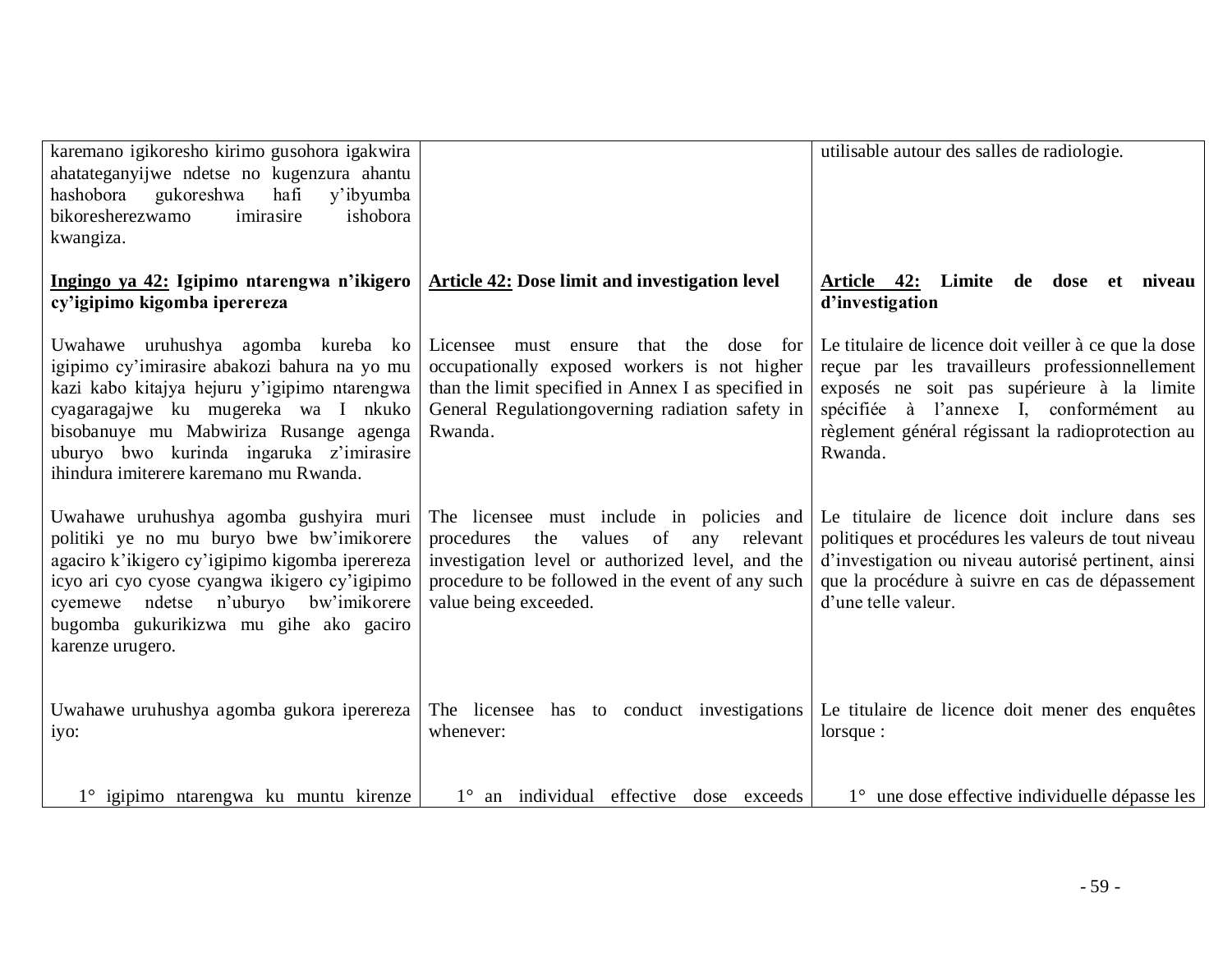| | | |
|---|---|---|
| karemano igikoresho kirimo gusohora igakwira ahatateganyijwe ndetse no kugenzura ahantu hashobora gukoreshwa hafi y'ibyumba bikoresherezwamo imirasire ishobora kwangiza. | | utilisable autour des salles de radiologie. |
| **<u>Ingingo ya 42:</u> Igipimo ntarengwa n'ikigero cy'igipimo kigomba iperereza** | **<u>Article 42:</u> Dose limit and investigation level** | **<u>Article 42:</u> Limite de dose et niveau d'investigation** |
| Uwahawe uruhushya agomba kureba ko igipimo cy'imirasire abakozi bahura na yo mu kazi kabo kitajya hejuru y'igipimo ntarengwa cyagaragajwe ku mugereka wa I nkuko bisobanuye mu Mabwiriza Rusange agenga uburyo bwo kurinda ingaruka z'imirasire ihindura imiterere karemano mu Rwanda. | Licensee must ensure that the dose for occupationally exposed workers is not higher than the limit specified in Annex I as specified in General Regulationgoverning radiation safety in Rwanda. | Le titulaire de licence doit veiller à ce que la dose reçue par les travailleurs professionnellement exposés ne soit pas supérieure à la limite spécifiée à l'annexe I, conformément au règlement général régissant la radioprotection au Rwanda. |
| Uwahawe uruhushya agomba gushyira muri politiki ye no mu buryo bwe bw'imikorere agaciro k'ikigero cy'igipimo kigomba iperereza icyo ari cyo cyose cyangwa ikigero cy'igipimo cyemewe ndetse n'uburyo bw'imikorere bugomba gukurikizwa mu gihe ako gaciro karenze urugero. | The licensee must include in policies and procedures the values of any relevant investigation level or authorized level, and the procedure to be followed in the event of any such value being exceeded. | Le titulaire de licence doit inclure dans ses politiques et procédures les valeurs de tout niveau d'investigation ou niveau autorisé pertinent, ainsi que la procédure à suivre en cas de dépassement d'une telle valeur. |
| Uwahawe uruhushya agomba gukora iperereza iyo: | The licensee has to conduct investigations whenever: | Le titulaire de licence doit mener des enquêtes lorsque : |
| 1° igipimo ntarengwa ku muntu kirenze | 1° an individual effective dose exceeds | 1° une dose effective individuelle dépasse les |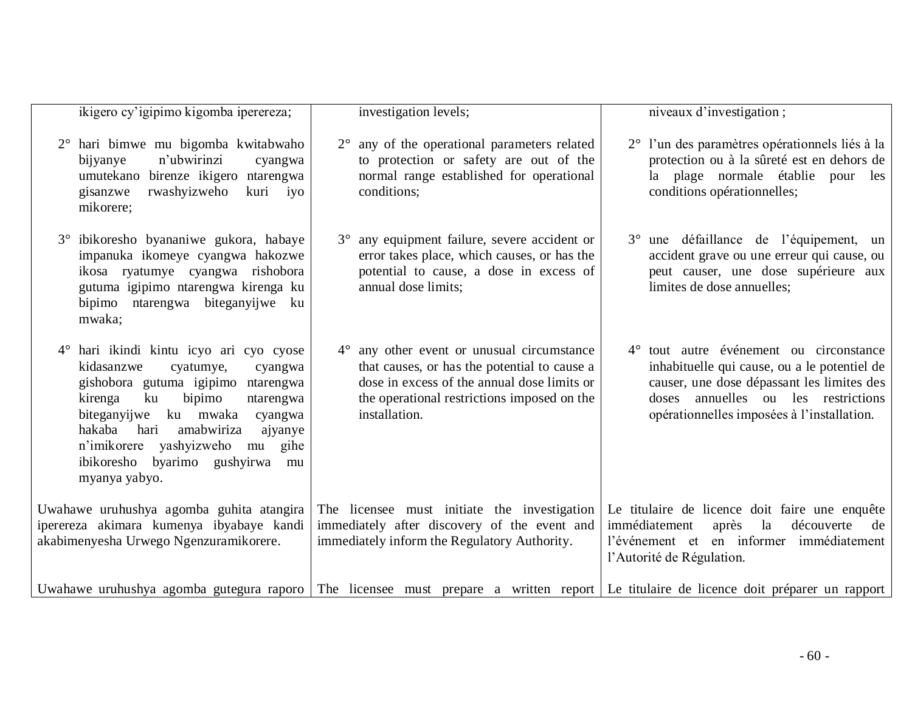| | | |
|---|---|---|
| ikigero cy'igipimo kigomba iperereza; | investigation levels; | niveaux d'investigation ; |
| 2° hari bimwe mu bigomba kwitabwaho bijyanye n'ubwirinzi cyangwa umutekano birenze ikigero ntarengwa gisanzwe rwashyizweho kuri iyo mikorere; | 2° any of the operational parameters related to protection or safety are out of the normal range established for operational conditions; | 2° l'un des paramètres opérationnels liés à la protection ou à la sûreté est en dehors de la plage normale établie pour les conditions opérationnelles; |
| 3° ibikoresho byananiwe gukora, habaye impanuka ikomeye cyangwa hakozwe ikosa ryatumye cyangwa rishobora gutuma igipimo ntarengwa kirenga ku bipimo ntarengwa biteganyijwe ku mwaka; | 3° any equipment failure, severe accident or error takes place, which causes, or has the potential to cause, a dose in excess of annual dose limits; | 3° une défaillance de l'équipement, un accident grave ou une erreur qui cause, ou peut causer, une dose supérieure aux limites de dose annuelles; |
| 4° hari ikindi kintu icyo ari cyo cyose kidasanzwe cyatumye, cyangwa gishobora gutuma igipimo ntarengwa kirenga ku bipimo ntarengwa biteganyijwe ku mwaka cyangwa hakaba hari amabwiriza ajyanye n'imikorere yashyizweho mu gihe ibikoresho byarimo gushyirwa mu myanya yabyo. | 4° any other event or unusual circumstance that causes, or has the potential to cause a dose in excess of the annual dose limits or the operational restrictions imposed on the installation. | 4° tout autre événement ou circonstance inhabituelle qui cause, ou a le potentiel de causer, une dose dépassant les limites des doses annuelles ou les restrictions opérationnelles imposées à l'installation. |
| Uwahawe uruhushya agomba guhita atangira iperereza akimara kumenya ibyabaye kandi akabimenyesha Urwego Ngenzuramikorere. | The licensee must initiate the investigation immediately after discovery of the event and immediately inform the Regulatory Authority. | Le titulaire de licence doit faire une enquête immédiatement après la découverte de l'événement et en informer immédiatement l'Autorité de Régulation. |
| Uwahawe uruhushya agomba gutegura raporo | The licensee must prepare a written report | Le titulaire de licence doit préparer un rapport |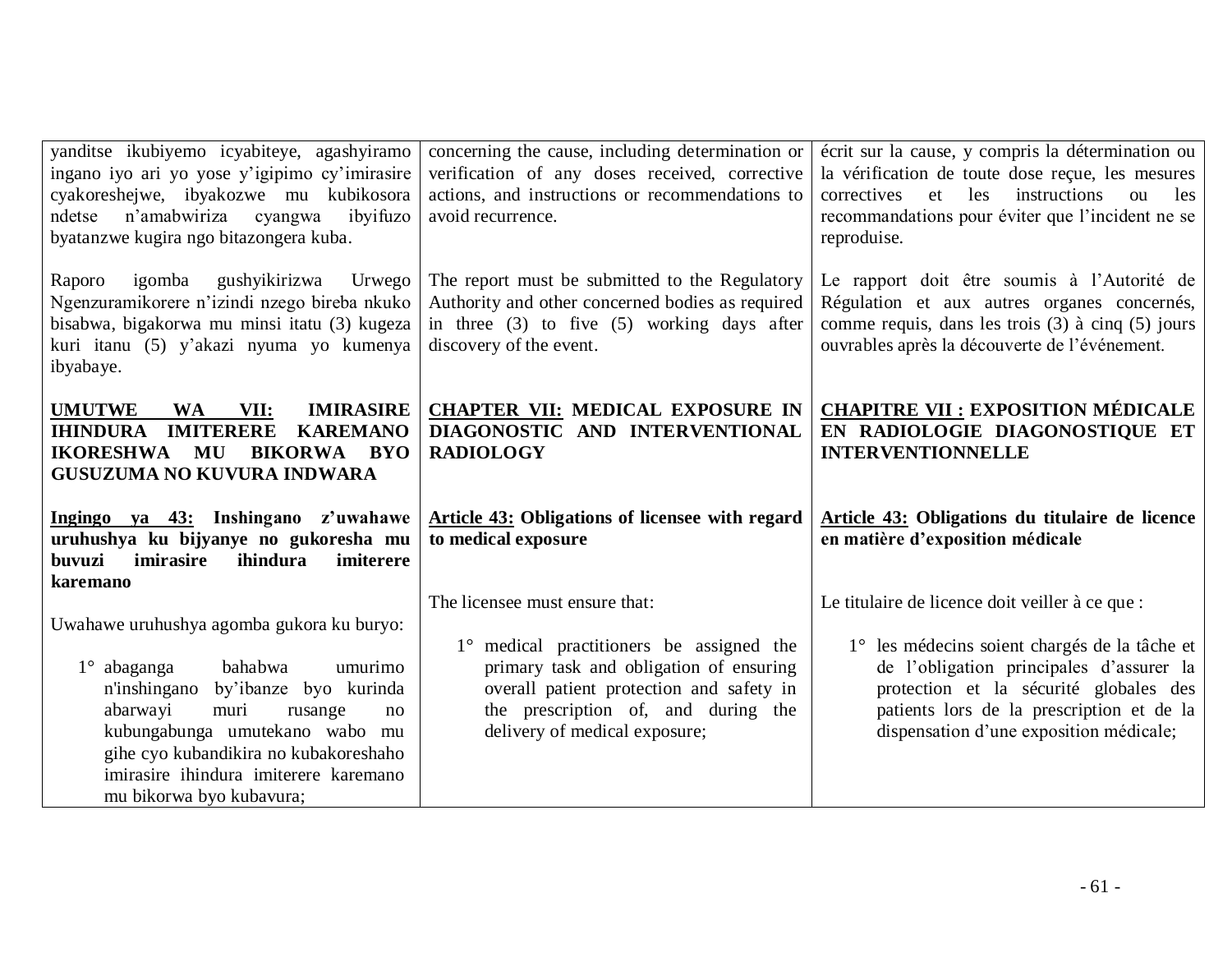| | | |
|---|---|---|
| yanditse ikubiyemo icyabiteye, agashyiramo ingano iyo ari yo yose y'igipimo cy'imirasire cyakoreshejwe, ibyakozwe mu kubikosora ndetse n'amabwiriza cyangwa ibyifuzo byatanzwe kugira ngo bitazongera kuba. | concerning the cause, including determination or verification of any doses received, corrective actions, and instructions or recommendations to avoid recurrence. | écrit sur la cause, y compris la détermination ou la vérification de toute dose reçue, les mesures correctives et les instructions ou les recommandations pour éviter que l'incident ne se reproduise. |
| Raporo igomba gushyikirizwa Urwego Ngenzuramikorere n'izindi nzego bireba nkuko bisabwa, bigakorwa mu minsi itatu (3) kugeza kuri itanu (5) y'akazi nyuma yo kumenya ibyabaye. | The report must be submitted to the Regulatory Authority and other concerned bodies as required in three (3) to five (5) working days after discovery of the event. | Le rapport doit être soumis à l'Autorité de Régulation et aux autres organes concernés, comme requis, dans les trois (3) à cinq (5) jours ouvrables après la découverte de l'événement. |
| **<u>UMUTWE WA VII:</u> IMIRASIRE IHINDURA IMITERERE KAREMANO IKORESHWA MU BIKORWA BYO GUSUZUMA NO KUVURA INDWARA** | **<u>CHAPTER VII:</u> MEDICAL EXPOSURE IN DIAGONOSTIC AND INTERVENTIONAL RADIOLOGY** | **<u>CHAPITRE VII :</u> EXPOSITION MÉDICALE EN RADIOLOGIE DIAGONOSTIQUE ET INTERVENTIONNELLE** |
| **<u>Ingingo ya 43:</u> Inshingano z'uwahawe uruhushya ku bijyanye no gukoresha mu buvuzi imirasire ihindura imiterere karemano** | **<u>Article 43:</u> Obligations of licensee with regard to medical exposure** | **<u>Article 43:</u> Obligations du titulaire de licence en matière d'exposition médicale** |
| Uwahawe uruhushya agomba gukora ku buryo:<br><br>1° abaganga bahabwa umurimo n'inshingano by'ibanze byo kurinda abarwayi muri rusange no kubungabunga umutekano wabo mu gihe cyo kubandikira no kubakoreshaho imirasire ihindura imiterere karemano mu bikorwa byo kubavura; | The licensee must ensure that:<br><br>1° medical practitioners be assigned the primary task and obligation of ensuring overall patient protection and safety in the prescription of, and during the delivery of medical exposure; | Le titulaire de licence doit veiller à ce que :<br><br>1° les médecins soient chargés de la tâche et de l'obligation principales d'assurer la protection et la sécurité globales des patients lors de la prescription et de la dispensation d'une exposition médicale; |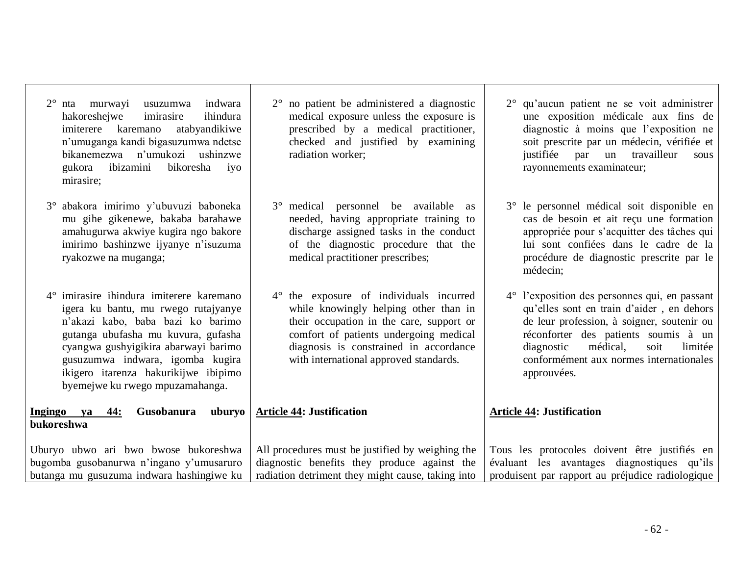| | | |
|---|---|---|
| 2° nta murwayi usuzumwa indwara hakoreshejwe imirasire ihindura imiterere karemano atabyandikiwe n'umuganga kandi bigasuzumwa ndetse bikanemezwa n'umukozi ushinzwe gukora ibizamini bikoresha iyo mirasire; | 2° no patient be administered a diagnostic medical exposure unless the exposure is prescribed by a medical practitioner, checked and justified by examining radiation worker; | 2° qu'aucun patient ne se voit administrer une exposition médicale aux fins de diagnostic à moins que l'exposition ne soit prescrite par un médecin, vérifiée et justifiée par un travailleur sous rayonnements examinateur; |
| 3° abakora imirimo y'ubuvuzi baboneka mu gihe gikenewe, bakaba barahawe amahugurwa akwiye kugira ngo bakore imirimo bashinzwe ijyanye n'isuzuma ryakozwe na muganga; | 3° medical personnel be available as needed, having appropriate training to discharge assigned tasks in the conduct of the diagnostic procedure that the medical practitioner prescribes; | 3° le personnel médical soit disponible en cas de besoin et ait reçu une formation appropriée pour s'acquitter des tâches qui lui sont confiées dans le cadre de la procédure de diagnostic prescrite par le médecin; |
| 4° imirasire ihindura imiterere karemano igera ku bantu, mu rwego rutajyanye n'akazi kabo, baba bazi ko barimo gutanga ubufasha mu kuvura, gufasha cyangwa gushyigikira abarwayi barimo gusuzumwa indwara, igomba kugira ikigero itarenza hakurikijwe ibipimo byemejwe ku rwego mpuzamahanga. | 4° the exposure of individuals incurred while knowingly helping other than in their occupation in the care, support or comfort of patients undergoing medical diagnosis is constrained in accordance with international approved standards. | 4° l'exposition des personnes qui, en passant qu'elles sont en train d'aider , en dehors de leur profession, à soigner, soutenir ou réconforter des patients soumis à un diagnostic médical, soit limitée conformément aux normes internationales approuvées. |
| **Ingingo ya 44: Gusobanura uburyo bukoreshwa** | **Article 44: Justification** | **Article 44: Justification** |
| Uburyo ubwo ari bwo bwose bukoreshwa bugomba gusobanurwa n'ingano y'umusaruro butanga mu gusuzuma indwara hashingiwe ku | All procedures must be justified by weighing the diagnostic benefits they produce against the radiation detriment they might cause, taking into | Tous les protocoles doivent être justifiés en évaluant les avantages diagnostiques qu'ils produisent par rapport au préjudice radiologique |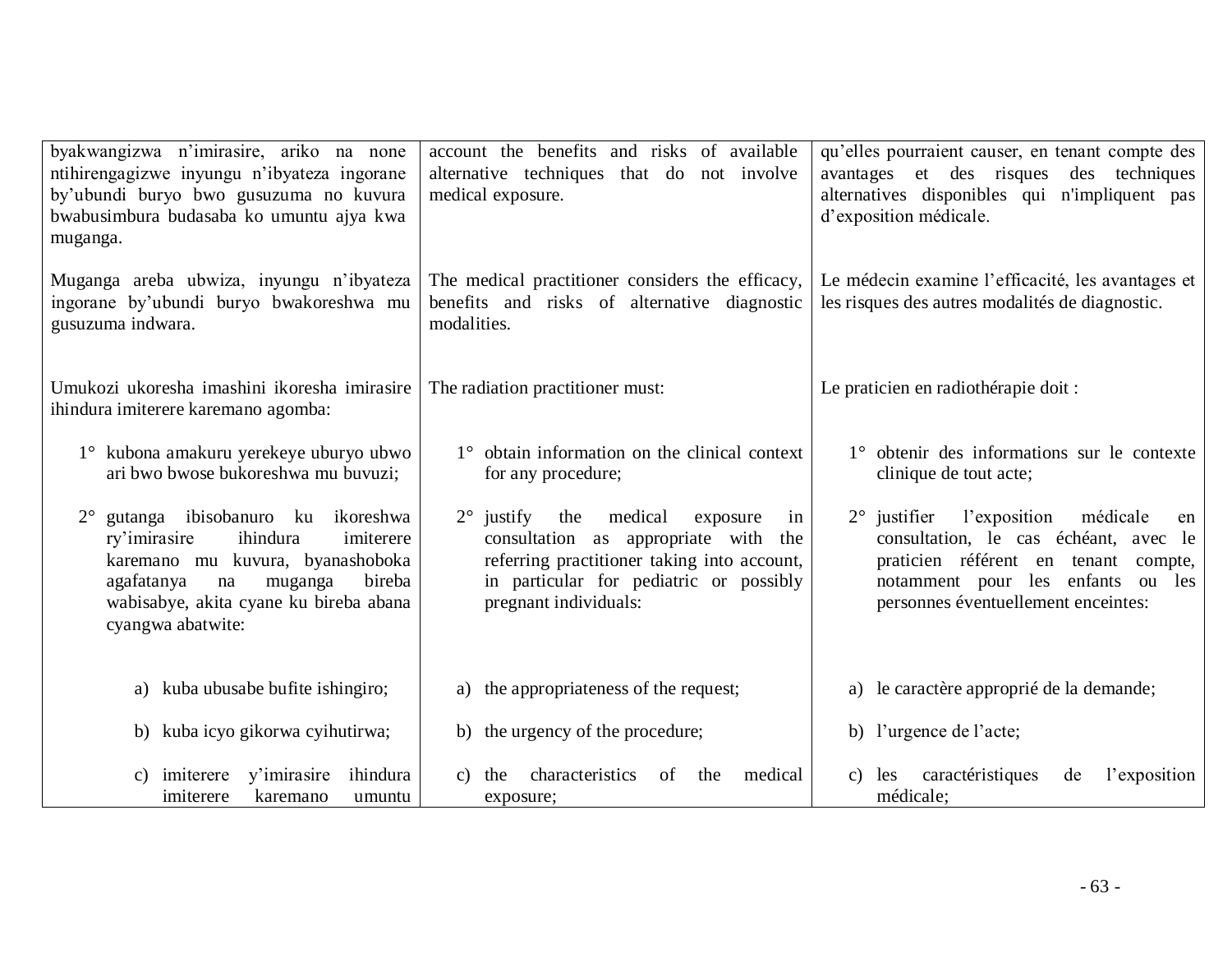| | | |
|---|---|---|
| byakwangizwa n'imirasire, ariko na none ntihirengagizwe inyungu n'ibyateza ingorane by'ubundi buryo bwo gusuzuma no kuvura bwabusimbura budasaba ko umuntu ajya kwa muganga. | account the benefits and risks of available alternative techniques that do not involve medical exposure. | qu'elles pourraient causer, en tenant compte des avantages et des risques des techniques alternatives disponibles qui n'impliquent pas d'exposition médicale. |
| Muganga areba ubwiza, inyungu n'ibyateza ingorane by'ubundi buryo bwakoreshwa mu gusuzuma indwara. | The medical practitioner considers the efficacy, benefits and risks of alternative diagnostic modalities. | Le médecin examine l'efficacité, les avantages et les risques des autres modalités de diagnostic. |
| Umukozi ukoresha imashini ikoresha imirasire ihindura imiterere karemano agomba: | The radiation practitioner must: | Le praticien en radiothérapie doit : |
| 1° kubona amakuru yerekeye uburyo ubwo ari bwo bwose bukoreshwa mu buvuzi; | 1° obtain information on the clinical context for any procedure; | 1° obtenir des informations sur le contexte clinique de tout acte; |
| 2° gutanga ibisobanuro ku ikoreshwa ry'imirasire ihindura imiterere karemano mu kuvura, byanashoboka agafatanya na muganga bireba wabisabye, akita cyane ku bireba abana cyangwa abatwite: | 2° justify the medical exposure in consultation as appropriate with the referring practitioner taking into account, in particular for pediatric or possibly pregnant individuals: | 2° justifier l'exposition médicale en consultation, le cas échéant, avec le praticien référent en tenant compte, notamment pour les enfants ou les personnes éventuellement enceintes: |
| a) kuba ubusabe bufite ishingiro; | a) the appropriateness of the request; | a) le caractère approprié de la demande; |
| b) kuba icyo gikorwa cyihutirwa; | b) the urgency of the procedure; | b) l'urgence de l'acte; |
| c) imiterere y'imirasire ihindura imiterere karemano umuntu | c) the characteristics of the medical exposure; | c) les caractéristiques de l'exposition médicale; |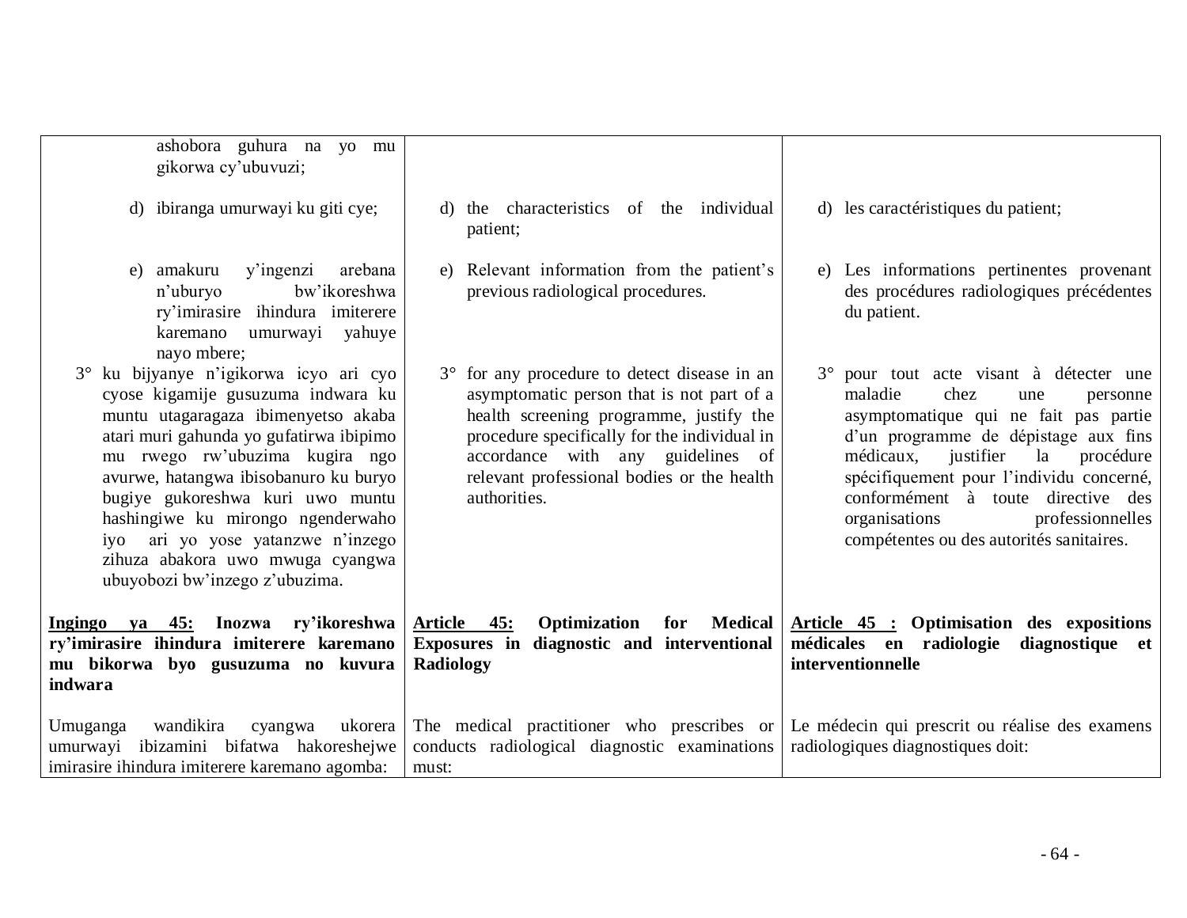| | | |
|---|---|---|
| ashobora guhura na yo mu gikorwa cy'ubuvuzi; | | |
| d) ibiranga umurwayi ku giti cye; | d) the characteristics of the individual patient; | d) les caractéristiques du patient; |
| e) amakuru y'ingenzi arebana n'uburyo bw'ikoreshwa ry'imirasire ihindura imiterere karemano umurwayi yahuye nayo mbere; | e) Relevant information from the patient's previous radiological procedures. | e) Les informations pertinentes provenant des procédures radiologiques précédentes du patient. |
| 3° ku bijyanye n'igikorwa icyo ari cyo cyose kigamije gusuzuma indwara ku muntu utagaragaza ibimenyetso akaba atari muri gahunda yo gufatirwa ibipimo mu rwego rw'ubuzima kugira ngo avurwe, hatangwa ibisobanuro ku buryo bugiye gukoreshwa kuri uwo muntu hashingiwe ku mirongo ngenderwaho iyo ari yo yose yatanzwe n'inzego zihuza abakora uwo mwuga cyangwa ubuyobozi bw'inzego z'ubuzima. | 3° for any procedure to detect disease in an asymptomatic person that is not part of a health screening programme, justify the procedure specifically for the individual in accordance with any guidelines of relevant professional bodies or the health authorities. | 3° pour tout acte visant à détecter une maladie chez une personne asymptomatique qui ne fait pas partie d'un programme de dépistage aux fins médicaux, justifier la procédure spécifiquement pour l'individu concerné, conformément à toute directive des organisations professionnelles compétentes ou des autorités sanitaires. |
| **<u>Ingingo ya 45:</u> Inozwa ry'ikoreshwa ry'imirasire ihindura imiterere karemano mu bikorwa byo gusuzuma no kuvura indwara** | **<u>Article 45:</u> Optimization for Medical Exposures in diagnostic and interventional Radiology** | **<u>Article 45 :</u> Optimisation des expositions médicales en radiologie diagnostique et interventionnelle** |
| Umuganga wandikira cyangwa ukorera umurwayi ibizamini bifatwa hakoreshejwe imirasire ihindura imiterere karemano agomba: | The medical practitioner who prescribes or conducts radiological diagnostic examinations must: | Le médecin qui prescrit ou réalise des examens radiologiques diagnostiques doit: |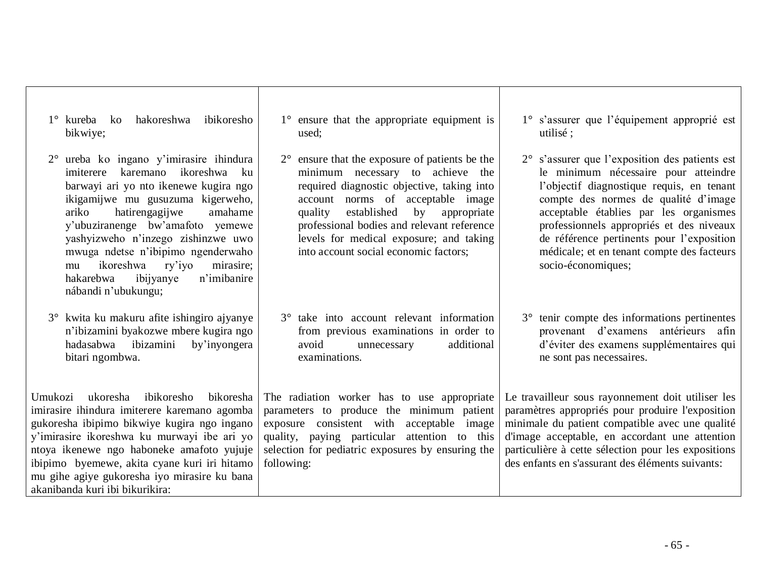| | | |
|---|---|---|
| 1° kureba ko hakoreshwa ibikoresho bikwiye;<br><br>2° ureba ko ingano y'imirasire ihindura imiterere karemano ikoreshwa ku barwayi ari yo nto ikenewe kugira ngo ikigamijwe mu gusuzuma kigerweho, ariko hatirengagijwe amahame y'ubuziranenge bw'amafoto yemewe yashyizweho n'inzego zishinzwe uwo mwuga ndetse n'ibipimo ngenderwaho mu ikoreshwa ry'iyo mirasire; hakarebwa ibijyanye n'imibanire nábandi n'ubukungu;<br><br>3° kwita ku makuru afite ishingiro ajyanye n'ibizamini byakozwe mbere kugira ngo hadasabwa ibizamini by'inyongera bitari ngombwa. | 1° ensure that the appropriate equipment is used;<br><br>2° ensure that the exposure of patients be the minimum necessary to achieve the required diagnostic objective, taking into account norms of acceptable image quality established by appropriate professional bodies and relevant reference levels for medical exposure; and taking into account social economic factors;<br><br>3° take into account relevant information from previous examinations in order to avoid unnecessary additional examinations. | 1° s'assurer que l'équipement approprié est utilisé ;<br><br>2° s'assurer que l'exposition des patients est le minimum nécessaire pour atteindre l'objectif diagnostique requis, en tenant compte des normes de qualité d'image acceptable établies par les organismes professionnels appropriés et des niveaux de référence pertinents pour l'exposition médicale; et en tenant compte des facteurs socio-économiques;<br><br>3° tenir compte des informations pertinentes provenant d'examens antérieurs afin d'éviter des examens supplémentaires qui ne sont pas necessaires. |
| Umukozi ukoresha ibikoresho bikoresha imirasire ihindura imiterere karemano agomba gukoresha ibipimo bikwiye kugira ngo ingano y'imirasire ikoreshwa ku murwayi ibe ari yo ntoya ikenewe ngo haboneke amafoto yujuje ibipimo byemewe, akita cyane kuri iri hitamo mu gihe agiye gukoresha iyo mirasire ku bana akanibanda kuri ibi bikurikira: | The radiation worker has to use appropriate parameters to produce the minimum patient exposure consistent with acceptable image quality, paying particular attention to this selection for pediatric exposures by ensuring the following: | Le travailleur sous rayonnement doit utiliser les paramètres appropriés pour produire l'exposition minimale du patient compatible avec une qualité d'image acceptable, en accordant une attention particulière à cette sélection pour les expositions des enfants en s'assurant des éléments suivants: |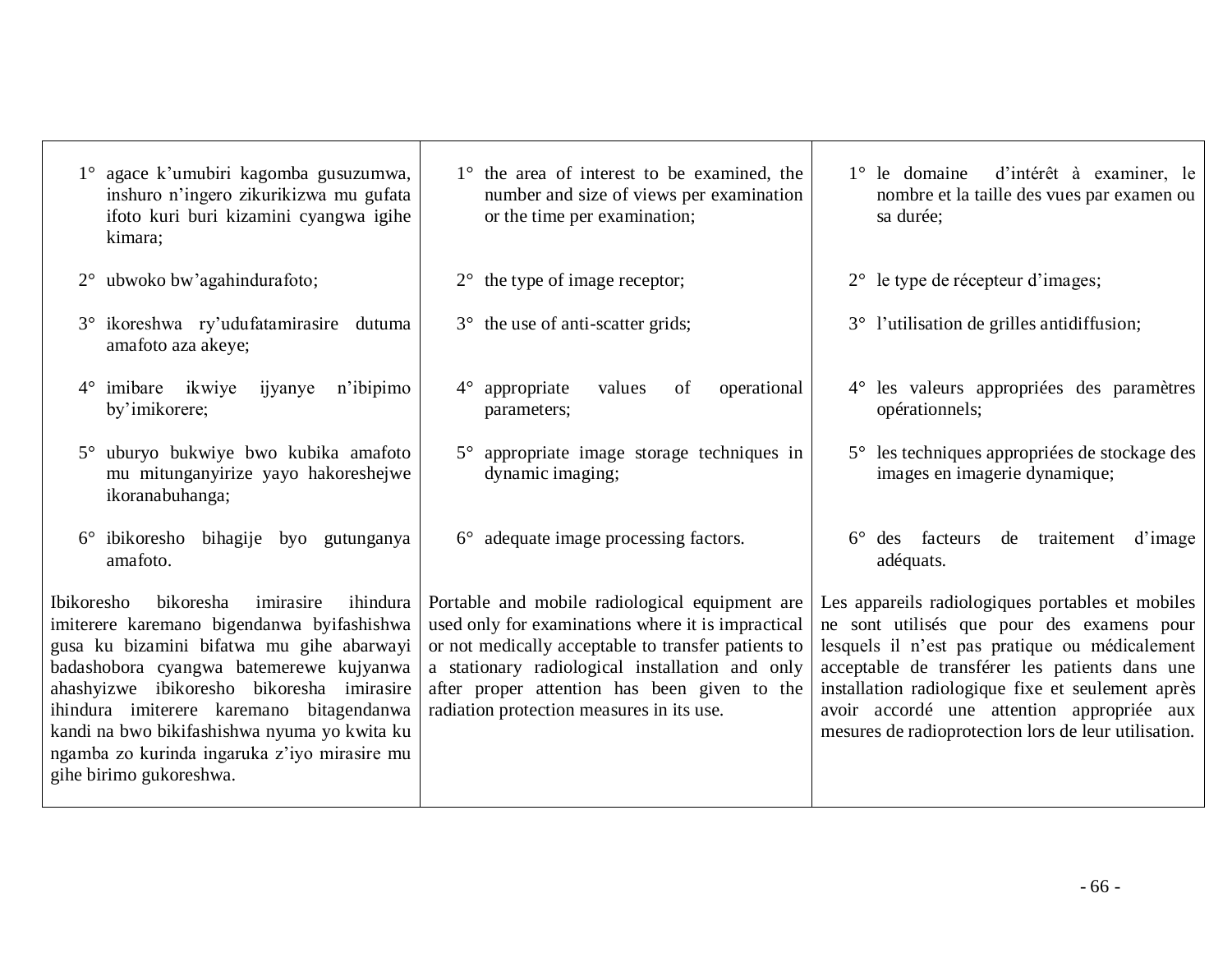| | | |
|---|---|---|
| 1° agace k'umubiri kagomba gusuzumwa, inshuro n'ingero zikurikizwa mu gufata ifoto kuri buri kizamini cyangwa igihe kimara; | 1° the area of interest to be examined, the number and size of views per examination or the time per examination; | 1° le domaine d'intérêt à examiner, le nombre et la taille des vues par examen ou sa durée; |
| 2° ubwoko bw'agahindurafoto; | 2° the type of image receptor; | 2° le type de récepteur d'images; |
| 3° ikoreshwa ry'udufatamirasire dutuma amafoto aza akeye; | 3° the use of anti-scatter grids; | 3° l'utilisation de grilles antidiffusion; |
| 4° imibare ikwiye ijyanye n'ibipimo by'imikorere; | 4° appropriate values of operational parameters; | 4° les valeurs appropriées des paramètres opérationnels; |
| 5° uburyo bukwiye bwo kubika amafoto mu mitunganyirize yayo hakoreshejwe ikoranabuhanga; | 5° appropriate image storage techniques in dynamic imaging; | 5° les techniques appropriées de stockage des images en imagerie dynamique; |
| 6° ibikoresho bihagije byo gutunganya amafoto. | 6° adequate image processing factors. | 6° des facteurs de traitement d'image adéquats. |
| Ibikoresho bikoresha imirasire ihindura imiterere karemano bigendanwa byifashishwa gusa ku bizamini bifatwa mu gihe abarwayi badashobora cyangwa batemerewe kujyanwa ahashyizwe ibikoresho bikoresha imirasire ihindura imiterere karemano bitagendanwa kandi na bwo bikifashishwa nyuma yo kwita ku ngamba zo kurinda ingaruka z'iyo mirasire mu gihe birimo gukoreshwa. | Portable and mobile radiological equipment are used only for examinations where it is impractical or not medically acceptable to transfer patients to a stationary radiological installation and only after proper attention has been given to the radiation protection measures in its use. | Les appareils radiologiques portables et mobiles ne sont utilisés que pour des examens pour lesquels il n'est pas pratique ou médicalement acceptable de transférer les patients dans une installation radiologique fixe et seulement après avoir accordé une attention appropriée aux mesures de radioprotection lors de leur utilisation. |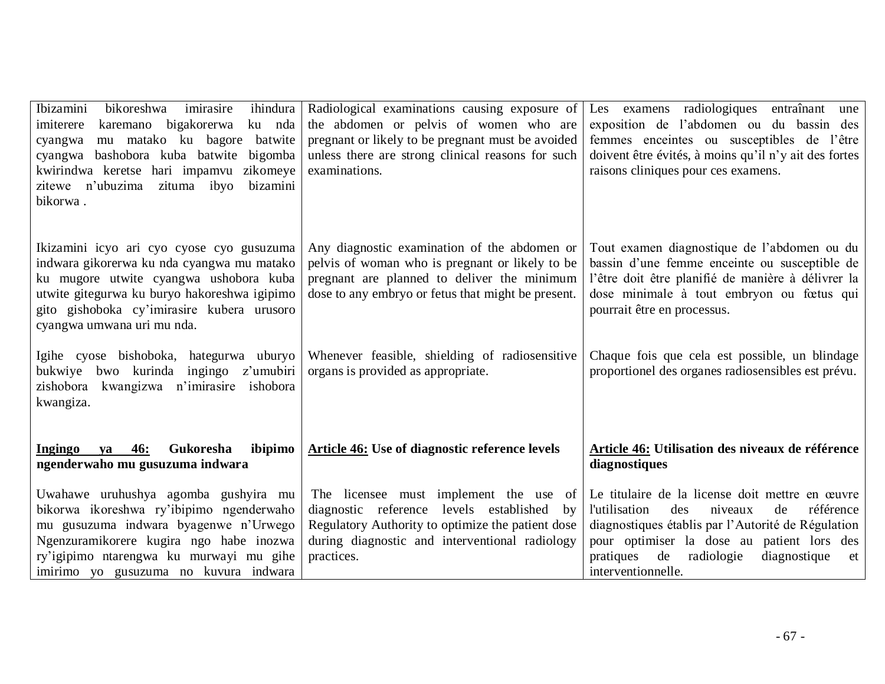| | | |
|---|---|---|
| Ibizamini bikoreshwa imirasire ihindura imiterere karemano bigakorerwa ku nda cyangwa mu matako ku bagore batwite cyangwa bashobora kuba batwite bigomba kwirindwa keretse hari impamvu zikomeye zitewe n'ubuzima zituma ibyo bizamini bikorwa . | Radiological examinations causing exposure of the abdomen or pelvis of women who are pregnant or likely to be pregnant must be avoided unless there are strong clinical reasons for such examinations. | Les examens radiologiques entraînant une exposition de l'abdomen ou du bassin des femmes enceintes ou susceptibles de l'être doivent être évités, à moins qu'il n'y ait des fortes raisons cliniques pour ces examens. |
| Ikizamini icyo ari cyo cyose cyo gusuzuma indwara gikorerwa ku nda cyangwa mu matako ku mugore utwite cyangwa ushobora kuba utwite gitegurwa ku buryo hakoreshwa igipimo gito gishoboka cy'imirasire kubera urusoro cyangwa umwana uri mu nda. | Any diagnostic examination of the abdomen or pelvis of woman who is pregnant or likely to be pregnant are planned to deliver the minimum dose to any embryo or fetus that might be present. | Tout examen diagnostique de l'abdomen ou du bassin d'une femme enceinte ou susceptible de l'être doit être planifié de manière à délivrer la dose minimale à tout embryon ou fœtus qui pourrait être en processus. |
| Igihe cyose bishoboka, hategurwa uburyo bukwiye bwo kurinda ingingo z'umubiri zishobora kwangizwa n'imirasire ishobora kwangiza. | Whenever feasible, shielding of radiosensitive organs is provided as appropriate. | Chaque fois que cela est possible, un blindage proportionel des organes radiosensibles est prévu. |
| **<u>Ingingo ya 46:</u> Gukoresha ibipimo ngenderwaho mu gusuzuma indwara** | **<u>Article 46:</u> Use of diagnostic reference levels** | **<u>Article 46:</u> Utilisation des niveaux de référence diagnostiques** |
| Uwahawe uruhushya agomba gushyira mu bikorwa ikoreshwa ry'ibipimo ngenderwaho mu gusuzuma indwara byagenwe n'Urwego Ngenzuramikorere kugira ngo habe inozwa ry'igipimo ntarengwa ku murwayi mu gihe imirimo yo gusuzuma no kuvura indwara | The licensee must implement the use of diagnostic reference levels established by Regulatory Authority to optimize the patient dose during diagnostic and interventional radiology practices. | Le titulaire de la license doit mettre en œuvre l'utilisation des niveaux de référence diagnostiques établis par l'Autorité de Régulation pour optimiser la dose au patient lors des pratiques de radiologie diagnostique et interventionnelle. |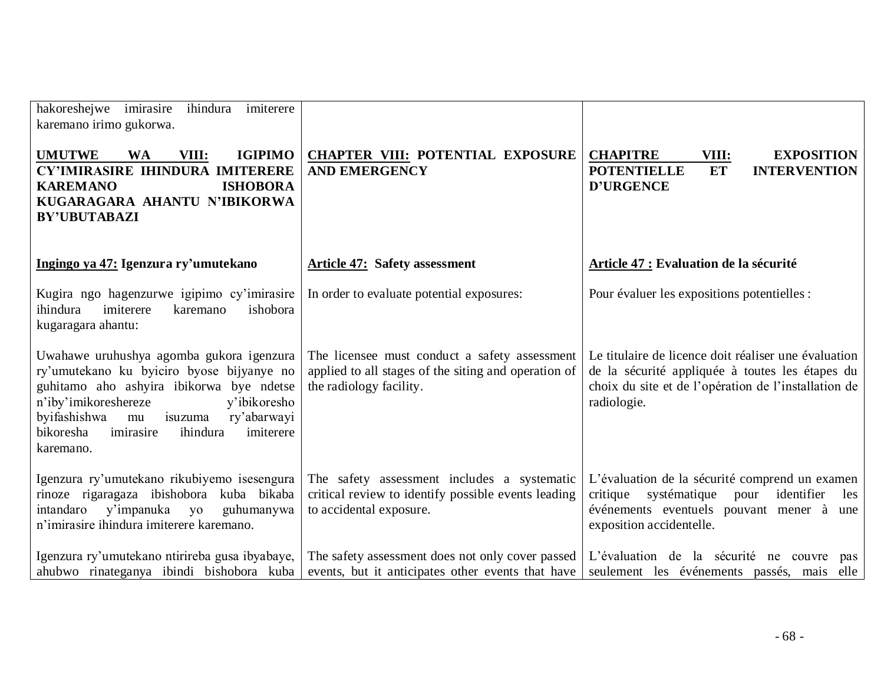| | | |
|---|---|---|
| hakoreshejwe imirasire ihindura imiterere karemano irimo gukorwa. | | |
| **UMUTWE WA VIII: IGIPIMO CY'IMIRASIRE IHINDURA IMITERERE KAREMANO ISHOBORA KUGARAGARA AHANTU N'IBIKORWA BY'UBUTABAZI** | **CHAPTER VIII: POTENTIAL EXPOSURE AND EMERGENCY** | **CHAPITRE VIII: EXPOSITION POTENTIELLE ET INTERVENTION D'URGENCE** |
| **Ingingo ya 47: Igenzura ry'umutekano** | **Article 47: Safety assessment** | **Article 47 : Evaluation de la sécurité** |
| Kugira ngo hagenzurwe igipimo cy'imirasire ihindura imiterere karemano ishobora kugaragara ahantu: | In order to evaluate potential exposures: | Pour évaluer les expositions potentielles : |
| Uwahawe uruhushya agomba gukora igenzura ry'umutekano ku byiciro byose bijyanye no guhitamo aho ashyira ibikorwa bye ndetse n'iby'imikoreshereze y'ibikoresho byifashishwa mu isuzuma ry'abarwayi bikoresha imirasire ihindura imiterere karemano. | The licensee must conduct a safety assessment applied to all stages of the siting and operation of the radiology facility. | Le titulaire de licence doit réaliser une évaluation de la sécurité appliquée à toutes les étapes du choix du site et de l'opération de l'installation de radiologie. |
| Igenzura ry'umutekano rikubiyemo isesengura rinoze rigaragaza ibishobora kuba bikaba intandaro y'impanuka yo guhumanywa n'imirasire ihindura imiterere karemano. | The safety assessment includes a systematic critical review to identify possible events leading to accidental exposure. | L'évaluation de la sécurité comprend un examen critique systématique pour identifier les événements eventuels pouvant mener à une exposition accidentelle. |
| Igenzura ry'umutekano ntirireba gusa ibyabaye, ahubwo rinateganya ibindi bishobora kuba | The safety assessment does not only cover passed events, but it anticipates other events that have | L'évaluation de la sécurité ne couvre pas seulement les événements passés, mais elle |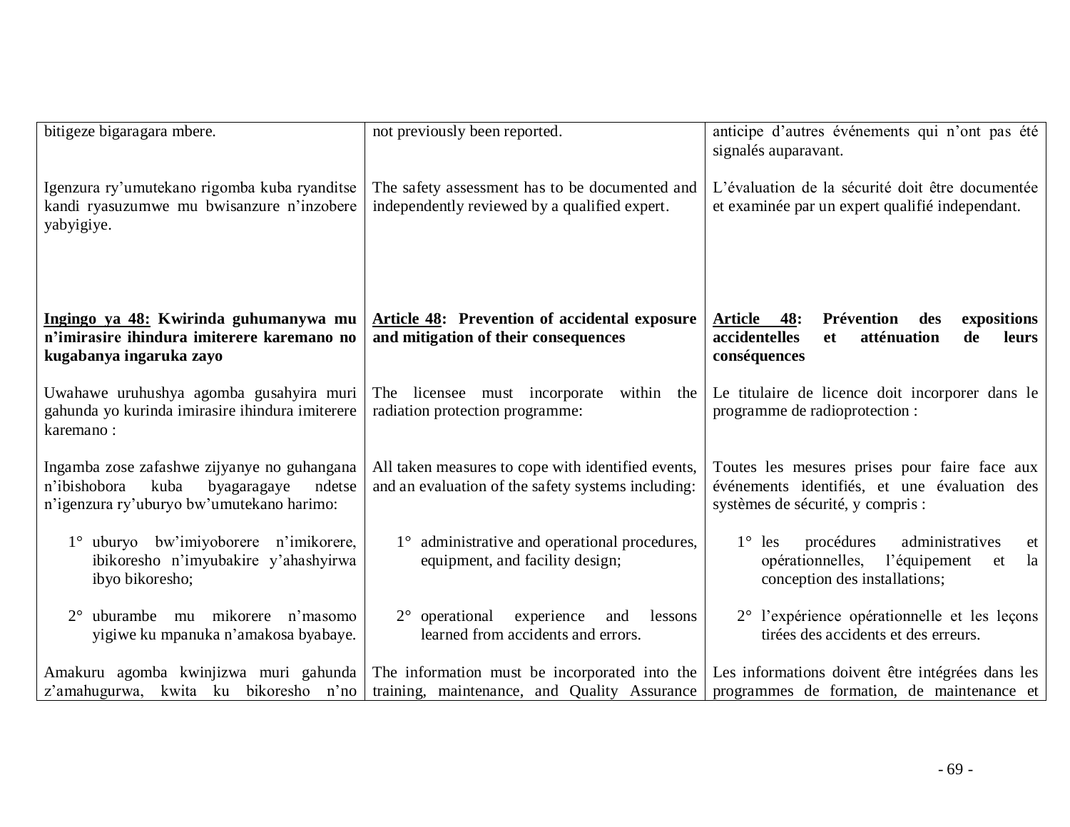| | | |
|---|---|---|
| bitigeze bigaragara mbere. | not previously been reported. | anticipe d'autres événements qui n'ont pas été signalés auparavant. |
| Igenzura ry'umutekano rigomba kuba ryanditse kandi ryasuzumwe mu bwisanzure n'inzobere yabyigiye. | The safety assessment has to be documented and independently reviewed by a qualified expert. | L'évaluation de la sécurité doit être documentée et examinée par un expert qualifié independant. |
| **<u>Ingingo ya 48:</u> Kwirinda guhumanywa mu n'imirasire ihindura imiterere karemano no kugabanya ingaruka zayo** | **<u>Article 48</u>: Prevention of accidental exposure and mitigation of their consequences** | **<u>Article 48</u>: Prévention des expositions accidentelles et atténuation de leurs conséquences** |
| Uwahawe uruhushya agomba gusahyira muri gahunda yo kurinda imirasire ihindura imiterere karemano : | The licensee must incorporate within the radiation protection programme: | Le titulaire de licence doit incorporer dans le programme de radioprotection : |
| Ingamba zose zafashwe zijyanye no guhangana n'ibishobora kuba byagaragaye ndetse n'igenzura ry'uburyo bw'umutekano harimo: | All taken measures to cope with identified events, and an evaluation of the safety systems including: | Toutes les mesures prises pour faire face aux événements identifiés, et une évaluation des systèmes de sécurité, y compris : |
| 1° uburyo bw'imiyoborere n'imikorere, ibikoresho n'imyubakire y'ahashyirwa ibyo bikoresho; | 1° administrative and operational procedures, equipment, and facility design; | 1° les procédures administratives et opérationnelles, l'équipement et la conception des installations; |
| 2° uburambe mu mikorere n'masomo yigiwe ku mpanuka n'amakosa byabaye. | 2° operational experience and lessons learned from accidents and errors. | 2° l'expérience opérationnelle et les leçons tirées des accidents et des erreurs. |
| Amakuru agomba kwinjizwa muri gahunda z'amahugurwa, kwita ku bikoresho n'no | The information must be incorporated into the training, maintenance, and Quality Assurance | Les informations doivent être intégrées dans les programmes de formation, de maintenance et |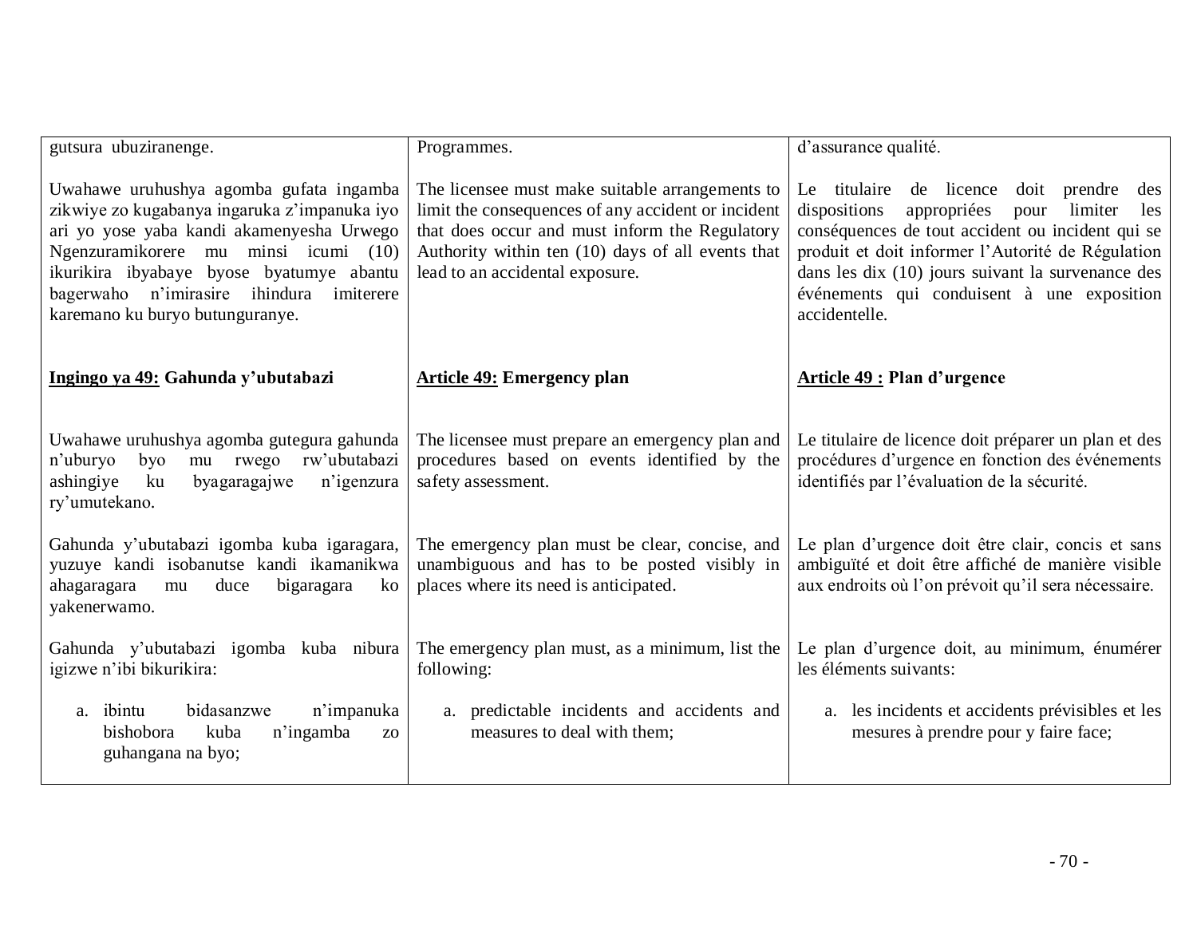| | | |
|---|---|---|
| gutsura ubuziranenge. | Programmes. | d'assurance qualité. |
| Uwahawe uruhushya agomba gufata ingamba zikwiye zo kugabanya ingaruka z'impanuka iyo ari yo yose yaba kandi akamenyesha Urwego Ngenzuramikorere mu minsi icumi (10) ikurikira ibyabaye byose byatumye abantu bagerwaho n'imirasire ihindura imiterere karemano ku buryo butunguranye. | The licensee must make suitable arrangements to limit the consequences of any accident or incident that does occur and must inform the Regulatory Authority within ten (10) days of all events that lead to an accidental exposure. | Le titulaire de licence doit prendre des dispositions appropriées pour limiter les conséquences de tout accident ou incident qui se produit et doit informer l'Autorité de Régulation dans les dix (10) jours suivant la survenance des événements qui conduisent à une exposition accidentelle. |
| **<u>Ingingo ya 49:</u> Gahunda y'ubutabazi** | **<u>Article 49:</u> Emergency plan** | **<u>Article 49 :</u> Plan d'urgence** |
| Uwahawe uruhushya agomba gutegura gahunda n'uburyo byo mu rwego rw'ubutabazi ashingiye ku byagaragajwe n'igenzura ry'umutekano. | The licensee must prepare an emergency plan and procedures based on events identified by the safety assessment. | Le titulaire de licence doit préparer un plan et des procédures d'urgence en fonction des événements identifiés par l'évaluation de la sécurité. |
| Gahunda y'ubutabazi igomba kuba igaragara, yuzuye kandi isobanutse kandi ikamanikwa ahagaragara mu duce bigaragara ko yakenerwamo. | The emergency plan must be clear, concise, and unambiguous and has to be posted visibly in places where its need is anticipated. | Le plan d'urgence doit être clair, concis et sans ambiguïté et doit être affiché de manière visible aux endroits où l'on prévoit qu'il sera nécessaire. |
| Gahunda y'ubutabazi igomba kuba nibura igizwe n'ibi bikurikira: | The emergency plan must, as a minimum, list the following: | Le plan d'urgence doit, au minimum, énumérer les éléments suivants: |
| a. ibintu bidasanzwe n'impanuka bishobora kuba n'ingamba zo guhangana na byo; | a. predictable incidents and accidents and measures to deal with them; | a. les incidents et accidents prévisibles et les mesures à prendre pour y faire face; |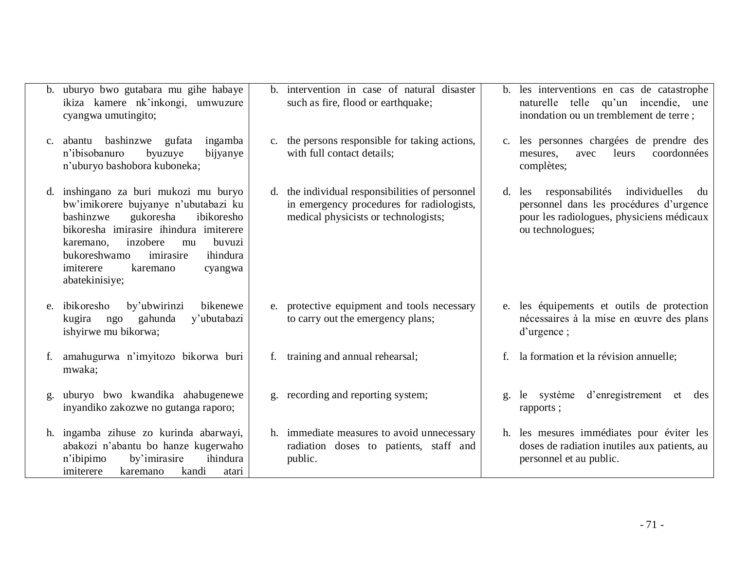| | | |
|---|---|---|
| b. uburyo bwo gutabara mu gihe habaye ikiza kamere nk'inkongi, umwuzure cyangwa umutingito; | b. intervention in case of natural disaster such as fire, flood or earthquake; | b. les interventions en cas de catastrophe naturelle telle qu'un incendie, une inondation ou un tremblement de terre ; |
| c. abantu bashinzwe gufata ingamba n'ibisobanuro byuzuye bijyanye n'uburyo bashobora kuboneka; | c. the persons responsible for taking actions, with full contact details; | c. les personnes chargées de prendre des mesures, avec leurs coordonnées complètes; |
| d. inshingano za buri mukozi mu buryo bw'imikorere bujyanye n'ubutabazi ku bashinzwe gukoresha ibikoresho bikoresha imirasire ihindura imiterere karemano, inzobere mu buvuzi bukoreshwamo imirasire ihindura imiterere karemano cyangwa abatekinisiye; | d. the individual responsibilities of personnel in emergency procedures for radiologists, medical physicists or technologists; | d. les responsabilités individuelles du personnel dans les procédures d'urgence pour les radiologues, physiciens médicaux ou technologues; |
| e. ibikoresho by'ubwirinzi bikenewe kugira ngo gahunda y'ubutabazi ishyirwe mu bikorwa; | e. protective equipment and tools necessary to carry out the emergency plans; | e. les équipements et outils de protection nécessaires à la mise en œuvre des plans d'urgence ; |
| f. amahugurwa n'imyitozo bikorwa buri mwaka; | f. training and annual rehearsal; | f. la formation et la révision annuelle; |
| g. uburyo bwo kwandika ahabugenewe inyandiko zakozwe no gutanga raporo; | g. recording and reporting system; | g. le système d'enregistrement et des rapports ; |
| h. ingamba zihuse zo kurinda abarwayi, abakozi n'abantu bo hanze kugerwaho n'ibipimo by'imirasire ihindura imiterere karemano kandi atari | h. immediate measures to avoid unnecessary radiation doses to patients, staff and public. | h. les mesures immédiates pour éviter les doses de radiation inutiles aux patients, au personnel et au public. |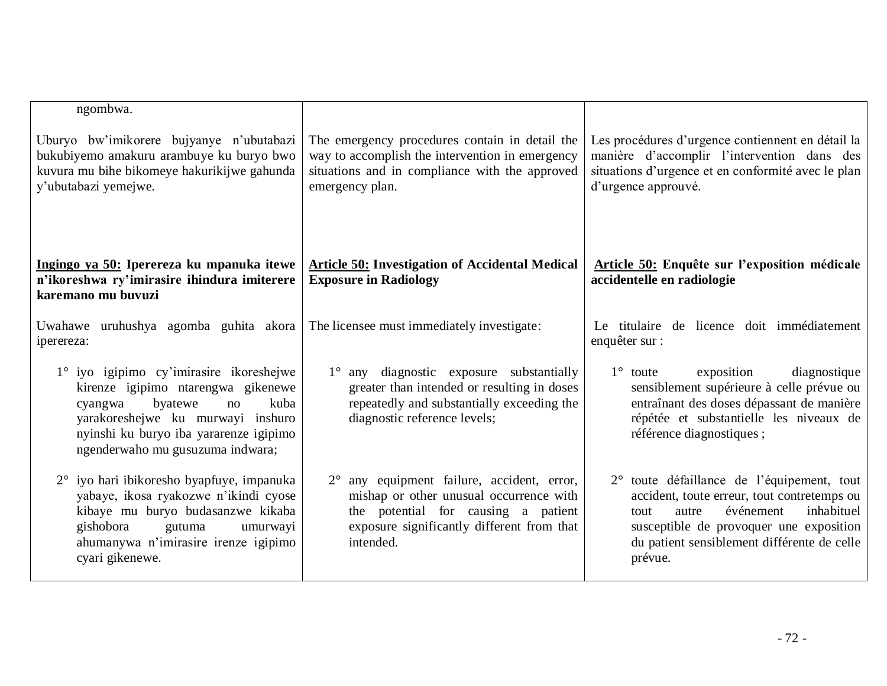| | | |
|---|---|---|
| ngombwa. | | |
| Uburyo bw'imikorere bujyanye n'ubutabazi bukubiyemo amakuru arambuye ku buryo bwo kuvura mu bihe bikomeye hakurikijwe gahunda y'ubutabazi yemejwe. | The emergency procedures contain in detail the way to accomplish the intervention in emergency situations and in compliance with the approved emergency plan. | Les procédures d'urgence contiennent en détail la manière d'accomplir l'intervention dans des situations d'urgence et en conformité avec le plan d'urgence approuvé. |
| **<u>Ingingo ya 50:</u> Iperereza ku mpanuka itewe n'ikoreshwa ry'imirasire ihindura imiterere karemano mu buvuzi** | **<u>Article 50:</u> Investigation of Accidental Medical Exposure in Radiology** | **<u>Article 50:</u> Enquête sur l'exposition médicale accidentelle en radiologie** |
| Uwahawe uruhushya agomba guhita akora iperereza: | The licensee must immediately investigate: | Le titulaire de licence doit immédiatement enquêter sur : |
| 1° iyo igipimo cy'imirasire ikoreshejwe kirenze igipimo ntarengwa gikenewe cyangwa byatewe no kuba yarakoreshejwe ku murwayi inshuro nyinshi ku buryo iba yararenze igipimo ngenderwaho mu gusuzuma indwara; | 1° any diagnostic exposure substantially greater than intended or resulting in doses repeatedly and substantially exceeding the diagnostic reference levels; | 1° toute exposition diagnostique sensiblement supérieure à celle prévue ou entraînant des doses dépassant de manière répétée et substantielle les niveaux de référence diagnostiques ; |
| 2° iyo hari ibikoresho byapfuye, impanuka yabaye, ikosa ryakozwe n'ikindi cyose kibaye mu buryo budasanzwe kikaba gishobora gutuma umurwayi ahumanywa n'imirasire irenze igipimo cyari gikenewe. | 2° any equipment failure, accident, error, mishap or other unusual occurrence with the potential for causing a patient exposure significantly different from that intended. | 2° toute défaillance de l'équipement, tout accident, toute erreur, tout contretemps ou tout autre événement inhabituel susceptible de provoquer une exposition du patient sensiblement différente de celle prévue. |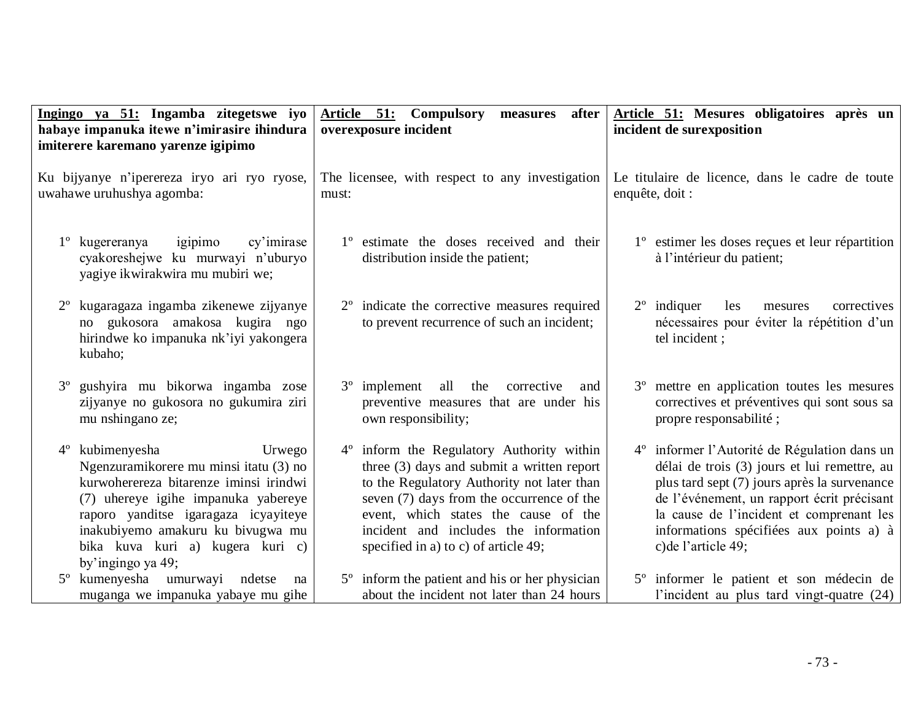| **<u>Ingingo ya 51:</u> Ingamba zitegetswe iyo habaye impanuka itewe n'imirasire ihindura imiterere karemano yarenze igipimo** | **<u>Article 51:</u> Compulsory measures after overexposure incident** | **<u>Article 51:</u> Mesures obligatoires après un incident de surexposition** |
|---|---|---|
| Ku bijyanye n'iperereza iryo ari ryo ryose, uwahawe uruhushya agomba: | The licensee, with respect to any investigation must: | Le titulaire de licence, dans le cadre de toute enquête, doit : |
| 1º kugereranya igipimo cy'imirase cyakoreshejwe ku murwayi n'uburyo yagiye ikwirakwira mu mubiri we; | 1º estimate the doses received and their distribution inside the patient; | 1º estimer les doses reçues et leur répartition à l'intérieur du patient; |
| 2º kugaragaza ingamba zikenewe zijyanye no gukosora amakosa kugira ngo hirindwe ko impanuka nk'iyi yakongera kubaho; | 2º indicate the corrective measures required to prevent recurrence of such an incident; | 2º indiquer les mesures correctives nécessaires pour éviter la répétition d'un tel incident ; |
| 3º gushyira mu bikorwa ingamba zose zijyanye no gukosora no gukumira ziri mu nshingano ze; | 3º implement all the corrective and preventive measures that are under his own responsibility; | 3º mettre en application toutes les mesures correctives et préventives qui sont sous sa propre responsabilité ; |
| 4º kubimenyesha Urwego Ngenzuramikorere mu minsi itatu (3) no kuwoherereza bitarenze iminsi irindwi (7) uhereye igihe impanuka yabereye raporo yanditse igaragaza icyayiteye inakubiyemo amakuru ku bivugwa mu bika kuva kuri a) kugera kuri c) by'ingingo ya 49; | 4º inform the Regulatory Authority within three (3) days and submit a written report to the Regulatory Authority not later than seven (7) days from the occurrence of the event, which states the cause of the incident and includes the information specified in a) to c) of article 49; | 4º informer l'Autorité de Régulation dans un délai de trois (3) jours et lui remettre, au plus tard sept (7) jours après la survenance de l'événement, un rapport écrit précisant la cause de l'incident et comprenant les informations spécifiées aux points a) à c)de l'article 49; |
| 5º kumenyesha umurwayi ndetse na muganga we impanuka yabaye mu gihe | 5º inform the patient and his or her physician about the incident not later than 24 hours | 5º informer le patient et son médecin de l'incident au plus tard vingt-quatre (24) |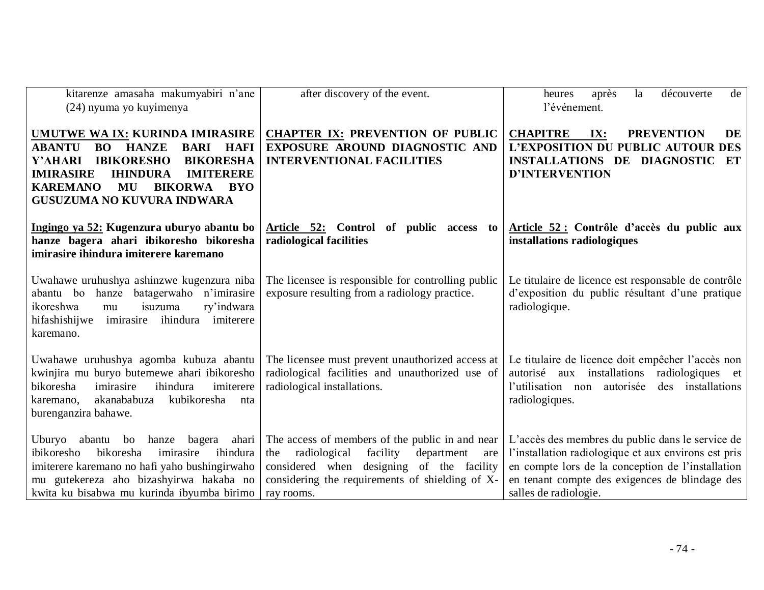| | | |
|---|---|---|
| kitarenze amasaha makumyabiri n'ane (24) nyuma yo kuyimenya | after discovery of the event. | heures après la découverte de l'événement. |
| **<u>UMUTWE WA IX:</u> KURINDA IMIRASIRE ABANTU BO HANZE BARI HAFI Y'AHARI IBIKORESHO BIKORESHA IMIRASIRE IHINDURA IMITERERE KAREMANO MU BIKORWA BYO GUSUZUMA NO KUVURA INDWARA** | **<u>CHAPTER IX:</u> PREVENTION OF PUBLIC EXPOSURE AROUND DIAGNOSTIC AND INTERVENTIONAL FACILITIES** | **<u>CHAPITRE IX:</u> PREVENTION DE L'EXPOSITION DU PUBLIC AUTOUR DES INSTALLATIONS DE DIAGNOSTIC ET D'INTERVENTION** |
| **<u>Ingingo ya 52:</u> Kugenzura uburyo abantu bo hanze bagera ahari ibikoresho bikoresha imirasire ihindura imiterere karemano** | **<u>Article 52:</u> Control of public access to radiological facilities** | **<u>Article 52 :</u> Contrôle d'accès du public aux installations radiologiques** |
| Uwahawe uruhushya ashinzwe kugenzura niba abantu bo hanze batagerwaho n'imirasire ikoreshwa mu isuzuma ry'indwara hifashishijwe imirasire ihindura imiterere karemano. | The licensee is responsible for controlling public exposure resulting from a radiology practice. | Le titulaire de licence est responsable de contrôle d'exposition du public résultant d'une pratique radiologique. |
| Uwahawe uruhushya agomba kubuza abantu kwinjira mu buryo butemewe ahari ibikoresho bikoresha imirasire ihindura imiterere karemano, akanababuza kubikoresha nta burenganzira bahawe. | The licensee must prevent unauthorized access at radiological facilities and unauthorized use of radiological installations. | Le titulaire de licence doit empêcher l'accès non autorisé aux installations radiologiques et l'utilisation non autorisée des installations radiologiques. |
| Uburyo abantu bo hanze bagera ahari ibikoresho bikoresha imirasire ihindura imiterere karemano no hafi yaho bushingirwaho mu gutekereza aho bizashyirwa hakaba no kwita ku bisabwa mu kurinda ibyumba birimo | The access of members of the public in and near the radiological facility department are considered when designing of the facility considering the requirements of shielding of X-ray rooms. | L'accès des membres du public dans le service de l'installation radiologique et aux environs est pris en compte lors de la conception de l'installation en tenant compte des exigences de blindage des salles de radiologie. |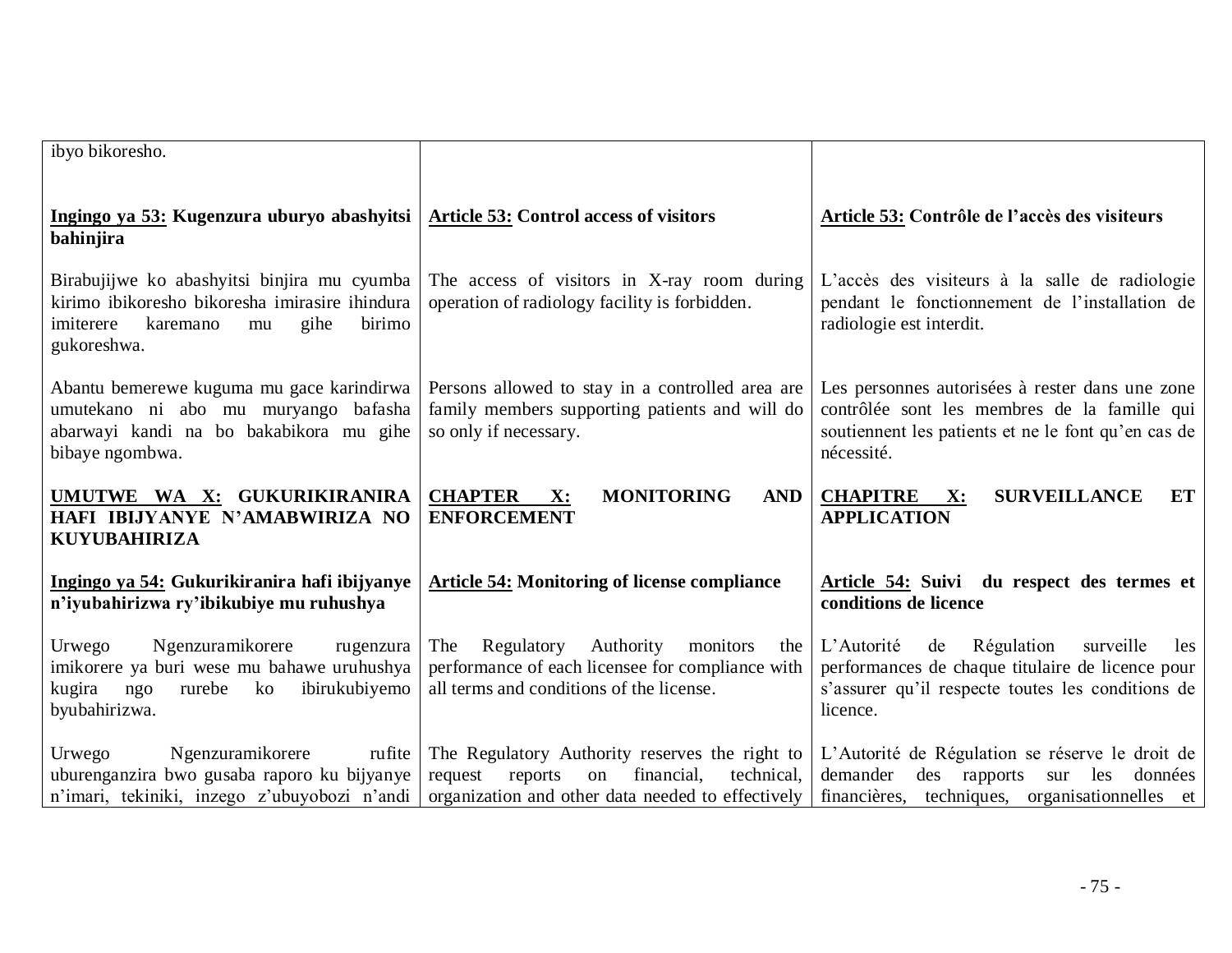| | | |
|---|---|---|
| ibyo bikoresho. | | |
| **<u>Ingingo ya 53:</u> Kugenzura uburyo abashyitsi bahinjira** | **<u>Article 53:</u> Control access of visitors** | **<u>Article 53:</u> Contrôle de l'accès des visiteurs** |
| Birabujijwe ko abashyitsi binjira mu cyumba kirimo ibikoresho bikoresha imirasire ihindura imiterere karemano mu gihe birimo gukoreshwa. | The access of visitors in X-ray room during operation of radiology facility is forbidden. | L'accès des visiteurs à la salle de radiologie pendant le fonctionnement de l'installation de radiologie est interdit. |
| Abantu bemerewe kuguma mu gace karindirwa umutekano ni abo mu muryango bafasha abarwayi kandi na bo bakabikora mu gihe bibaye ngombwa. | Persons allowed to stay in a controlled area are family members supporting patients and will do so only if necessary. | Les personnes autorisées à rester dans une zone contrôlée sont les membres de la famille qui soutiennent les patients et ne le font qu'en cas de nécessité. |
| **<u>UMUTWE WA X:</u> GUKURIKIRANIRA HAFI IBIJYANYE N'AMABWIRIZA NO KUYUBAHIRIZA** | **<u>CHAPTER X:</u> MONITORING AND ENFORCEMENT** | **<u>CHAPITRE X:</u> SURVEILLANCE ET APPLICATION** |
| **<u>Ingingo ya 54:</u> Gukurikiranira hafi ibijyanye n'iyubahirizwa ry'ibikubiye mu ruhushya** | **<u>Article 54:</u> Monitoring of license compliance** | **<u>Article 54:</u> Suivi du respect des termes et conditions de licence** |
| Urwego Ngenzuramikorere rugenzura imikorere ya buri wese mu bahawe uruhushya kugira ngo rurebe ko ibirukubiyemo byubahirizwa. | The Regulatory Authority monitors the performance of each licensee for compliance with all terms and conditions of the license. | L'Autorité de Régulation surveille les performances de chaque titulaire de licence pour s'assurer qu'il respecte toutes les conditions de licence. |
| Urwego Ngenzuramikorere rufite uburenganzira bwo gusaba raporo ku bijyanye n'imari, tekiniki, inzego z'ubuyobozi n'andi | The Regulatory Authority reserves the right to request reports on financial, technical, organization and other data needed to effectively | L'Autorité de Régulation se réserve le droit de demander des rapports sur les données financières, techniques, organisationnelles et |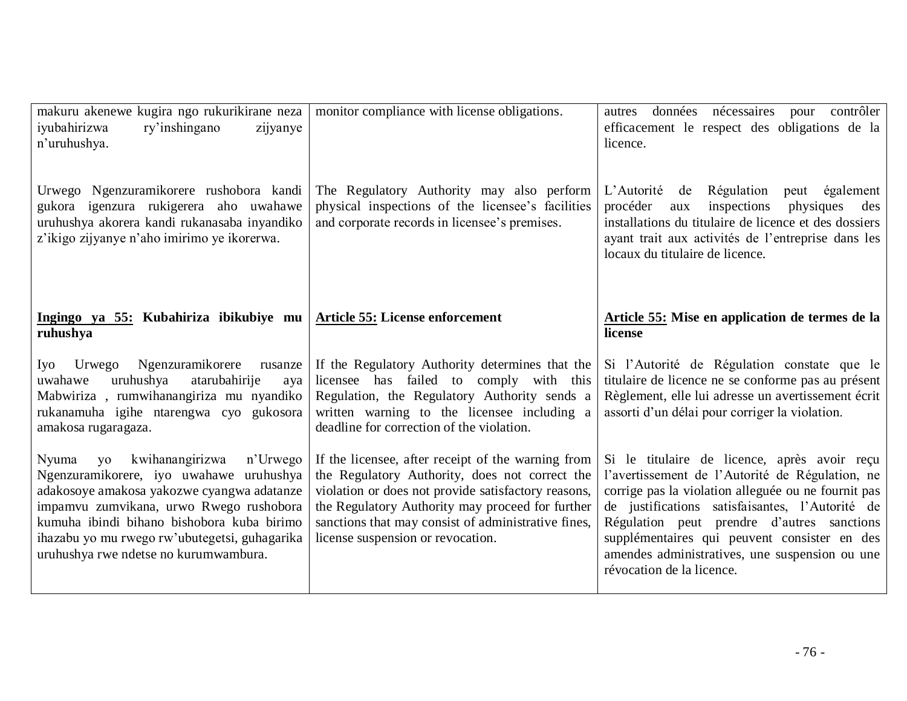| | | |
|---|---|---|
| makuru akenewe kugira ngo rukurikirane neza iyubahirizwa ry'inshingano zijyanye n'uruhushya. | monitor compliance with license obligations. | autres données nécessaires pour contrôler efficacement le respect des obligations de la licence. |
| Urwego Ngenzuramikorere rushobora kandi gukora igenzura rukigerera aho uwahawe uruhushya akorera kandi rukanasaba inyandiko z'ikigo zijyanye n'aho imirimo ye ikorerwa. | The Regulatory Authority may also perform physical inspections of the licensee's facilities and corporate records in licensee's premises. | L'Autorité de Régulation peut également procéder aux inspections physiques des installations du titulaire de licence et des dossiers ayant trait aux activités de l'entreprise dans les locaux du titulaire de licence. |
| **<u>Ingingo ya 55:</u> Kubahiriza ibikubiye mu ruhushya** | **<u>Article 55:</u> License enforcement** | **<u>Article 55:</u> Mise en application de termes de la license** |
| Iyo Urwego Ngenzuramikorere rusanze uwahawe uruhushya atarubahirije aya Mabwiriza , rumwihanangiriza mu nyandiko rukanamuha igihe ntarengwa cyo gukosora amakosa rugaragaza. | If the Regulatory Authority determines that the licensee has failed to comply with this Regulation, the Regulatory Authority sends a written warning to the licensee including a deadline for correction of the violation. | Si l'Autorité de Régulation constate que le titulaire de licence ne se conforme pas au présent Règlement, elle lui adresse un avertissement écrit assorti d'un délai pour corriger la violation. |
| Nyuma yo kwihanangirizwa n'Urwego Ngenzuramikorere, iyo uwahawe uruhushya adakosoye amakosa yakozwe cyangwa adatanze impamvu zumvikana, urwo Rwego rushobora kumuha ibindi bihano bishobora kuba birimo ihazabu yo mu rwego rw'ubutegetsi, guhagarika uruhushya rwe ndetse no kurumwambura. | If the licensee, after receipt of the warning from the Regulatory Authority, does not correct the violation or does not provide satisfactory reasons, the Regulatory Authority may proceed for further sanctions that may consist of administrative fines, license suspension or revocation. | Si le titulaire de licence, après avoir reçu l'avertissement de l'Autorité de Régulation, ne corrige pas la violation alleguée ou ne fournit pas de justifications satisfaisantes, l'Autorité de Régulation peut prendre d'autres sanctions supplémentaires qui peuvent consister en des amendes administratives, une suspension ou une révocation de la licence. |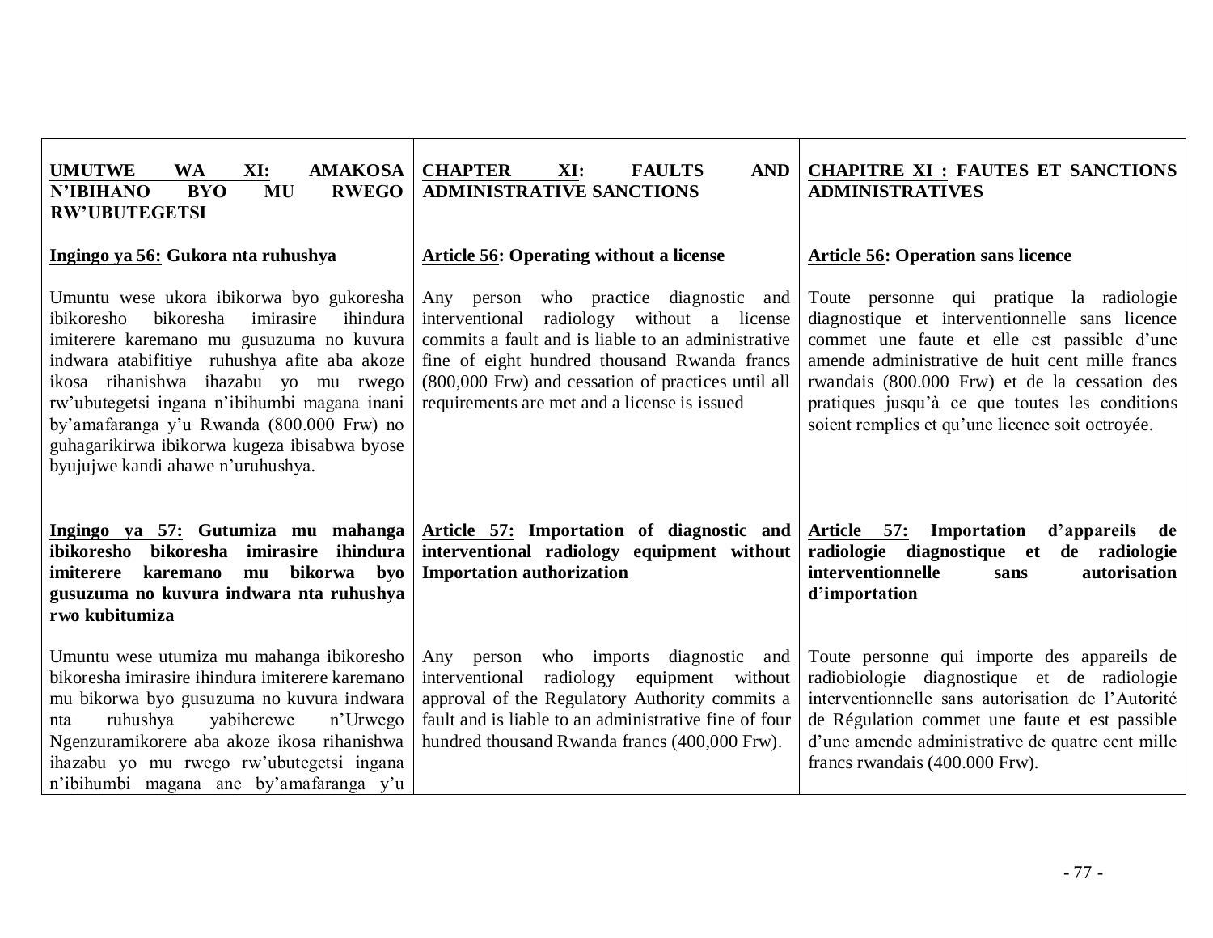| UMUTWE WA XI: AMAKOSA N'IBIHANO BYO MU RWEGO RW'UBUTEGETSI | CHAPTER XI: FAULTS AND ADMINISTRATIVE SANCTIONS | CHAPITRE XI : FAUTES ET SANCTIONS ADMINISTRATIVES |
|---|---|---|
| **Ingingo ya 56: Gukora nta ruhushya** | **Article 56: Operating without a license** | **Article 56: Operation sans licence** |
| Umuntu wese ukora ibikorwa byo gukoresha ibikoresho bikoresha imirasire ihindura imiterere karemano mu gusuzuma no kuvura indwara atabifitiye ruhushya afite aba akoze ikosa rihanishwa ihazabu yo mu rwego rw'ubutegetsi ingana n'ibihumbi magana inani by'amafaranga y'u Rwanda (800.000 Frw) no guhagarikirwa ibikorwa kugeza ibisabwa byose byujujwe kandi ahawe n'uruhushya. | Any person who practice diagnostic and interventional radiology without a license commits a fault and is liable to an administrative fine of eight hundred thousand Rwanda francs (800,000 Frw) and cessation of practices until all requirements are met and a license is issued | Toute personne qui pratique la radiologie diagnostique et interventionnelle sans licence commet une faute et elle est passible d'une amende administrative de huit cent mille francs rwandais (800.000 Frw) et de la cessation des pratiques jusqu'à ce que toutes les conditions soient remplies et qu'une licence soit octroyée. |
| **Ingingo ya 57: Gutumiza mu mahanga ibikoresho bikoresha imirasire ihindura imiterere karemano mu bikorwa byo gusuzuma no kuvura indwara nta ruhushya rwo kubitumiza** | **Article 57: Importation of diagnostic and interventional radiology equipment without Importation authorization** | **Article 57: Importation d'appareils de radiologie diagnostique et de radiologie interventionnelle sans autorisation d'importation** |
| Umuntu wese utumiza mu mahanga ibikoresho bikoresha imirasire ihindura imiterere karemano mu bikorwa byo gusuzuma no kuvura indwara nta ruhushya yabiherewe n'Urwego Ngenzuramikorere aba akoze ikosa rihanishwa ihazabu yo mu rwego rw'ubutegetsi ingana n'ibihumbi magana ane by'amafaranga y'u | Any person who imports diagnostic and interventional radiology equipment without approval of the Regulatory Authority commits a fault and is liable to an administrative fine of four hundred thousand Rwanda francs (400,000 Frw). | Toute personne qui importe des appareils de radiobiologie diagnostique et de radiologie interventionnelle sans autorisation de l'Autorité de Régulation commet une faute et est passible d'une amende administrative de quatre cent mille francs rwandais (400.000 Frw). |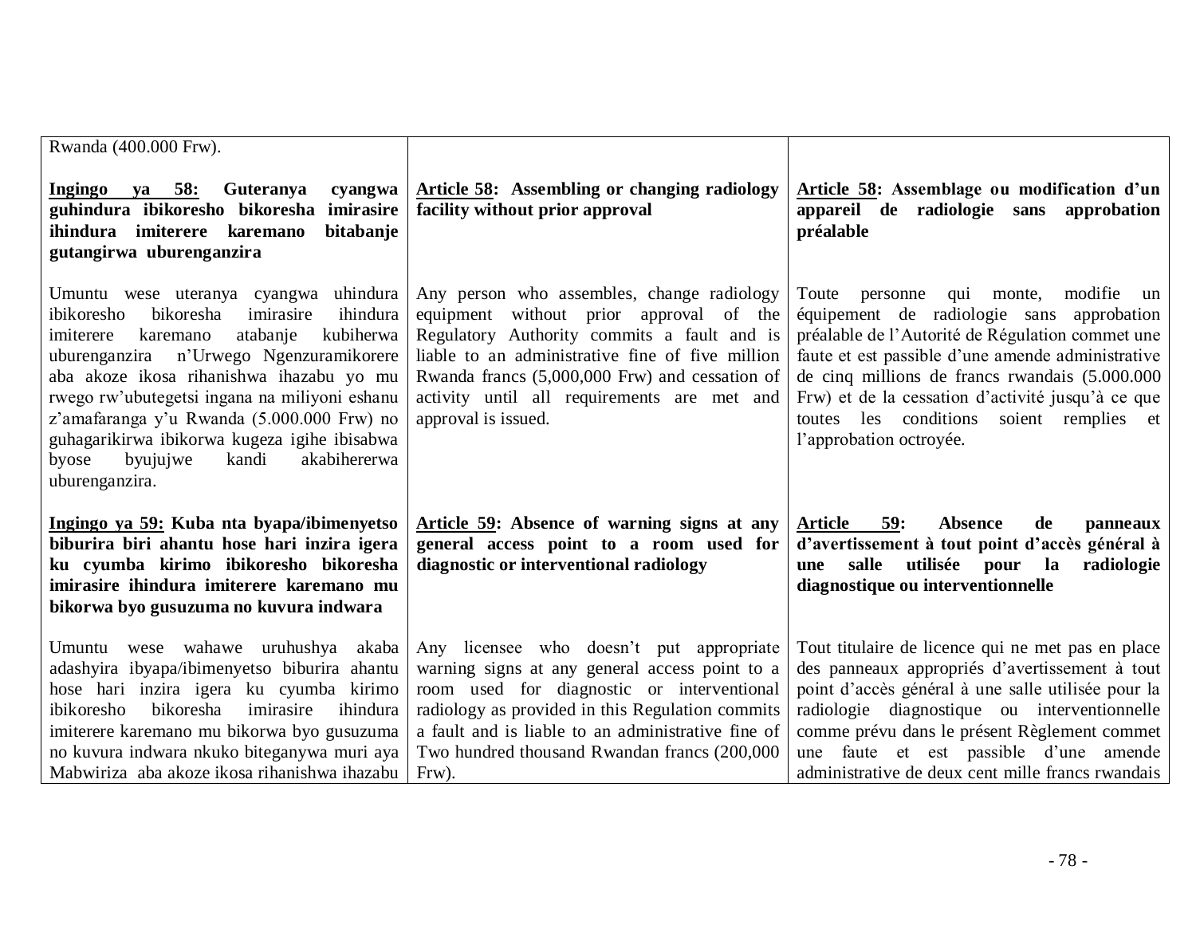| | | |
|---|---|---|
| Rwanda (400.000 Frw). | | |
| **<u>Ingingo ya 58:</u> Guteranya cyangwa guhindura ibikoresho bikoresha imirasire ihindura imiterere karemano bitabanje gutangirwa uburenganzira** | **<u>Article 58</u>: Assembling or changing radiology facility without prior approval** | **<u>Article 58</u>: Assemblage ou modification d'un appareil de radiologie sans approbation préalable** |
| Umuntu wese uteranya cyangwa uhindura ibikoresho bikoresha imirasire ihindura imiterere karemano atabanje kubiherwa uburenganzira n'Urwego Ngenzuramikorere aba akoze ikosa rihanishwa ihazabu yo mu rwego rw'ubutegetsi ingana na miliyoni eshanu z'amafaranga y'u Rwanda (5.000.000 Frw) no guhagarikirwa ibikorwa kugeza igihe ibisabwa byose byujujwe kandi akabihererwa uburenganzira. | Any person who assembles, change radiology equipment without prior approval of the Regulatory Authority commits a fault and is liable to an administrative fine of five million Rwanda francs (5,000,000 Frw) and cessation of activity until all requirements are met and approval is issued. | Toute personne qui monte, modifie un équipement de radiologie sans approbation préalable de l'Autorité de Régulation commet une faute et est passible d'une amende administrative de cinq millions de francs rwandais (5.000.000 Frw) et de la cessation d'activité jusqu'à ce que toutes les conditions soient remplies et l'approbation octroyée. |
| **<u>Ingingo ya 59:</u> Kuba nta byapa/ibimenyetso biburira biri ahantu hose hari inzira igera ku cyumba kirimo ibikoresho bikoresha imirasire ihindura imiterere karemano mu bikorwa byo gusuzuma no kuvura indwara** | **<u>Article 59</u>: Absence of warning signs at any general access point to a room used for diagnostic or interventional radiology** | **<u>Article 59</u>: Absence de panneaux d'avertissement à tout point d'accès général à une salle utilisée pour la radiologie diagnostique ou interventionnelle** |
| Umuntu wese wahawe uruhushya akaba adashyira ibyapa/ibimenyetso biburira ahantu hose hari inzira igera ku cyumba kirimo ibikoresho bikoresha imirasire ihindura imiterere karemano mu bikorwa byo gusuzuma no kuvura indwara nkuko biteganywa muri aya Mabwiriza aba akoze ikosa rihanishwa ihazabu | Any licensee who doesn't put appropriate warning signs at any general access point to a room used for diagnostic or interventional radiology as provided in this Regulation commits a fault and is liable to an administrative fine of Two hundred thousand Rwandan francs (200,000 Frw). | Tout titulaire de licence qui ne met pas en place des panneaux appropriés d'avertissement à tout point d'accès général à une salle utilisée pour la radiologie diagnostique ou interventionnelle comme prévu dans le présent Règlement commet une faute et est passible d'une amende administrative de deux cent mille francs rwandais |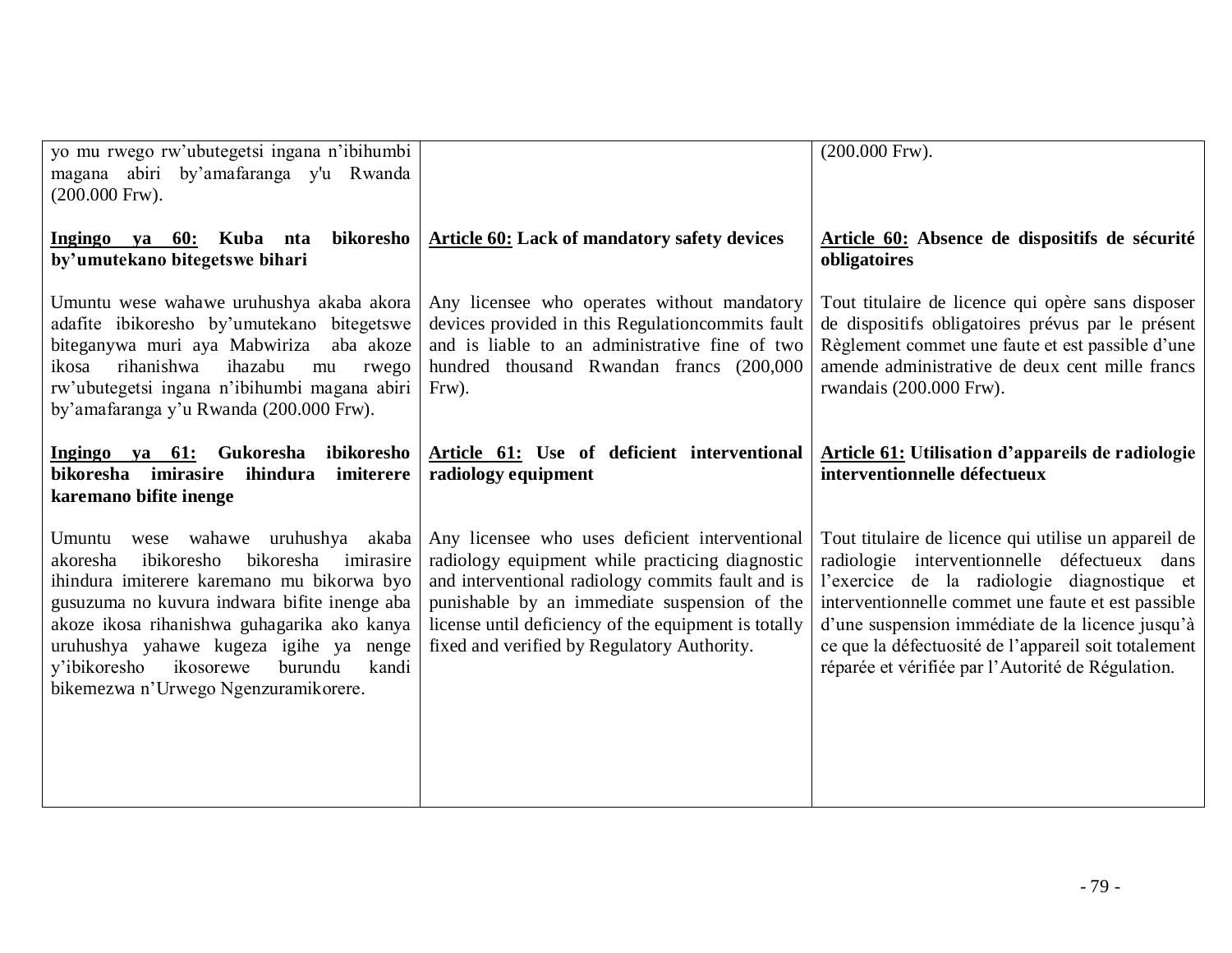| | | |
|---|---|---|
| yo mu rwego rw'ubutegetsi ingana n'ibihumbi magana abiri by'amafaranga y'u Rwanda (200.000 Frw). | | (200.000 Frw). |
| **<u>Ingingo ya 60:</u> Kuba nta bikoresho by'umutekano bitegetswe bihari** | **<u>Article 60:</u> Lack of mandatory safety devices** | **<u>Article 60:</u> Absence de dispositifs de sécurité obligatoires** |
| Umuntu wese wahawe uruhushya akaba akora adafite ibikoresho by'umutekano bitegetswe biteganywa muri aya Mabwiriza aba akoze ikosa rihanishwa ihazabu mu rwego rw'ubutegetsi ingana n'ibihumbi magana abiri by'amafaranga y'u Rwanda (200.000 Frw). | Any licensee who operates without mandatory devices provided in this Regulationcommits fault and is liable to an administrative fine of two hundred thousand Rwandan francs (200,000 Frw). | Tout titulaire de licence qui opère sans disposer de dispositifs obligatoires prévus par le présent Règlement commet une faute et est passible d'une amende administrative de deux cent mille francs rwandais (200.000 Frw). |
| **<u>Ingingo ya 61:</u> Gukoresha ibikoresho bikoresha imirasire ihindura imiterere karemano bifite inenge** | **<u>Article 61:</u> Use of deficient interventional radiology equipment** | **<u>Article 61:</u> Utilisation d'appareils de radiologie interventionnelle défectueux** |
| Umuntu wese wahawe uruhushya akaba akoresha ibikoresho bikoresha imirasire ihindura imiterere karemano mu bikorwa byo gusuzuma no kuvura indwara bifite inenge aba akoze ikosa rihanishwa guhagarika ako kanya uruhushya yahawe kugeza igihe ya nenge y'ibikoresho ikosorewe burundu kandi bikemezwa n'Urwego Ngenzuramikorere. | Any licensee who uses deficient interventional radiology equipment while practicing diagnostic and interventional radiology commits fault and is punishable by an immediate suspension of the license until deficiency of the equipment is totally fixed and verified by Regulatory Authority. | Tout titulaire de licence qui utilise un appareil de radiologie interventionnelle défectueux dans l'exercice de la radiologie diagnostique et interventionnelle commet une faute et est passible d'une suspension immédiate de la licence jusqu'à ce que la défectuosité de l'appareil soit totalement réparée et vérifiée par l'Autorité de Régulation. |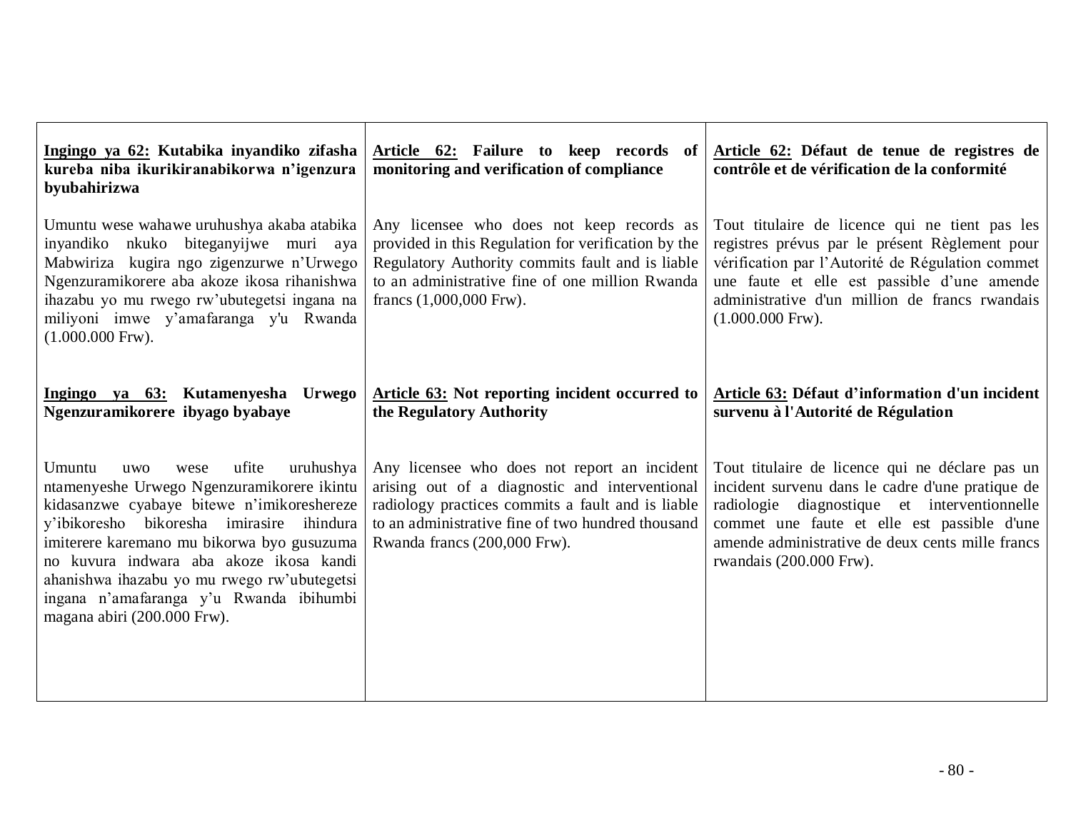| **<u>Ingingo ya 62:</u> Kutabika inyandiko zifasha kureba niba ikurikiranabikorwa n'igenzura byubahirizwa** | **<u>Article 62:</u> Failure to keep records of monitoring and verification of compliance** | **<u>Article 62:</u> Défaut de tenue de registres de contrôle et de vérification de la conformité** |
|---|---|---|
| Umuntu wese wahawe uruhushya akaba atabika inyandiko nkuko biteganyijwe muri aya Mabwiriza kugira ngo zigenzurwe n'Urwego Ngenzuramikorere aba akoze ikosa rihanishwa ihazabu yo mu rwego rw'ubutegetsi ingana na miliyoni imwe y'amafaranga y'u Rwanda (1.000.000 Frw). | Any licensee who does not keep records as provided in this Regulation for verification by the Regulatory Authority commits fault and is liable to an administrative fine of one million Rwanda francs (1,000,000 Frw). | Tout titulaire de licence qui ne tient pas les registres prévus par le présent Règlement pour vérification par l'Autorité de Régulation commet une faute et elle est passible d'une amende administrative d'un million de francs rwandais (1.000.000 Frw). |
| **<u>Ingingo ya 63:</u> Kutamenyesha Urwego Ngenzuramikorere ibyago byabaye** | **<u>Article 63:</u> Not reporting incident occurred to the Regulatory Authority** | **<u>Article 63:</u> Défaut d'information d'un incident survenu à l'Autorité de Régulation** |
| Umuntu uwo wese ufite uruhushya ntamenyeshe Urwego Ngenzuramikorere ikintu kidasanzwe cyabaye bitewe n'imikoreshereze y'ibikoresho bikoresha imirasire ihindura imiterere karemano mu bikorwa byo gusuzuma no kuvura indwara aba akoze ikosa kandi ahanishwa ihazabu yo mu rwego rw'ubutegetsi ingana n'amafaranga y'u Rwanda ibihumbi magana abiri (200.000 Frw). | Any licensee who does not report an incident arising out of a diagnostic and interventional radiology practices commits a fault and is liable to an administrative fine of two hundred thousand Rwanda francs (200,000 Frw). | Tout titulaire de licence qui ne déclare pas un incident survenu dans le cadre d'une pratique de radiologie diagnostique et interventionnelle commet une faute et elle est passible d'une amende administrative de deux cents mille francs rwandais (200.000 Frw). |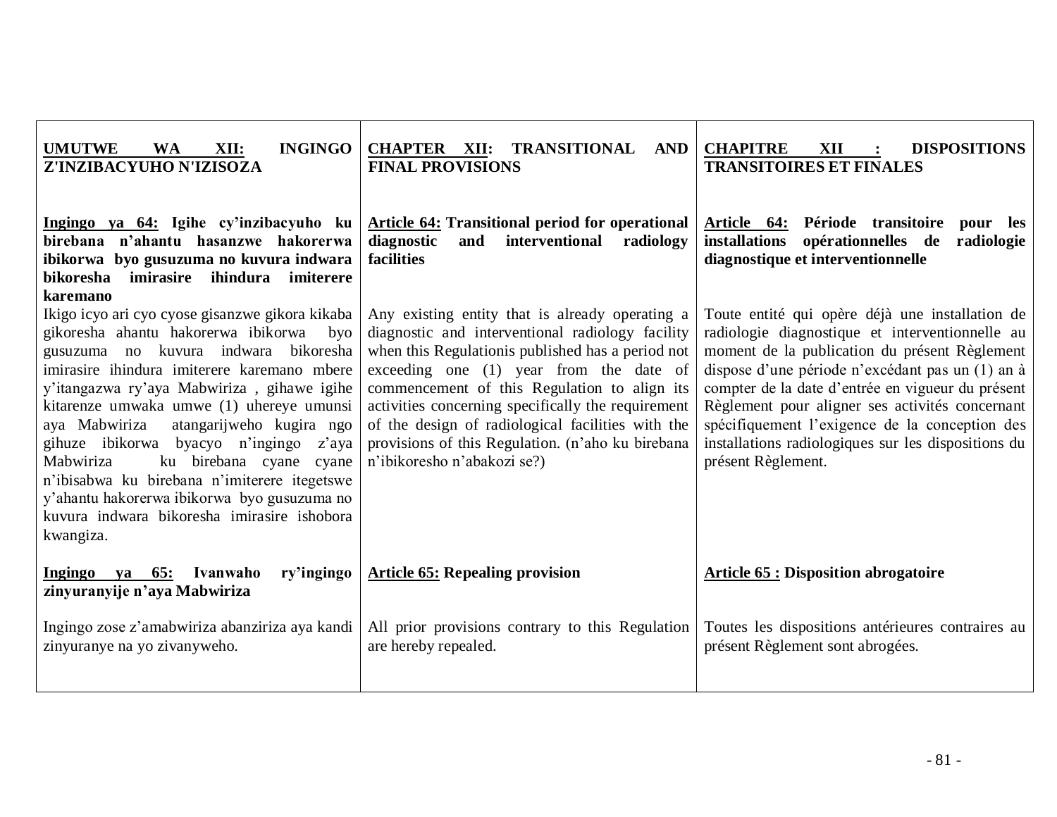| UMUTWE WA XII: INGINGO Z'INZIBACYUHO N'IZISOZA | CHAPTER XII: TRANSITIONAL AND FINAL PROVISIONS | CHAPITRE XII : DISPOSITIONS TRANSITOIRES ET FINALES |
|---|---|---|
| **Ingingo ya 64: Igihe cy'inzibacyuho ku birebana n'ahantu hasanzwe hakorerwa ibikorwa byo gusuzuma no kuvura indwara bikoresha imirasire ihindura imiterere karemano** | **Article 64: Transitional period for operational diagnostic and interventional radiology facilities** | **Article 64: Période transitoire pour les installations opérationnelles de radiologie diagnostique et interventionnelle** |
| Ikigo icyo ari cyo cyose gisanzwe gikora kikaba gikoresha ahantu hakorerwa ibikorwa byo gusuzuma no kuvura indwara bikoresha imirasire ihindura imiterere karemano mbere y'itangazwa ry'aya Mabwiriza , gihawe igihe kitarenze umwaka umwe (1) uhereye umunsi aya Mabwiriza atangarijweho kugira ngo gihuze ibikorwa byacyo n'ingingo z'aya Mabwiriza ku birebana cyane cyane n'ibisabwa ku birebana n'imiterere itegetswe y'ahantu hakorerwa ibikorwa byo gusuzuma no kuvura indwara bikoresha imirasire ishobora kwangiza. | Any existing entity that is already operating a diagnostic and interventional radiology facility when this Regulationis published has a period not exceeding one (1) year from the date of commencement of this Regulation to align its activities concerning specifically the requirement of the design of radiological facilities with the provisions of this Regulation. (n'aho ku birebana n'ibikoresho n'abakozi se?) | Toute entité qui opère déjà une installation de radiologie diagnostique et interventionnelle au moment de la publication du présent Règlement dispose d'une période n'excédant pas un (1) an à compter de la date d'entrée en vigueur du présent Règlement pour aligner ses activités concernant spécifiquement l'exigence de la conception des installations radiologiques sur les dispositions du présent Règlement. |
| **Ingingo ya 65: Ivanwaho ry'ingingo zinyuranyije n'aya Mabwiriza** | **Article 65: Repealing provision** | **Article 65 : Disposition abrogatoire** |
| Ingingo zose z'amabwiriza abanziriza aya kandi zinyuranye na yo zivanyweho. | All prior provisions contrary to this Regulation are hereby repealed. | Toutes les dispositions antérieures contraires au présent Règlement sont abrogées. |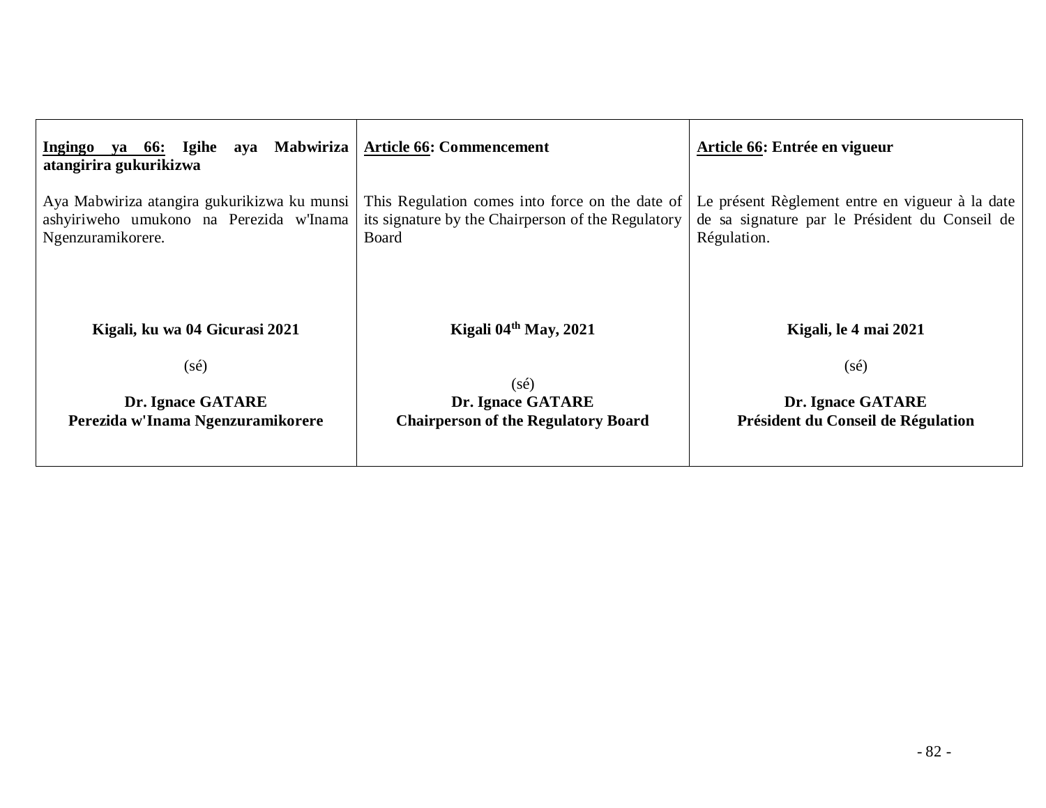| Ingingo ya 66: Igihe aya Mabwiriza atangirira gukurikizwa | Article 66: Commencement | Article 66: Entrée en vigueur |
|---|---|---|
| Aya Mabwiriza atangira gukurikizwa ku munsi ashyiriweho umukono na Perezida w'Inama Ngenzuramikorere. | This Regulation comes into force on the date of its signature by the Chairperson of the Regulatory Board | Le présent Règlement entre en vigueur à la date de sa signature par le Président du Conseil de Régulation. |
| **Kigali, ku wa 04 Gicurasi 2021**<br><br>(sé)<br><br>**Dr. Ignace GATARE**<br>**Perezida w'Inama Ngenzuramikorere** | **Kigali 04th May, 2021**<br><br>(sé)<br>**Dr. Ignace GATARE**<br>**Chairperson of the Regulatory Board** | **Kigali, le 4 mai 2021**<br><br>(sé)<br><br>**Dr. Ignace GATARE**<br>**Président du Conseil de Régulation** |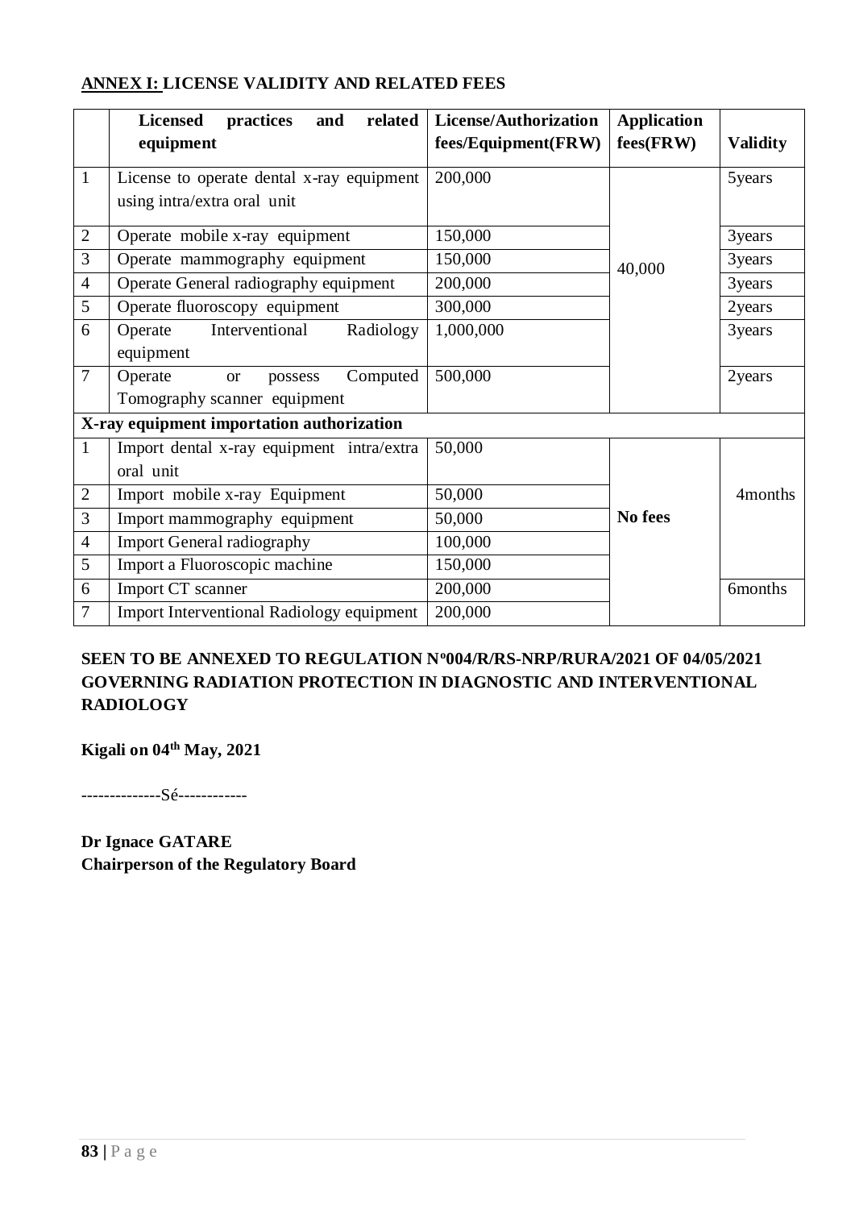## ANNEX I: LICENSE VALIDITY AND RELATED FEES

| | **Licensed practices and related equipment** | **License/Authorization fees/Equipment(FRW)** | **Application fees(FRW)** | **Validity** |
|---|---|---|---|---|
| 1 | License to operate dental x-ray equipment using intra/extra oral unit | 200,000 | 40,000 | 5years |
| 2 | Operate mobile x-ray equipment | 150,000 | | 3years |
| 3 | Operate mammography equipment | 150,000 | | 3years |
| 4 | Operate General radiography equipment | 200,000 | | 3years |
| 5 | Operate fluoroscopy equipment | 300,000 | | 2years |
| 6 | Operate Interventional Radiology equipment | 1,000,000 | | 3years |
| 7 | Operate or possess Computed Tomography scanner equipment | 500,000 | | 2years |
| **X-ray equipment importation authorization** | | | | |
| 1 | Import dental x-ray equipment intra/extra oral unit | 50,000 | **No fees** | 4months |
| 2 | Import mobile x-ray Equipment | 50,000 | | |
| 3 | Import mammography equipment | 50,000 | | |
| 4 | Import General radiography | 100,000 | | |
| 5 | Import a Fluoroscopic machine | 150,000 | | |
| 6 | Import CT scanner | 200,000 | | 6months |
| 7 | Import Interventional Radiology equipment | 200,000 | | |

**SEEN TO BE ANNEXED TO REGULATION Nº004/R/RS-NRP/RURA/2021 OF 04/05/2021 GOVERNING RADIATION PROTECTION IN DIAGNOSTIC AND INTERVENTIONAL RADIOLOGY**

**Kigali on 04th May, 2021**

--------------Sé------------

**Dr Ignace GATARE**
**Chairperson of the Regulatory Board**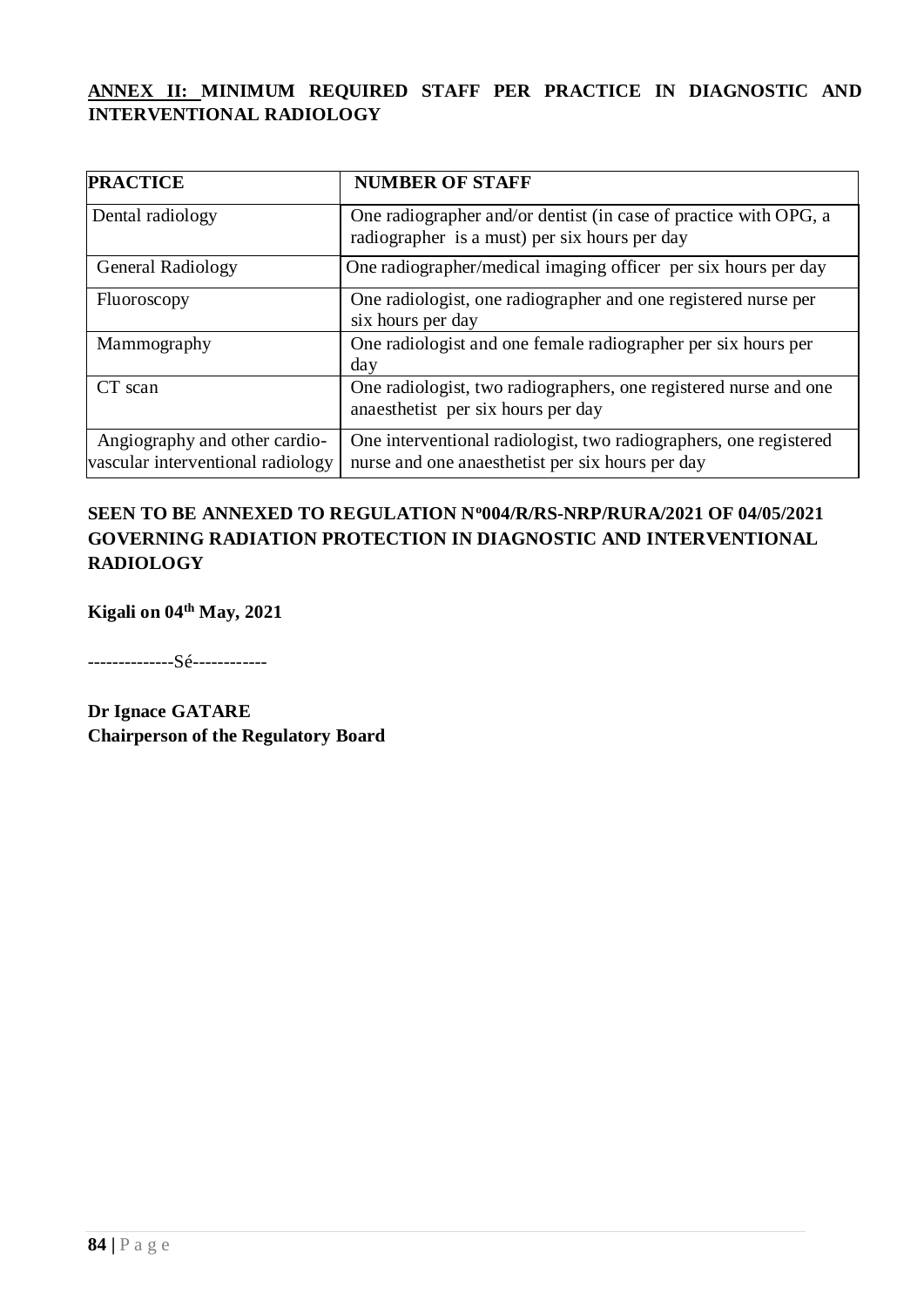## ANNEX II: MINIMUM REQUIRED STAFF PER PRACTICE IN DIAGNOSTIC AND INTERVENTIONAL RADIOLOGY

| PRACTICE | NUMBER OF STAFF |
|---|---|
| Dental radiology | One radiographer and/or dentist (in case of practice with OPG, a radiographer is a must) per six hours per day |
| General Radiology | One radiographer/medical imaging officer per six hours per day |
| Fluoroscopy | One radiologist, one radiographer and one registered nurse per six hours per day |
| Mammography | One radiologist and one female radiographer per six hours per day |
| CT scan | One radiologist, two radiographers, one registered nurse and one anaesthetist per six hours per day |
| Angiography and other cardio-vascular interventional radiology | One interventional radiologist, two radiographers, one registered nurse and one anaesthetist per six hours per day |

**SEEN TO BE ANNEXED TO REGULATION Nº004/R/RS-NRP/RURA/2021 OF 04/05/2021 GOVERNING RADIATION PROTECTION IN DIAGNOSTIC AND INTERVENTIONAL RADIOLOGY**

**Kigali on 04th May, 2021**

--------------Sé------------

**Dr Ignace GATARE**
**Chairperson of the Regulatory Board**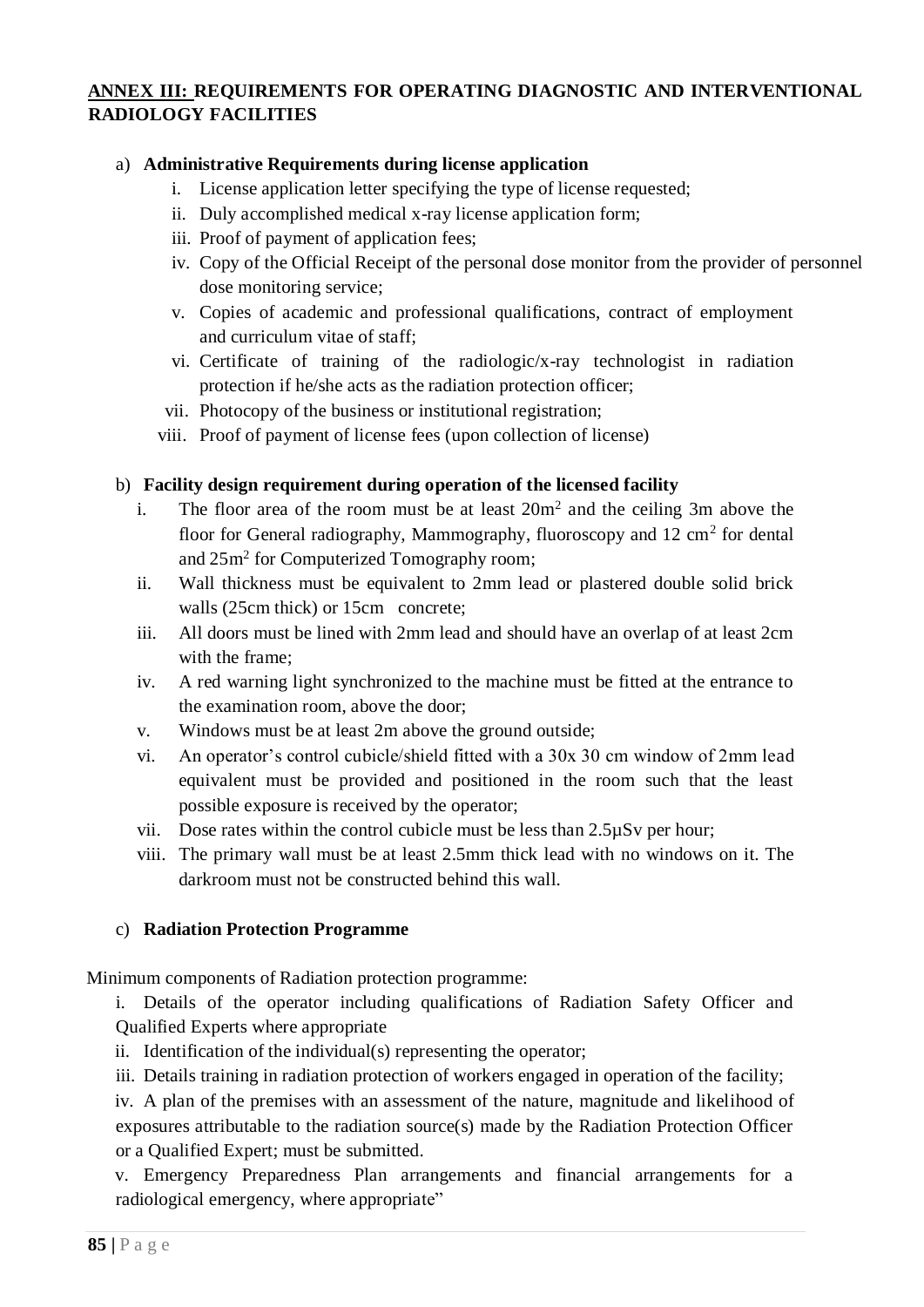## ANNEX III: REQUIREMENTS FOR OPERATING DIAGNOSTIC AND INTERVENTIONAL RADIOLOGY FACILITIES

a) **Administrative Requirements during license application**

   i. License application letter specifying the type of license requested;
   ii. Duly accomplished medical x-ray license application form;
   iii. Proof of payment of application fees;
   iv. Copy of the Official Receipt of the personal dose monitor from the provider of personnel dose monitoring service;
   v. Copies of academic and professional qualifications, contract of employment and curriculum vitae of staff;
   vi. Certificate of training of the radiologic/x-ray technologist in radiation protection if he/she acts as the radiation protection officer;
   vii. Photocopy of the business or institutional registration;
   viii. Proof of payment of license fees (upon collection of license)

b) **Facility design requirement during operation of the licensed facility**

   i. The floor area of the room must be at least $20m^2$ and the ceiling 3m above the floor for General radiography, Mammography, fluoroscopy and 12 $cm^2$ for dental and $25m^2$ for Computerized Tomography room;
   ii. Wall thickness must be equivalent to 2mm lead or plastered double solid brick walls (25cm thick) or 15cm concrete;
   iii. All doors must be lined with 2mm lead and should have an overlap of at least 2cm with the frame;
   iv. A red warning light synchronized to the machine must be fitted at the entrance to the examination room, above the door;
   v. Windows must be at least 2m above the ground outside;
   vi. An operator's control cubicle/shield fitted with a 30x 30 cm window of 2mm lead equivalent must be provided and positioned in the room such that the least possible exposure is received by the operator;
   vii. Dose rates within the control cubicle must be less than 2.5µSv per hour;
   viii. The primary wall must be at least 2.5mm thick lead with no windows on it. The darkroom must not be constructed behind this wall.

c) **Radiation Protection Programme**

Minimum components of Radiation protection programme:

i. Details of the operator including qualifications of Radiation Safety Officer and Qualified Experts where appropriate

ii. Identification of the individual(s) representing the operator;

iii. Details training in radiation protection of workers engaged in operation of the facility;

iv. A plan of the premises with an assessment of the nature, magnitude and likelihood of exposures attributable to the radiation source(s) made by the Radiation Protection Officer or a Qualified Expert; must be submitted.

v. Emergency Preparedness Plan arrangements and financial arrangements for a radiological emergency, where appropriate"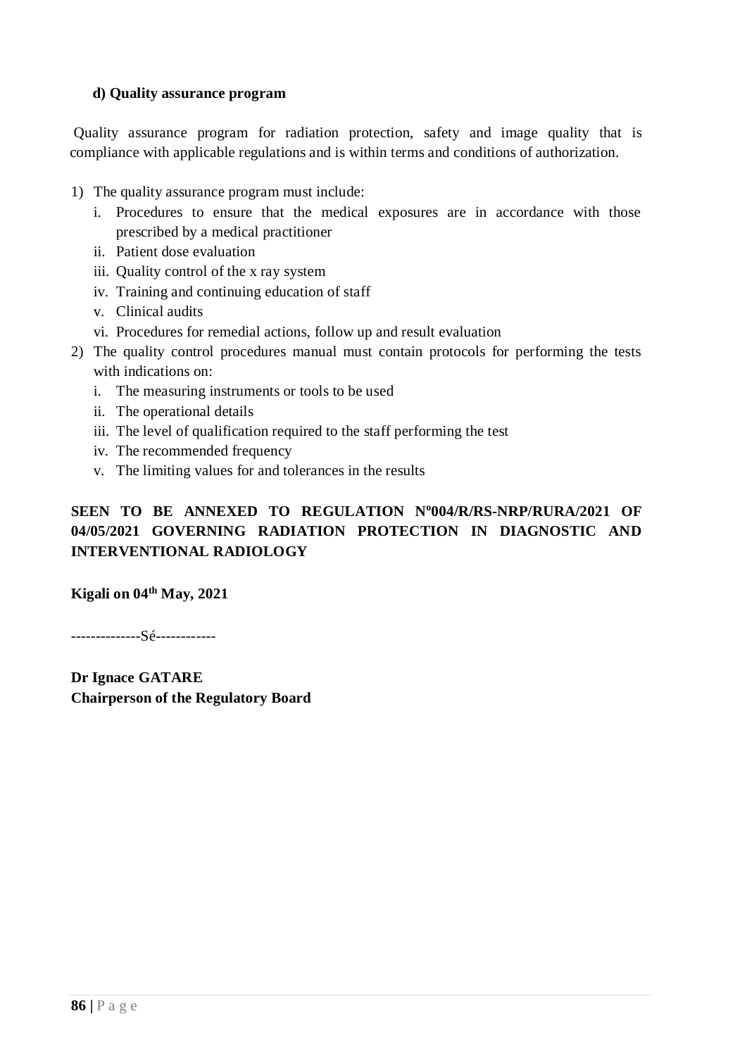**d) Quality assurance program**

Quality assurance program for radiation protection, safety and image quality that is compliance with applicable regulations and is within terms and conditions of authorization.

1) The quality assurance program must include:
   i. Procedures to ensure that the medical exposures are in accordance with those prescribed by a medical practitioner
   ii. Patient dose evaluation
   iii. Quality control of the x ray system
   iv. Training and continuing education of staff
   v. Clinical audits
   vi. Procedures for remedial actions, follow up and result evaluation
2) The quality control procedures manual must contain protocols for performing the tests with indications on:
   i. The measuring instruments or tools to be used
   ii. The operational details
   iii. The level of qualification required to the staff performing the test
   iv. The recommended frequency
   v. The limiting values for and tolerances in the results

**SEEN TO BE ANNEXED TO REGULATION Nº004/R/RS-NRP/RURA/2021 OF 04/05/2021 GOVERNING RADIATION PROTECTION IN DIAGNOSTIC AND INTERVENTIONAL RADIOLOGY**

**Kigali on 04th May, 2021**

--------------Sé------------

**Dr Ignace GATARE**
**Chairperson of the Regulatory Board**